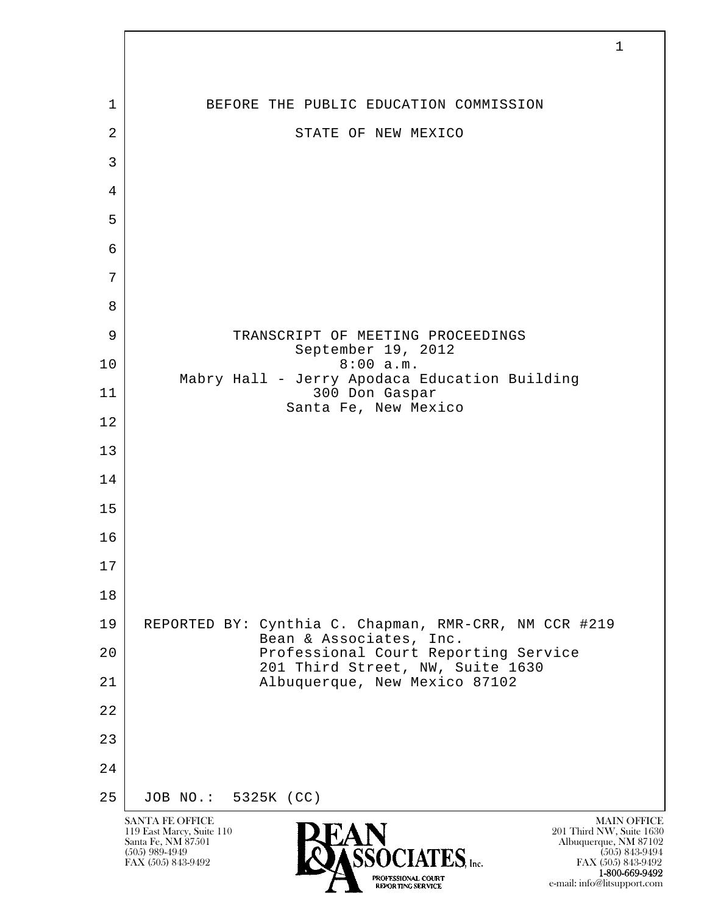BEFORE THE PUBLIC EDUCATION COMMISSION

STATE OF NEW MEXICO

TRANSCRIPT OF MEETING PROCEEDINGS
September 19, 2012
8:00 a.m.
Mabry Hall - Jerry Apodaca Education Building
300 Don Gaspar
Santa Fe, New Mexico

REPORTED BY: Cynthia C. Chapman, RMR-CRR, NM CCR #219
Bean & Associates, Inc.
Professional Court Reporting Service
201 Third Street, NW, Suite 1630
Albuquerque, New Mexico 87102

JOB NO.: 5325K (CC)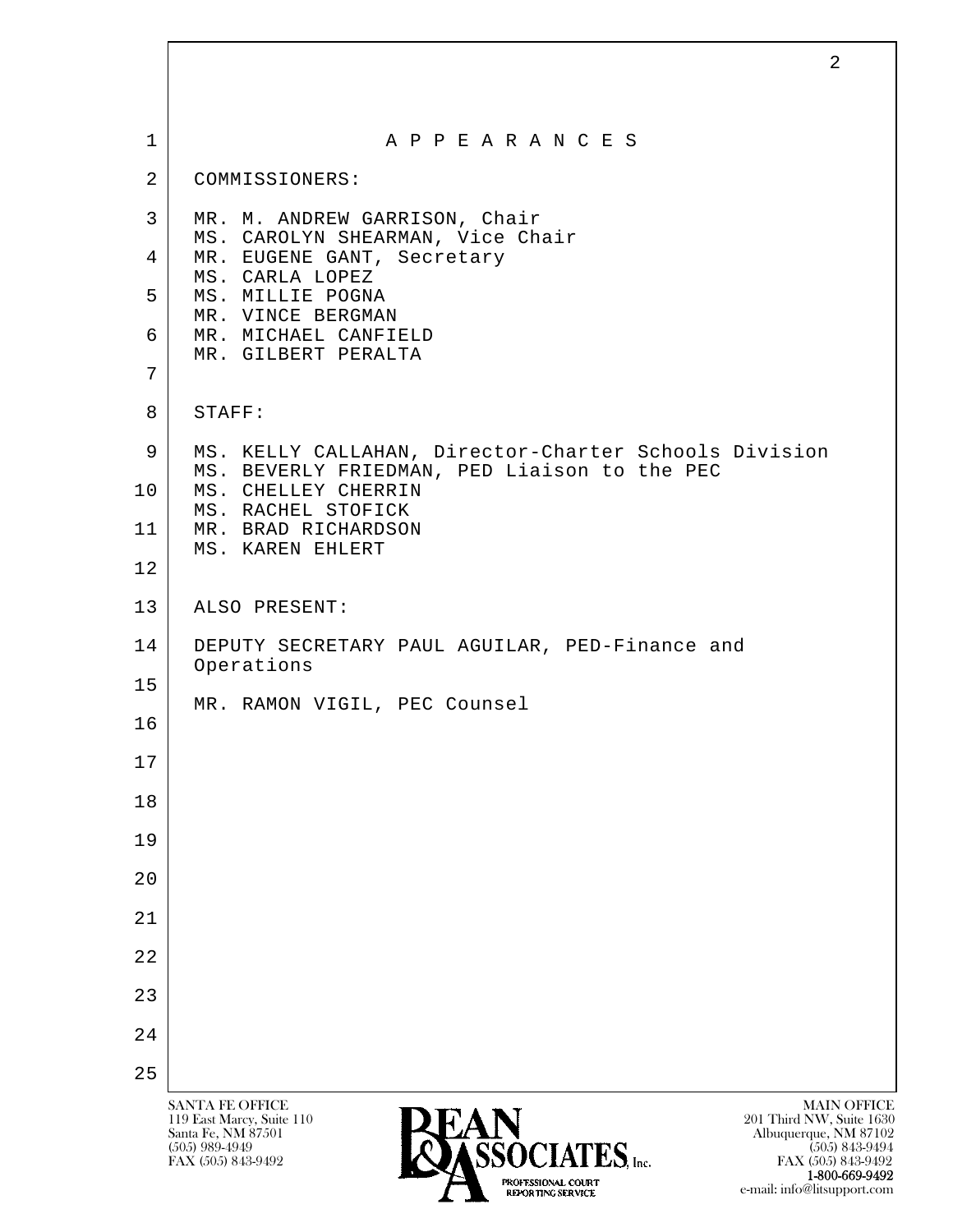# A P P E A R A N C E S

COMMISSIONERS:

MR. M. ANDREW GARRISON, Chair
MS. CAROLYN SHEARMAN, Vice Chair
MR. EUGENE GANT, Secretary
MS. CARLA LOPEZ
MS. MILLIE POGNA
MR. VINCE BERGMAN
MR. MICHAEL CANFIELD
MR. GILBERT PERALTA

STAFF:

MS. KELLY CALLAHAN, Director-Charter Schools Division
MS. BEVERLY FRIEDMAN, PED Liaison to the PEC
MS. CHELLEY CHERRIN
MS. RACHEL STOFICK
MR. BRAD RICHARDSON
MS. KAREN EHLERT

ALSO PRESENT:

DEPUTY SECRETARY PAUL AGUILAR, PED-Finance and Operations

MR. RAMON VIGIL, PEC Counsel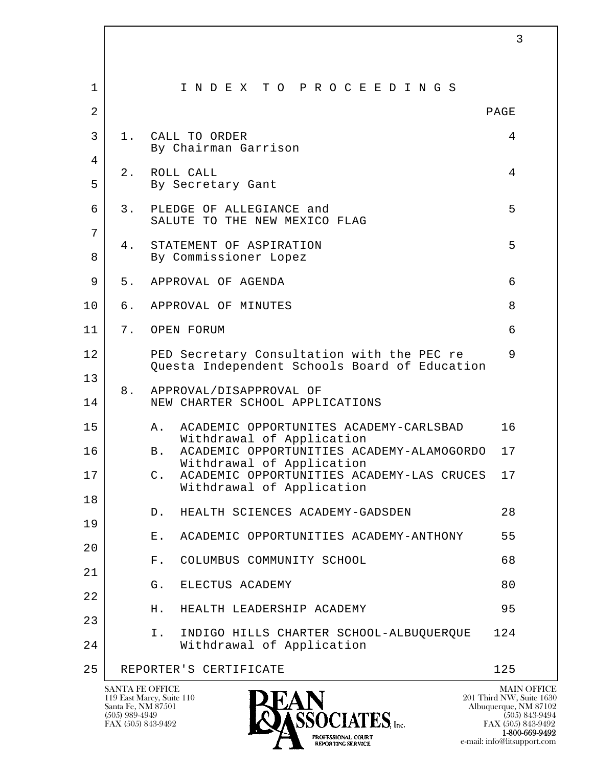# I N D E X T O P R O C E E D I N G S

| | | PAGE |
|---|---|---|
| 1. | CALL TO ORDER<br>By Chairman Garrison | 4 |
| 2. | ROLL CALL<br>By Secretary Gant | 4 |
| 3. | PLEDGE OF ALLEGIANCE and<br>SALUTE TO THE NEW MEXICO FLAG | 5 |
| 4. | STATEMENT OF ASPIRATION<br>By Commissioner Lopez | 5 |
| 5. | APPROVAL OF AGENDA | 6 |
| 6. | APPROVAL OF MINUTES | 8 |
| 7. | OPEN FORUM | 6 |
| | PED Secretary Consultation with the PEC re<br>Questa Independent Schools Board of Education | 9 |
| 8. | APPROVAL/DISAPPROVAL OF<br>NEW CHARTER SCHOOL APPLICATIONS | |
| | A. ACADEMIC OPPORTUNITES ACADEMY-CARLSBAD<br>Withdrawal of Application | 16 |
| | B. ACADEMIC OPPORTUNITIES ACADEMY-ALAMOGORDO<br>Withdrawal of Application | 17 |
| | C. ACADEMIC OPPORTUNITIES ACADEMY-LAS CRUCES<br>Withdrawal of Application | 17 |
| | D. HEALTH SCIENCES ACADEMY-GADSDEN | 28 |
| | E. ACADEMIC OPPORTUNITIES ACADEMY-ANTHONY | 55 |
| | F. COLUMBUS COMMUNITY SCHOOL | 68 |
| | G. ELECTUS ACADEMY | 80 |
| | H. HEALTH LEADERSHIP ACADEMY | 95 |
| | I. INDIGO HILLS CHARTER SCHOOL-ALBUQUERQUE<br>Withdrawal of Application | 124 |
| | REPORTER'S CERTIFICATE | 125 |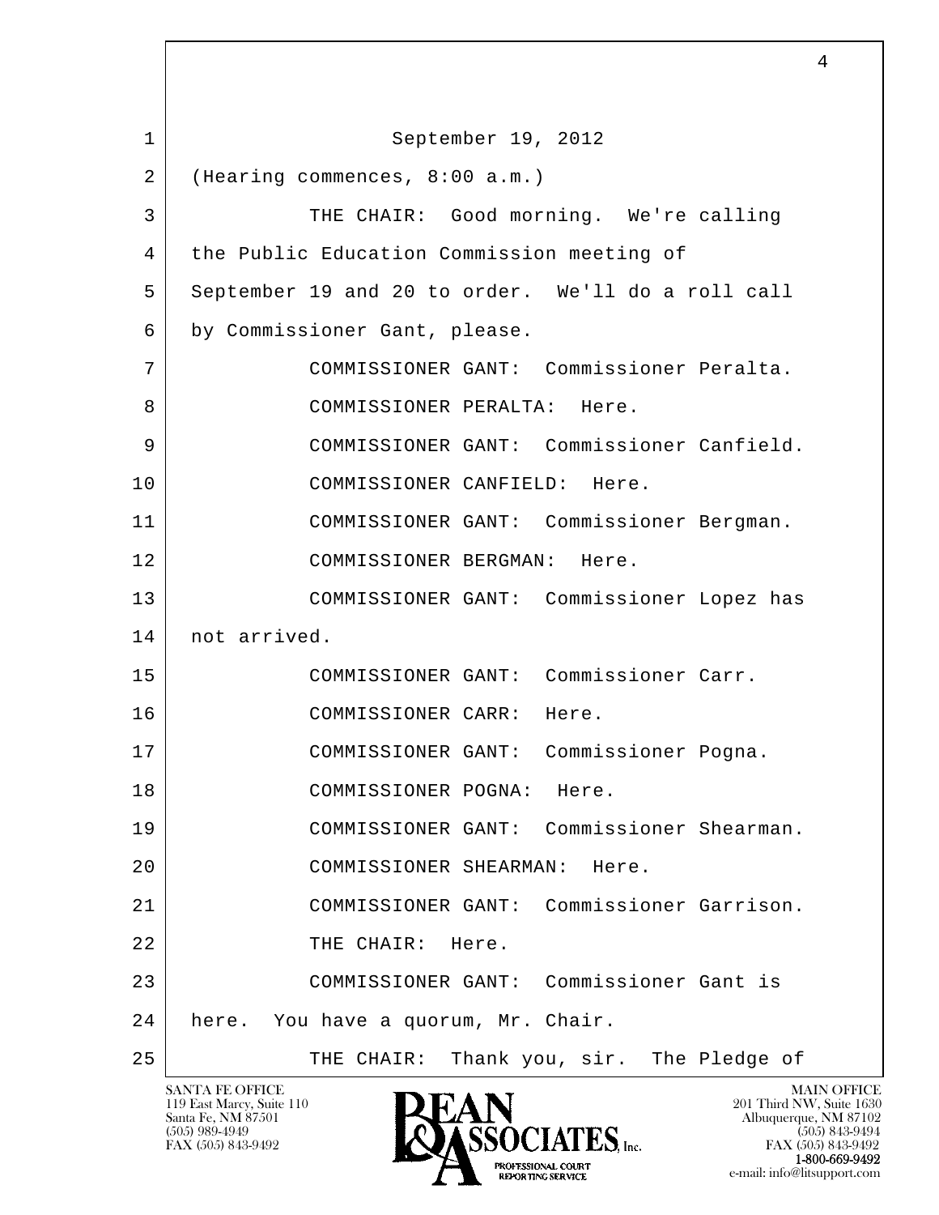September 19, 2012

(Hearing commences, 8:00 a.m.)

THE CHAIR: Good morning. We're calling the Public Education Commission meeting of September 19 and 20 to order. We'll do a roll call by Commissioner Gant, please.

COMMISSIONER GANT: Commissioner Peralta.

COMMISSIONER PERALTA: Here.

COMMISSIONER GANT: Commissioner Canfield.

COMMISSIONER CANFIELD: Here.

COMMISSIONER GANT: Commissioner Bergman.

COMMISSIONER BERGMAN: Here.

COMMISSIONER GANT: Commissioner Lopez has not arrived.

COMMISSIONER GANT: Commissioner Carr.

COMMISSIONER CARR: Here.

COMMISSIONER GANT: Commissioner Pogna.

COMMISSIONER POGNA: Here.

COMMISSIONER GANT: Commissioner Shearman.

COMMISSIONER SHEARMAN: Here.

COMMISSIONER GANT: Commissioner Garrison.

THE CHAIR: Here.

COMMISSIONER GANT: Commissioner Gant is here. You have a quorum, Mr. Chair.

THE CHAIR: Thank you, sir. The Pledge of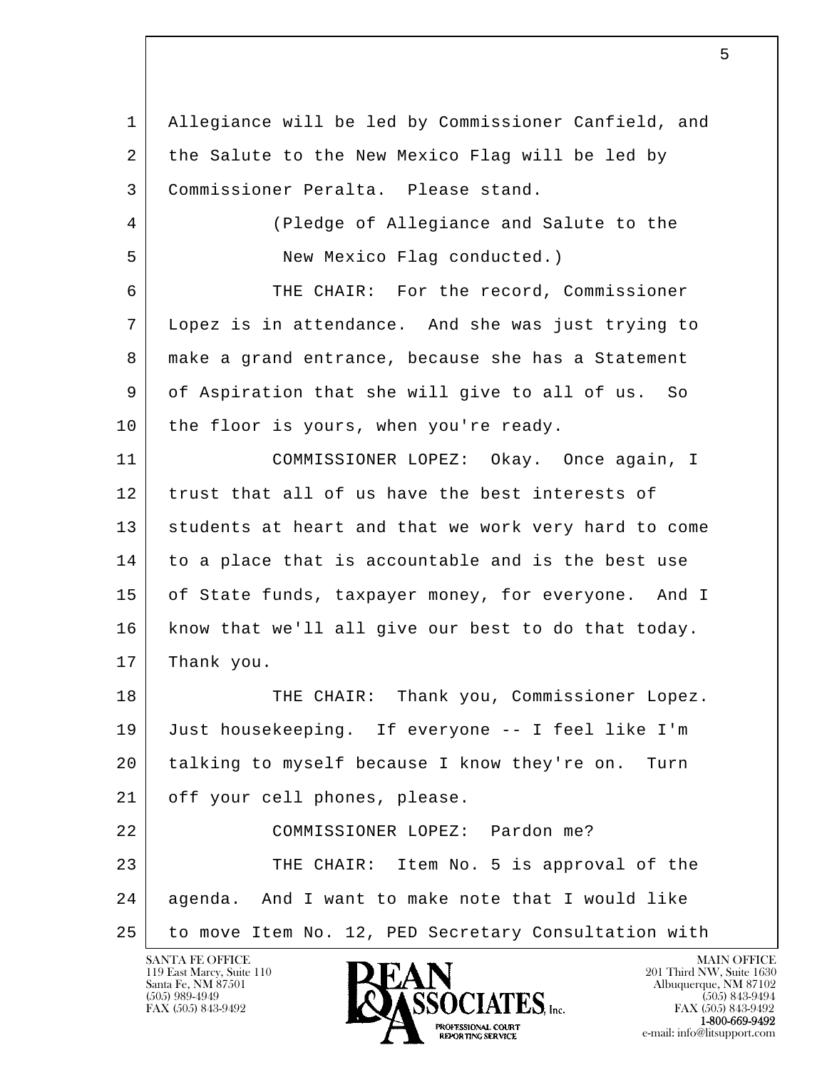Allegiance will be led by Commissioner Canfield, and the Salute to the New Mexico Flag will be led by Commissioner Peralta. Please stand.

(Pledge of Allegiance and Salute to the New Mexico Flag conducted.)

THE CHAIR: For the record, Commissioner Lopez is in attendance. And she was just trying to make a grand entrance, because she has a Statement of Aspiration that she will give to all of us. So the floor is yours, when you're ready.

COMMISSIONER LOPEZ: Okay. Once again, I trust that all of us have the best interests of students at heart and that we work very hard to come to a place that is accountable and is the best use of State funds, taxpayer money, for everyone. And I know that we'll all give our best to do that today. Thank you.

THE CHAIR: Thank you, Commissioner Lopez. Just housekeeping. If everyone -- I feel like I'm talking to myself because I know they're on. Turn off your cell phones, please.

COMMISSIONER LOPEZ: Pardon me?

THE CHAIR: Item No. 5 is approval of the agenda. And I want to make note that I would like to move Item No. 12, PED Secretary Consultation with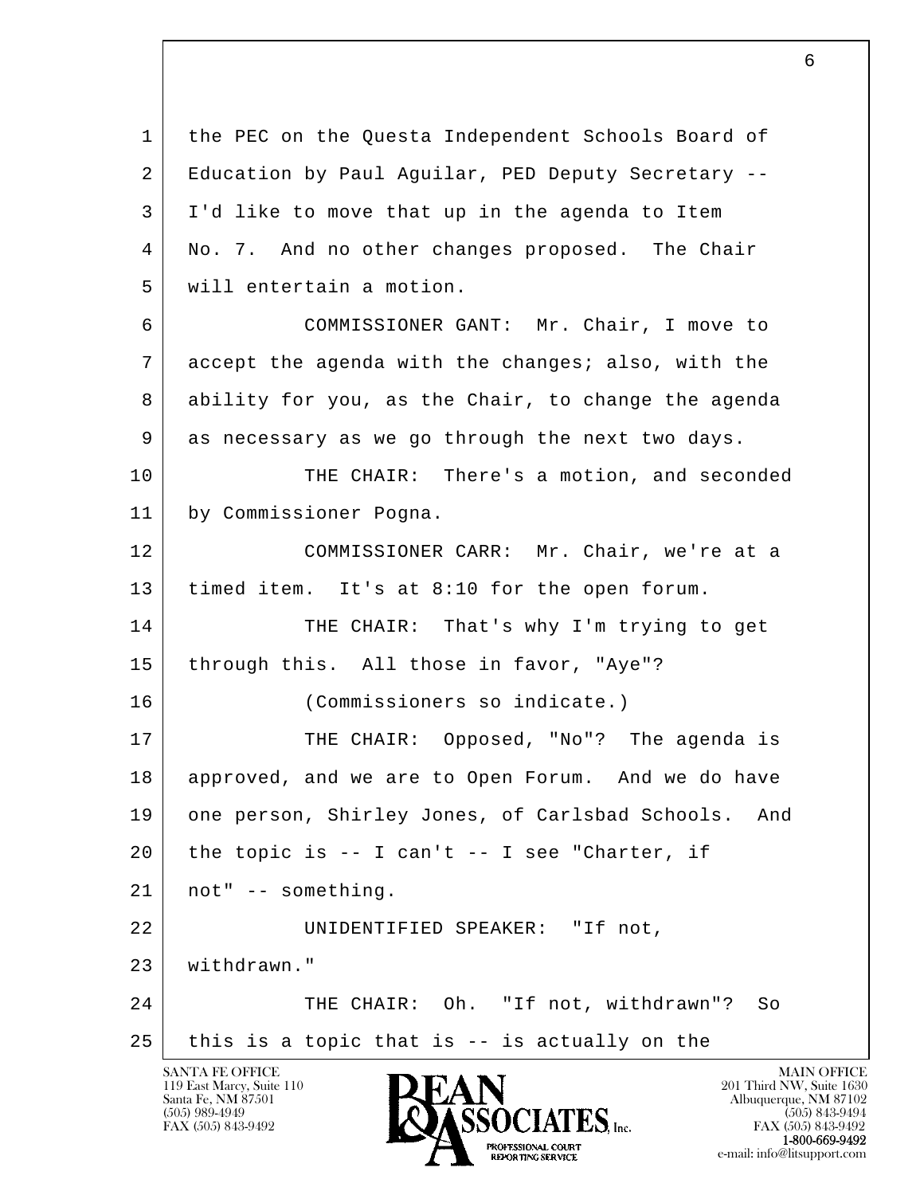1 the PEC on the Questa Independent Schools Board of
2 Education by Paul Aguilar, PED Deputy Secretary --
3 I'd like to move that up in the agenda to Item
4 No. 7. And no other changes proposed. The Chair
5 will entertain a motion.

6 COMMISSIONER GANT: Mr. Chair, I move to
7 accept the agenda with the changes; also, with the
8 ability for you, as the Chair, to change the agenda
9 as necessary as we go through the next two days.

10 THE CHAIR: There's a motion, and seconded
11 by Commissioner Pogna.

12 COMMISSIONER CARR: Mr. Chair, we're at a
13 timed item. It's at 8:10 for the open forum.

14 THE CHAIR: That's why I'm trying to get
15 through this. All those in favor, "Aye"?

16 (Commissioners so indicate.)

17 THE CHAIR: Opposed, "No"? The agenda is
18 approved, and we are to Open Forum. And we do have
19 one person, Shirley Jones, of Carlsbad Schools. And
20 the topic is -- I can't -- I see "Charter, if
21 not" -- something.

22 UNIDENTIFIED SPEAKER: "If not,
23 withdrawn."

24 THE CHAIR: Oh. "If not, withdrawn"? So
25 this is a topic that is -- is actually on the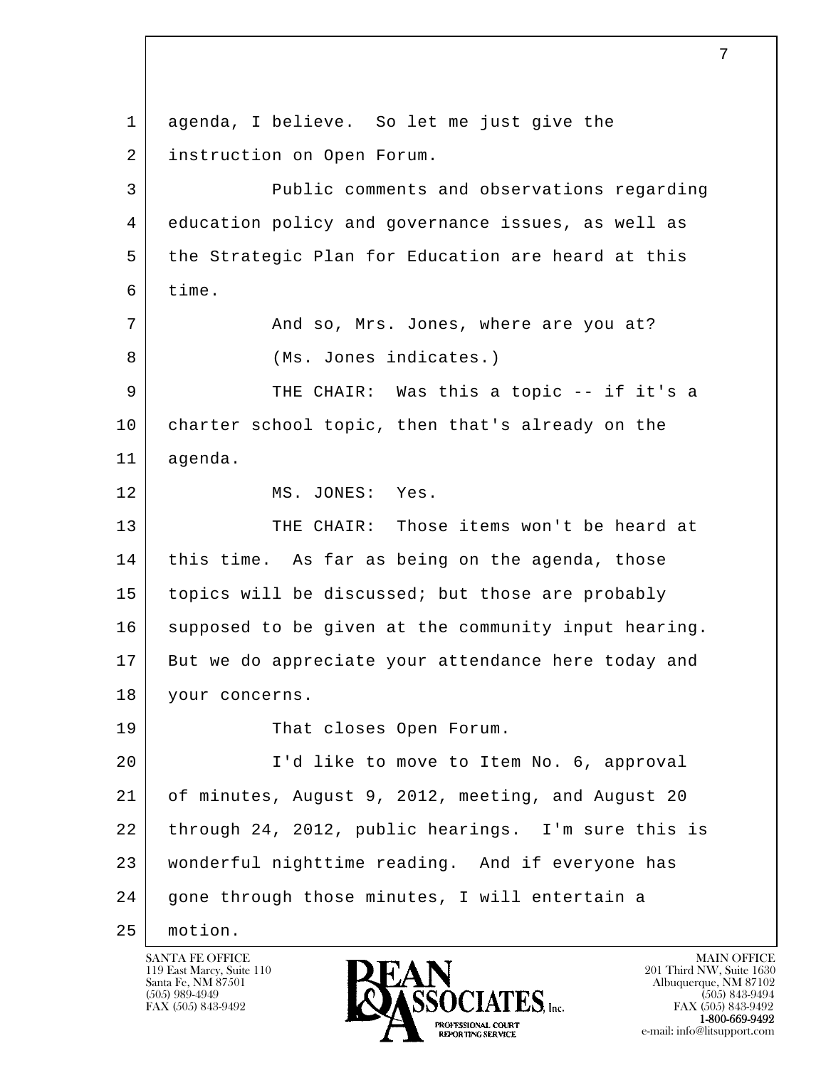agenda, I believe. So let me just give the instruction on Open Forum.

Public comments and observations regarding education policy and governance issues, as well as the Strategic Plan for Education are heard at this time.

And so, Mrs. Jones, where are you at?

(Ms. Jones indicates.)

THE CHAIR: Was this a topic -- if it's a charter school topic, then that's already on the agenda.

MS. JONES: Yes.

THE CHAIR: Those items won't be heard at this time. As far as being on the agenda, those topics will be discussed; but those are probably supposed to be given at the community input hearing. But we do appreciate your attendance here today and your concerns.

That closes Open Forum.

I'd like to move to Item No. 6, approval of minutes, August 9, 2012, meeting, and August 20 through 24, 2012, public hearings. I'm sure this is wonderful nighttime reading. And if everyone has gone through those minutes, I will entertain a motion.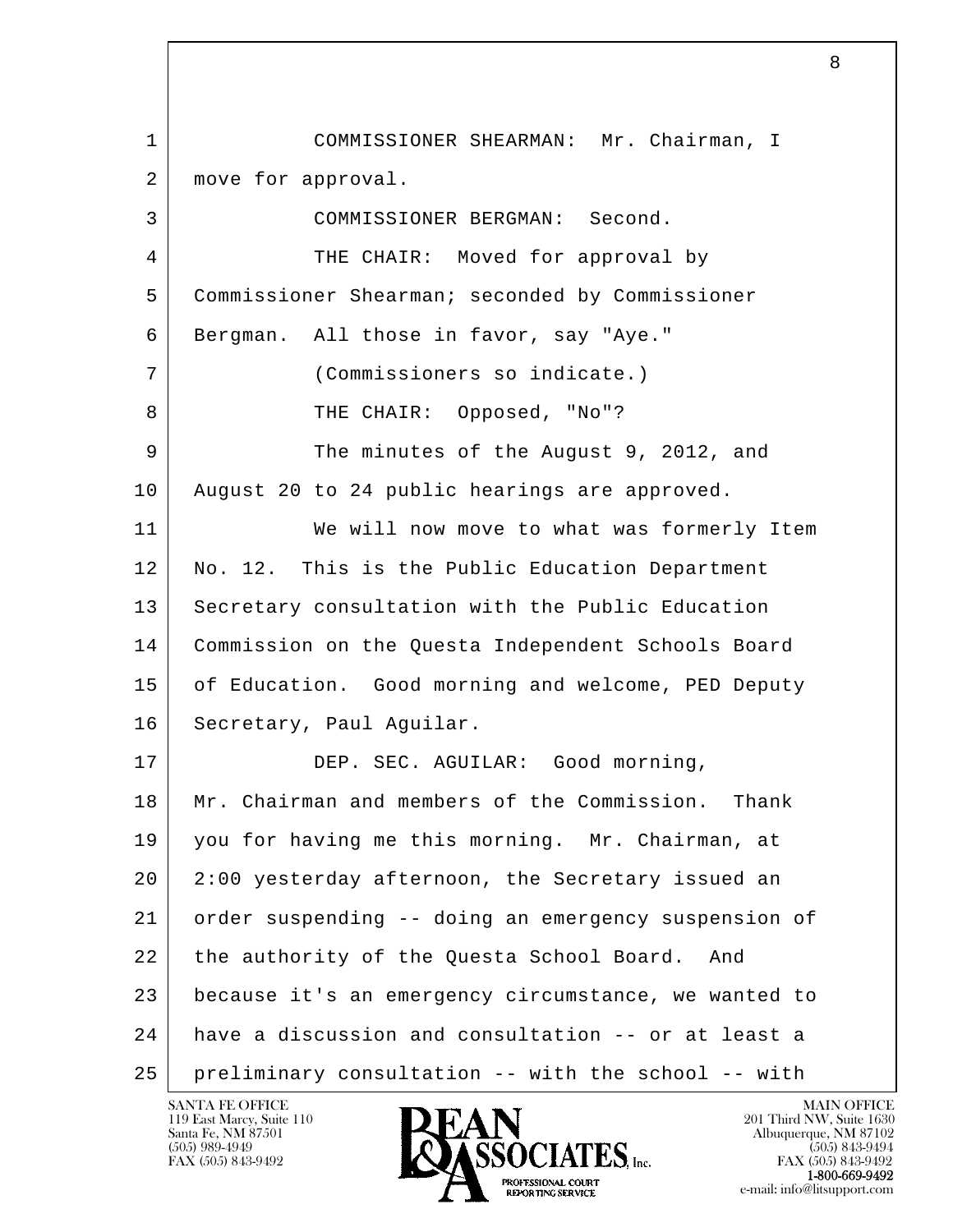COMMISSIONER SHEARMAN: Mr. Chairman, I move for approval.

COMMISSIONER BERGMAN: Second.

THE CHAIR: Moved for approval by Commissioner Shearman; seconded by Commissioner Bergman. All those in favor, say "Aye."

(Commissioners so indicate.)

THE CHAIR: Opposed, "No"?

The minutes of the August 9, 2012, and August 20 to 24 public hearings are approved.

We will now move to what was formerly Item No. 12. This is the Public Education Department Secretary consultation with the Public Education Commission on the Questa Independent Schools Board of Education. Good morning and welcome, PED Deputy Secretary, Paul Aguilar.

DEP. SEC. AGUILAR: Good morning, Mr. Chairman and members of the Commission. Thank you for having me this morning. Mr. Chairman, at 2:00 yesterday afternoon, the Secretary issued an order suspending -- doing an emergency suspension of the authority of the Questa School Board. And because it's an emergency circumstance, we wanted to have a discussion and consultation -- or at least a preliminary consultation -- with the school -- with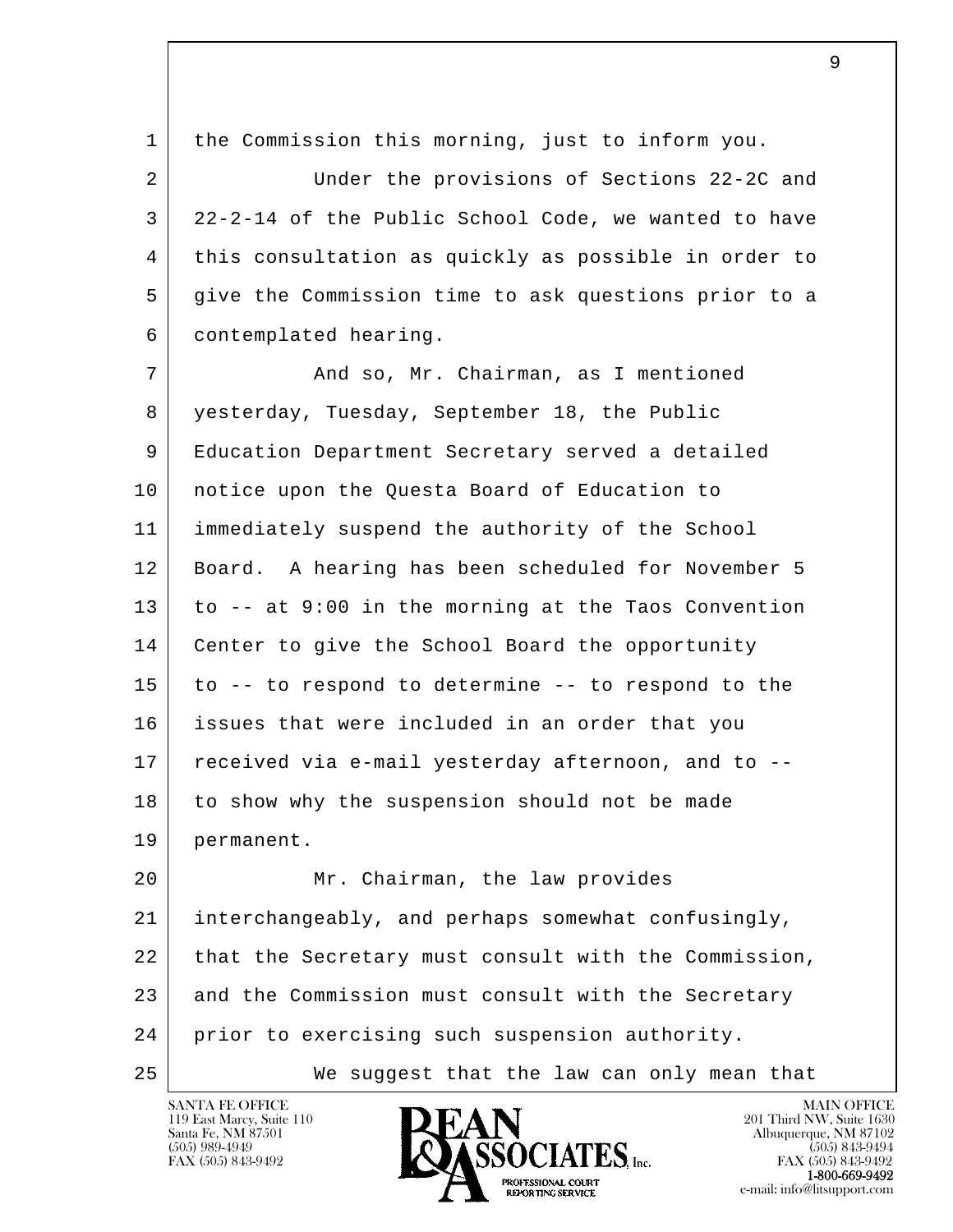the Commission this morning, just to inform you.

Under the provisions of Sections 22-2C and 22-2-14 of the Public School Code, we wanted to have this consultation as quickly as possible in order to give the Commission time to ask questions prior to a contemplated hearing.

And so, Mr. Chairman, as I mentioned yesterday, Tuesday, September 18, the Public Education Department Secretary served a detailed notice upon the Questa Board of Education to immediately suspend the authority of the School Board. A hearing has been scheduled for November 5 to -- at 9:00 in the morning at the Taos Convention Center to give the School Board the opportunity to -- to respond to determine -- to respond to the issues that were included in an order that you received via e-mail yesterday afternoon, and to -- to show why the suspension should not be made permanent.

Mr. Chairman, the law provides interchangeably, and perhaps somewhat confusingly, that the Secretary must consult with the Commission, and the Commission must consult with the Secretary prior to exercising such suspension authority.

We suggest that the law can only mean that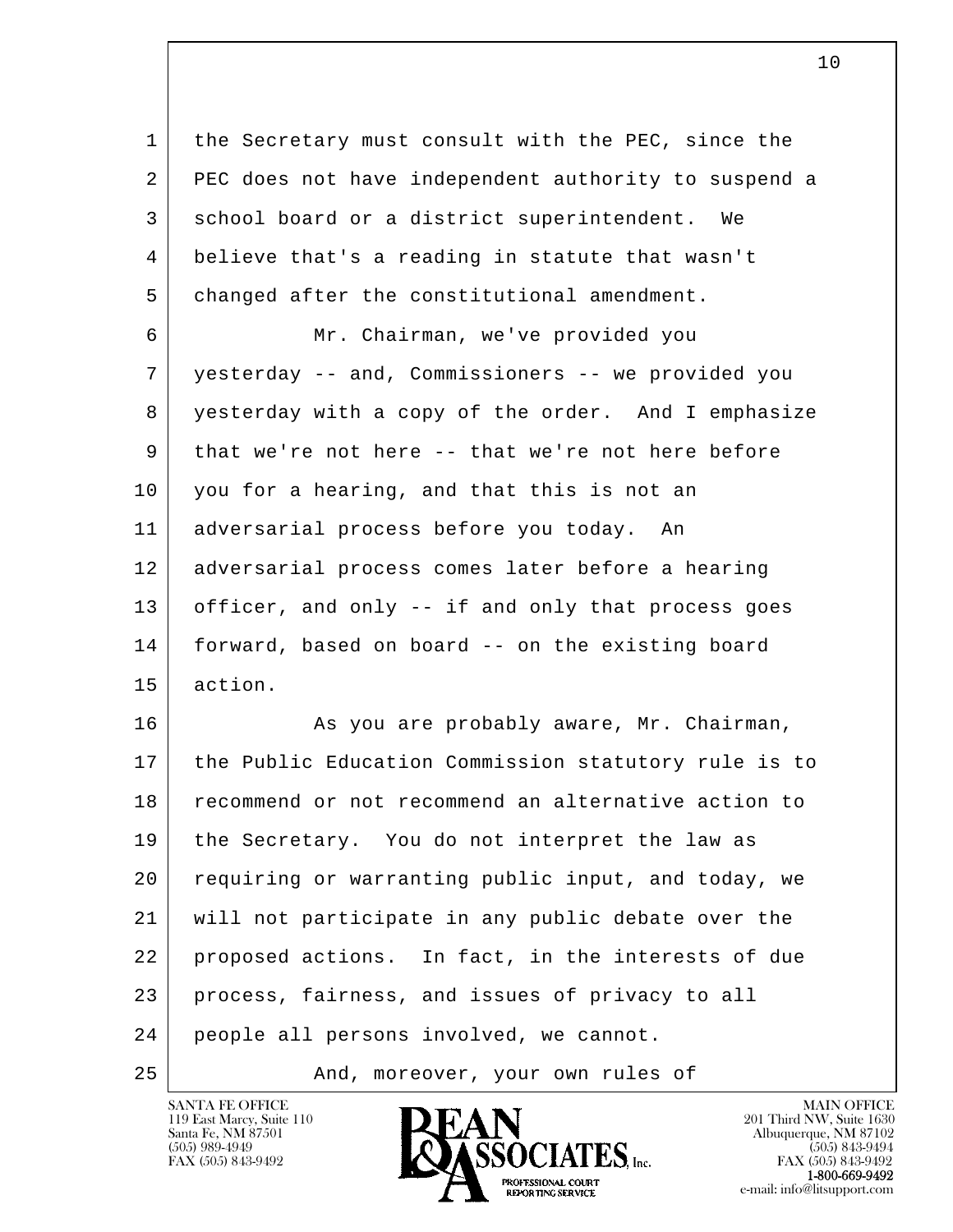the Secretary must consult with the PEC, since the PEC does not have independent authority to suspend a school board or a district superintendent. We believe that's a reading in statute that wasn't changed after the constitutional amendment.

Mr. Chairman, we've provided you yesterday -- and, Commissioners -- we provided you yesterday with a copy of the order. And I emphasize that we're not here -- that we're not here before you for a hearing, and that this is not an adversarial process before you today. An adversarial process comes later before a hearing officer, and only -- if and only that process goes forward, based on board -- on the existing board action.

As you are probably aware, Mr. Chairman, the Public Education Commission statutory rule is to recommend or not recommend an alternative action to the Secretary. You do not interpret the law as requiring or warranting public input, and today, we will not participate in any public debate over the proposed actions. In fact, in the interests of due process, fairness, and issues of privacy to all people all persons involved, we cannot.

And, moreover, your own rules of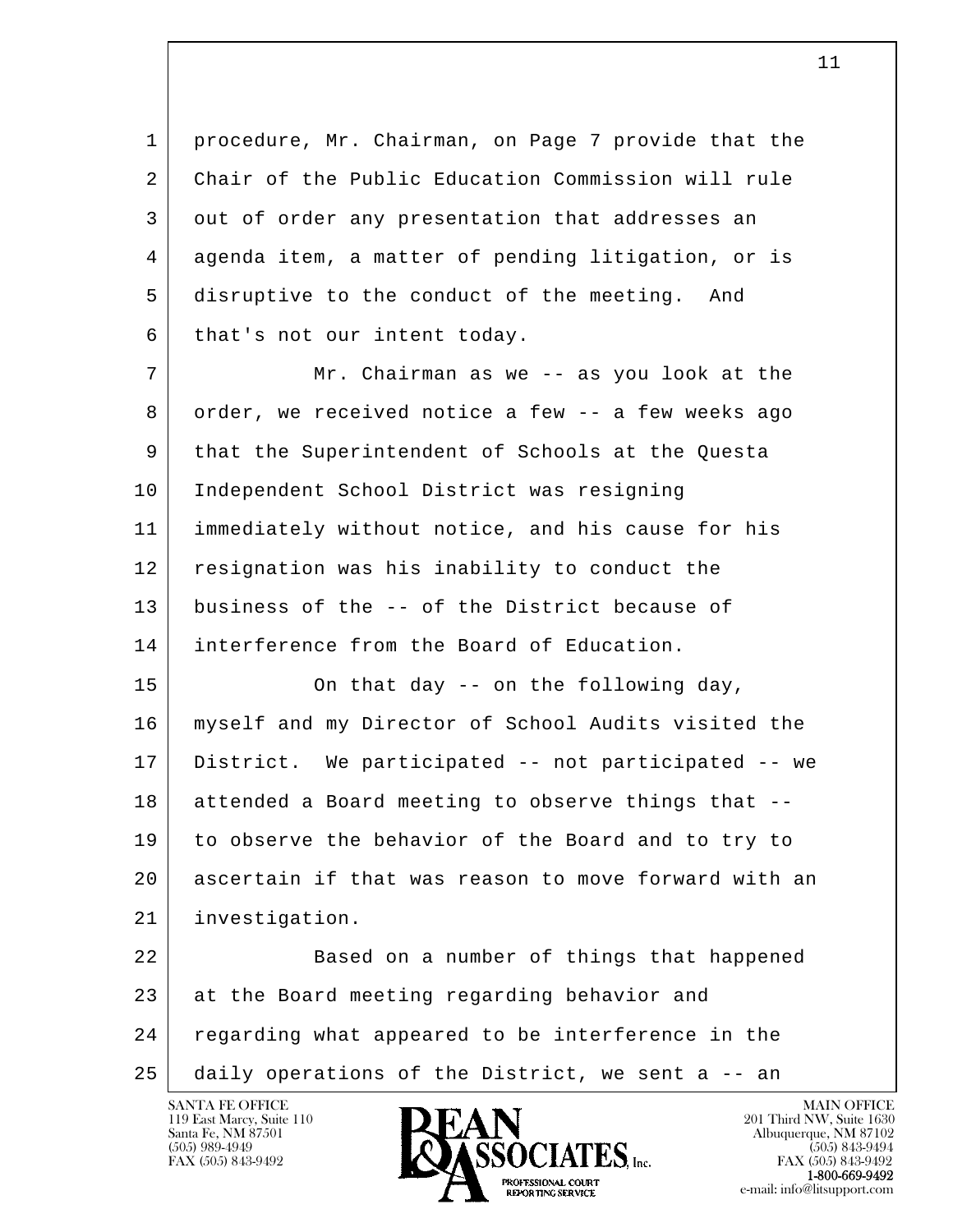1 procedure, Mr. Chairman, on Page 7 provide that the
2 Chair of the Public Education Commission will rule
3 out of order any presentation that addresses an
4 agenda item, a matter of pending litigation, or is
5 disruptive to the conduct of the meeting. And
6 that's not our intent today.
7 Mr. Chairman as we -- as you look at the
8 order, we received notice a few -- a few weeks ago
9 that the Superintendent of Schools at the Questa
10 Independent School District was resigning
11 immediately without notice, and his cause for his
12 resignation was his inability to conduct the
13 business of the -- of the District because of
14 interference from the Board of Education.
15 On that day -- on the following day,
16 myself and my Director of School Audits visited the
17 District. We participated -- not participated -- we
18 attended a Board meeting to observe things that --
19 to observe the behavior of the Board and to try to
20 ascertain if that was reason to move forward with an
21 investigation.
22 Based on a number of things that happened
23 at the Board meeting regarding behavior and
24 regarding what appeared to be interference in the
25 daily operations of the District, we sent a -- an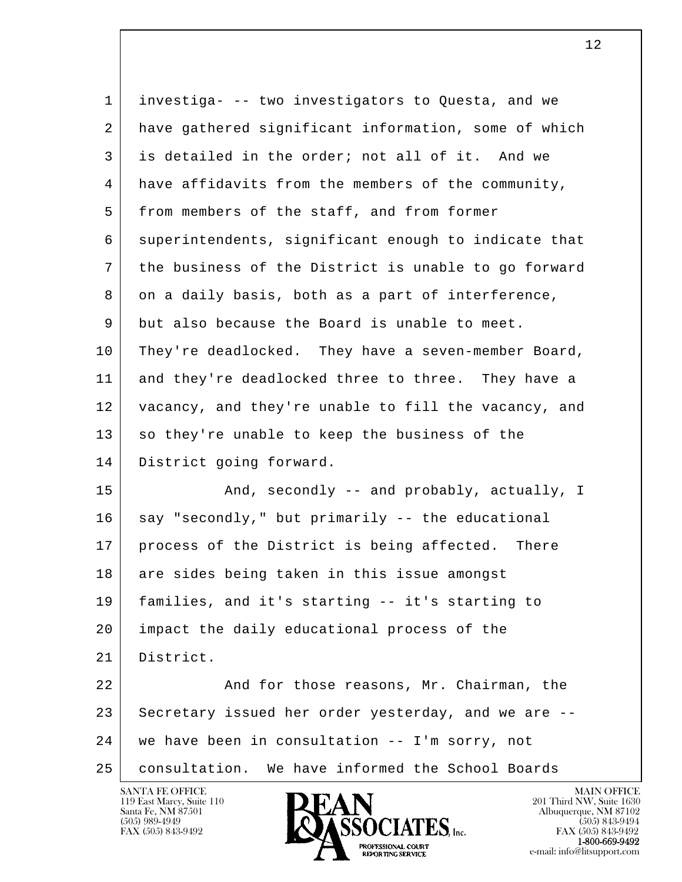investiga- -- two investigators to Questa, and we have gathered significant information, some of which is detailed in the order; not all of it. And we have affidavits from the members of the community, from members of the staff, and from former superintendents, significant enough to indicate that the business of the District is unable to go forward on a daily basis, both as a part of interference, but also because the Board is unable to meet. They're deadlocked. They have a seven-member Board, and they're deadlocked three to three. They have a vacancy, and they're unable to fill the vacancy, and so they're unable to keep the business of the District going forward.

And, secondly -- and probably, actually, I say "secondly," but primarily -- the educational process of the District is being affected. There are sides being taken in this issue amongst families, and it's starting -- it's starting to impact the daily educational process of the District.

And for those reasons, Mr. Chairman, the Secretary issued her order yesterday, and we are -- we have been in consultation -- I'm sorry, not consultation. We have informed the School Boards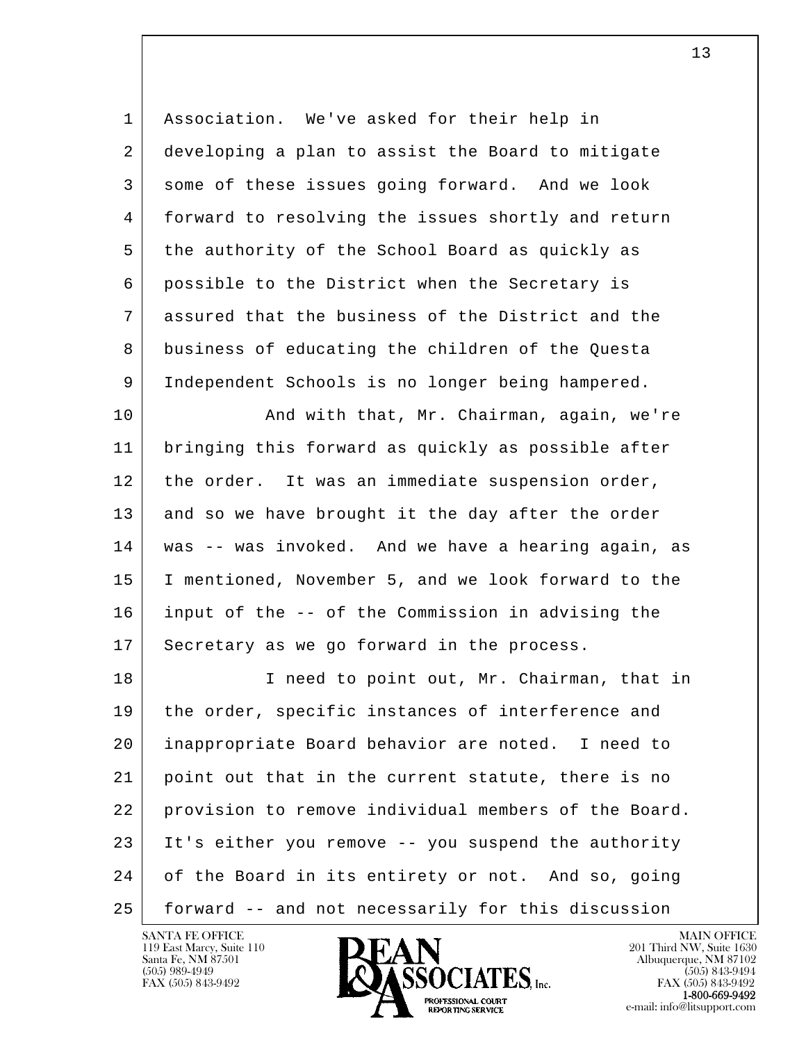Association. We've asked for their help in developing a plan to assist the Board to mitigate some of these issues going forward. And we look forward to resolving the issues shortly and return the authority of the School Board as quickly as possible to the District when the Secretary is assured that the business of the District and the business of educating the children of the Questa Independent Schools is no longer being hampered.

And with that, Mr. Chairman, again, we're bringing this forward as quickly as possible after the order. It was an immediate suspension order, and so we have brought it the day after the order was -- was invoked. And we have a hearing again, as I mentioned, November 5, and we look forward to the input of the -- of the Commission in advising the Secretary as we go forward in the process.

I need to point out, Mr. Chairman, that in the order, specific instances of interference and inappropriate Board behavior are noted. I need to point out that in the current statute, there is no provision to remove individual members of the Board. It's either you remove -- you suspend the authority of the Board in its entirety or not. And so, going forward -- and not necessarily for this discussion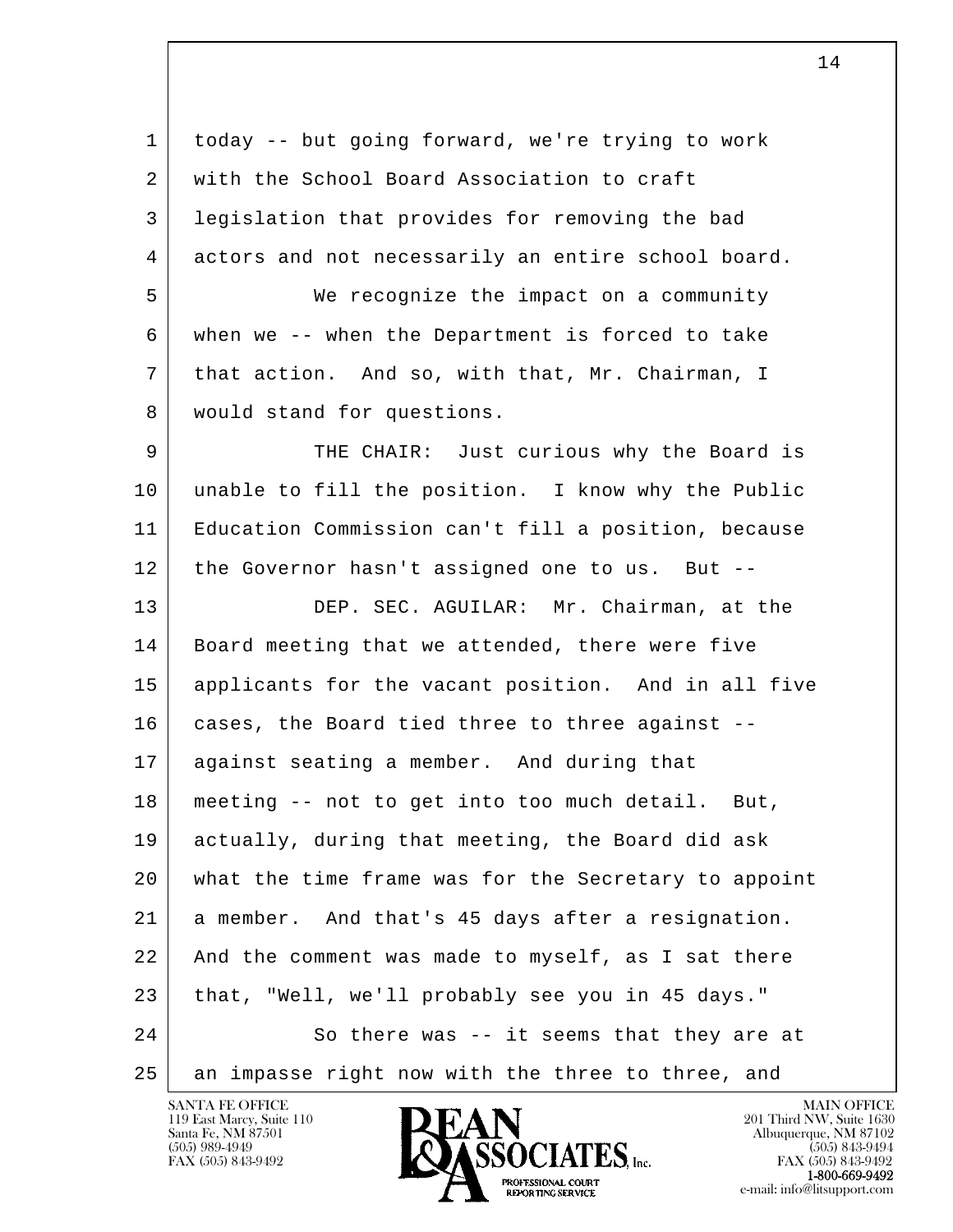today -- but going forward, we're trying to work with the School Board Association to craft legislation that provides for removing the bad actors and not necessarily an entire school board.

We recognize the impact on a community when we -- when the Department is forced to take that action. And so, with that, Mr. Chairman, I would stand for questions.

THE CHAIR: Just curious why the Board is unable to fill the position. I know why the Public Education Commission can't fill a position, because the Governor hasn't assigned one to us. But --

DEP. SEC. AGUILAR: Mr. Chairman, at the Board meeting that we attended, there were five applicants for the vacant position. And in all five cases, the Board tied three to three against -- against seating a member. And during that meeting -- not to get into too much detail. But, actually, during that meeting, the Board did ask what the time frame was for the Secretary to appoint a member. And that's 45 days after a resignation. And the comment was made to myself, as I sat there that, "Well, we'll probably see you in 45 days."

So there was -- it seems that they are at an impasse right now with the three to three, and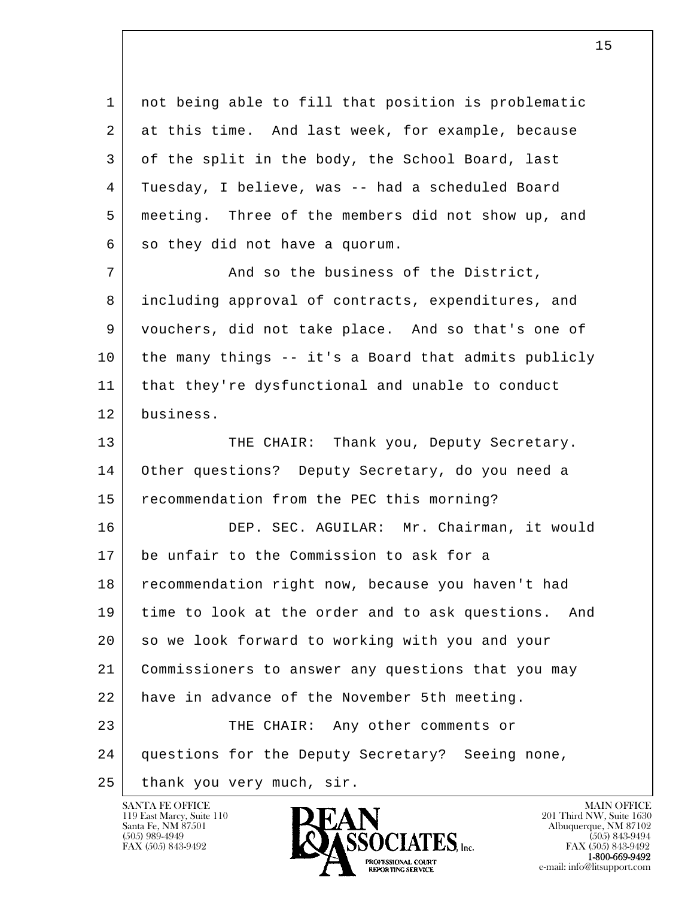not being able to fill that position is problematic at this time. And last week, for example, because of the split in the body, the School Board, last Tuesday, I believe, was -- had a scheduled Board meeting. Three of the members did not show up, and so they did not have a quorum.

And so the business of the District, including approval of contracts, expenditures, and vouchers, did not take place. And so that's one of the many things -- it's a Board that admits publicly that they're dysfunctional and unable to conduct business.

THE CHAIR: Thank you, Deputy Secretary. Other questions? Deputy Secretary, do you need a recommendation from the PEC this morning?

DEP. SEC. AGUILAR: Mr. Chairman, it would be unfair to the Commission to ask for a recommendation right now, because you haven't had time to look at the order and to ask questions. And so we look forward to working with you and your Commissioners to answer any questions that you may have in advance of the November 5th meeting.

THE CHAIR: Any other comments or questions for the Deputy Secretary? Seeing none, thank you very much, sir.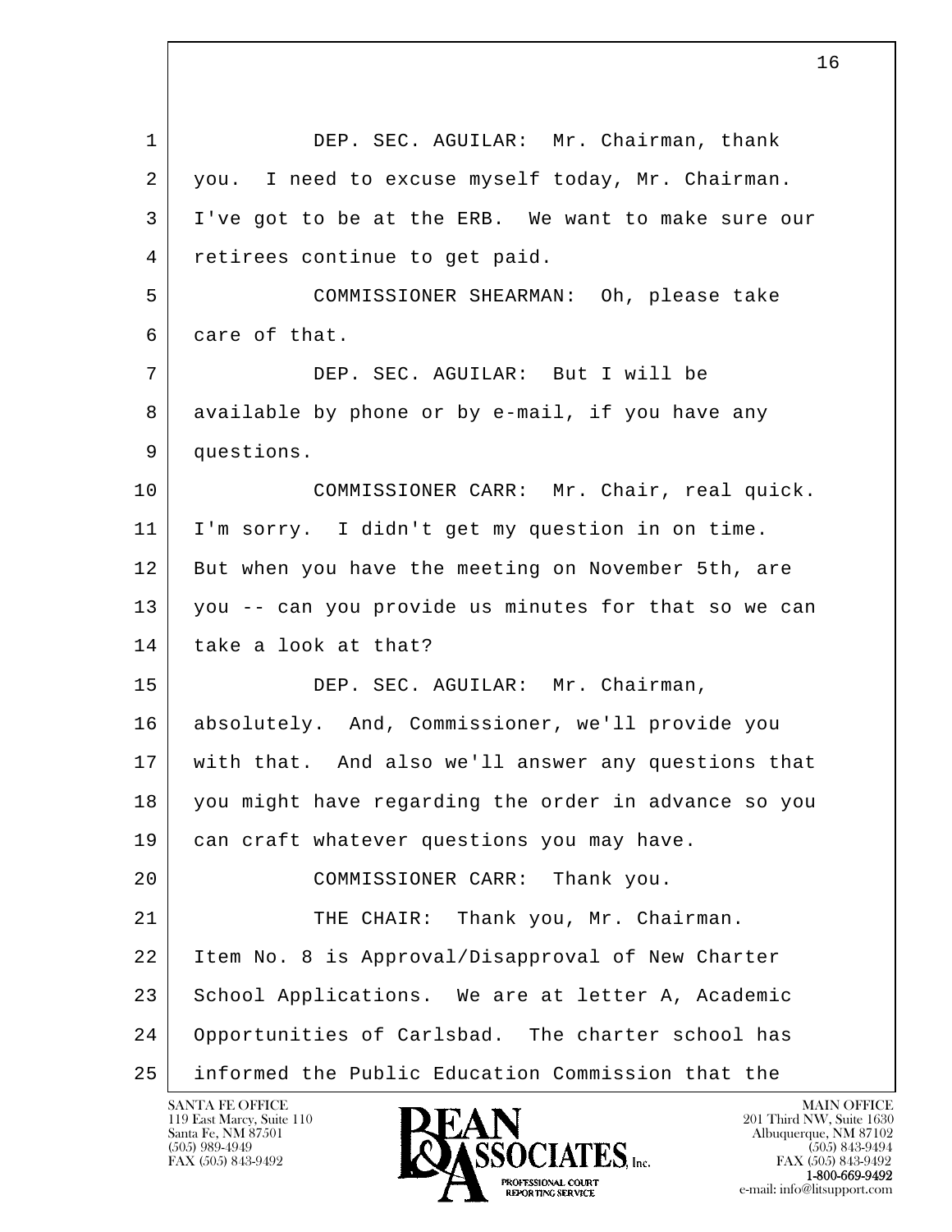DEP. SEC. AGUILAR: Mr. Chairman, thank you. I need to excuse myself today, Mr. Chairman. I've got to be at the ERB. We want to make sure our retirees continue to get paid.

COMMISSIONER SHEARMAN: Oh, please take care of that.

DEP. SEC. AGUILAR: But I will be available by phone or by e-mail, if you have any questions.

COMMISSIONER CARR: Mr. Chair, real quick. I'm sorry. I didn't get my question in on time. But when you have the meeting on November 5th, are you -- can you provide us minutes for that so we can take a look at that?

DEP. SEC. AGUILAR: Mr. Chairman, absolutely. And, Commissioner, we'll provide you with that. And also we'll answer any questions that you might have regarding the order in advance so you can craft whatever questions you may have.

COMMISSIONER CARR: Thank you.

THE CHAIR: Thank you, Mr. Chairman. Item No. 8 is Approval/Disapproval of New Charter School Applications. We are at letter A, Academic Opportunities of Carlsbad. The charter school has informed the Public Education Commission that the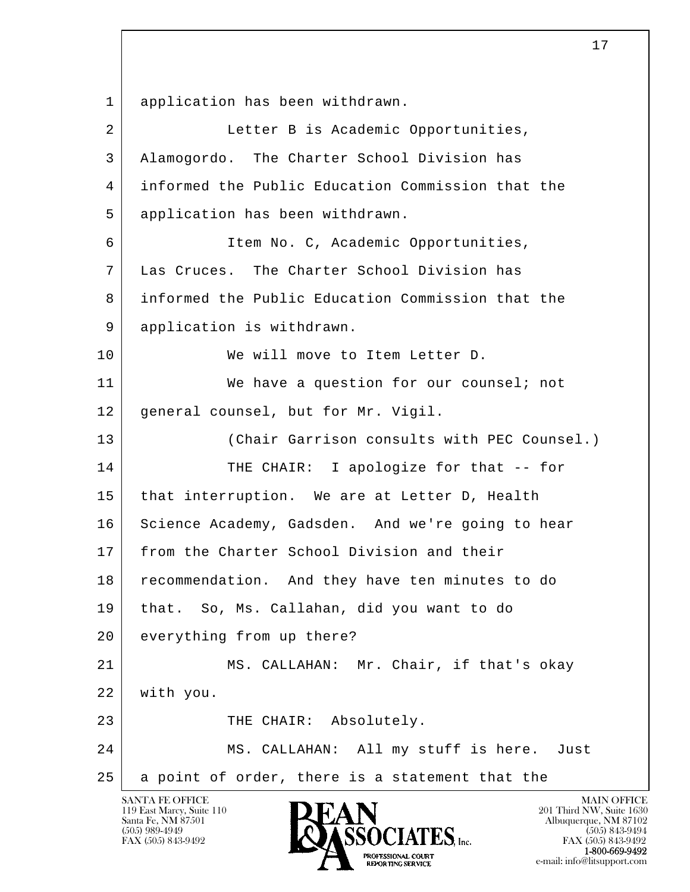application has been withdrawn.

Letter B is Academic Opportunities, Alamogordo. The Charter School Division has informed the Public Education Commission that the application has been withdrawn.

Item No. C, Academic Opportunities, Las Cruces. The Charter School Division has informed the Public Education Commission that the application is withdrawn.

We will move to Item Letter D.

We have a question for our counsel; not general counsel, but for Mr. Vigil.

(Chair Garrison consults with PEC Counsel.)

THE CHAIR: I apologize for that -- for that interruption. We are at Letter D, Health Science Academy, Gadsden. And we're going to hear from the Charter School Division and their recommendation. And they have ten minutes to do that. So, Ms. Callahan, did you want to do everything from up there?

MS. CALLAHAN: Mr. Chair, if that's okay with you.

THE CHAIR: Absolutely.

MS. CALLAHAN: All my stuff is here. Just a point of order, there is a statement that the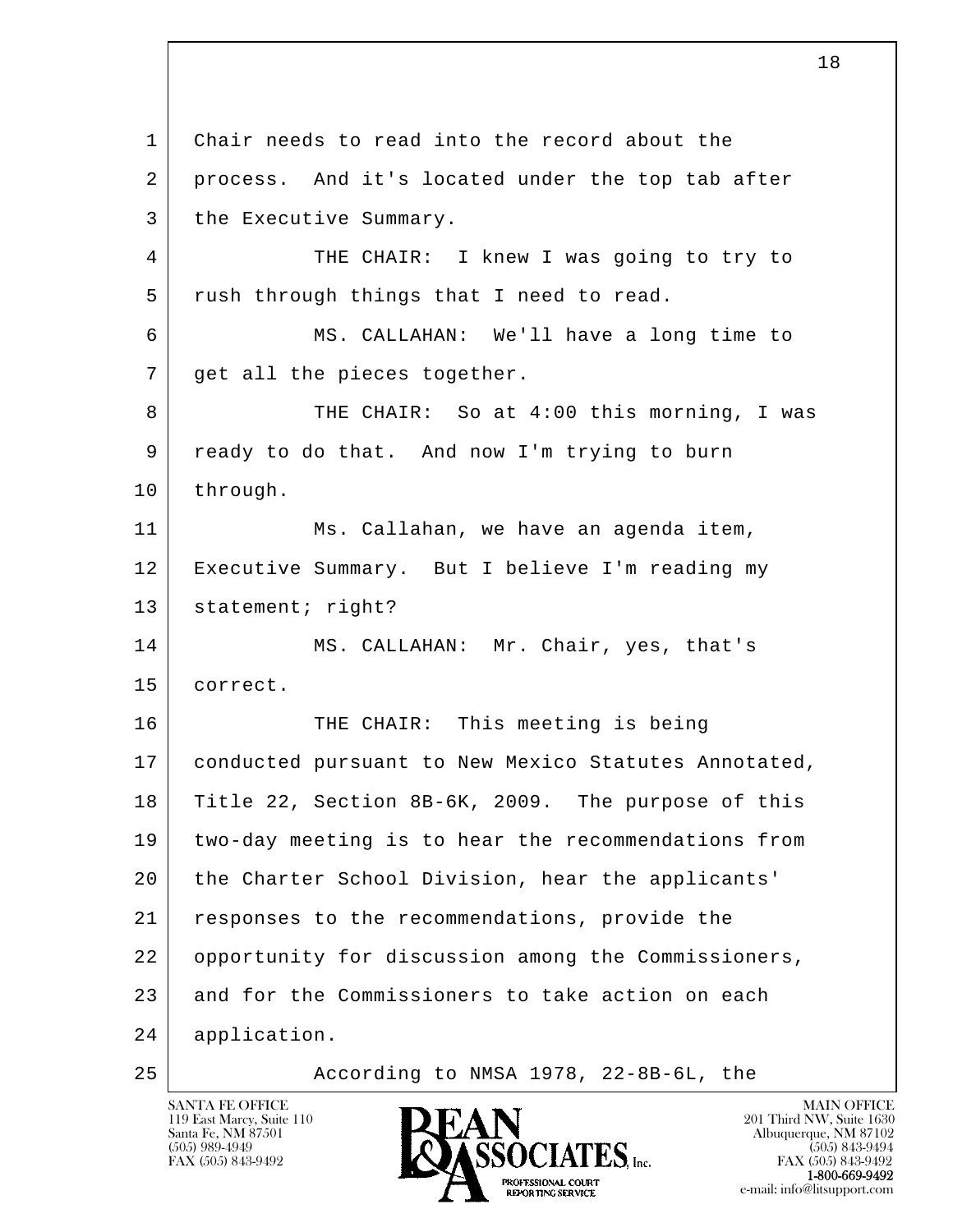Chair needs to read into the record about the process. And it's located under the top tab after the Executive Summary.

THE CHAIR: I knew I was going to try to rush through things that I need to read.

MS. CALLAHAN: We'll have a long time to get all the pieces together.

THE CHAIR: So at 4:00 this morning, I was ready to do that. And now I'm trying to burn through.

Ms. Callahan, we have an agenda item, Executive Summary. But I believe I'm reading my statement; right?

MS. CALLAHAN: Mr. Chair, yes, that's correct.

THE CHAIR: This meeting is being conducted pursuant to New Mexico Statutes Annotated, Title 22, Section 8B-6K, 2009. The purpose of this two-day meeting is to hear the recommendations from the Charter School Division, hear the applicants' responses to the recommendations, provide the opportunity for discussion among the Commissioners, and for the Commissioners to take action on each application.

According to NMSA 1978, 22-8B-6L, the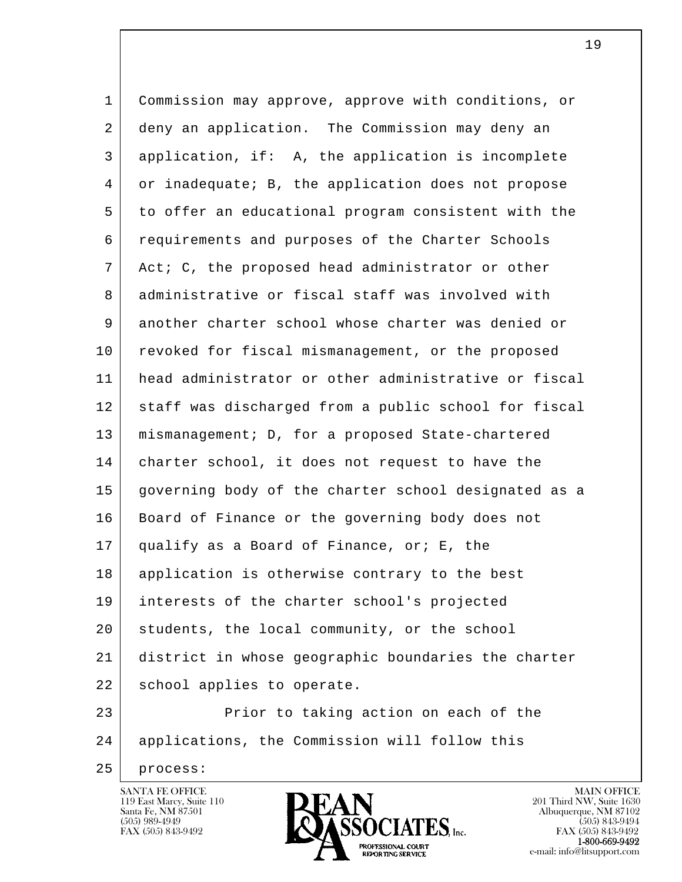Commission may approve, approve with conditions, or deny an application. The Commission may deny an application, if: A, the application is incomplete or inadequate; B, the application does not propose to offer an educational program consistent with the requirements and purposes of the Charter Schools Act; C, the proposed head administrator or other administrative or fiscal staff was involved with another charter school whose charter was denied or revoked for fiscal mismanagement, or the proposed head administrator or other administrative or fiscal staff was discharged from a public school for fiscal mismanagement; D, for a proposed State-chartered charter school, it does not request to have the governing body of the charter school designated as a Board of Finance or the governing body does not qualify as a Board of Finance, or; E, the application is otherwise contrary to the best interests of the charter school's projected students, the local community, or the school district in whose geographic boundaries the charter school applies to operate.

Prior to taking action on each of the applications, the Commission will follow this process: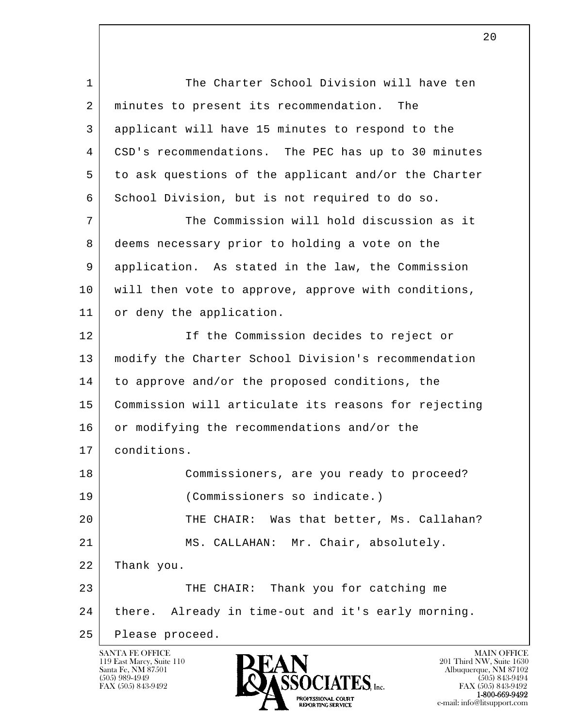The Charter School Division will have ten minutes to present its recommendation. The applicant will have 15 minutes to respond to the CSD's recommendations. The PEC has up to 30 minutes to ask questions of the applicant and/or the Charter School Division, but is not required to do so.

The Commission will hold discussion as it deems necessary prior to holding a vote on the application. As stated in the law, the Commission will then vote to approve, approve with conditions, or deny the application.

If the Commission decides to reject or modify the Charter School Division's recommendation to approve and/or the proposed conditions, the Commission will articulate its reasons for rejecting or modifying the recommendations and/or the conditions.

Commissioners, are you ready to proceed?

(Commissioners so indicate.)

THE CHAIR: Was that better, Ms. Callahan?

MS. CALLAHAN: Mr. Chair, absolutely. Thank you.

THE CHAIR: Thank you for catching me there. Already in time-out and it's early morning. Please proceed.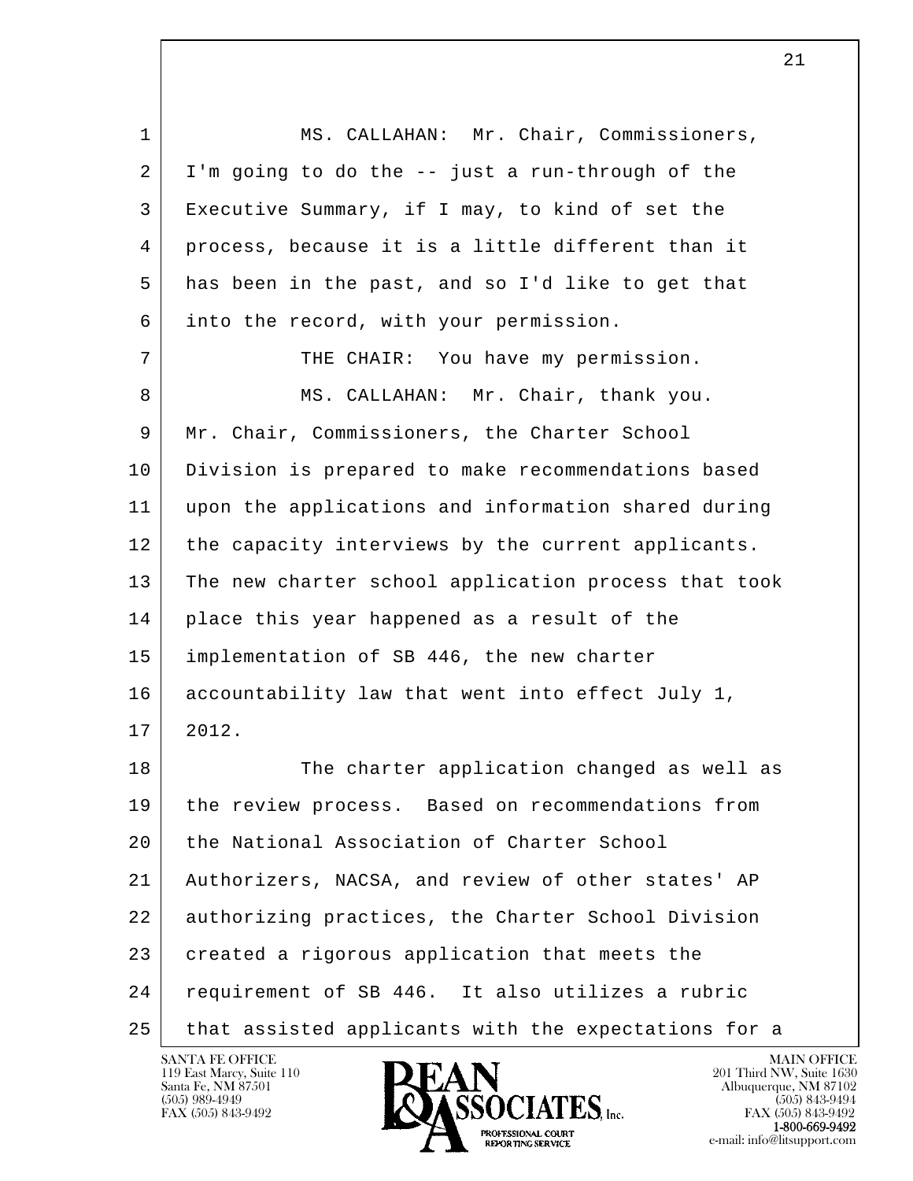MS. CALLAHAN: Mr. Chair, Commissioners, I'm going to do the -- just a run-through of the Executive Summary, if I may, to kind of set the process, because it is a little different than it has been in the past, and so I'd like to get that into the record, with your permission.

THE CHAIR: You have my permission.

MS. CALLAHAN: Mr. Chair, thank you. Mr. Chair, Commissioners, the Charter School Division is prepared to make recommendations based upon the applications and information shared during the capacity interviews by the current applicants. The new charter school application process that took place this year happened as a result of the implementation of SB 446, the new charter accountability law that went into effect July 1, 2012.

The charter application changed as well as the review process. Based on recommendations from the National Association of Charter School Authorizers, NACSA, and review of other states' AP authorizing practices, the Charter School Division created a rigorous application that meets the requirement of SB 446. It also utilizes a rubric that assisted applicants with the expectations for a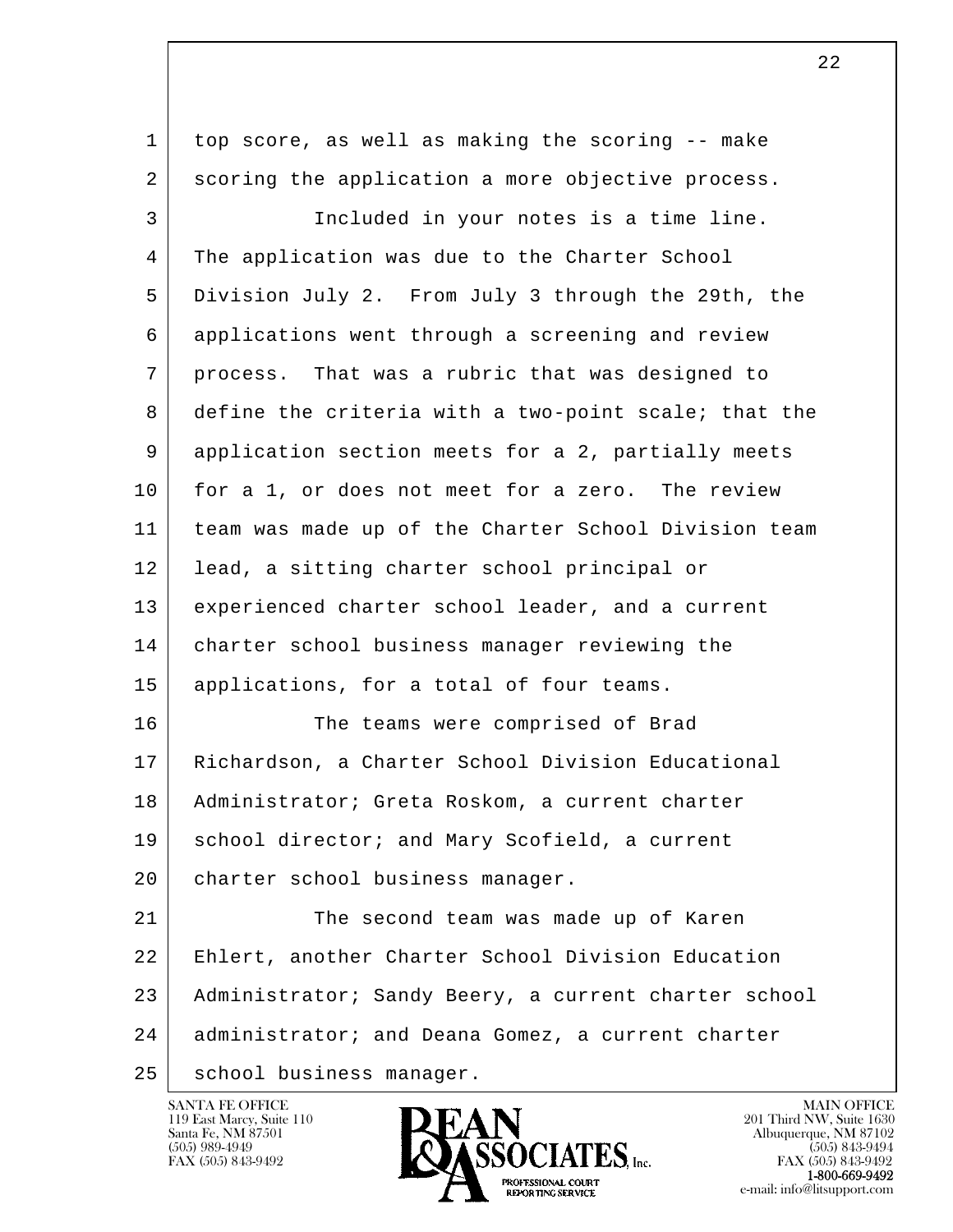top score, as well as making the scoring -- make scoring the application a more objective process.

Included in your notes is a time line. The application was due to the Charter School Division July 2. From July 3 through the 29th, the applications went through a screening and review process. That was a rubric that was designed to define the criteria with a two-point scale; that the application section meets for a 2, partially meets for a 1, or does not meet for a zero. The review team was made up of the Charter School Division team lead, a sitting charter school principal or experienced charter school leader, and a current charter school business manager reviewing the applications, for a total of four teams.

The teams were comprised of Brad Richardson, a Charter School Division Educational Administrator; Greta Roskom, a current charter school director; and Mary Scofield, a current charter school business manager.

The second team was made up of Karen Ehlert, another Charter School Division Education Administrator; Sandy Beery, a current charter school administrator; and Deana Gomez, a current charter school business manager.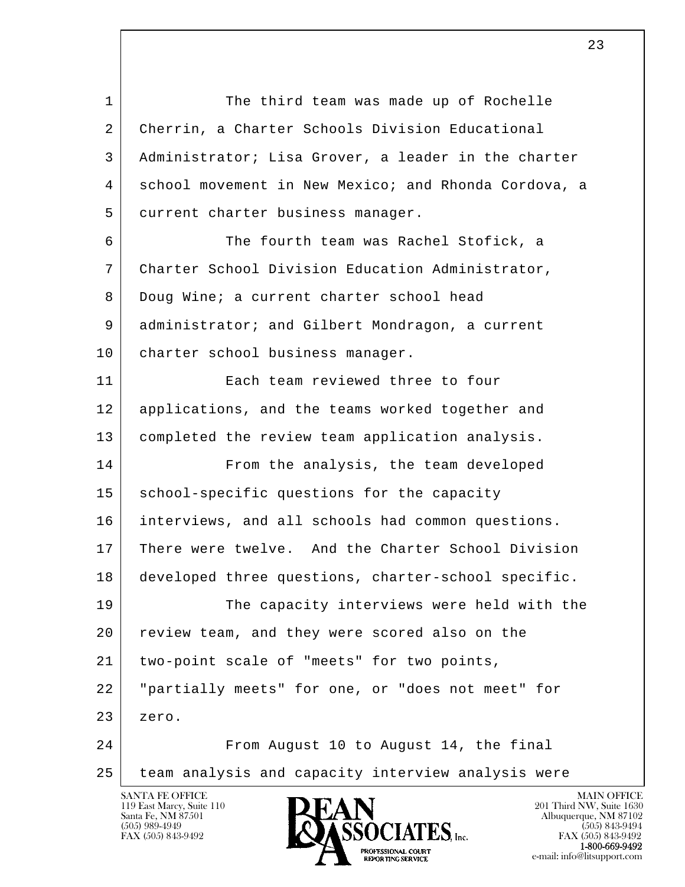The third team was made up of Rochelle Cherrin, a Charter Schools Division Educational Administrator; Lisa Grover, a leader in the charter school movement in New Mexico; and Rhonda Cordova, a current charter business manager.

The fourth team was Rachel Stofick, a Charter School Division Education Administrator, Doug Wine; a current charter school head administrator; and Gilbert Mondragon, a current charter school business manager.

Each team reviewed three to four applications, and the teams worked together and completed the review team application analysis.

From the analysis, the team developed school-specific questions for the capacity interviews, and all schools had common questions. There were twelve. And the Charter School Division developed three questions, charter-school specific.

The capacity interviews were held with the review team, and they were scored also on the two-point scale of "meets" for two points, "partially meets" for one, or "does not meet" for zero.

From August 10 to August 14, the final team analysis and capacity interview analysis were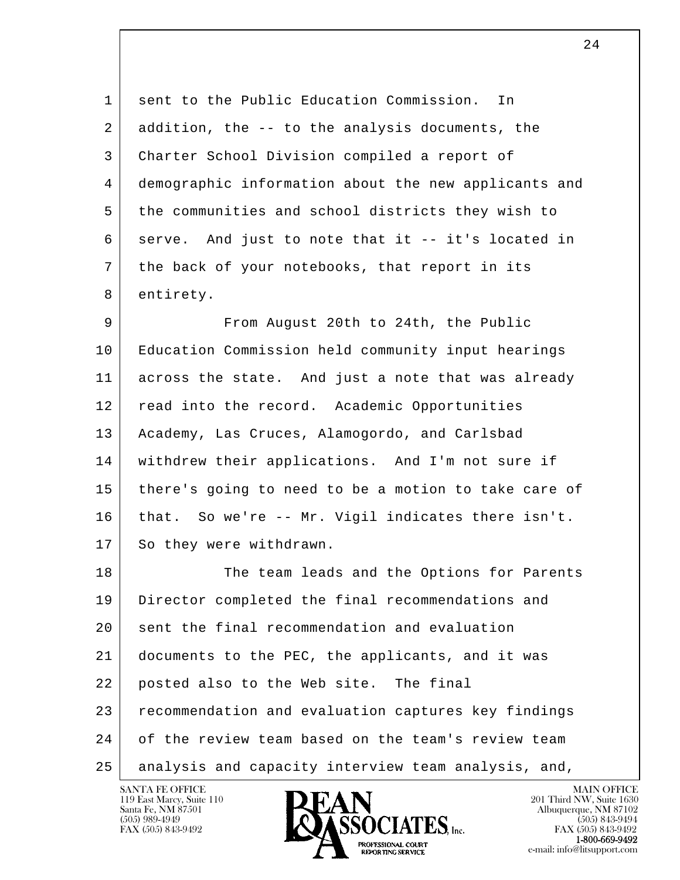sent to the Public Education Commission. In addition, the -- to the analysis documents, the Charter School Division compiled a report of demographic information about the new applicants and the communities and school districts they wish to serve. And just to note that it -- it's located in the back of your notebooks, that report in its entirety.

From August 20th to 24th, the Public Education Commission held community input hearings across the state. And just a note that was already read into the record. Academic Opportunities Academy, Las Cruces, Alamogordo, and Carlsbad withdrew their applications. And I'm not sure if there's going to need to be a motion to take care of that. So we're -- Mr. Vigil indicates there isn't. So they were withdrawn.

The team leads and the Options for Parents Director completed the final recommendations and sent the final recommendation and evaluation documents to the PEC, the applicants, and it was posted also to the Web site. The final recommendation and evaluation captures key findings of the review team based on the team's review team analysis and capacity interview team analysis, and,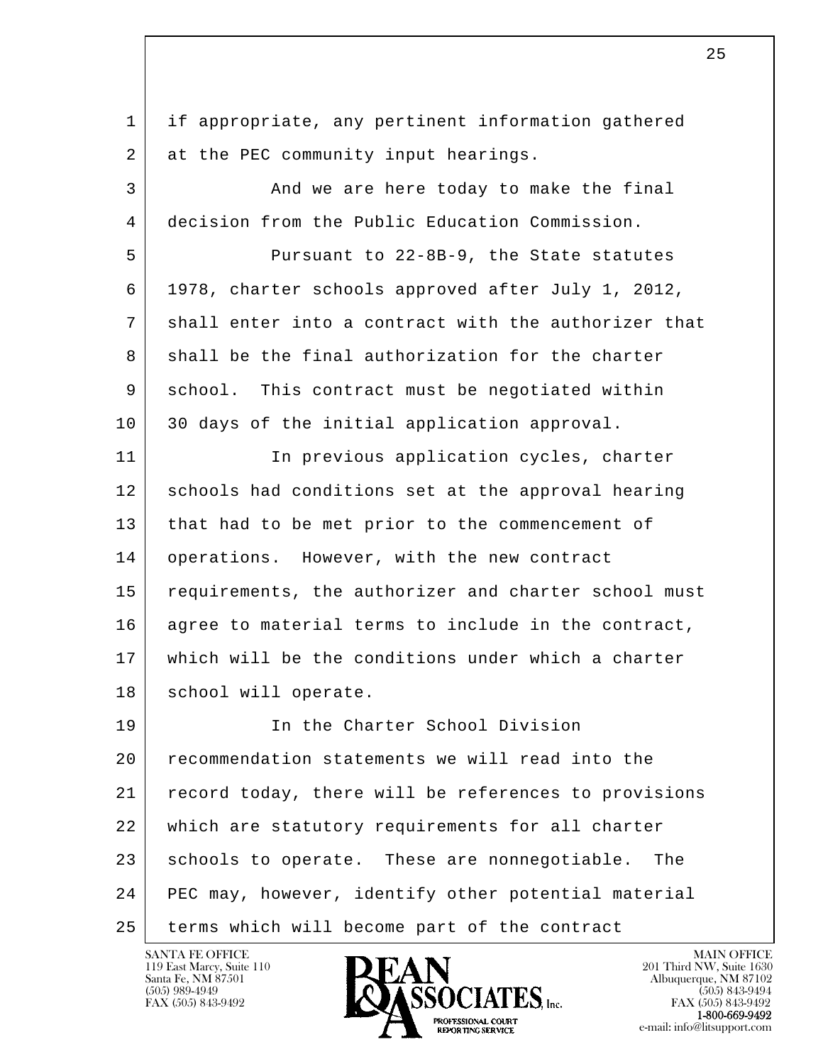if appropriate, any pertinent information gathered at the PEC community input hearings.

And we are here today to make the final decision from the Public Education Commission.

Pursuant to 22-8B-9, the State statutes 1978, charter schools approved after July 1, 2012, shall enter into a contract with the authorizer that shall be the final authorization for the charter school. This contract must be negotiated within 30 days of the initial application approval.

In previous application cycles, charter schools had conditions set at the approval hearing that had to be met prior to the commencement of operations. However, with the new contract requirements, the authorizer and charter school must agree to material terms to include in the contract, which will be the conditions under which a charter school will operate.

In the Charter School Division recommendation statements we will read into the record today, there will be references to provisions which are statutory requirements for all charter schools to operate. These are nonnegotiable. The PEC may, however, identify other potential material terms which will become part of the contract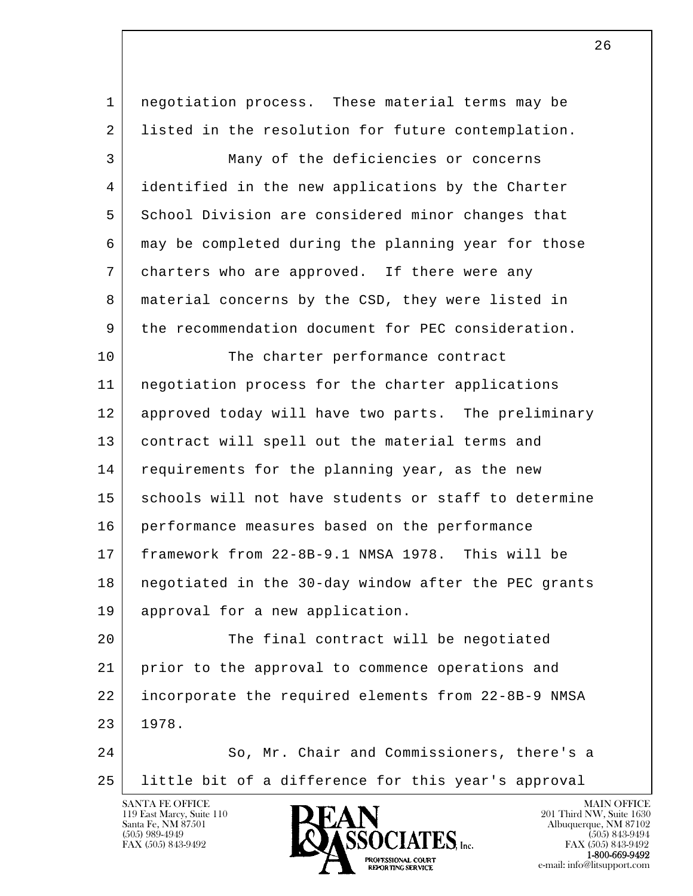negotiation process. These material terms may be listed in the resolution for future contemplation.

Many of the deficiencies or concerns identified in the new applications by the Charter School Division are considered minor changes that may be completed during the planning year for those charters who are approved. If there were any material concerns by the CSD, they were listed in the recommendation document for PEC consideration.

The charter performance contract negotiation process for the charter applications approved today will have two parts. The preliminary contract will spell out the material terms and requirements for the planning year, as the new schools will not have students or staff to determine performance measures based on the performance framework from 22-8B-9.1 NMSA 1978. This will be negotiated in the 30-day window after the PEC grants approval for a new application.

The final contract will be negotiated prior to the approval to commence operations and incorporate the required elements from 22-8B-9 NMSA 1978.

So, Mr. Chair and Commissioners, there's a little bit of a difference for this year's approval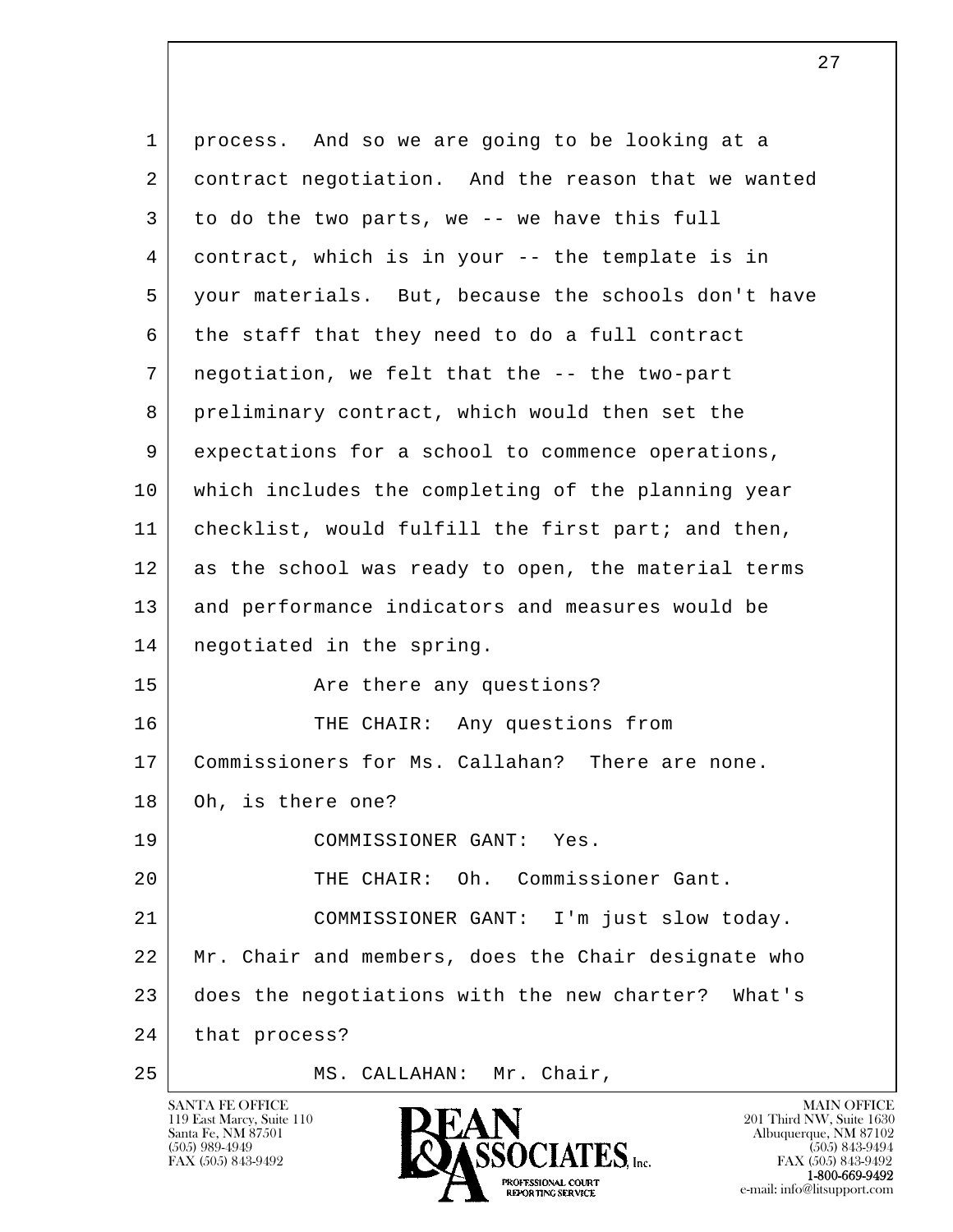process. And so we are going to be looking at a contract negotiation. And the reason that we wanted to do the two parts, we -- we have this full contract, which is in your -- the template is in your materials. But, because the schools don't have the staff that they need to do a full contract negotiation, we felt that the -- the two-part preliminary contract, which would then set the expectations for a school to commence operations, which includes the completing of the planning year checklist, would fulfill the first part; and then, as the school was ready to open, the material terms and performance indicators and measures would be negotiated in the spring.

Are there any questions?

THE CHAIR: Any questions from Commissioners for Ms. Callahan? There are none. Oh, is there one?

COMMISSIONER GANT: Yes.

THE CHAIR: Oh. Commissioner Gant.

COMMISSIONER GANT: I'm just slow today. Mr. Chair and members, does the Chair designate who does the negotiations with the new charter? What's that process?

MS. CALLAHAN: Mr. Chair,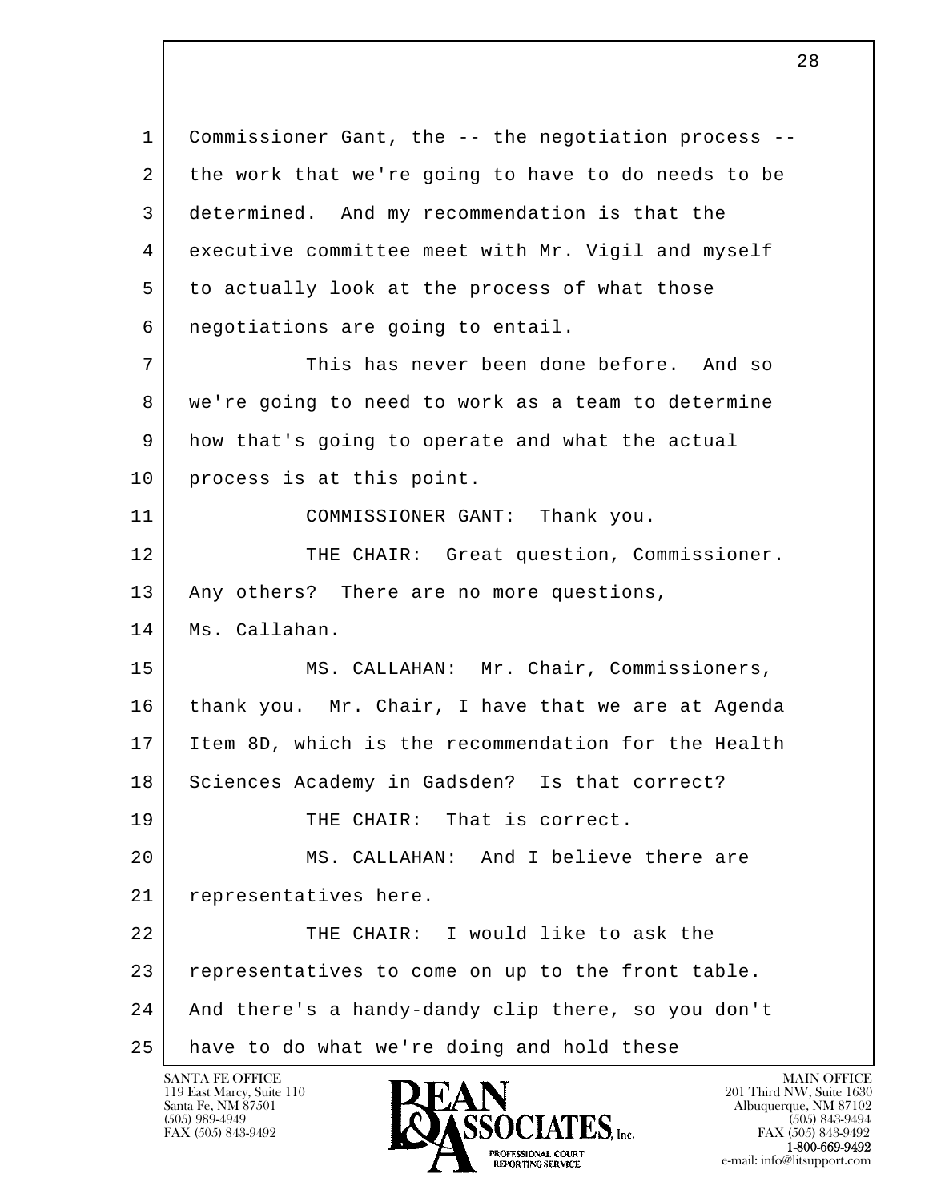1 Commissioner Gant, the -- the negotiation process --
2 the work that we're going to have to do needs to be
3 determined. And my recommendation is that the
4 executive committee meet with Mr. Vigil and myself
5 to actually look at the process of what those
6 negotiations are going to entail.

7 This has never been done before. And so
8 we're going to need to work as a team to determine
9 how that's going to operate and what the actual
10 process is at this point.

11 COMMISSIONER GANT: Thank you.

12 THE CHAIR: Great question, Commissioner.
13 Any others? There are no more questions,
14 Ms. Callahan.

15 MS. CALLAHAN: Mr. Chair, Commissioners,
16 thank you. Mr. Chair, I have that we are at Agenda
17 Item 8D, which is the recommendation for the Health
18 Sciences Academy in Gadsden? Is that correct?

19 THE CHAIR: That is correct.

20 MS. CALLAHAN: And I believe there are
21 representatives here.

22 THE CHAIR: I would like to ask the
23 representatives to come on up to the front table.
24 And there's a handy-dandy clip there, so you don't
25 have to do what we're doing and hold these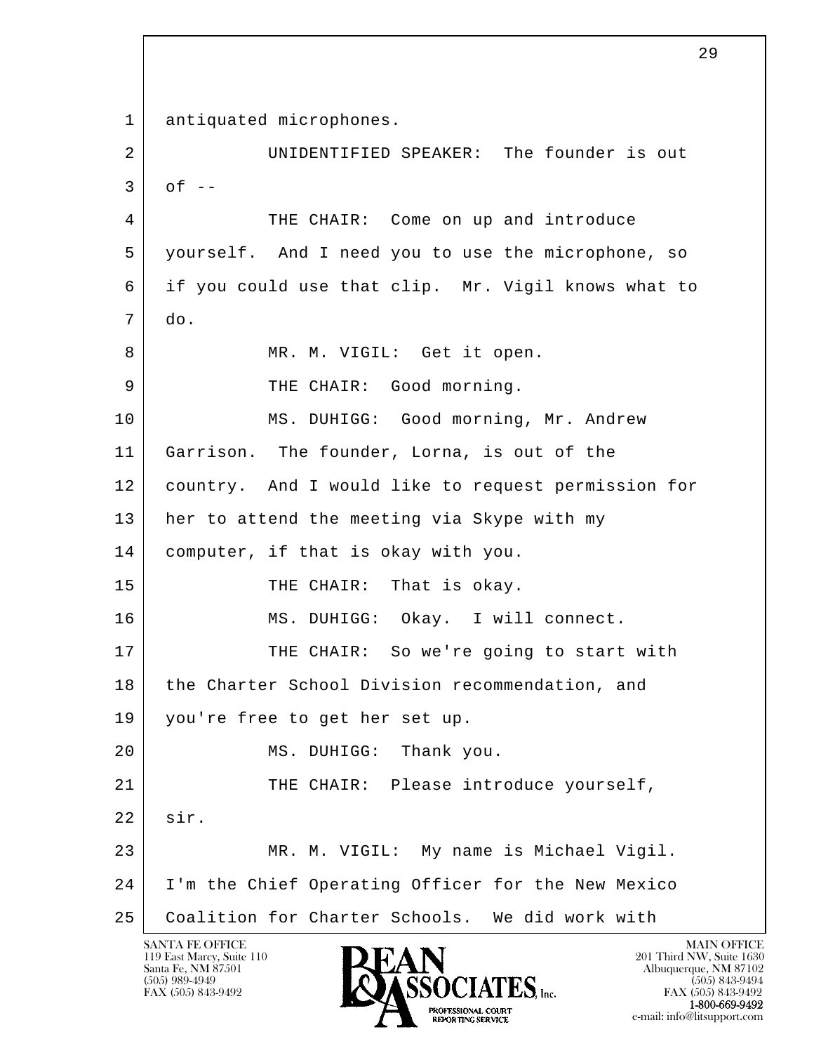1 antiquated microphones.

2 UNIDENTIFIED SPEAKER: The founder is out

3 of --

4 THE CHAIR: Come on up and introduce

5 yourself. And I need you to use the microphone, so

6 if you could use that clip. Mr. Vigil knows what to

7 do.

8 MR. M. VIGIL: Get it open.

9 THE CHAIR: Good morning.

10 MS. DUHIGG: Good morning, Mr. Andrew

11 Garrison. The founder, Lorna, is out of the

12 country. And I would like to request permission for

13 her to attend the meeting via Skype with my

14 computer, if that is okay with you.

15 THE CHAIR: That is okay.

16 MS. DUHIGG: Okay. I will connect.

17 THE CHAIR: So we're going to start with

18 the Charter School Division recommendation, and

19 you're free to get her set up.

20 MS. DUHIGG: Thank you.

21 THE CHAIR: Please introduce yourself,

22 sir.

23 MR. M. VIGIL: My name is Michael Vigil.

24 I'm the Chief Operating Officer for the New Mexico

25 Coalition for Charter Schools. We did work with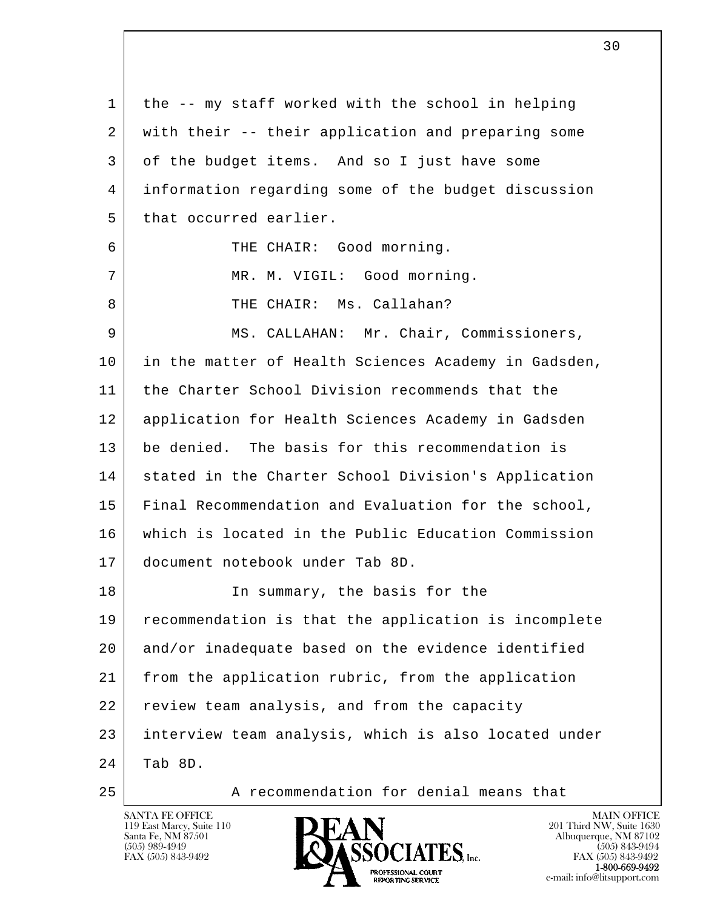the -- my staff worked with the school in helping with their -- their application and preparing some of the budget items. And so I just have some information regarding some of the budget discussion that occurred earlier.

THE CHAIR: Good morning.

MR. M. VIGIL: Good morning.

THE CHAIR: Ms. Callahan?

MS. CALLAHAN: Mr. Chair, Commissioners, in the matter of Health Sciences Academy in Gadsden, the Charter School Division recommends that the application for Health Sciences Academy in Gadsden be denied. The basis for this recommendation is stated in the Charter School Division's Application Final Recommendation and Evaluation for the school, which is located in the Public Education Commission document notebook under Tab 8D.

In summary, the basis for the recommendation is that the application is incomplete and/or inadequate based on the evidence identified from the application rubric, from the application review team analysis, and from the capacity interview team analysis, which is also located under Tab 8D.

A recommendation for denial means that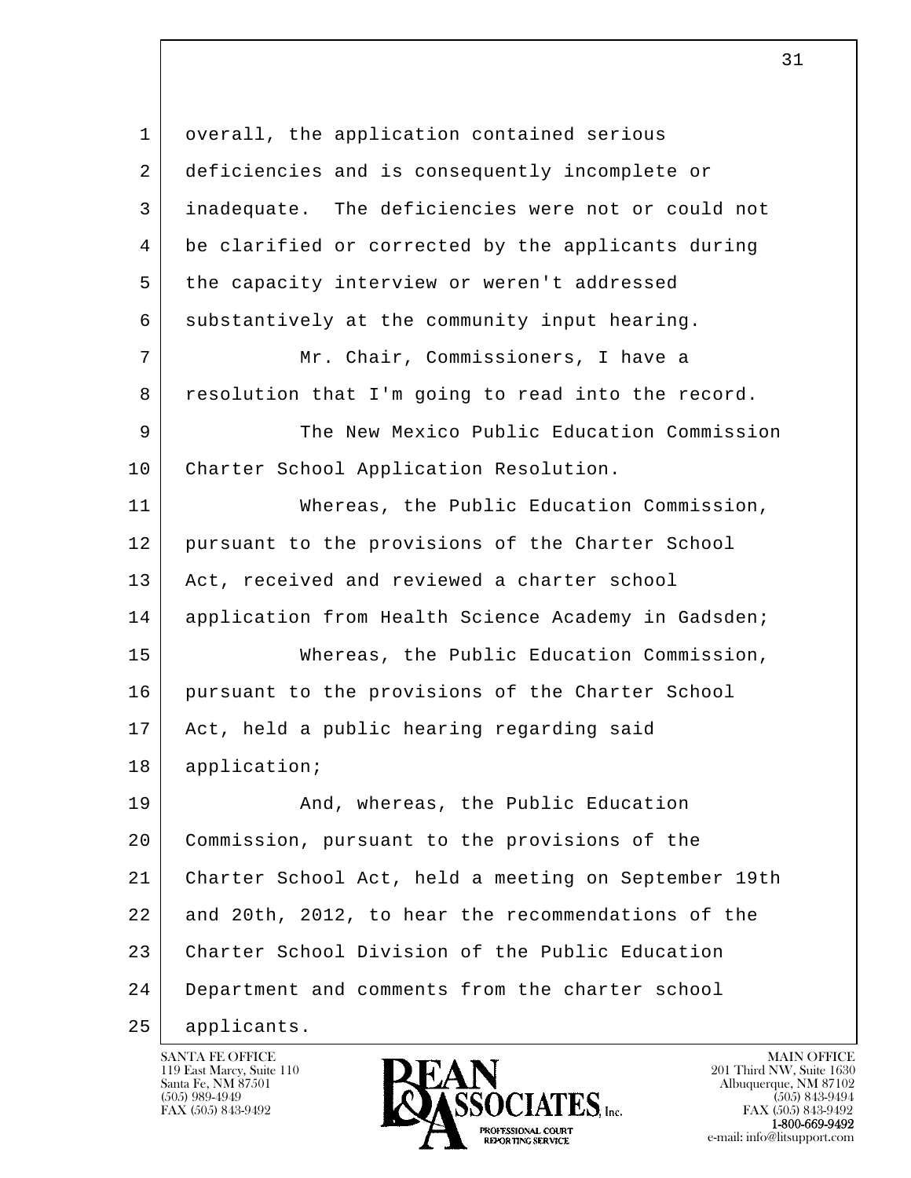overall, the application contained serious deficiencies and is consequently incomplete or inadequate. The deficiencies were not or could not be clarified or corrected by the applicants during the capacity interview or weren't addressed substantively at the community input hearing.

Mr. Chair, Commissioners, I have a resolution that I'm going to read into the record.

The New Mexico Public Education Commission Charter School Application Resolution.

Whereas, the Public Education Commission, pursuant to the provisions of the Charter School Act, received and reviewed a charter school application from Health Science Academy in Gadsden;

Whereas, the Public Education Commission, pursuant to the provisions of the Charter School Act, held a public hearing regarding said application;

And, whereas, the Public Education Commission, pursuant to the provisions of the Charter School Act, held a meeting on September 19th and 20th, 2012, to hear the recommendations of the Charter School Division of the Public Education Department and comments from the charter school applicants.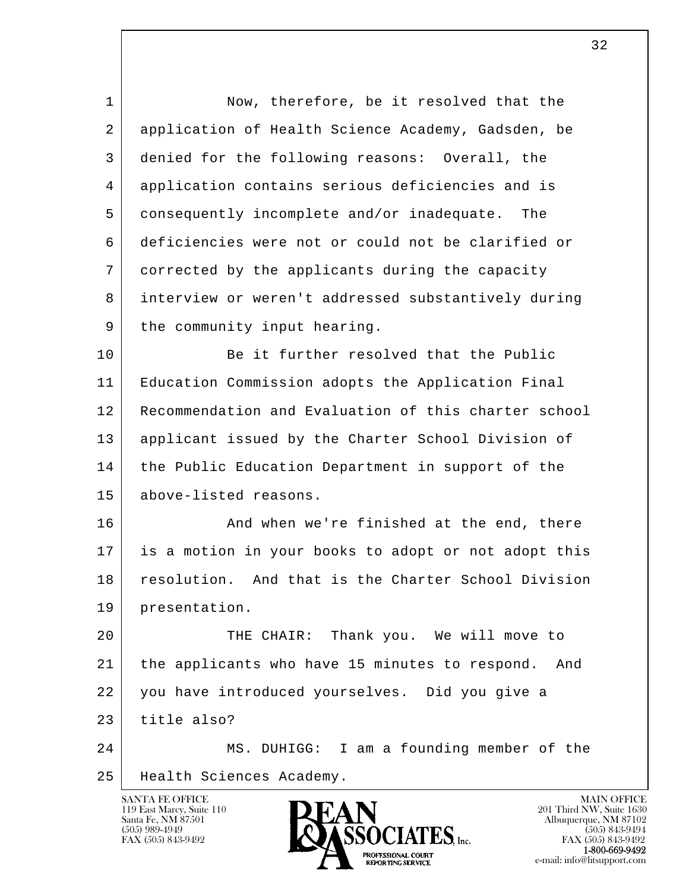Now, therefore, be it resolved that the application of Health Science Academy, Gadsden, be denied for the following reasons: Overall, the application contains serious deficiencies and is consequently incomplete and/or inadequate. The deficiencies were not or could not be clarified or corrected by the applicants during the capacity interview or weren't addressed substantively during the community input hearing.

Be it further resolved that the Public Education Commission adopts the Application Final Recommendation and Evaluation of this charter school applicant issued by the Charter School Division of the Public Education Department in support of the above-listed reasons.

And when we're finished at the end, there is a motion in your books to adopt or not adopt this resolution. And that is the Charter School Division presentation.

THE CHAIR: Thank you. We will move to the applicants who have 15 minutes to respond. And you have introduced yourselves. Did you give a title also?

MS. DUHIGG: I am a founding member of the Health Sciences Academy.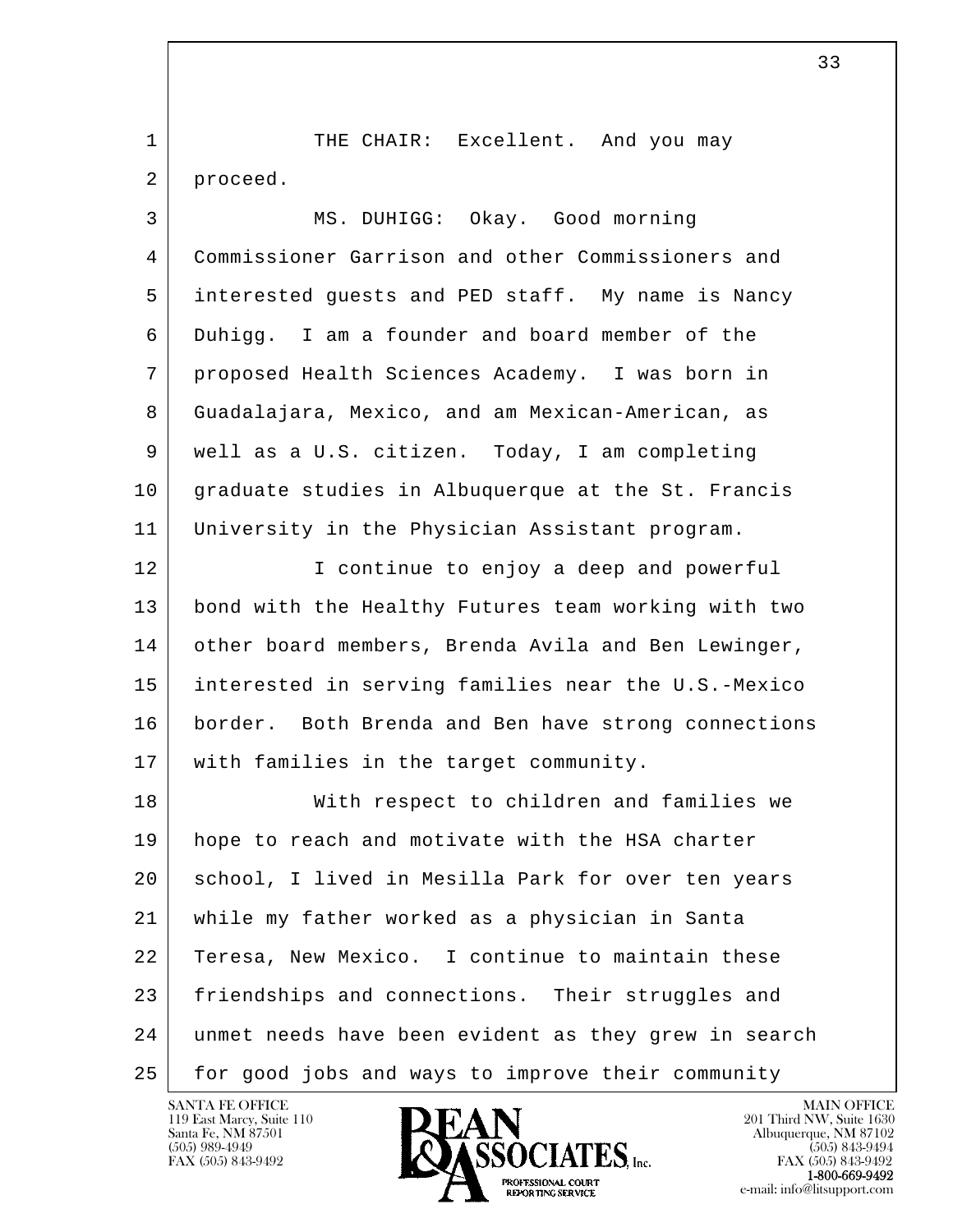THE CHAIR: Excellent. And you may proceed.

MS. DUHIGG: Okay. Good morning Commissioner Garrison and other Commissioners and interested guests and PED staff. My name is Nancy Duhigg. I am a founder and board member of the proposed Health Sciences Academy. I was born in Guadalajara, Mexico, and am Mexican-American, as well as a U.S. citizen. Today, I am completing graduate studies in Albuquerque at the St. Francis University in the Physician Assistant program.

I continue to enjoy a deep and powerful bond with the Healthy Futures team working with two other board members, Brenda Avila and Ben Lewinger, interested in serving families near the U.S.-Mexico border. Both Brenda and Ben have strong connections with families in the target community.

With respect to children and families we hope to reach and motivate with the HSA charter school, I lived in Mesilla Park for over ten years while my father worked as a physician in Santa Teresa, New Mexico. I continue to maintain these friendships and connections. Their struggles and unmet needs have been evident as they grew in search for good jobs and ways to improve their community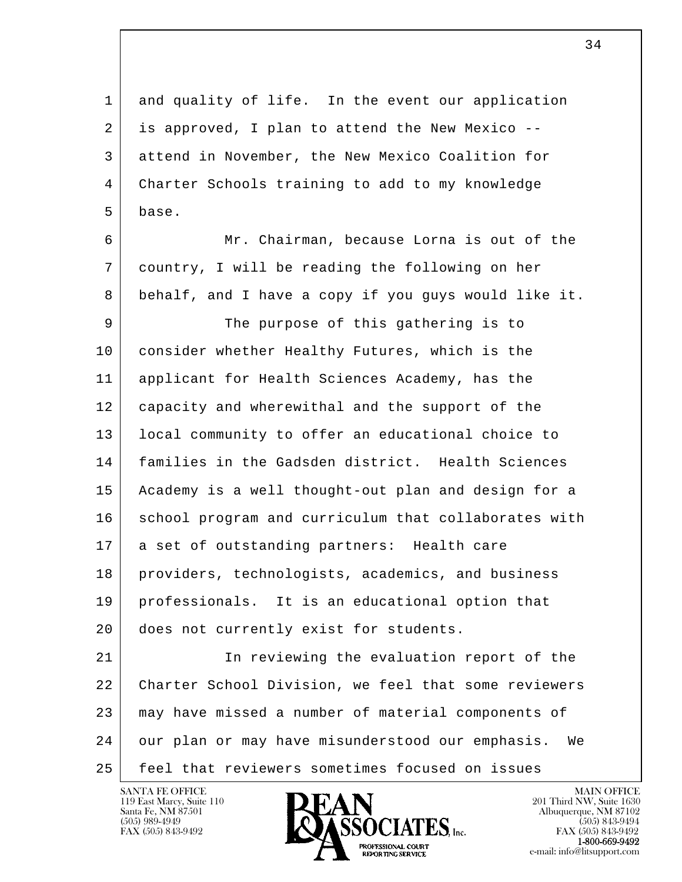and quality of life. In the event our application is approved, I plan to attend the New Mexico -- attend in November, the New Mexico Coalition for Charter Schools training to add to my knowledge base.

Mr. Chairman, because Lorna is out of the country, I will be reading the following on her behalf, and I have a copy if you guys would like it.

The purpose of this gathering is to consider whether Healthy Futures, which is the applicant for Health Sciences Academy, has the capacity and wherewithal and the support of the local community to offer an educational choice to families in the Gadsden district. Health Sciences Academy is a well thought-out plan and design for a school program and curriculum that collaborates with a set of outstanding partners: Health care providers, technologists, academics, and business professionals. It is an educational option that does not currently exist for students.

In reviewing the evaluation report of the Charter School Division, we feel that some reviewers may have missed a number of material components of our plan or may have misunderstood our emphasis. We feel that reviewers sometimes focused on issues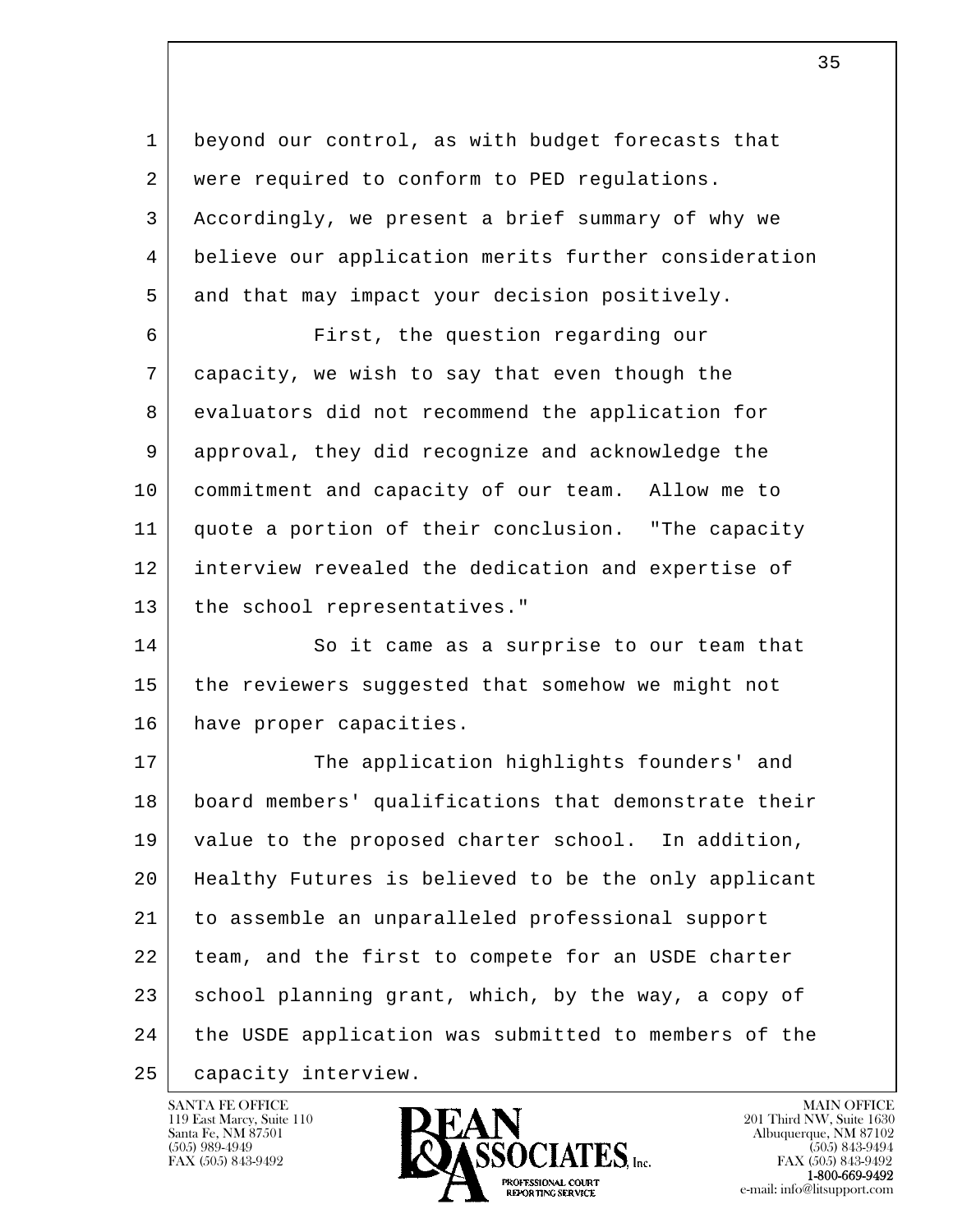beyond our control, as with budget forecasts that were required to conform to PED regulations. Accordingly, we present a brief summary of why we believe our application merits further consideration and that may impact your decision positively.

First, the question regarding our capacity, we wish to say that even though the evaluators did not recommend the application for approval, they did recognize and acknowledge the commitment and capacity of our team. Allow me to quote a portion of their conclusion. "The capacity interview revealed the dedication and expertise of the school representatives."

So it came as a surprise to our team that the reviewers suggested that somehow we might not have proper capacities.

The application highlights founders' and board members' qualifications that demonstrate their value to the proposed charter school. In addition, Healthy Futures is believed to be the only applicant to assemble an unparalleled professional support team, and the first to compete for an USDE charter school planning grant, which, by the way, a copy of the USDE application was submitted to members of the capacity interview.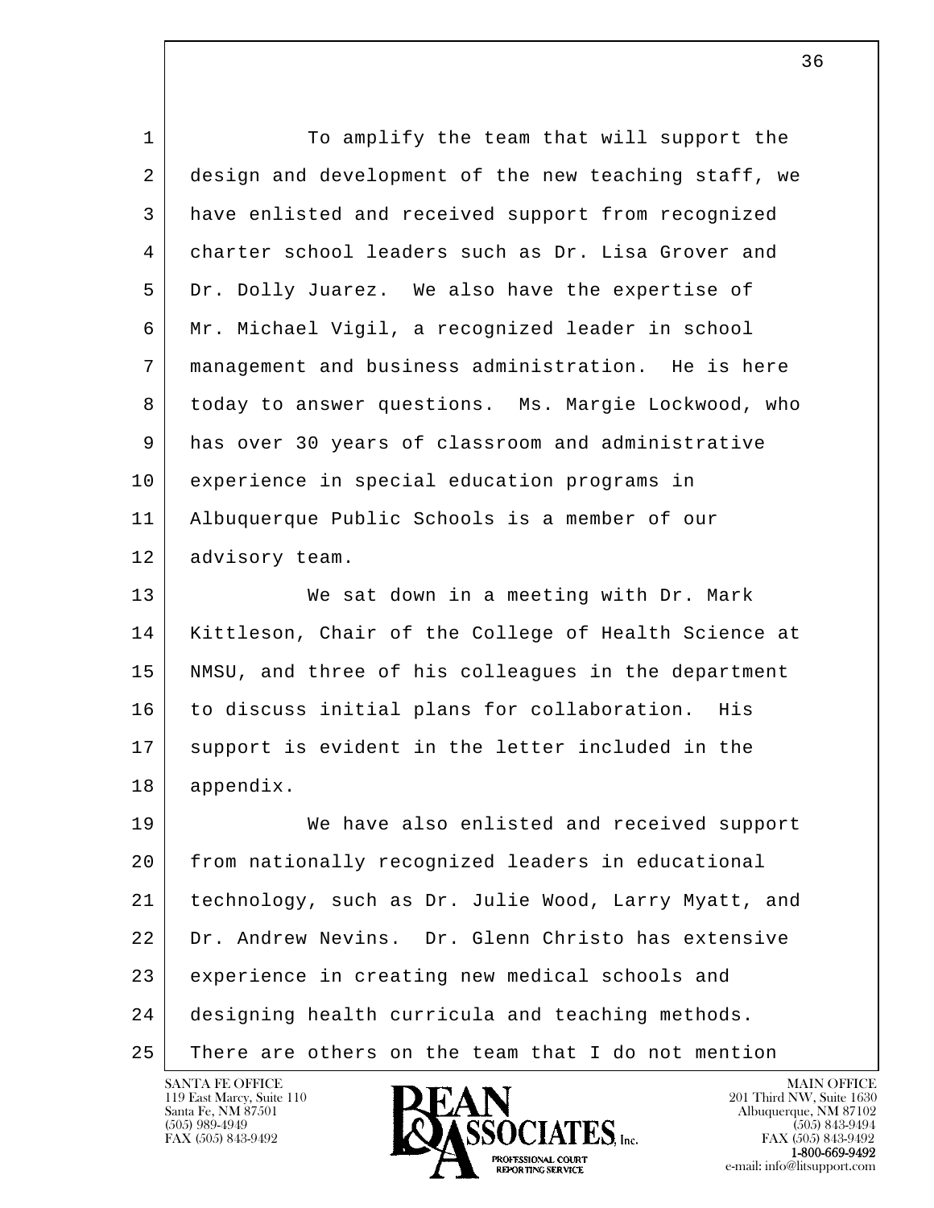To amplify the team that will support the design and development of the new teaching staff, we have enlisted and received support from recognized charter school leaders such as Dr. Lisa Grover and Dr. Dolly Juarez. We also have the expertise of Mr. Michael Vigil, a recognized leader in school management and business administration. He is here today to answer questions. Ms. Margie Lockwood, who has over 30 years of classroom and administrative experience in special education programs in Albuquerque Public Schools is a member of our advisory team.

We sat down in a meeting with Dr. Mark Kittleson, Chair of the College of Health Science at NMSU, and three of his colleagues in the department to discuss initial plans for collaboration. His support is evident in the letter included in the appendix.

We have also enlisted and received support from nationally recognized leaders in educational technology, such as Dr. Julie Wood, Larry Myatt, and Dr. Andrew Nevins. Dr. Glenn Christo has extensive experience in creating new medical schools and designing health curricula and teaching methods. There are others on the team that I do not mention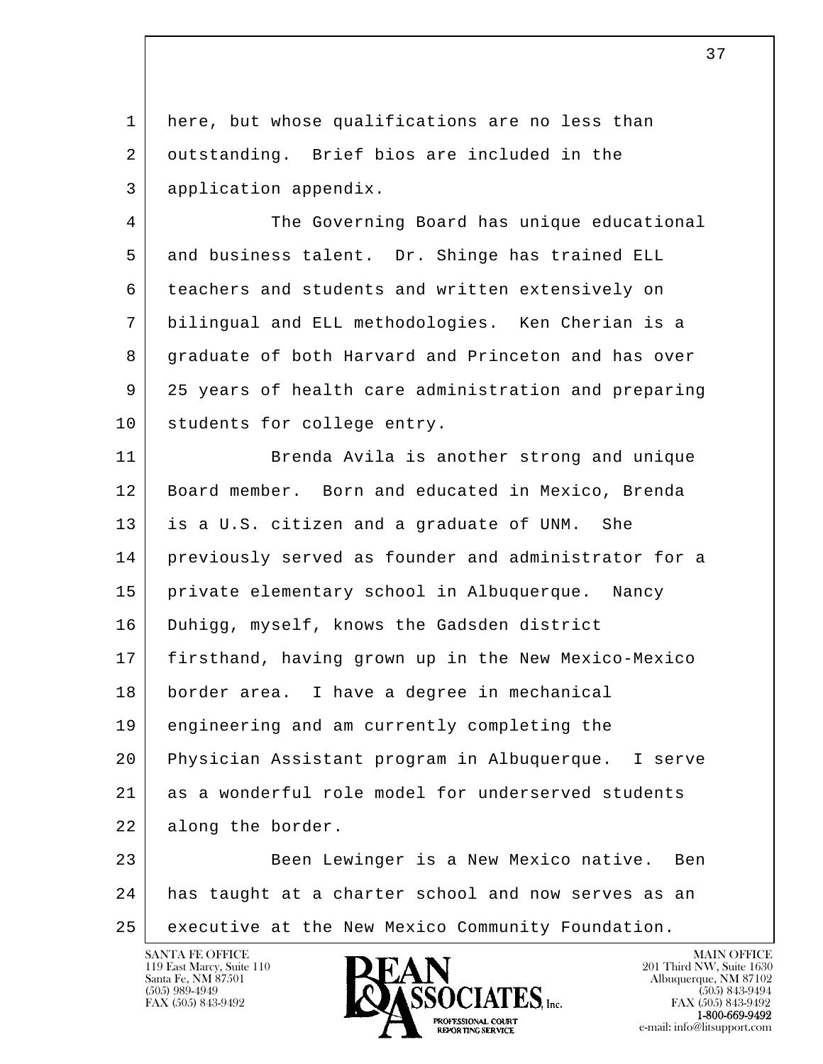here, but whose qualifications are no less than outstanding. Brief bios are included in the application appendix.

The Governing Board has unique educational and business talent. Dr. Shinge has trained ELL teachers and students and written extensively on bilingual and ELL methodologies. Ken Cherian is a graduate of both Harvard and Princeton and has over 25 years of health care administration and preparing students for college entry.

Brenda Avila is another strong and unique Board member. Born and educated in Mexico, Brenda is a U.S. citizen and a graduate of UNM. She previously served as founder and administrator for a private elementary school in Albuquerque. Nancy Duhigg, myself, knows the Gadsden district firsthand, having grown up in the New Mexico-Mexico border area. I have a degree in mechanical engineering and am currently completing the Physician Assistant program in Albuquerque. I serve as a wonderful role model for underserved students along the border.

Been Lewinger is a New Mexico native. Ben has taught at a charter school and now serves as an executive at the New Mexico Community Foundation.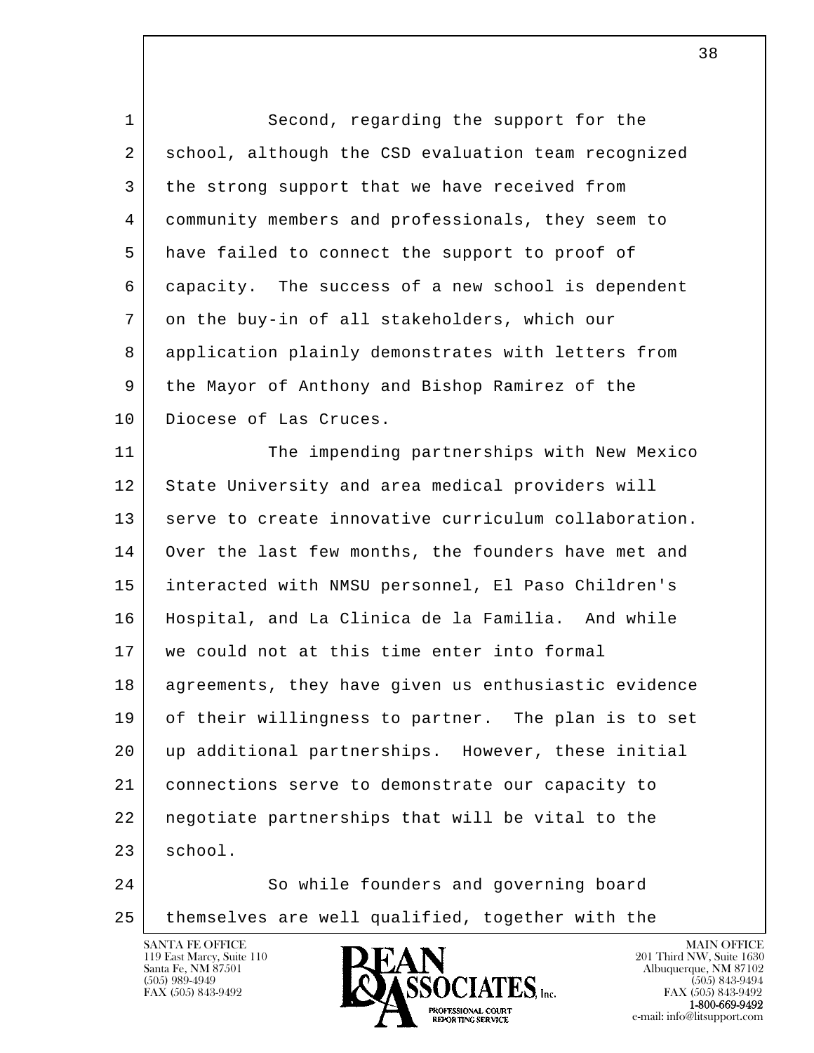Second, regarding the support for the school, although the CSD evaluation team recognized the strong support that we have received from community members and professionals, they seem to have failed to connect the support to proof of capacity. The success of a new school is dependent on the buy-in of all stakeholders, which our application plainly demonstrates with letters from the Mayor of Anthony and Bishop Ramirez of the Diocese of Las Cruces.

The impending partnerships with New Mexico State University and area medical providers will serve to create innovative curriculum collaboration. Over the last few months, the founders have met and interacted with NMSU personnel, El Paso Children's Hospital, and La Clinica de la Familia. And while we could not at this time enter into formal agreements, they have given us enthusiastic evidence of their willingness to partner. The plan is to set up additional partnerships. However, these initial connections serve to demonstrate our capacity to negotiate partnerships that will be vital to the school.

So while founders and governing board themselves are well qualified, together with the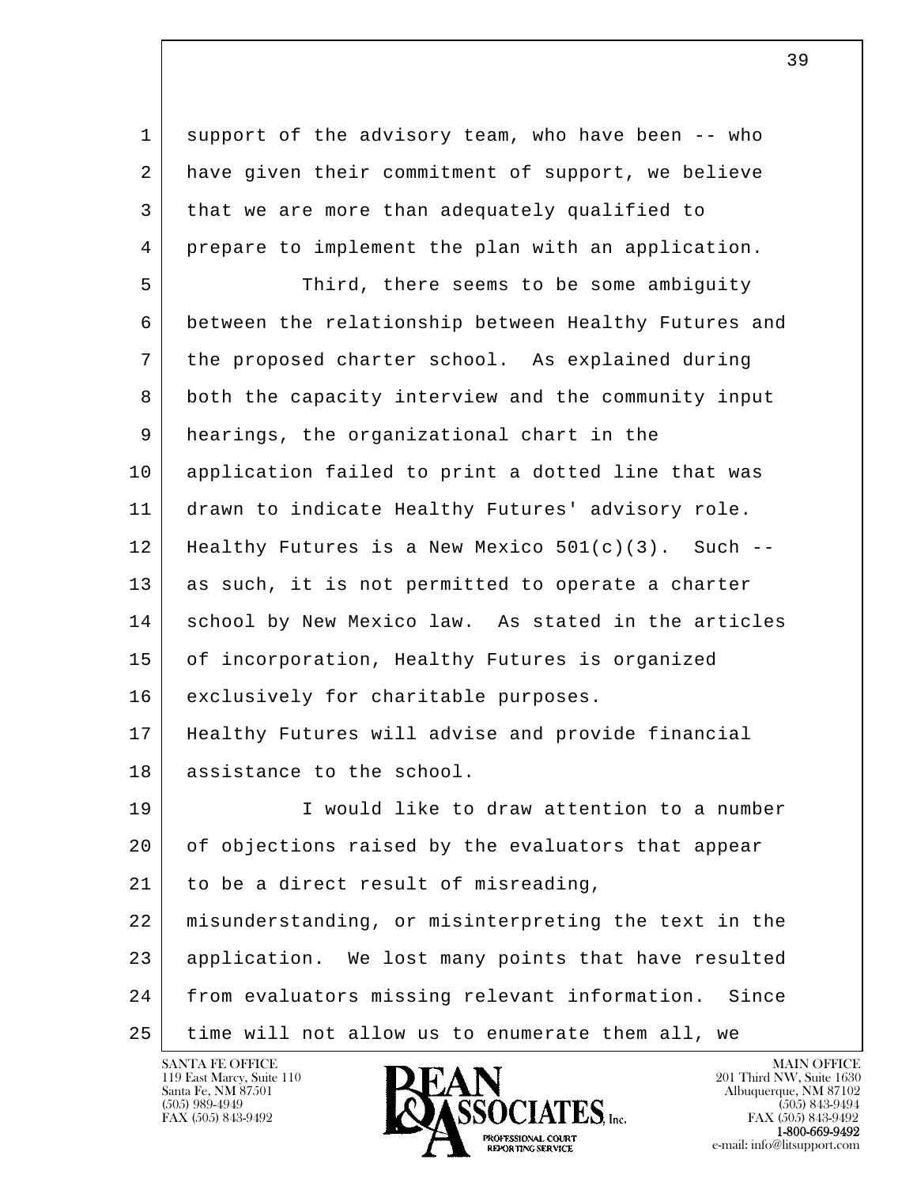1 support of the advisory team, who have been -- who
2 have given their commitment of support, we believe
3 that we are more than adequately qualified to
4 prepare to implement the plan with an application.
5 Third, there seems to be some ambiguity
6 between the relationship between Healthy Futures and
7 the proposed charter school. As explained during
8 both the capacity interview and the community input
9 hearings, the organizational chart in the
10 application failed to print a dotted line that was
11 drawn to indicate Healthy Futures' advisory role.
12 Healthy Futures is a New Mexico 501(c)(3). Such --
13 as such, it is not permitted to operate a charter
14 school by New Mexico law. As stated in the articles
15 of incorporation, Healthy Futures is organized
16 exclusively for charitable purposes.
17 Healthy Futures will advise and provide financial
18 assistance to the school.
19 I would like to draw attention to a number
20 of objections raised by the evaluators that appear
21 to be a direct result of misreading,
22 misunderstanding, or misinterpreting the text in the
23 application. We lost many points that have resulted
24 from evaluators missing relevant information. Since
25 time will not allow us to enumerate them all, we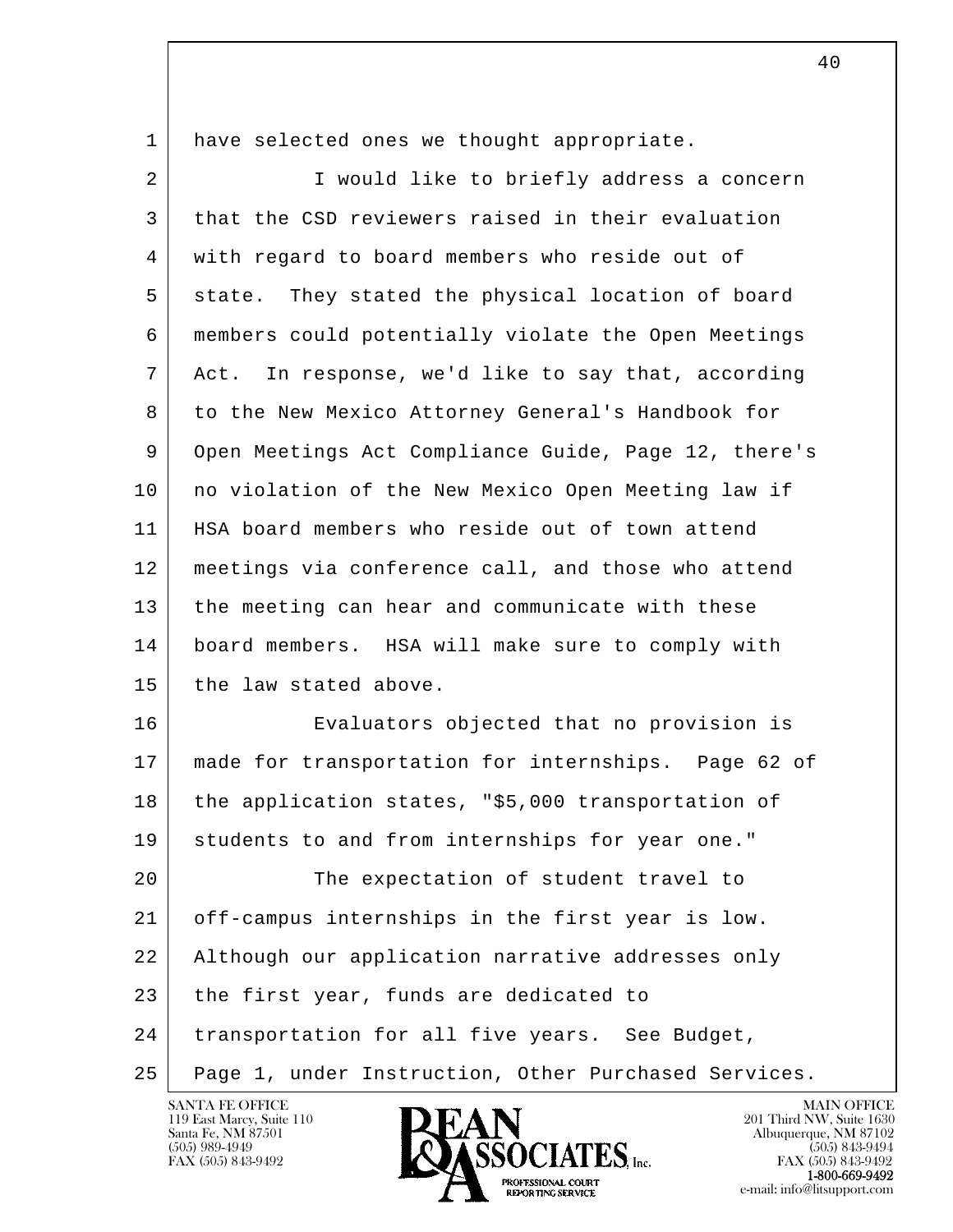have selected ones we thought appropriate.

I would like to briefly address a concern that the CSD reviewers raised in their evaluation with regard to board members who reside out of state. They stated the physical location of board members could potentially violate the Open Meetings Act. In response, we'd like to say that, according to the New Mexico Attorney General's Handbook for Open Meetings Act Compliance Guide, Page 12, there's no violation of the New Mexico Open Meeting law if HSA board members who reside out of town attend meetings via conference call, and those who attend the meeting can hear and communicate with these board members. HSA will make sure to comply with the law stated above.

Evaluators objected that no provision is made for transportation for internships. Page 62 of the application states, "$5,000 transportation of students to and from internships for year one."

The expectation of student travel to off-campus internships in the first year is low. Although our application narrative addresses only the first year, funds are dedicated to transportation for all five years. See Budget, Page 1, under Instruction, Other Purchased Services.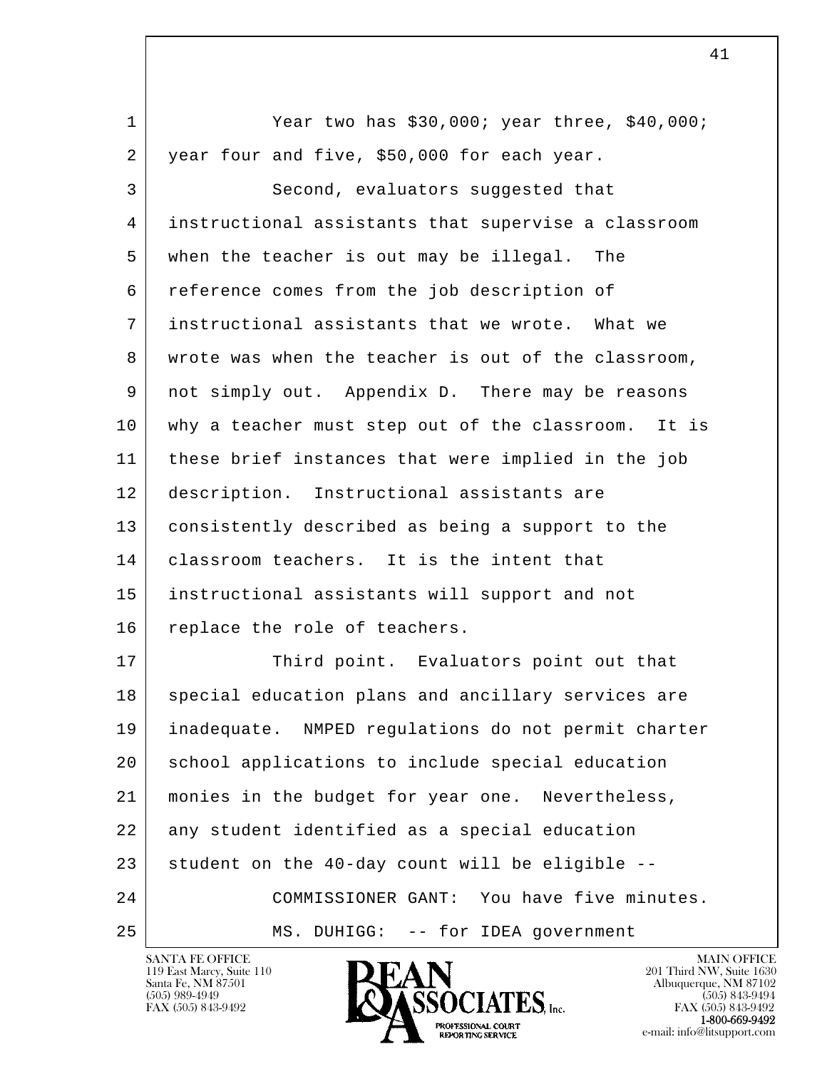Year two has $30,000; year three, $40,000; year four and five, $50,000 for each year.

Second, evaluators suggested that instructional assistants that supervise a classroom when the teacher is out may be illegal. The reference comes from the job description of instructional assistants that we wrote. What we wrote was when the teacher is out of the classroom, not simply out. Appendix D. There may be reasons why a teacher must step out of the classroom. It is these brief instances that were implied in the job description. Instructional assistants are consistently described as being a support to the classroom teachers. It is the intent that instructional assistants will support and not replace the role of teachers.

Third point. Evaluators point out that special education plans and ancillary services are inadequate. NMPED regulations do not permit charter school applications to include special education monies in the budget for year one. Nevertheless, any student identified as a special education student on the 40-day count will be eligible --

COMMISSIONER GANT: You have five minutes.

MS. DUHIGG: -- for IDEA government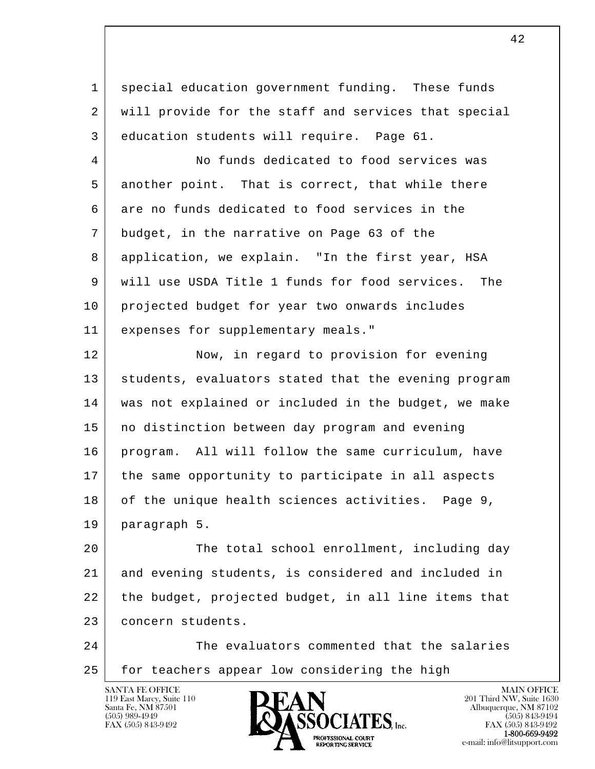special education government funding. These funds will provide for the staff and services that special education students will require. Page 61.

No funds dedicated to food services was another point. That is correct, that while there are no funds dedicated to food services in the budget, in the narrative on Page 63 of the application, we explain. "In the first year, HSA will use USDA Title 1 funds for food services. The projected budget for year two onwards includes expenses for supplementary meals."

Now, in regard to provision for evening students, evaluators stated that the evening program was not explained or included in the budget, we make no distinction between day program and evening program. All will follow the same curriculum, have the same opportunity to participate in all aspects of the unique health sciences activities. Page 9, paragraph 5.

The total school enrollment, including day and evening students, is considered and included in the budget, projected budget, in all line items that concern students.

The evaluators commented that the salaries for teachers appear low considering the high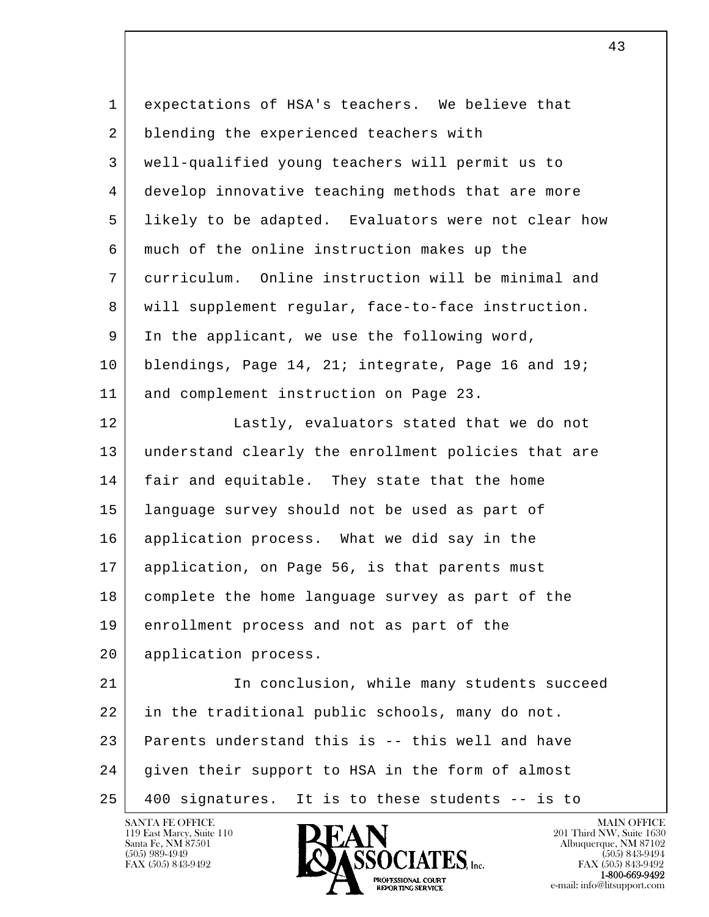expectations of HSA's teachers. We believe that blending the experienced teachers with well-qualified young teachers will permit us to develop innovative teaching methods that are more likely to be adapted. Evaluators were not clear how much of the online instruction makes up the curriculum. Online instruction will be minimal and will supplement regular, face-to-face instruction. In the applicant, we use the following word, blendings, Page 14, 21; integrate, Page 16 and 19; and complement instruction on Page 23.

Lastly, evaluators stated that we do not understand clearly the enrollment policies that are fair and equitable. They state that the home language survey should not be used as part of application process. What we did say in the application, on Page 56, is that parents must complete the home language survey as part of the enrollment process and not as part of the application process.

In conclusion, while many students succeed in the traditional public schools, many do not. Parents understand this is -- this well and have given their support to HSA in the form of almost 400 signatures. It is to these students -- is to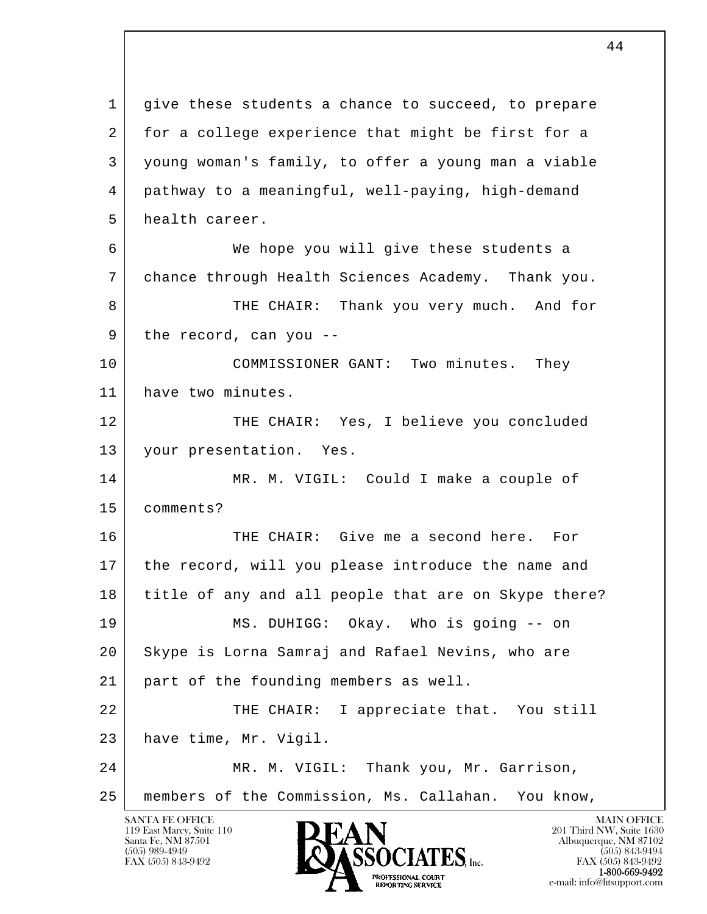1 give these students a chance to succeed, to prepare
2 for a college experience that might be first for a
3 young woman's family, to offer a young man a viable
4 pathway to a meaningful, well-paying, high-demand
5 health career.

6 We hope you will give these students a
7 chance through Health Sciences Academy. Thank you.

8 THE CHAIR: Thank you very much. And for
9 the record, can you --

10 COMMISSIONER GANT: Two minutes. They
11 have two minutes.

12 THE CHAIR: Yes, I believe you concluded
13 your presentation. Yes.

14 MR. M. VIGIL: Could I make a couple of
15 comments?

16 THE CHAIR: Give me a second here. For
17 the record, will you please introduce the name and
18 title of any and all people that are on Skype there?

19 MS. DUHIGG: Okay. Who is going -- on
20 Skype is Lorna Samraj and Rafael Nevins, who are
21 part of the founding members as well.

22 THE CHAIR: I appreciate that. You still
23 have time, Mr. Vigil.

24 MR. M. VIGIL: Thank you, Mr. Garrison,
25 members of the Commission, Ms. Callahan. You know,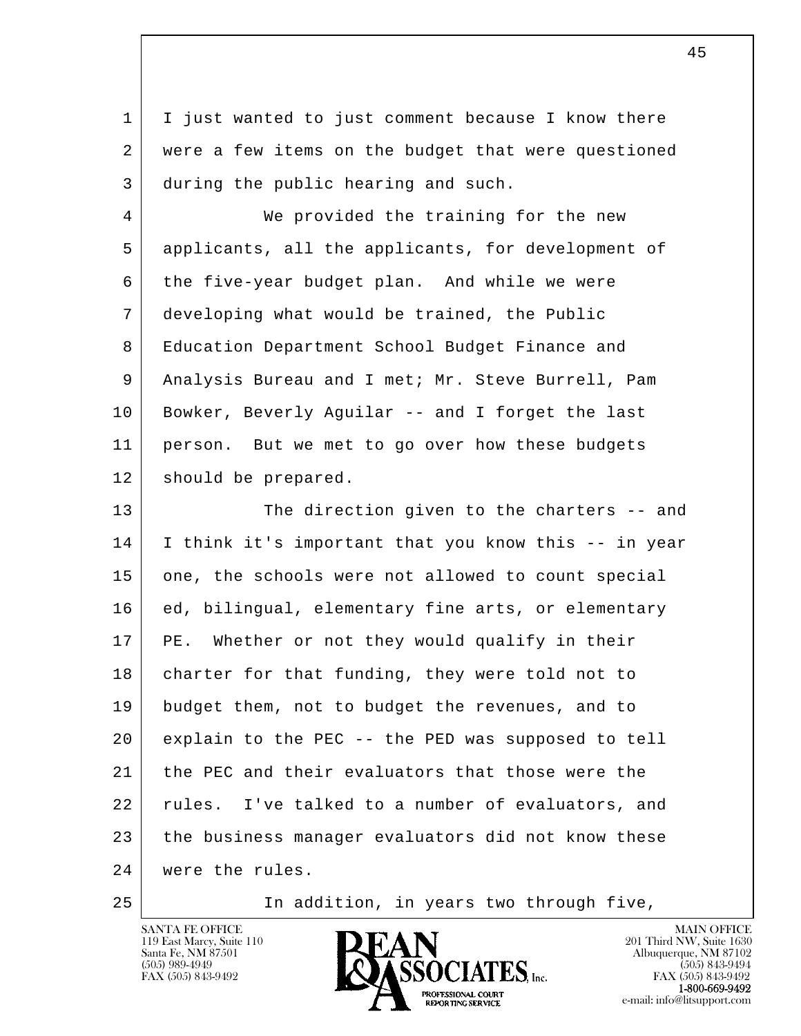I just wanted to just comment because I know there were a few items on the budget that were questioned during the public hearing and such.

We provided the training for the new applicants, all the applicants, for development of the five-year budget plan.  And while we were developing what would be trained, the Public Education Department School Budget Finance and Analysis Bureau and I met; Mr. Steve Burrell, Pam Bowker, Beverly Aguilar -- and I forget the last person.  But we met to go over how these budgets should be prepared.

The direction given to the charters -- and I think it's important that you know this -- in year one, the schools were not allowed to count special ed, bilingual, elementary fine arts, or elementary PE.  Whether or not they would qualify in their charter for that funding, they were told not to budget them, not to budget the revenues, and to explain to the PEC -- the PED was supposed to tell the PEC and their evaluators that those were the rules.  I've talked to a number of evaluators, and the business manager evaluators did not know these were the rules.

In addition, in years two through five,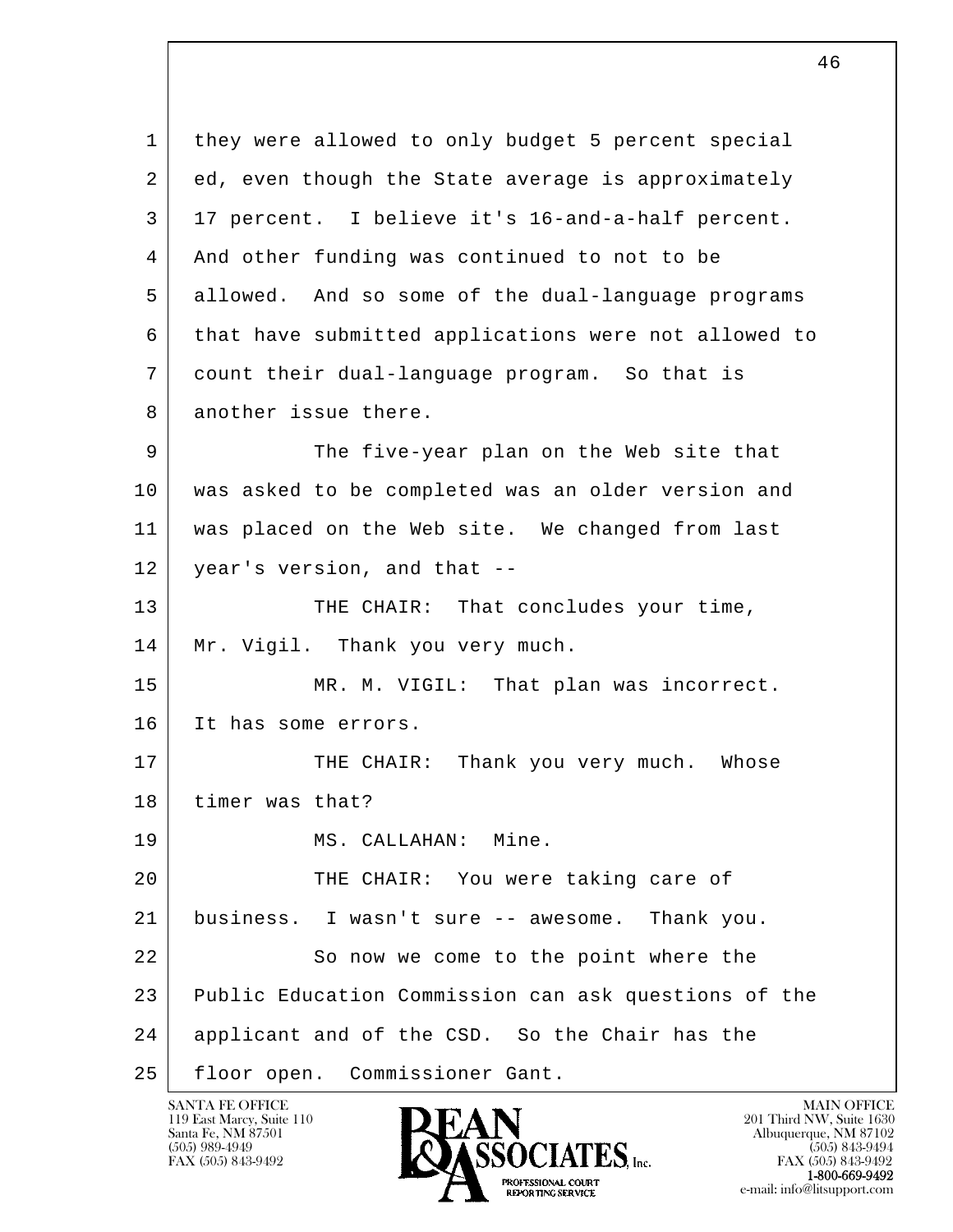they were allowed to only budget 5 percent special ed, even though the State average is approximately 17 percent. I believe it's 16-and-a-half percent. And other funding was continued to not to be allowed. And so some of the dual-language programs that have submitted applications were not allowed to count their dual-language program. So that is another issue there.

The five-year plan on the Web site that was asked to be completed was an older version and was placed on the Web site. We changed from last year's version, and that --

THE CHAIR: That concludes your time, Mr. Vigil. Thank you very much.

MR. M. VIGIL: That plan was incorrect. It has some errors.

THE CHAIR: Thank you very much. Whose timer was that?

MS. CALLAHAN: Mine.

THE CHAIR: You were taking care of business. I wasn't sure -- awesome. Thank you.

So now we come to the point where the Public Education Commission can ask questions of the applicant and of the CSD. So the Chair has the floor open. Commissioner Gant.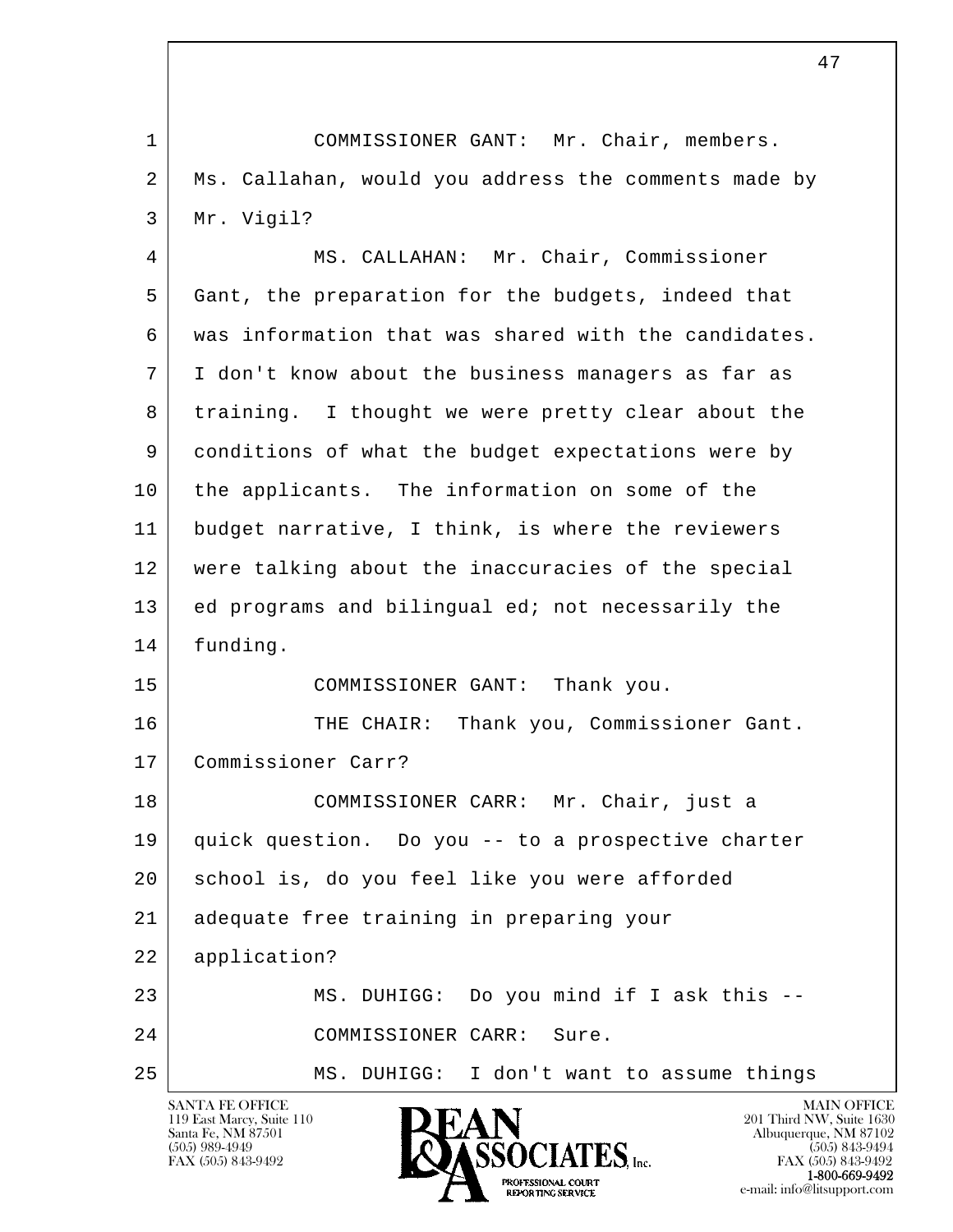1 COMMISSIONER GANT: Mr. Chair, members.
2 Ms. Callahan, would you address the comments made by
3 Mr. Vigil?
4 MS. CALLAHAN: Mr. Chair, Commissioner
5 Gant, the preparation for the budgets, indeed that
6 was information that was shared with the candidates.
7 I don't know about the business managers as far as
8 training. I thought we were pretty clear about the
9 conditions of what the budget expectations were by
10 the applicants. The information on some of the
11 budget narrative, I think, is where the reviewers
12 were talking about the inaccuracies of the special
13 ed programs and bilingual ed; not necessarily the
14 funding.
15 COMMISSIONER GANT: Thank you.
16 THE CHAIR: Thank you, Commissioner Gant.
17 Commissioner Carr?
18 COMMISSIONER CARR: Mr. Chair, just a
19 quick question. Do you -- to a prospective charter
20 school is, do you feel like you were afforded
21 adequate free training in preparing your
22 application?
23 MS. DUHIGG: Do you mind if I ask this --
24 COMMISSIONER CARR: Sure.
25 MS. DUHIGG: I don't want to assume things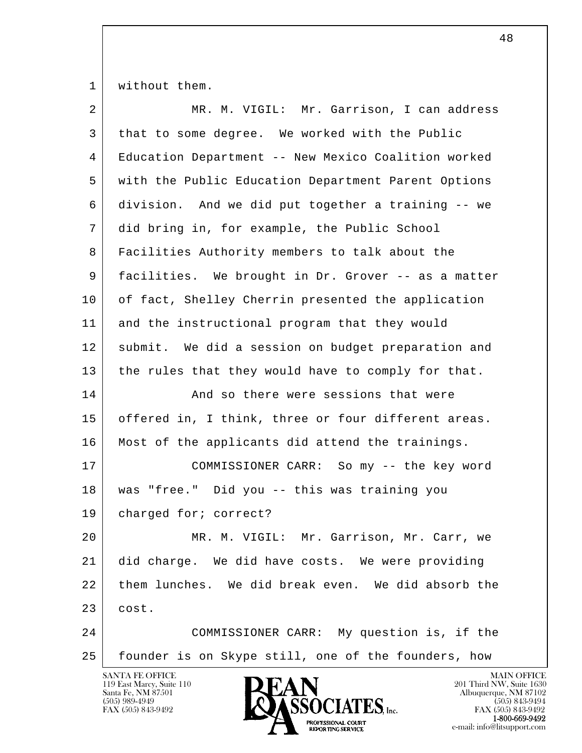without them.

MR. M. VIGIL: Mr. Garrison, I can address that to some degree. We worked with the Public Education Department -- New Mexico Coalition worked with the Public Education Department Parent Options division. And we did put together a training -- we did bring in, for example, the Public School Facilities Authority members to talk about the facilities. We brought in Dr. Grover -- as a matter of fact, Shelley Cherrin presented the application and the instructional program that they would submit. We did a session on budget preparation and the rules that they would have to comply for that.

And so there were sessions that were offered in, I think, three or four different areas. Most of the applicants did attend the trainings.

COMMISSIONER CARR: So my -- the key word was "free." Did you -- this was training you charged for; correct?

MR. M. VIGIL: Mr. Garrison, Mr. Carr, we did charge. We did have costs. We were providing them lunches. We did break even. We did absorb the cost.

COMMISSIONER CARR: My question is, if the founder is on Skype still, one of the founders, how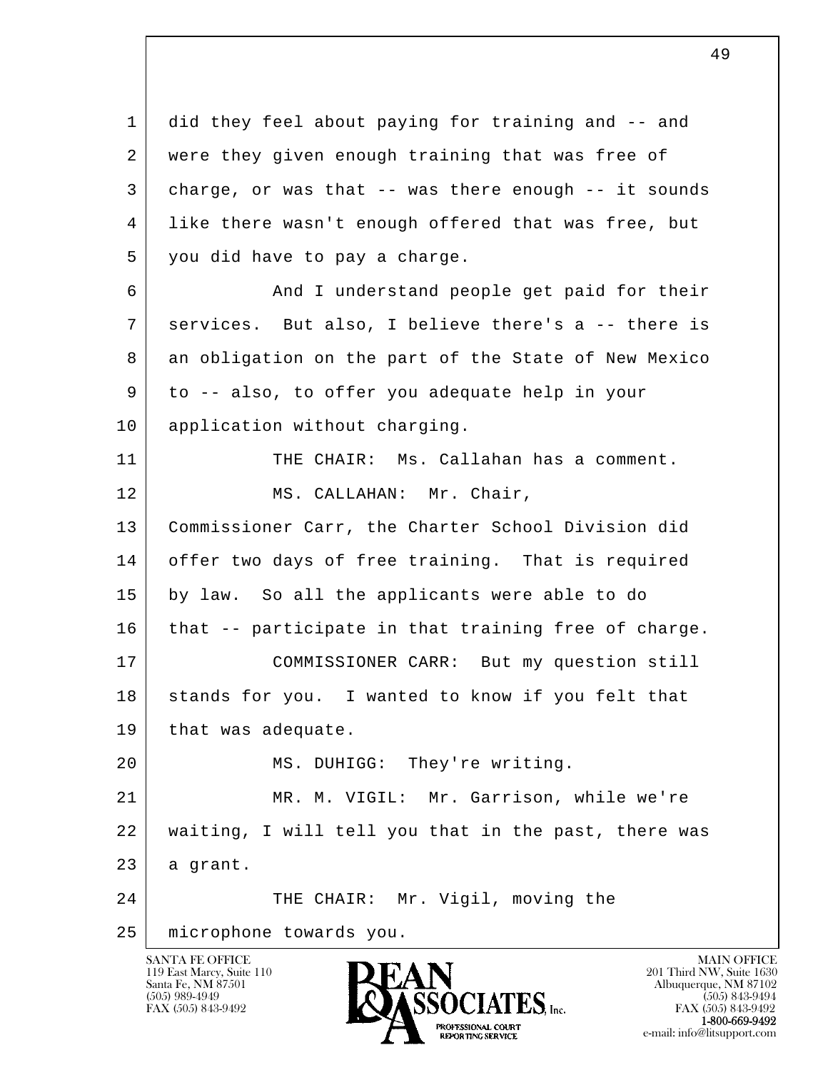did they feel about paying for training and -- and were they given enough training that was free of charge, or was that -- was there enough -- it sounds like there wasn't enough offered that was free, but you did have to pay a charge.

And I understand people get paid for their services. But also, I believe there's a -- there is an obligation on the part of the State of New Mexico to -- also, to offer you adequate help in your application without charging.

THE CHAIR: Ms. Callahan has a comment.

MS. CALLAHAN: Mr. Chair, Commissioner Carr, the Charter School Division did offer two days of free training. That is required by law. So all the applicants were able to do that -- participate in that training free of charge.

COMMISSIONER CARR: But my question still stands for you. I wanted to know if you felt that that was adequate.

MS. DUHIGG: They're writing.

MR. M. VIGIL: Mr. Garrison, while we're waiting, I will tell you that in the past, there was a grant.

THE CHAIR: Mr. Vigil, moving the microphone towards you.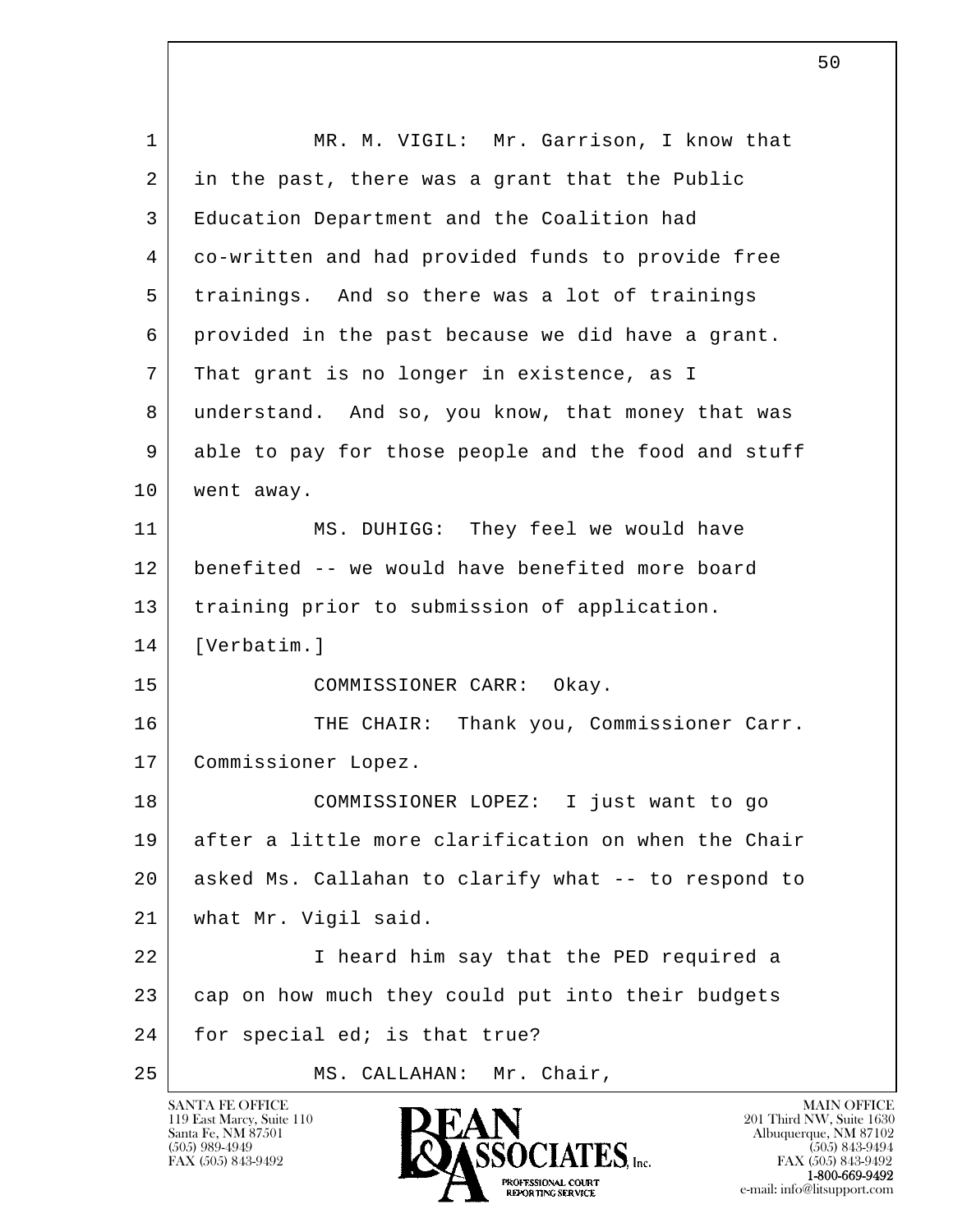1 MR. M. VIGIL: Mr. Garrison, I know that
2 in the past, there was a grant that the Public
3 Education Department and the Coalition had
4 co-written and had provided funds to provide free
5 trainings. And so there was a lot of trainings
6 provided in the past because we did have a grant.
7 That grant is no longer in existence, as I
8 understand. And so, you know, that money that was
9 able to pay for those people and the food and stuff
10 went away.

11 MS. DUHIGG: They feel we would have
12 benefited -- we would have benefited more board
13 training prior to submission of application.
14 [Verbatim.]

15 COMMISSIONER CARR: Okay.

16 THE CHAIR: Thank you, Commissioner Carr.
17 Commissioner Lopez.

18 COMMISSIONER LOPEZ: I just want to go
19 after a little more clarification on when the Chair
20 asked Ms. Callahan to clarify what -- to respond to
21 what Mr. Vigil said.

22 I heard him say that the PED required a
23 cap on how much they could put into their budgets
24 for special ed; is that true?

25 MS. CALLAHAN: Mr. Chair,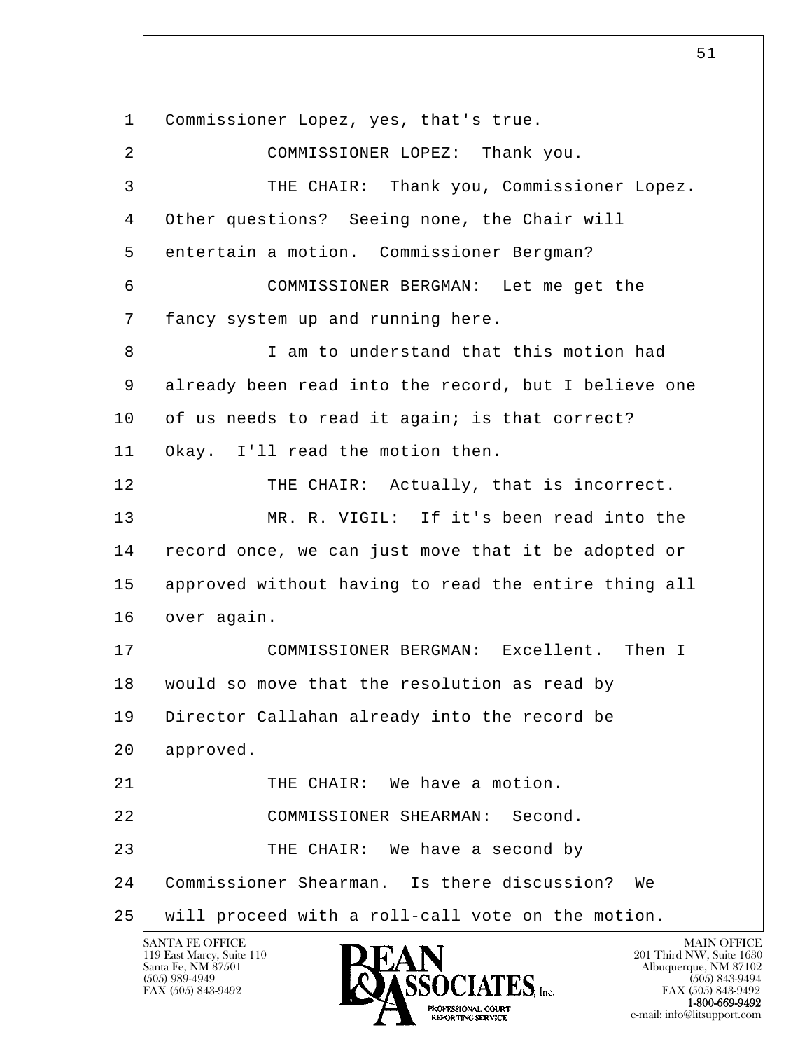Commissioner Lopez, yes, that's true.

COMMISSIONER LOPEZ: Thank you.

THE CHAIR: Thank you, Commissioner Lopez. Other questions? Seeing none, the Chair will entertain a motion. Commissioner Bergman?

COMMISSIONER BERGMAN: Let me get the fancy system up and running here.

I am to understand that this motion had already been read into the record, but I believe one of us needs to read it again; is that correct? Okay. I'll read the motion then.

THE CHAIR: Actually, that is incorrect.

MR. R. VIGIL: If it's been read into the record once, we can just move that it be adopted or approved without having to read the entire thing all over again.

COMMISSIONER BERGMAN: Excellent. Then I would so move that the resolution as read by Director Callahan already into the record be approved.

THE CHAIR: We have a motion.

COMMISSIONER SHEARMAN: Second.

THE CHAIR: We have a second by Commissioner Shearman. Is there discussion? We will proceed with a roll-call vote on the motion.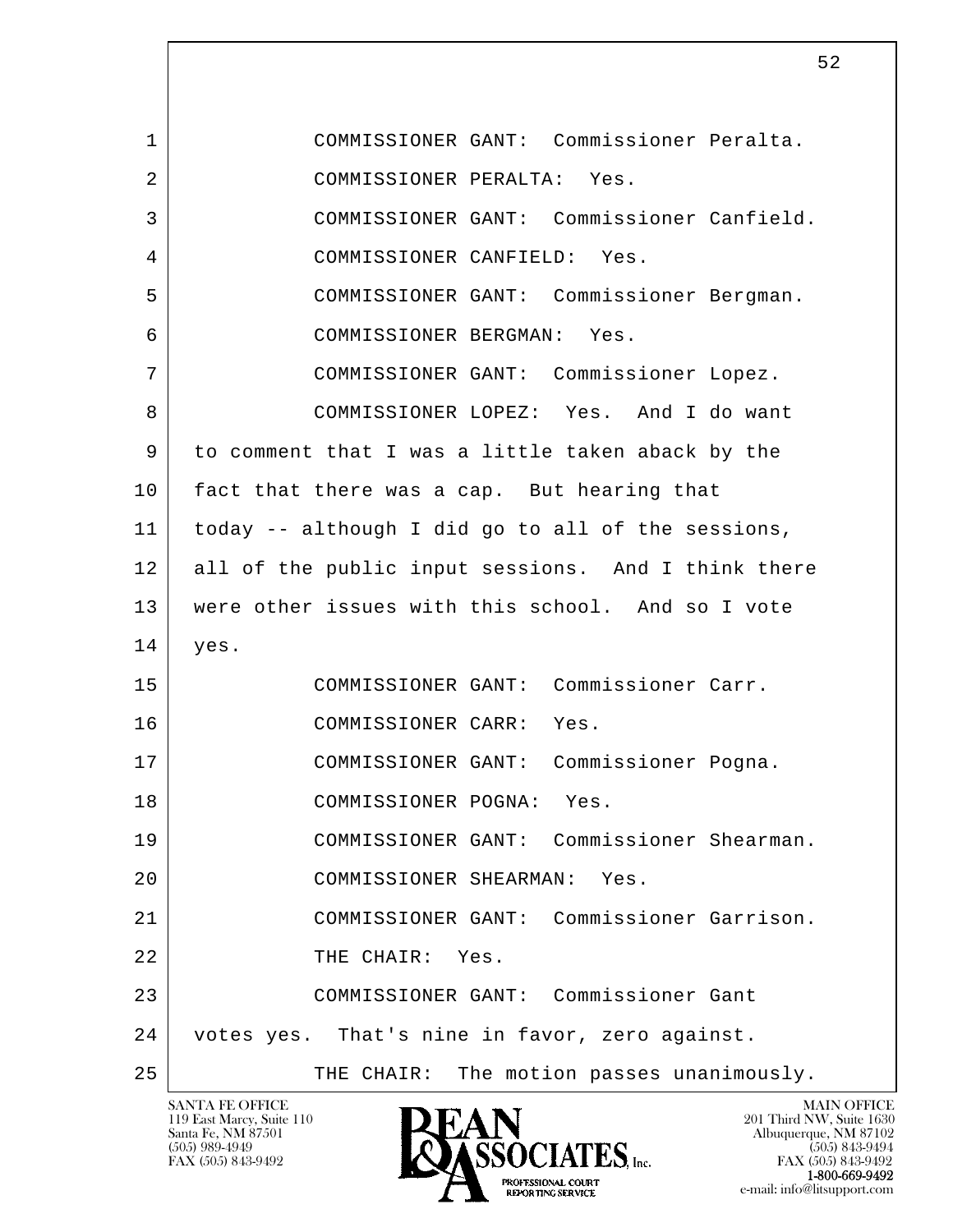1 COMMISSIONER GANT: Commissioner Peralta.

2 COMMISSIONER PERALTA: Yes.

3 COMMISSIONER GANT: Commissioner Canfield.

4 COMMISSIONER CANFIELD: Yes.

5 COMMISSIONER GANT: Commissioner Bergman.

6 COMMISSIONER BERGMAN: Yes.

7 COMMISSIONER GANT: Commissioner Lopez.

8 COMMISSIONER LOPEZ: Yes. And I do want

9 to comment that I was a little taken aback by the

10 fact that there was a cap. But hearing that

11 today -- although I did go to all of the sessions,

12 all of the public input sessions. And I think there

13 were other issues with this school. And so I vote

14 yes.

15 COMMISSIONER GANT: Commissioner Carr.

16 COMMISSIONER CARR: Yes.

17 COMMISSIONER GANT: Commissioner Pogna.

18 COMMISSIONER POGNA: Yes.

19 COMMISSIONER GANT: Commissioner Shearman.

20 COMMISSIONER SHEARMAN: Yes.

21 COMMISSIONER GANT: Commissioner Garrison.

22 THE CHAIR: Yes.

23 COMMISSIONER GANT: Commissioner Gant

24 votes yes. That's nine in favor, zero against.

25 THE CHAIR: The motion passes unanimously.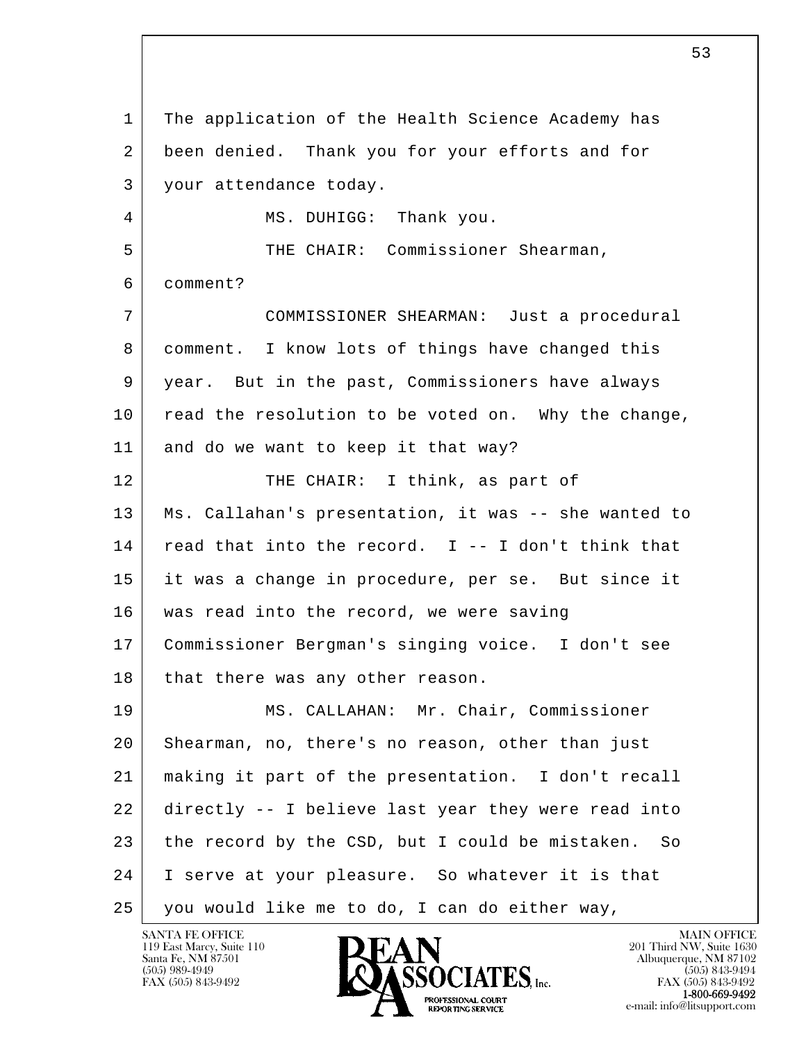The application of the Health Science Academy has been denied. Thank you for your efforts and for your attendance today.

MS. DUHIGG: Thank you.

THE CHAIR: Commissioner Shearman, comment?

COMMISSIONER SHEARMAN: Just a procedural comment. I know lots of things have changed this year. But in the past, Commissioners have always read the resolution to be voted on. Why the change, and do we want to keep it that way?

THE CHAIR: I think, as part of Ms. Callahan's presentation, it was -- she wanted to read that into the record. I -- I don't think that it was a change in procedure, per se. But since it was read into the record, we were saving Commissioner Bergman's singing voice. I don't see that there was any other reason.

MS. CALLAHAN: Mr. Chair, Commissioner Shearman, no, there's no reason, other than just making it part of the presentation. I don't recall directly -- I believe last year they were read into the record by the CSD, but I could be mistaken. So I serve at your pleasure. So whatever it is that you would like me to do, I can do either way,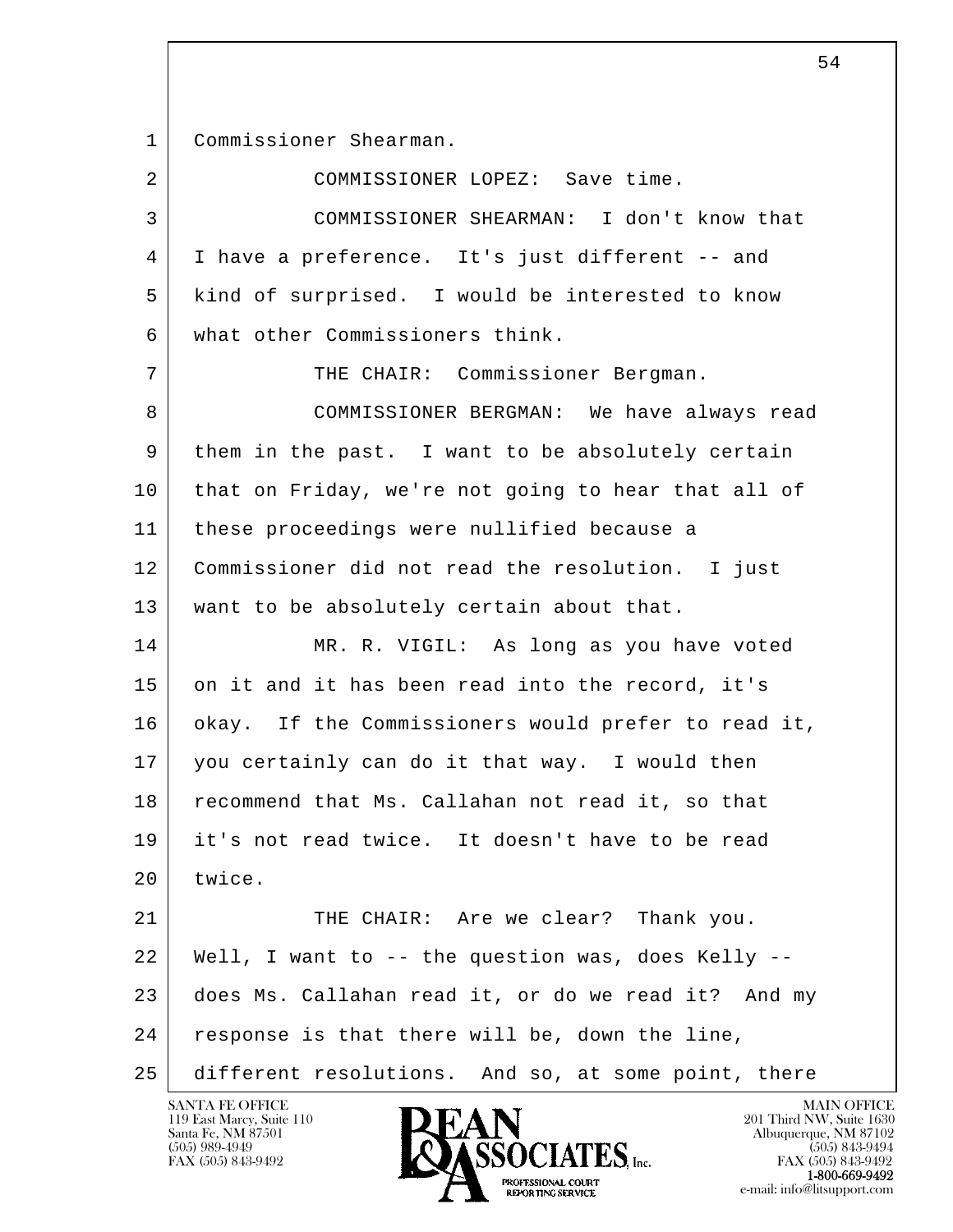Commissioner Shearman.

COMMISSIONER LOPEZ: Save time.

COMMISSIONER SHEARMAN: I don't know that I have a preference. It's just different -- and kind of surprised. I would be interested to know what other Commissioners think.

THE CHAIR: Commissioner Bergman.

COMMISSIONER BERGMAN: We have always read them in the past. I want to be absolutely certain that on Friday, we're not going to hear that all of these proceedings were nullified because a Commissioner did not read the resolution. I just want to be absolutely certain about that.

MR. R. VIGIL: As long as you have voted on it and it has been read into the record, it's okay. If the Commissioners would prefer to read it, you certainly can do it that way. I would then recommend that Ms. Callahan not read it, so that it's not read twice. It doesn't have to be read twice.

THE CHAIR: Are we clear? Thank you. Well, I want to -- the question was, does Kelly -- does Ms. Callahan read it, or do we read it? And my response is that there will be, down the line, different resolutions. And so, at some point, there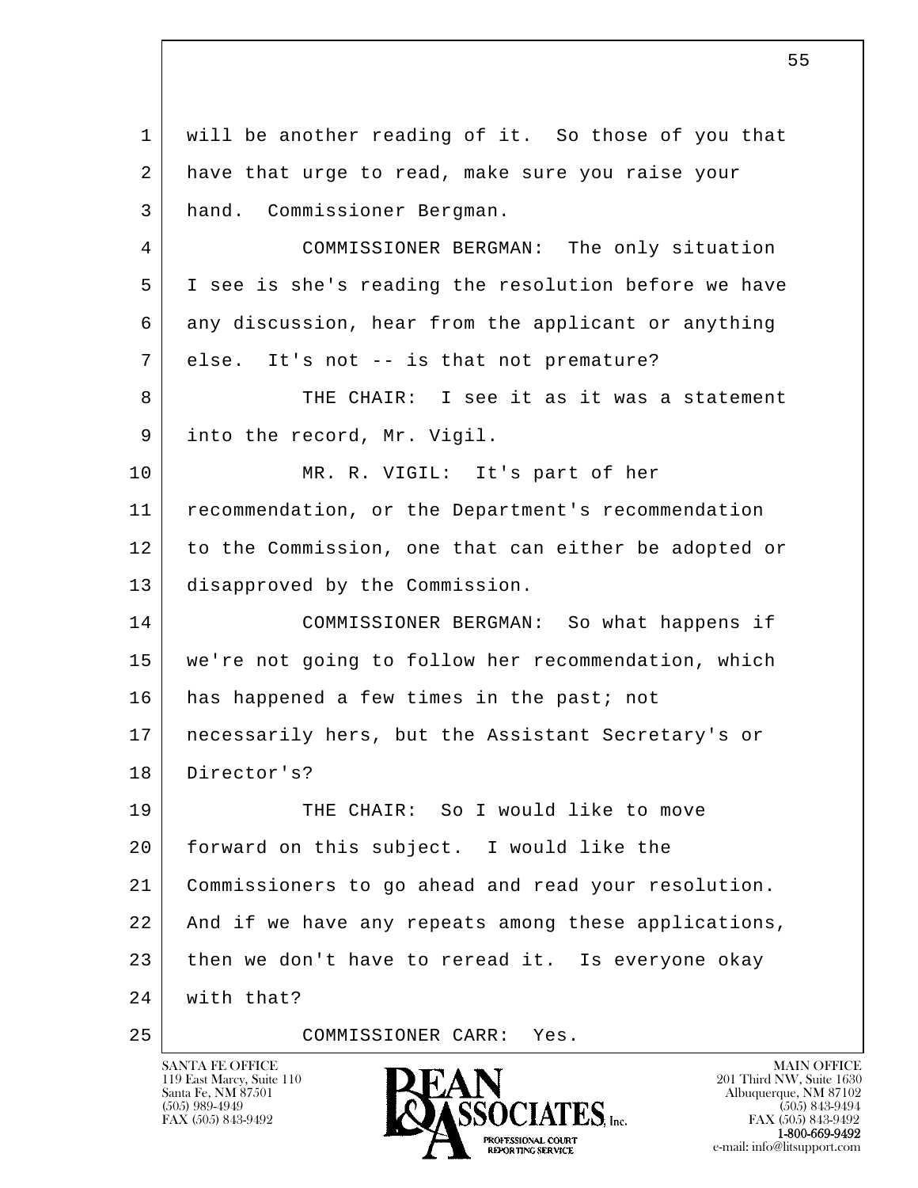will be another reading of it. So those of you that have that urge to read, make sure you raise your hand. Commissioner Bergman.

COMMISSIONER BERGMAN: The only situation I see is she's reading the resolution before we have any discussion, hear from the applicant or anything else. It's not -- is that not premature?

THE CHAIR: I see it as it was a statement into the record, Mr. Vigil.

MR. R. VIGIL: It's part of her recommendation, or the Department's recommendation to the Commission, one that can either be adopted or disapproved by the Commission.

COMMISSIONER BERGMAN: So what happens if we're not going to follow her recommendation, which has happened a few times in the past; not necessarily hers, but the Assistant Secretary's or Director's?

THE CHAIR: So I would like to move forward on this subject. I would like the Commissioners to go ahead and read your resolution. And if we have any repeats among these applications, then we don't have to reread it. Is everyone okay with that?

COMMISSIONER CARR: Yes.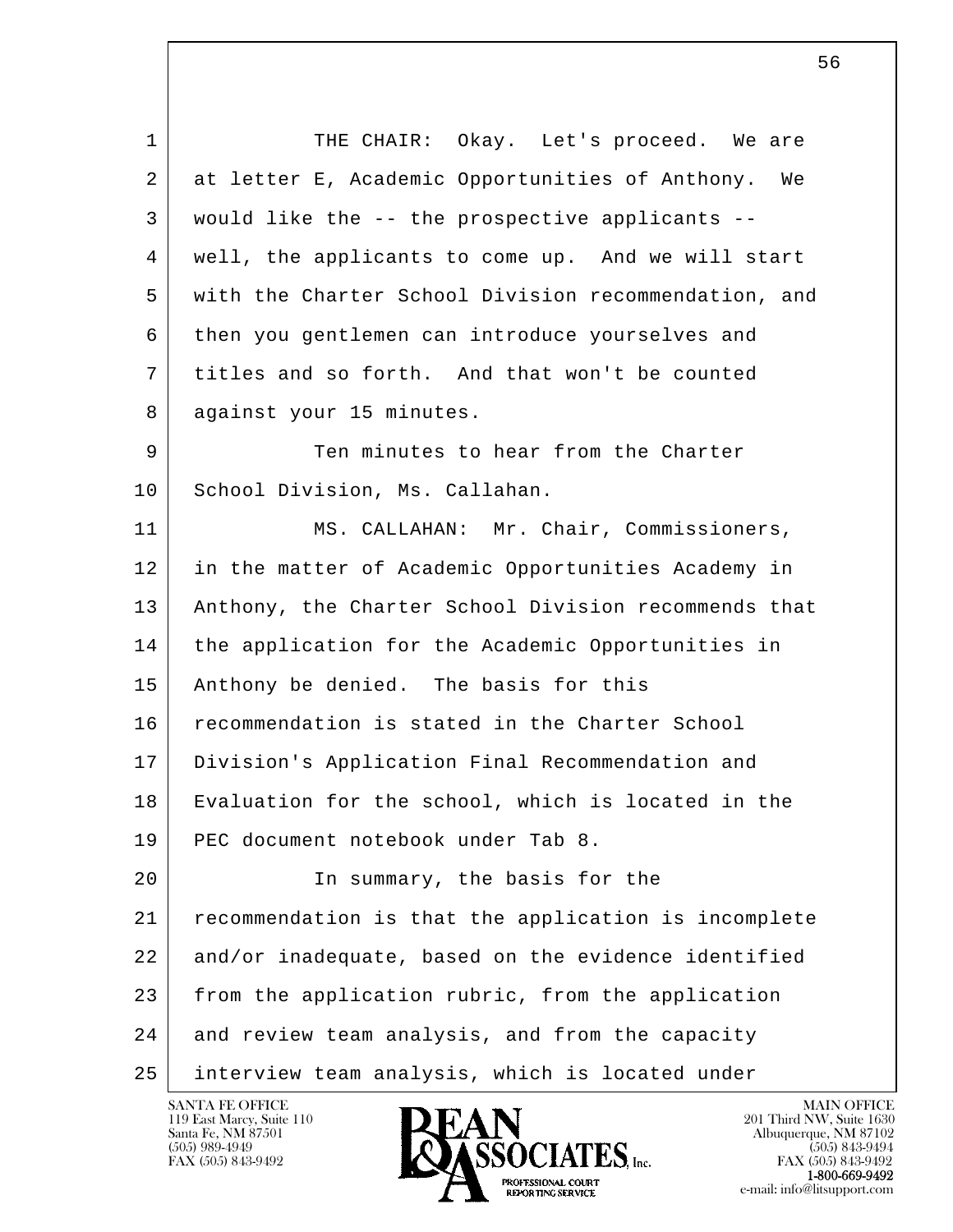THE CHAIR: Okay. Let's proceed. We are at letter E, Academic Opportunities of Anthony. We would like the -- the prospective applicants -- well, the applicants to come up. And we will start with the Charter School Division recommendation, and then you gentlemen can introduce yourselves and titles and so forth. And that won't be counted against your 15 minutes.

Ten minutes to hear from the Charter School Division, Ms. Callahan.

MS. CALLAHAN: Mr. Chair, Commissioners, in the matter of Academic Opportunities Academy in Anthony, the Charter School Division recommends that the application for the Academic Opportunities in Anthony be denied. The basis for this recommendation is stated in the Charter School Division's Application Final Recommendation and Evaluation for the school, which is located in the PEC document notebook under Tab 8.

In summary, the basis for the recommendation is that the application is incomplete and/or inadequate, based on the evidence identified from the application rubric, from the application and review team analysis, and from the capacity interview team analysis, which is located under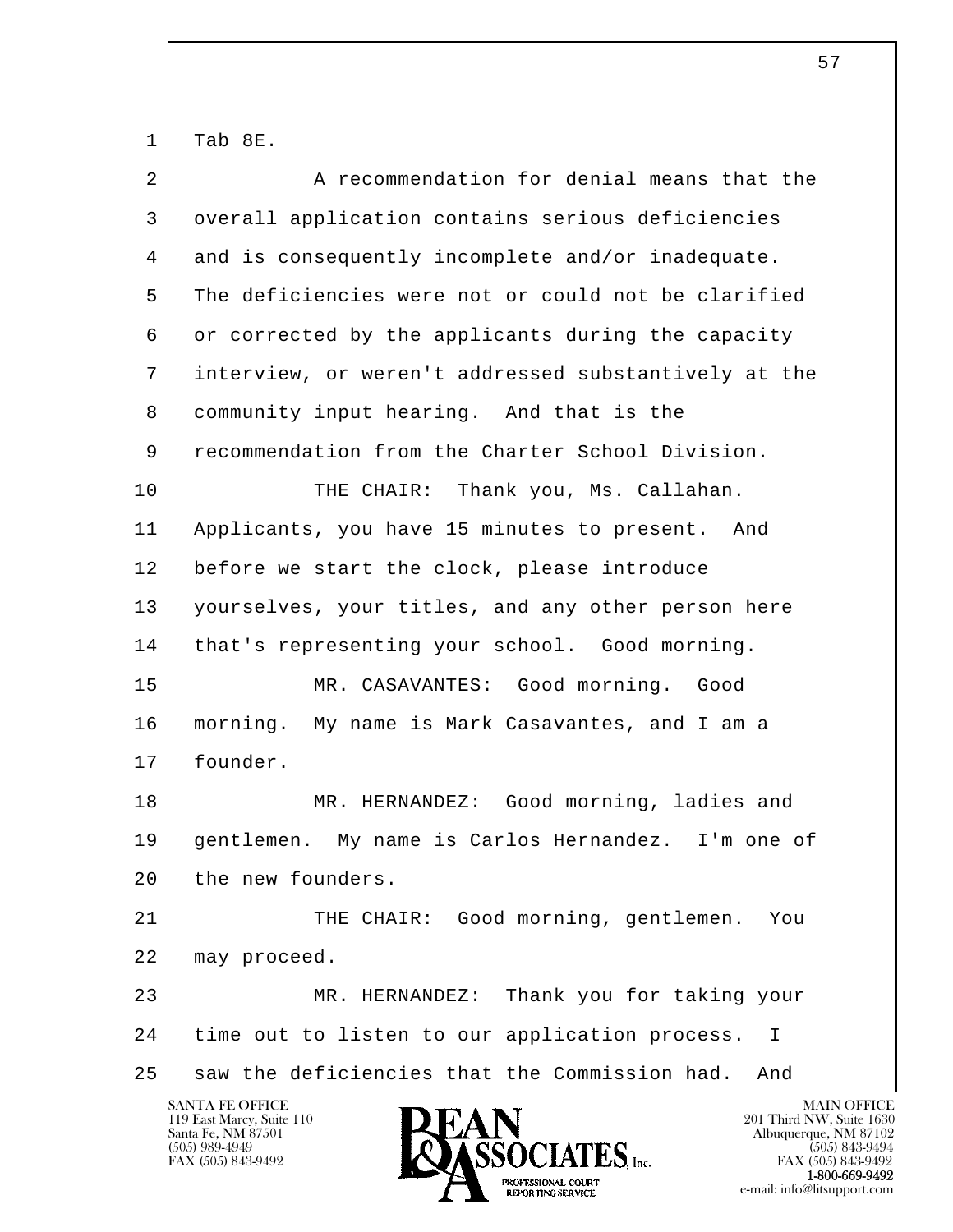Tab 8E.

A recommendation for denial means that the overall application contains serious deficiencies and is consequently incomplete and/or inadequate. The deficiencies were not or could not be clarified or corrected by the applicants during the capacity interview, or weren't addressed substantively at the community input hearing. And that is the recommendation from the Charter School Division.

THE CHAIR: Thank you, Ms. Callahan. Applicants, you have 15 minutes to present. And before we start the clock, please introduce yourselves, your titles, and any other person here that's representing your school. Good morning.

MR. CASAVANTES: Good morning. Good morning. My name is Mark Casavantes, and I am a founder.

MR. HERNANDEZ: Good morning, ladies and gentlemen. My name is Carlos Hernandez. I'm one of the new founders.

THE CHAIR: Good morning, gentlemen. You may proceed.

MR. HERNANDEZ: Thank you for taking your time out to listen to our application process. I saw the deficiencies that the Commission had. And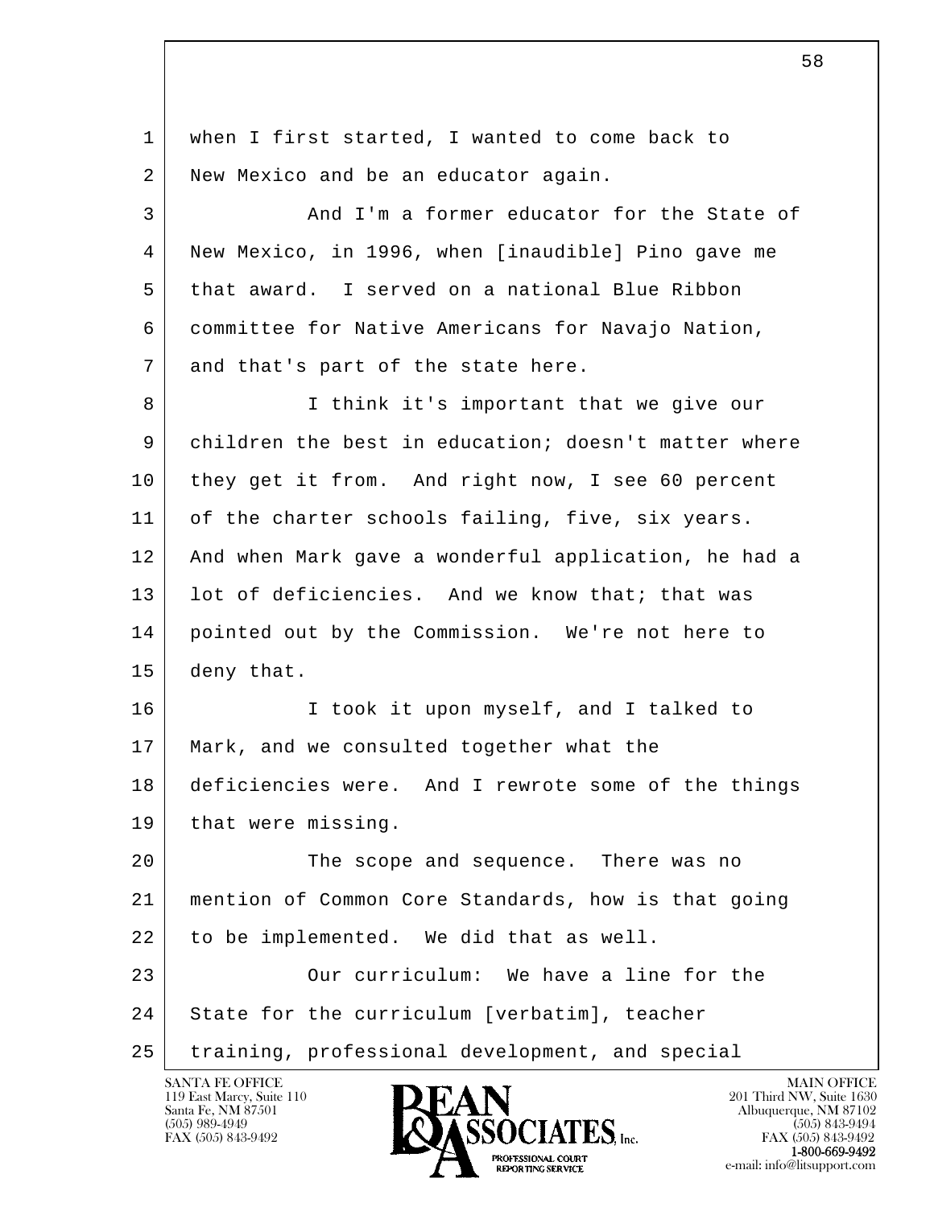when I first started, I wanted to come back to New Mexico and be an educator again.

And I'm a former educator for the State of New Mexico, in 1996, when [inaudible] Pino gave me that award. I served on a national Blue Ribbon committee for Native Americans for Navajo Nation, and that's part of the state here.

I think it's important that we give our children the best in education; doesn't matter where they get it from. And right now, I see 60 percent of the charter schools failing, five, six years. And when Mark gave a wonderful application, he had a lot of deficiencies. And we know that; that was pointed out by the Commission. We're not here to deny that.

I took it upon myself, and I talked to Mark, and we consulted together what the deficiencies were. And I rewrote some of the things that were missing.

The scope and sequence. There was no mention of Common Core Standards, how is that going to be implemented. We did that as well.

Our curriculum: We have a line for the State for the curriculum [verbatim], teacher training, professional development, and special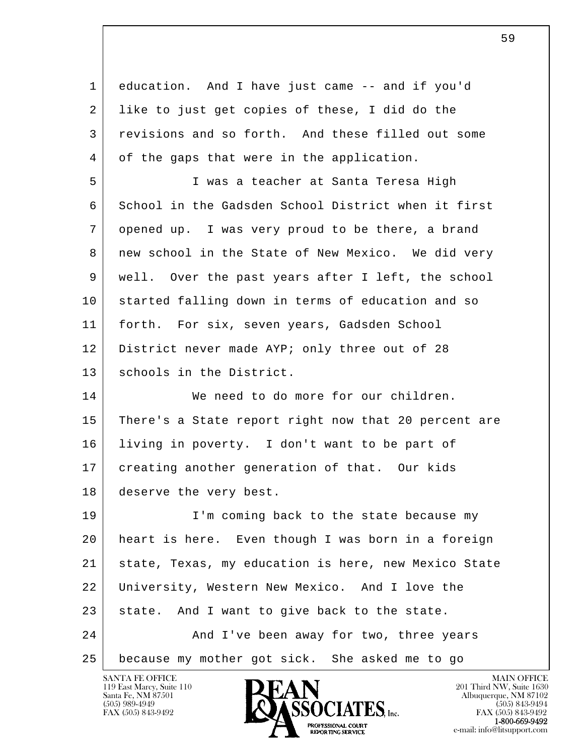education. And I have just came -- and if you'd like to just get copies of these, I did do the revisions and so forth. And these filled out some of the gaps that were in the application.

I was a teacher at Santa Teresa High School in the Gadsden School District when it first opened up. I was very proud to be there, a brand new school in the State of New Mexico. We did very well. Over the past years after I left, the school started falling down in terms of education and so forth. For six, seven years, Gadsden School District never made AYP; only three out of 28 schools in the District.

We need to do more for our children. There's a State report right now that 20 percent are living in poverty. I don't want to be part of creating another generation of that. Our kids deserve the very best.

I'm coming back to the state because my heart is here. Even though I was born in a foreign state, Texas, my education is here, new Mexico State University, Western New Mexico. And I love the state. And I want to give back to the state.

And I've been away for two, three years because my mother got sick. She asked me to go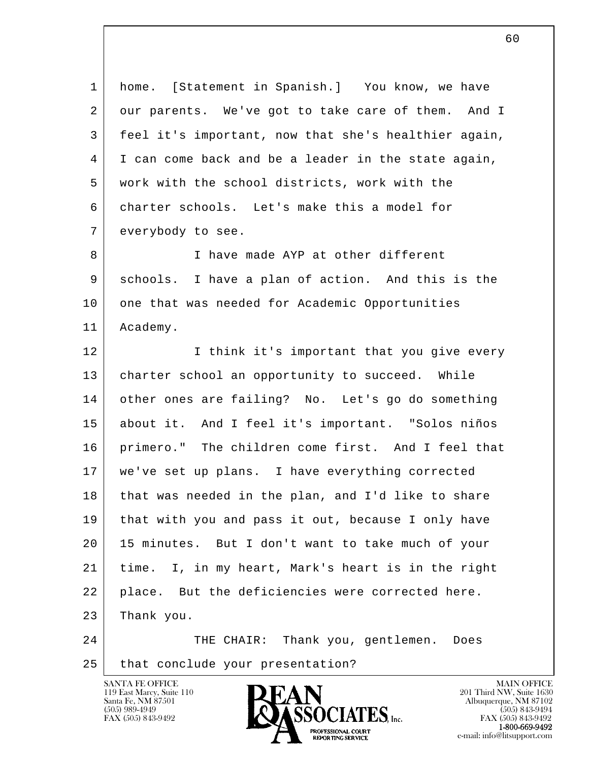home. [Statement in Spanish.] You know, we have our parents. We've got to take care of them. And I feel it's important, now that she's healthier again, I can come back and be a leader in the state again, work with the school districts, work with the charter schools. Let's make this a model for everybody to see.

I have made AYP at other different schools. I have a plan of action. And this is the one that was needed for Academic Opportunities Academy.

I think it's important that you give every charter school an opportunity to succeed. While other ones are failing? No. Let's go do something about it. And I feel it's important. "Solos niños primero." The children come first. And I feel that we've set up plans. I have everything corrected that was needed in the plan, and I'd like to share that with you and pass it out, because I only have 15 minutes. But I don't want to take much of your time. I, in my heart, Mark's heart is in the right place. But the deficiencies were corrected here. Thank you.

THE CHAIR: Thank you, gentlemen. Does that conclude your presentation?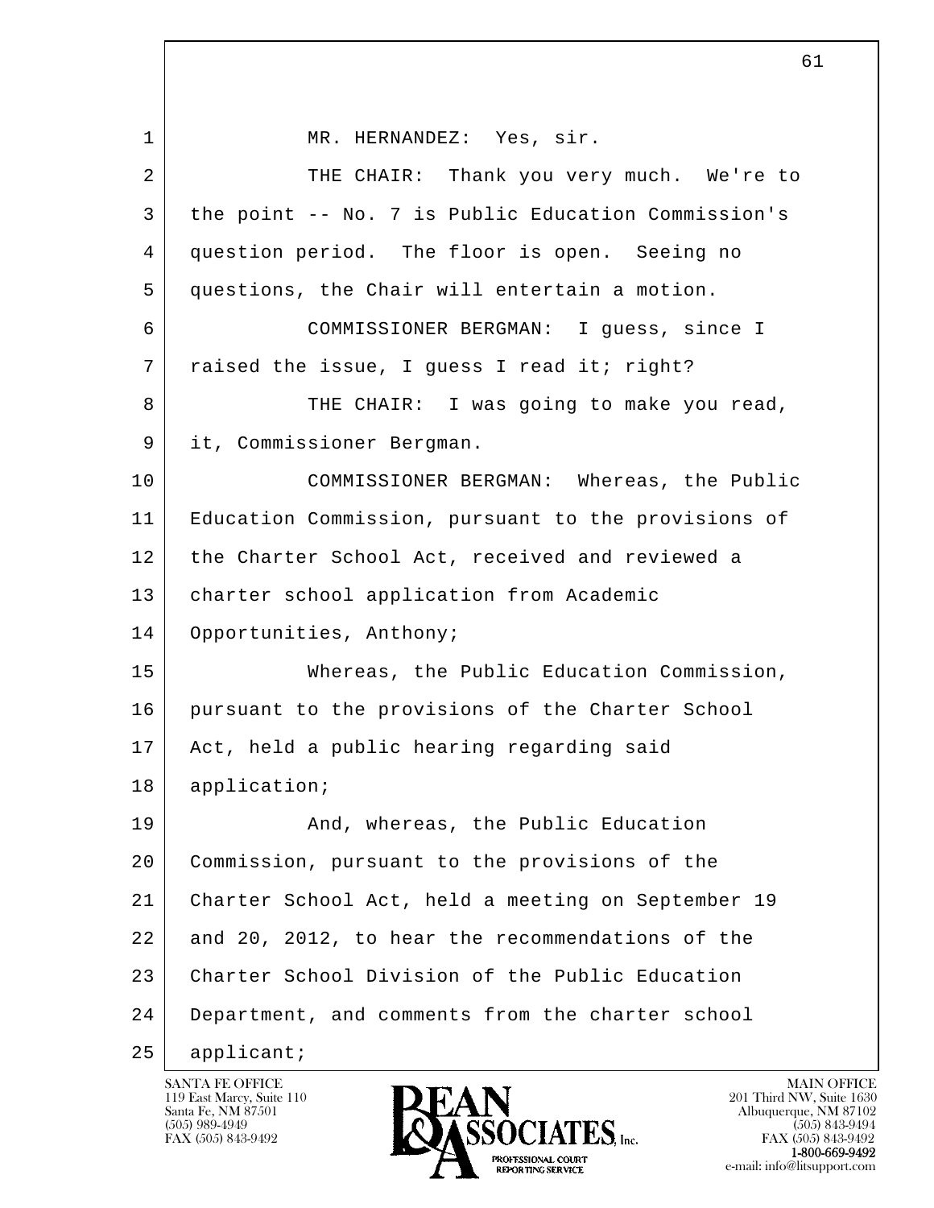MR. HERNANDEZ: Yes, sir.

THE CHAIR: Thank you very much. We're to the point -- No. 7 is Public Education Commission's question period. The floor is open. Seeing no questions, the Chair will entertain a motion.

COMMISSIONER BERGMAN: I guess, since I raised the issue, I guess I read it; right?

THE CHAIR: I was going to make you read, it, Commissioner Bergman.

COMMISSIONER BERGMAN: Whereas, the Public Education Commission, pursuant to the provisions of the Charter School Act, received and reviewed a charter school application from Academic Opportunities, Anthony;

Whereas, the Public Education Commission, pursuant to the provisions of the Charter School Act, held a public hearing regarding said application;

And, whereas, the Public Education Commission, pursuant to the provisions of the Charter School Act, held a meeting on September 19 and 20, 2012, to hear the recommendations of the Charter School Division of the Public Education Department, and comments from the charter school applicant;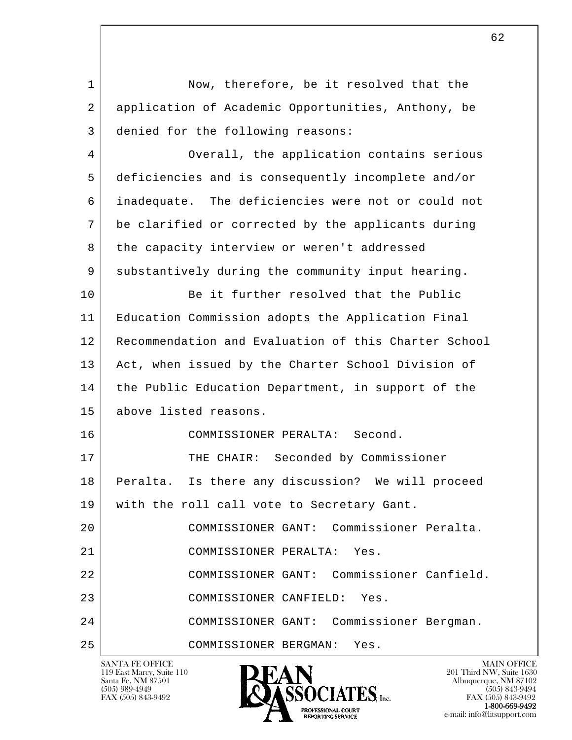Now, therefore, be it resolved that the application of Academic Opportunities, Anthony, be denied for the following reasons:

Overall, the application contains serious deficiencies and is consequently incomplete and/or inadequate. The deficiencies were not or could not be clarified or corrected by the applicants during the capacity interview or weren't addressed substantively during the community input hearing.

Be it further resolved that the Public Education Commission adopts the Application Final Recommendation and Evaluation of this Charter School Act, when issued by the Charter School Division of the Public Education Department, in support of the above listed reasons.

COMMISSIONER PERALTA: Second.

THE CHAIR: Seconded by Commissioner Peralta. Is there any discussion? We will proceed with the roll call vote to Secretary Gant.

COMMISSIONER GANT: Commissioner Peralta.

COMMISSIONER PERALTA: Yes.

COMMISSIONER GANT: Commissioner Canfield.

COMMISSIONER CANFIELD: Yes.

COMMISSIONER GANT: Commissioner Bergman.

COMMISSIONER BERGMAN: Yes.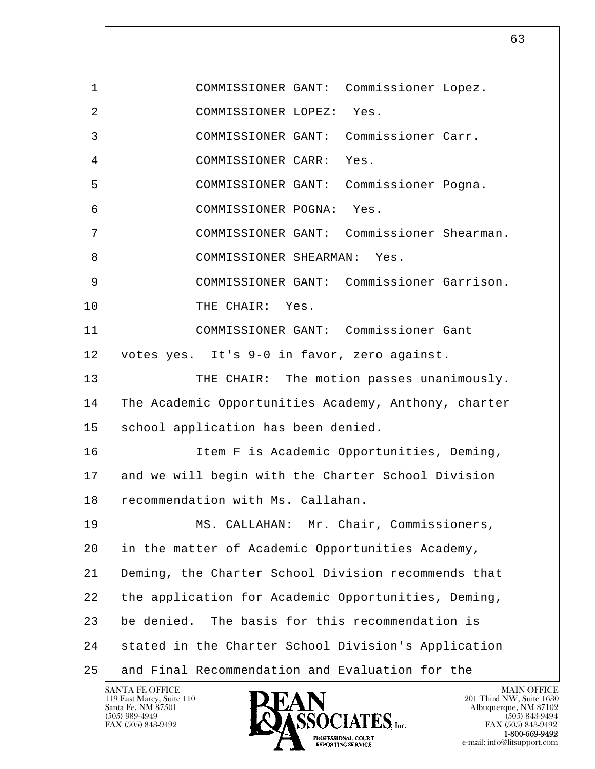COMMISSIONER GANT: Commissioner Lopez.

COMMISSIONER LOPEZ: Yes.

COMMISSIONER GANT: Commissioner Carr.

COMMISSIONER CARR: Yes.

COMMISSIONER GANT: Commissioner Pogna.

COMMISSIONER POGNA: Yes.

COMMISSIONER GANT: Commissioner Shearman.

COMMISSIONER SHEARMAN: Yes.

COMMISSIONER GANT: Commissioner Garrison.

THE CHAIR: Yes.

COMMISSIONER GANT: Commissioner Gant votes yes. It's 9-0 in favor, zero against.

THE CHAIR: The motion passes unanimously. The Academic Opportunities Academy, Anthony, charter school application has been denied.

Item F is Academic Opportunities, Deming, and we will begin with the Charter School Division recommendation with Ms. Callahan.

MS. CALLAHAN: Mr. Chair, Commissioners, in the matter of Academic Opportunities Academy, Deming, the Charter School Division recommends that the application for Academic Opportunities, Deming, be denied. The basis for this recommendation is stated in the Charter School Division's Application and Final Recommendation and Evaluation for the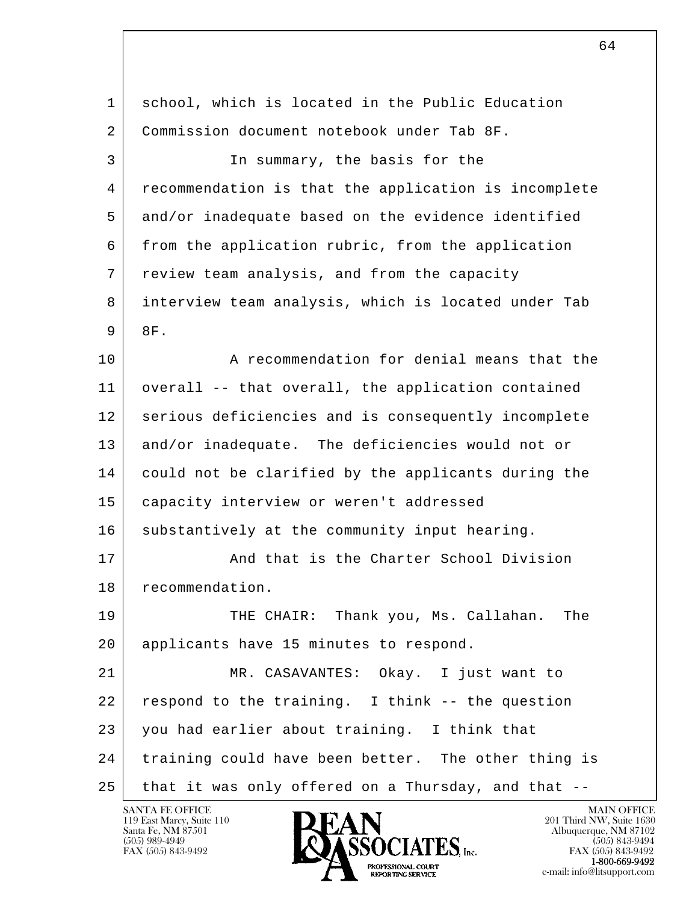school, which is located in the Public Education Commission document notebook under Tab 8F.

In summary, the basis for the recommendation is that the application is incomplete and/or inadequate based on the evidence identified from the application rubric, from the application review team analysis, and from the capacity interview team analysis, which is located under Tab 8F.

A recommendation for denial means that the overall -- that overall, the application contained serious deficiencies and is consequently incomplete and/or inadequate. The deficiencies would not or could not be clarified by the applicants during the capacity interview or weren't addressed substantively at the community input hearing.

And that is the Charter School Division recommendation.

THE CHAIR: Thank you, Ms. Callahan. The applicants have 15 minutes to respond.

MR. CASAVANTES: Okay. I just want to respond to the training. I think -- the question you had earlier about training. I think that training could have been better. The other thing is that it was only offered on a Thursday, and that --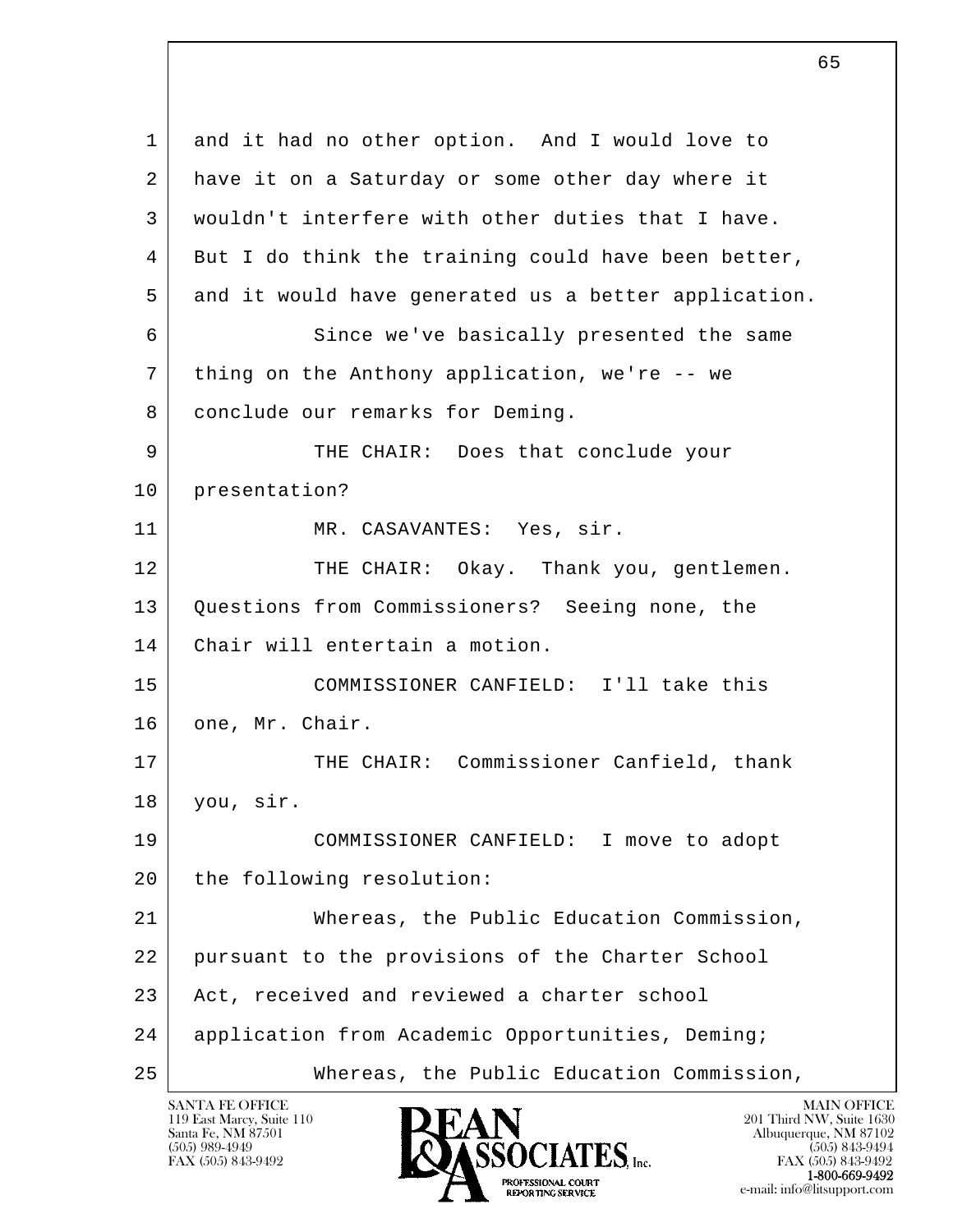1 and it had no other option. And I would love to
2 have it on a Saturday or some other day where it
3 wouldn't interfere with other duties that I have.
4 But I do think the training could have been better,
5 and it would have generated us a better application.
6 Since we've basically presented the same
7 thing on the Anthony application, we're -- we
8 conclude our remarks for Deming.
9 THE CHAIR: Does that conclude your
10 presentation?
11 MR. CASAVANTES: Yes, sir.
12 THE CHAIR: Okay. Thank you, gentlemen.
13 Questions from Commissioners? Seeing none, the
14 Chair will entertain a motion.
15 COMMISSIONER CANFIELD: I'll take this
16 one, Mr. Chair.
17 THE CHAIR: Commissioner Canfield, thank
18 you, sir.
19 COMMISSIONER CANFIELD: I move to adopt
20 the following resolution:
21 Whereas, the Public Education Commission,
22 pursuant to the provisions of the Charter School
23 Act, received and reviewed a charter school
24 application from Academic Opportunities, Deming;
25 Whereas, the Public Education Commission,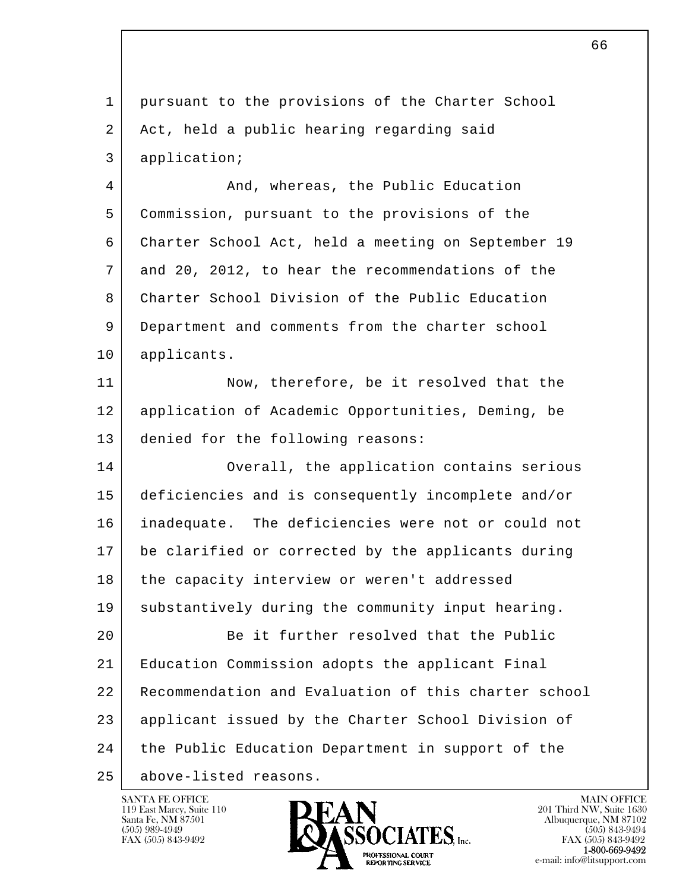pursuant to the provisions of the Charter School Act, held a public hearing regarding said application;

And, whereas, the Public Education Commission, pursuant to the provisions of the Charter School Act, held a meeting on September 19 and 20, 2012, to hear the recommendations of the Charter School Division of the Public Education Department and comments from the charter school applicants.

Now, therefore, be it resolved that the application of Academic Opportunities, Deming, be denied for the following reasons:

Overall, the application contains serious deficiencies and is consequently incomplete and/or inadequate.  The deficiencies were not or could not be clarified or corrected by the applicants during the capacity interview or weren't addressed substantively during the community input hearing.

Be it further resolved that the Public Education Commission adopts the applicant Final Recommendation and Evaluation of this charter school applicant issued by the Charter School Division of the Public Education Department in support of the above-listed reasons.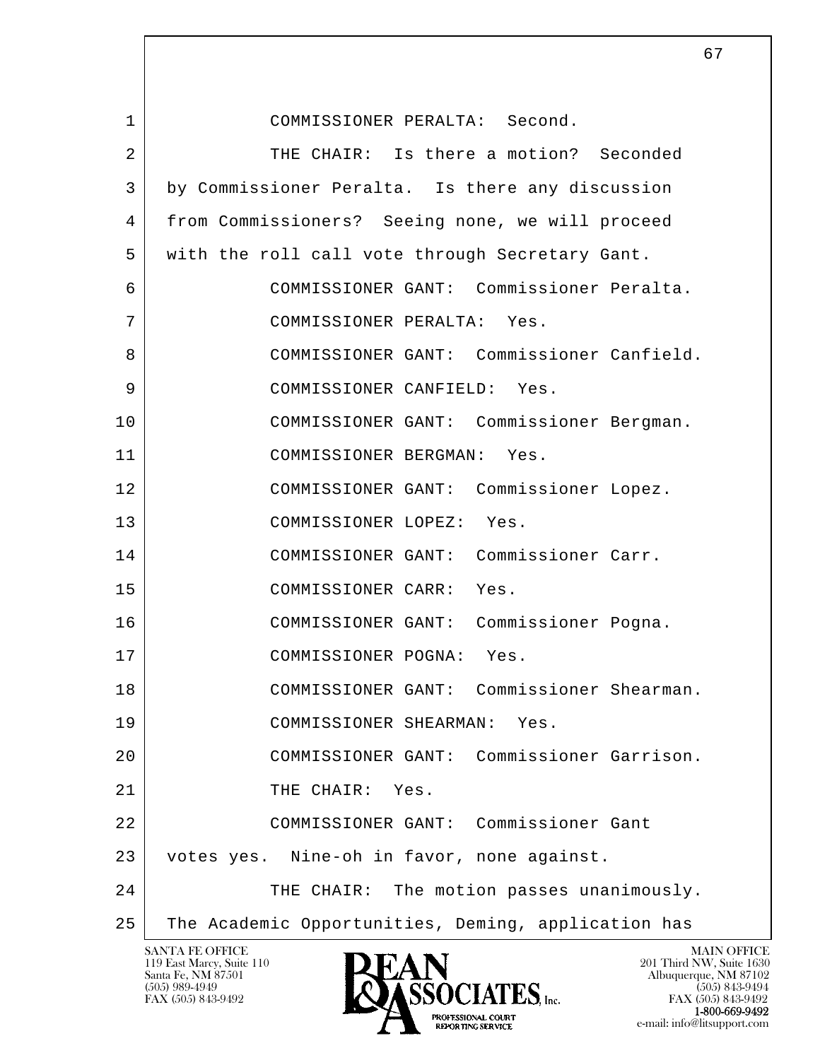COMMISSIONER PERALTA: Second.

THE CHAIR: Is there a motion? Seconded by Commissioner Peralta. Is there any discussion from Commissioners? Seeing none, we will proceed with the roll call vote through Secretary Gant.

COMMISSIONER GANT: Commissioner Peralta.

COMMISSIONER PERALTA: Yes.

COMMISSIONER GANT: Commissioner Canfield.

COMMISSIONER CANFIELD: Yes.

COMMISSIONER GANT: Commissioner Bergman.

COMMISSIONER BERGMAN: Yes.

COMMISSIONER GANT: Commissioner Lopez.

COMMISSIONER LOPEZ: Yes.

COMMISSIONER GANT: Commissioner Carr.

COMMISSIONER CARR: Yes.

COMMISSIONER GANT: Commissioner Pogna.

COMMISSIONER POGNA: Yes.

COMMISSIONER GANT: Commissioner Shearman.

COMMISSIONER SHEARMAN: Yes.

COMMISSIONER GANT: Commissioner Garrison.

THE CHAIR: Yes.

COMMISSIONER GANT: Commissioner Gant votes yes. Nine-oh in favor, none against.

THE CHAIR: The motion passes unanimously. The Academic Opportunities, Deming, application has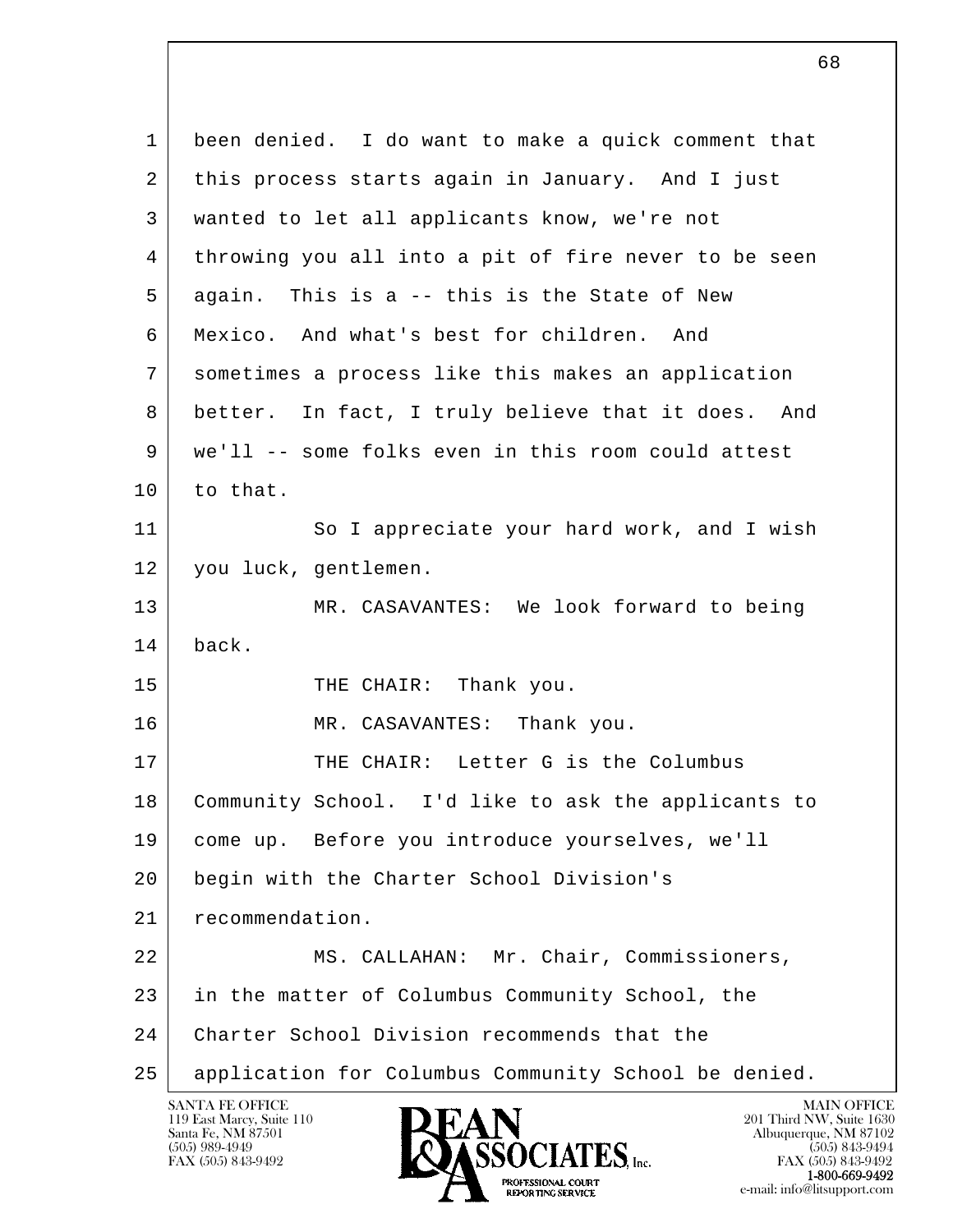been denied. I do want to make a quick comment that this process starts again in January. And I just wanted to let all applicants know, we're not throwing you all into a pit of fire never to be seen again. This is a -- this is the State of New Mexico. And what's best for children. And sometimes a process like this makes an application better. In fact, I truly believe that it does. And we'll -- some folks even in this room could attest to that.

So I appreciate your hard work, and I wish you luck, gentlemen.

MR. CASAVANTES: We look forward to being back.

THE CHAIR: Thank you.

MR. CASAVANTES: Thank you.

THE CHAIR: Letter G is the Columbus Community School. I'd like to ask the applicants to come up. Before you introduce yourselves, we'll begin with the Charter School Division's recommendation.

MS. CALLAHAN: Mr. Chair, Commissioners, in the matter of Columbus Community School, the Charter School Division recommends that the application for Columbus Community School be denied.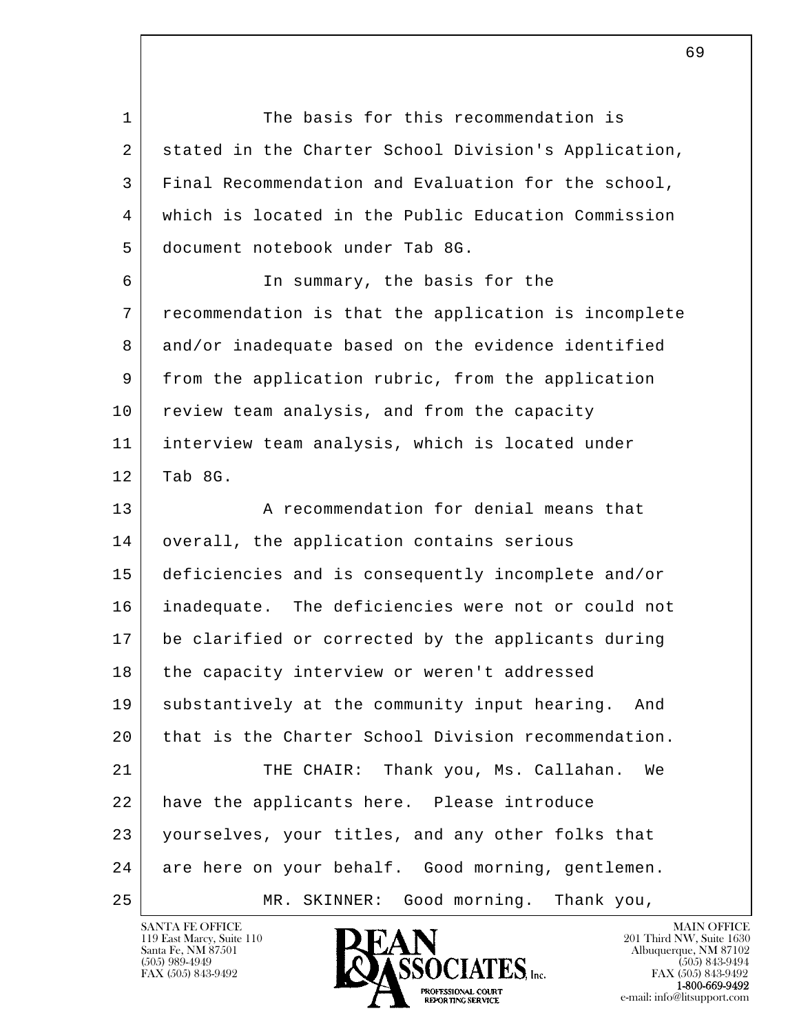The basis for this recommendation is stated in the Charter School Division's Application, Final Recommendation and Evaluation for the school, which is located in the Public Education Commission document notebook under Tab 8G.

In summary, the basis for the recommendation is that the application is incomplete and/or inadequate based on the evidence identified from the application rubric, from the application review team analysis, and from the capacity interview team analysis, which is located under Tab 8G.

A recommendation for denial means that overall, the application contains serious deficiencies and is consequently incomplete and/or inadequate. The deficiencies were not or could not be clarified or corrected by the applicants during the capacity interview or weren't addressed substantively at the community input hearing. And that is the Charter School Division recommendation.

THE CHAIR: Thank you, Ms. Callahan. We have the applicants here. Please introduce yourselves, your titles, and any other folks that are here on your behalf. Good morning, gentlemen.

MR. SKINNER: Good morning. Thank you,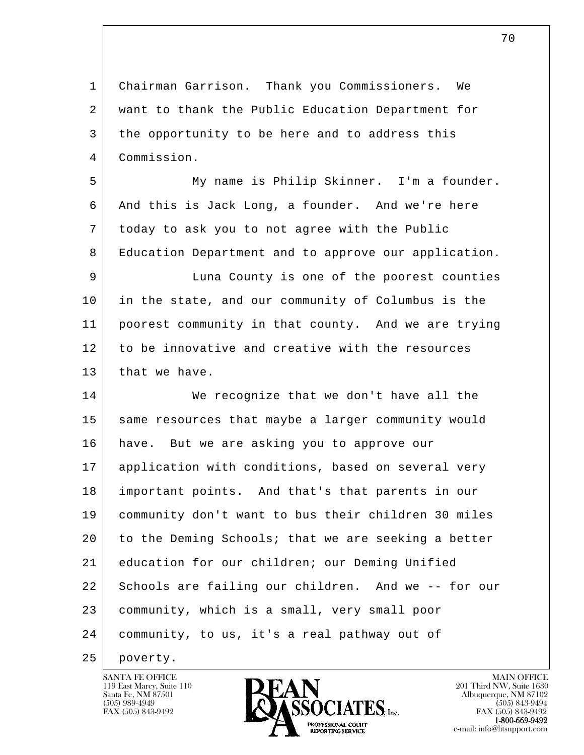Chairman Garrison. Thank you Commissioners. We want to thank the Public Education Department for the opportunity to be here and to address this Commission.

My name is Philip Skinner. I'm a founder. And this is Jack Long, a founder. And we're here today to ask you to not agree with the Public Education Department and to approve our application.

Luna County is one of the poorest counties in the state, and our community of Columbus is the poorest community in that county. And we are trying to be innovative and creative with the resources that we have.

We recognize that we don't have all the same resources that maybe a larger community would have. But we are asking you to approve our application with conditions, based on several very important points. And that's that parents in our community don't want to bus their children 30 miles to the Deming Schools; that we are seeking a better education for our children; our Deming Unified Schools are failing our children. And we -- for our community, which is a small, very small poor community, to us, it's a real pathway out of poverty.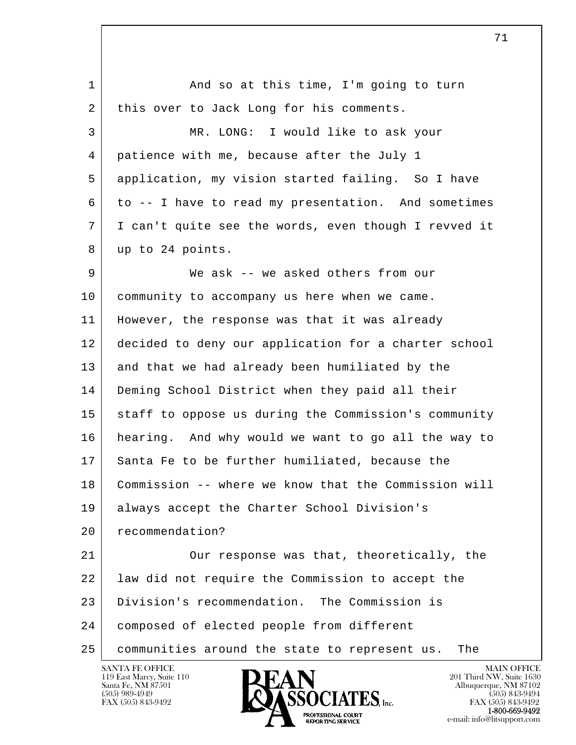1 And so at this time, I'm going to turn
2 this over to Jack Long for his comments.
3 MR. LONG: I would like to ask your
4 patience with me, because after the July 1
5 application, my vision started failing. So I have
6 to -- I have to read my presentation. And sometimes
7 I can't quite see the words, even though I revved it
8 up to 24 points.
9 We ask -- we asked others from our
10 community to accompany us here when we came.
11 However, the response was that it was already
12 decided to deny our application for a charter school
13 and that we had already been humiliated by the
14 Deming School District when they paid all their
15 staff to oppose us during the Commission's community
16 hearing. And why would we want to go all the way to
17 Santa Fe to be further humiliated, because the
18 Commission -- where we know that the Commission will
19 always accept the Charter School Division's
20 recommendation?
21 Our response was that, theoretically, the
22 law did not require the Commission to accept the
23 Division's recommendation. The Commission is
24 composed of elected people from different
25 communities around the state to represent us. The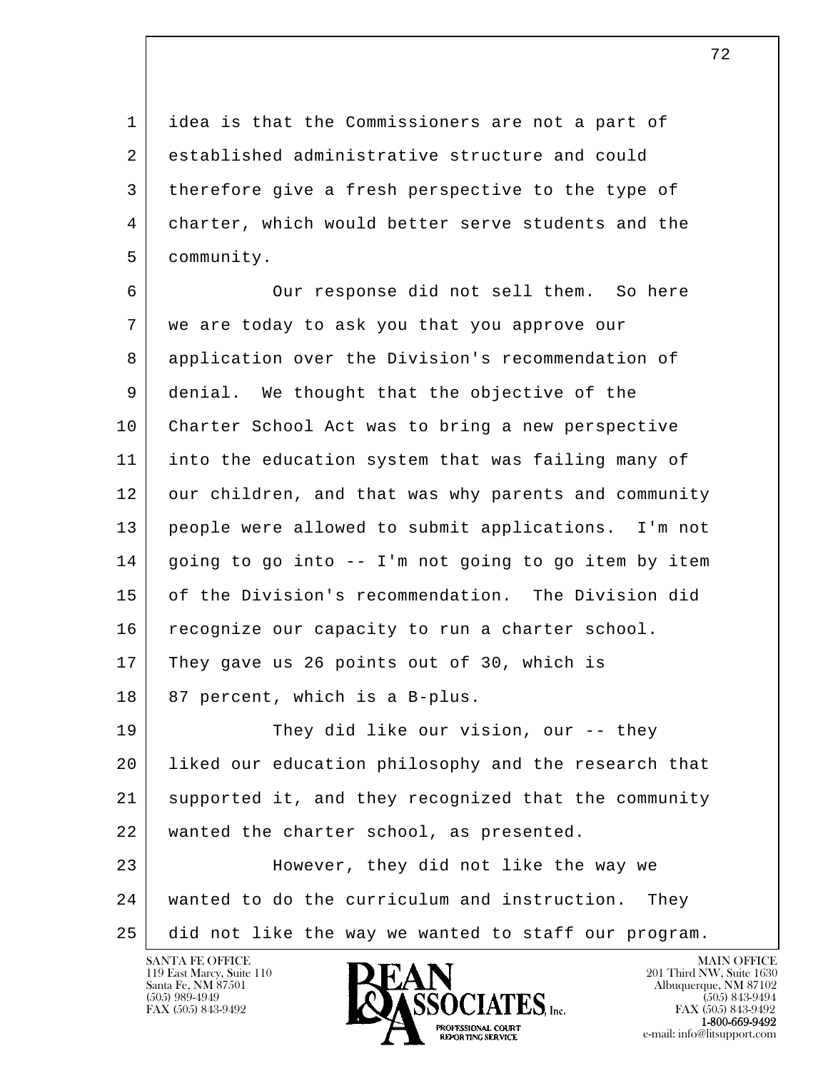idea is that the Commissioners are not a part of established administrative structure and could therefore give a fresh perspective to the type of charter, which would better serve students and the community.

Our response did not sell them. So here we are today to ask you that you approve our application over the Division's recommendation of denial. We thought that the objective of the Charter School Act was to bring a new perspective into the education system that was failing many of our children, and that was why parents and community people were allowed to submit applications. I'm not going to go into -- I'm not going to go item by item of the Division's recommendation. The Division did recognize our capacity to run a charter school. They gave us 26 points out of 30, which is 87 percent, which is a B-plus.

They did like our vision, our -- they liked our education philosophy and the research that supported it, and they recognized that the community wanted the charter school, as presented.

However, they did not like the way we wanted to do the curriculum and instruction. They did not like the way we wanted to staff our program.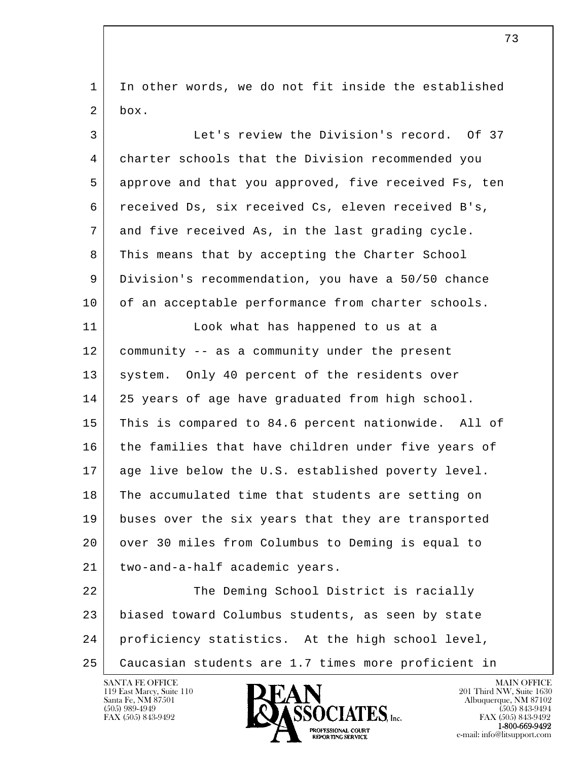In other words, we do not fit inside the established box.

Let's review the Division's record. Of 37 charter schools that the Division recommended you approve and that you approved, five received Fs, ten received Ds, six received Cs, eleven received B's, and five received As, in the last grading cycle. This means that by accepting the Charter School Division's recommendation, you have a 50/50 chance of an acceptable performance from charter schools.

Look what has happened to us at a community -- as a community under the present system. Only 40 percent of the residents over 25 years of age have graduated from high school. This is compared to 84.6 percent nationwide. All of the families that have children under five years of age live below the U.S. established poverty level. The accumulated time that students are setting on buses over the six years that they are transported over 30 miles from Columbus to Deming is equal to two-and-a-half academic years.

The Deming School District is racially biased toward Columbus students, as seen by state proficiency statistics. At the high school level, Caucasian students are 1.7 times more proficient in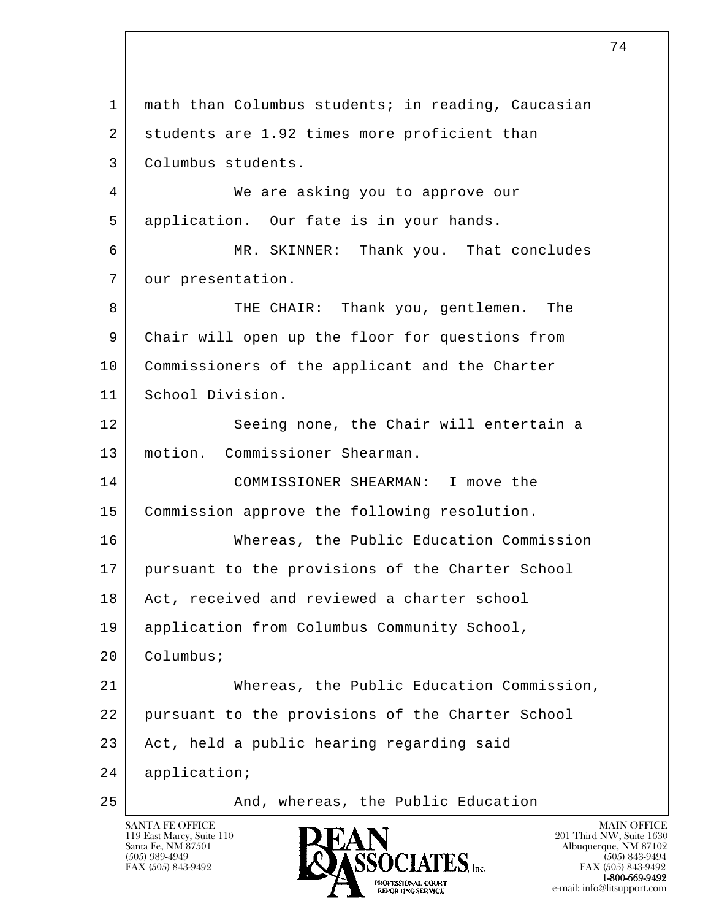math than Columbus students; in reading, Caucasian students are 1.92 times more proficient than Columbus students.

We are asking you to approve our application. Our fate is in your hands.

MR. SKINNER: Thank you. That concludes our presentation.

THE CHAIR: Thank you, gentlemen. The Chair will open up the floor for questions from Commissioners of the applicant and the Charter School Division.

Seeing none, the Chair will entertain a motion. Commissioner Shearman.

COMMISSIONER SHEARMAN: I move the Commission approve the following resolution.

Whereas, the Public Education Commission pursuant to the provisions of the Charter School Act, received and reviewed a charter school application from Columbus Community School, Columbus;

Whereas, the Public Education Commission, pursuant to the provisions of the Charter School Act, held a public hearing regarding said application;

And, whereas, the Public Education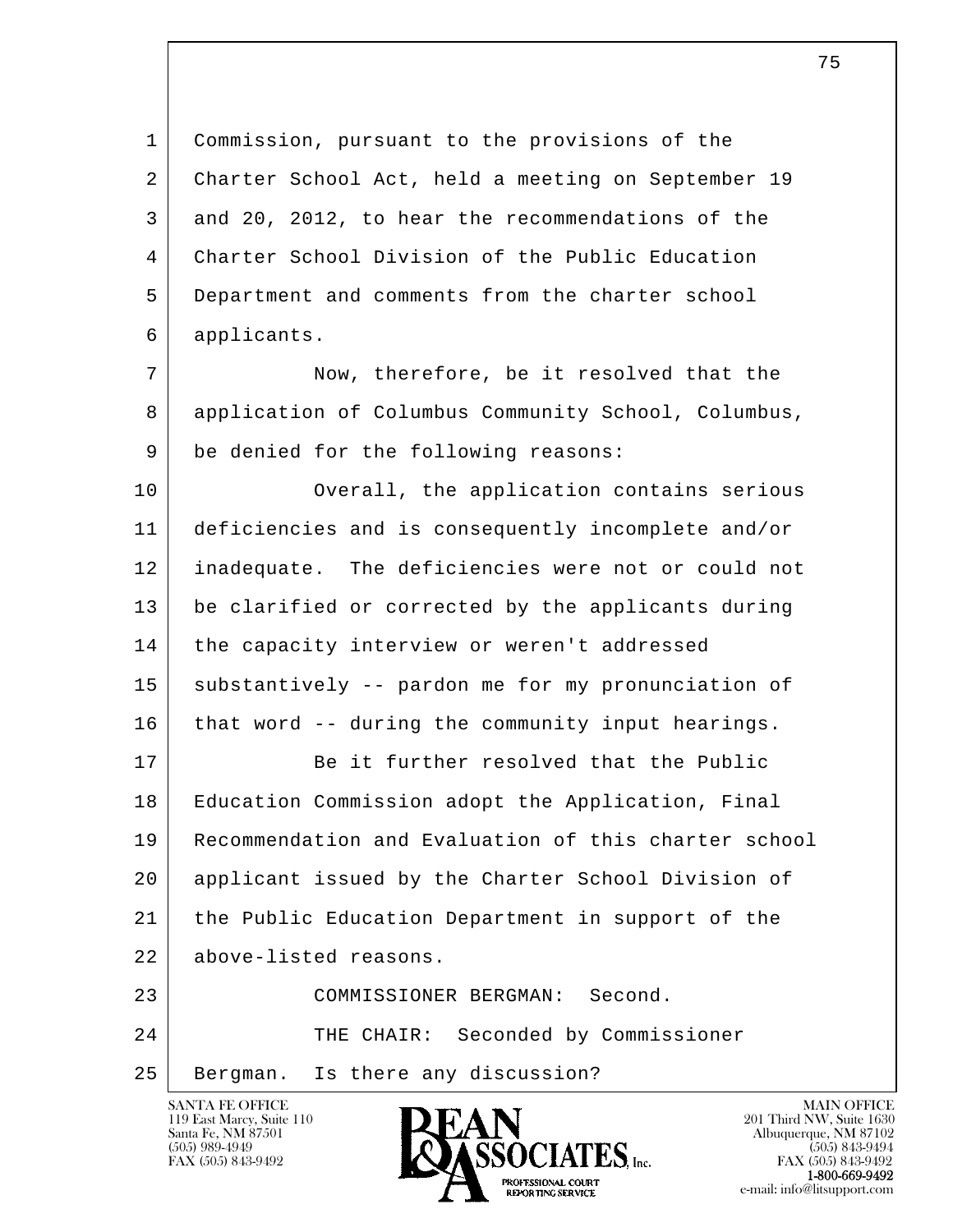Commission, pursuant to the provisions of the Charter School Act, held a meeting on September 19 and 20, 2012, to hear the recommendations of the Charter School Division of the Public Education Department and comments from the charter school applicants.

Now, therefore, be it resolved that the application of Columbus Community School, Columbus, be denied for the following reasons:

Overall, the application contains serious deficiencies and is consequently incomplete and/or inadequate. The deficiencies were not or could not be clarified or corrected by the applicants during the capacity interview or weren't addressed substantively -- pardon me for my pronunciation of that word -- during the community input hearings.

Be it further resolved that the Public Education Commission adopt the Application, Final Recommendation and Evaluation of this charter school applicant issued by the Charter School Division of the Public Education Department in support of the above-listed reasons.

COMMISSIONER BERGMAN: Second.

THE CHAIR: Seconded by Commissioner Bergman. Is there any discussion?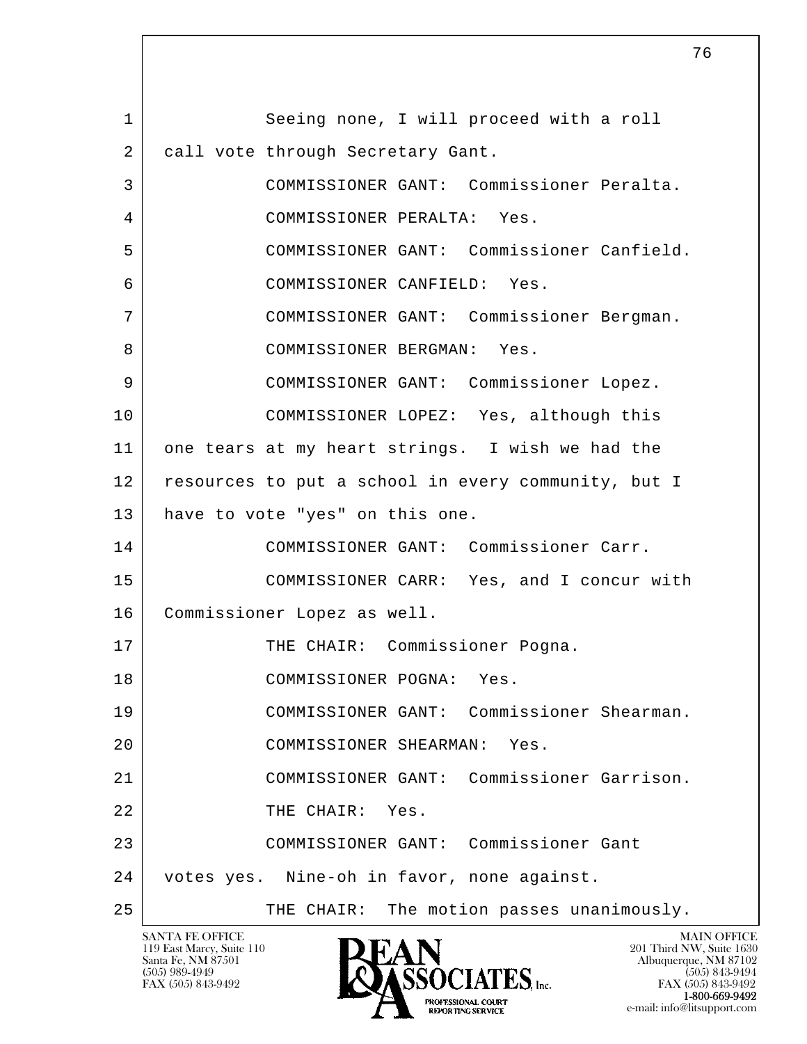1 Seeing none, I will proceed with a roll
2 call vote through Secretary Gant.
3 COMMISSIONER GANT: Commissioner Peralta.
4 COMMISSIONER PERALTA: Yes.
5 COMMISSIONER GANT: Commissioner Canfield.
6 COMMISSIONER CANFIELD: Yes.
7 COMMISSIONER GANT: Commissioner Bergman.
8 COMMISSIONER BERGMAN: Yes.
9 COMMISSIONER GANT: Commissioner Lopez.
10 COMMISSIONER LOPEZ: Yes, although this
11 one tears at my heart strings. I wish we had the
12 resources to put a school in every community, but I
13 have to vote "yes" on this one.
14 COMMISSIONER GANT: Commissioner Carr.
15 COMMISSIONER CARR: Yes, and I concur with
16 Commissioner Lopez as well.
17 THE CHAIR: Commissioner Pogna.
18 COMMISSIONER POGNA: Yes.
19 COMMISSIONER GANT: Commissioner Shearman.
20 COMMISSIONER SHEARMAN: Yes.
21 COMMISSIONER GANT: Commissioner Garrison.
22 THE CHAIR: Yes.
23 COMMISSIONER GANT: Commissioner Gant
24 votes yes. Nine-oh in favor, none against.
25 THE CHAIR: The motion passes unanimously.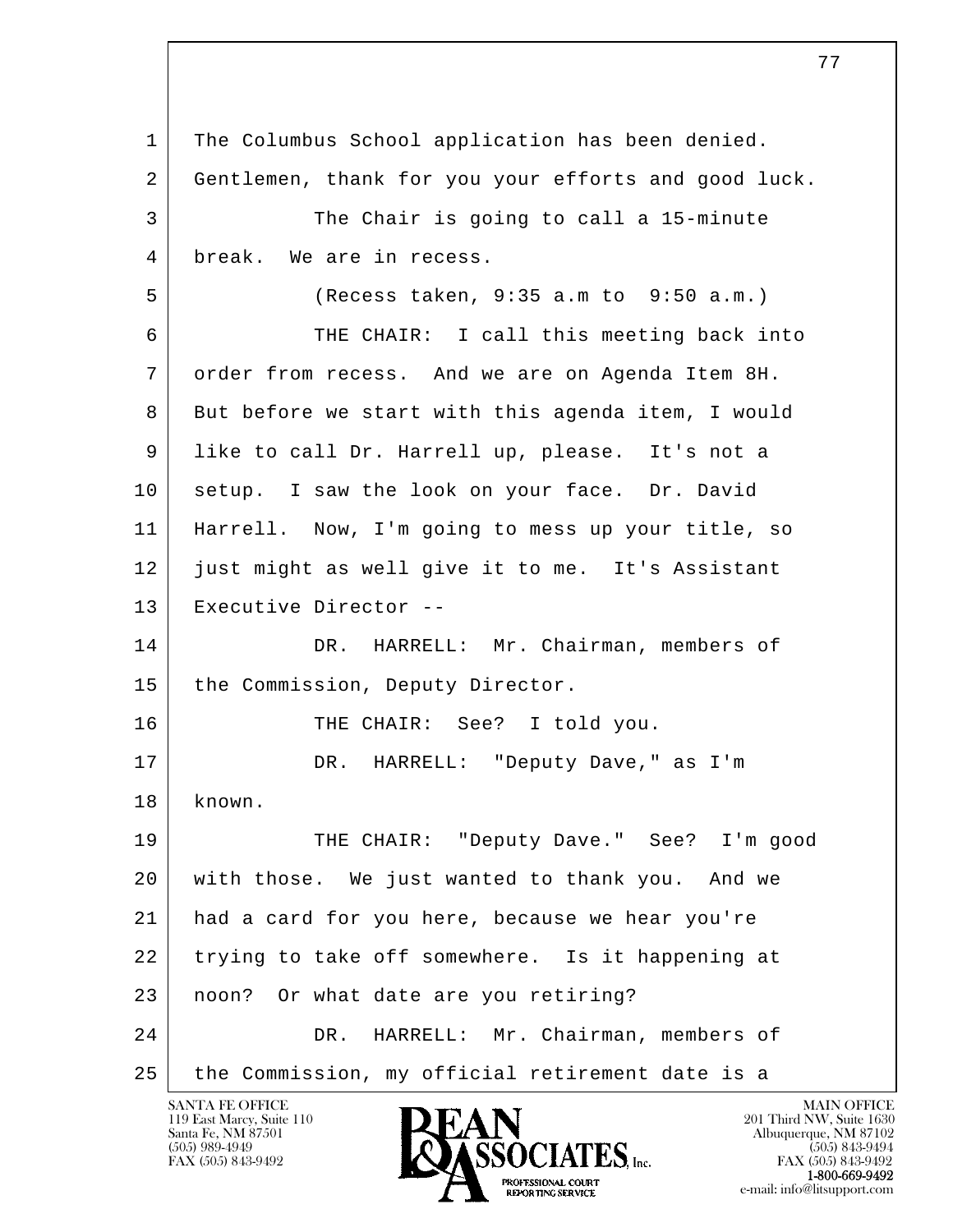1 The Columbus School application has been denied.
2 Gentlemen, thank for you your efforts and good luck.
3 The Chair is going to call a 15-minute
4 break. We are in recess.
5 (Recess taken, 9:35 a.m to 9:50 a.m.)
6 THE CHAIR: I call this meeting back into
7 order from recess. And we are on Agenda Item 8H.
8 But before we start with this agenda item, I would
9 like to call Dr. Harrell up, please. It's not a
10 setup. I saw the look on your face. Dr. David
11 Harrell. Now, I'm going to mess up your title, so
12 just might as well give it to me. It's Assistant
13 Executive Director --
14 DR. HARRELL: Mr. Chairman, members of
15 the Commission, Deputy Director.
16 THE CHAIR: See? I told you.
17 DR. HARRELL: "Deputy Dave," as I'm
18 known.
19 THE CHAIR: "Deputy Dave." See? I'm good
20 with those. We just wanted to thank you. And we
21 had a card for you here, because we hear you're
22 trying to take off somewhere. Is it happening at
23 noon? Or what date are you retiring?
24 DR. HARRELL: Mr. Chairman, members of
25 the Commission, my official retirement date is a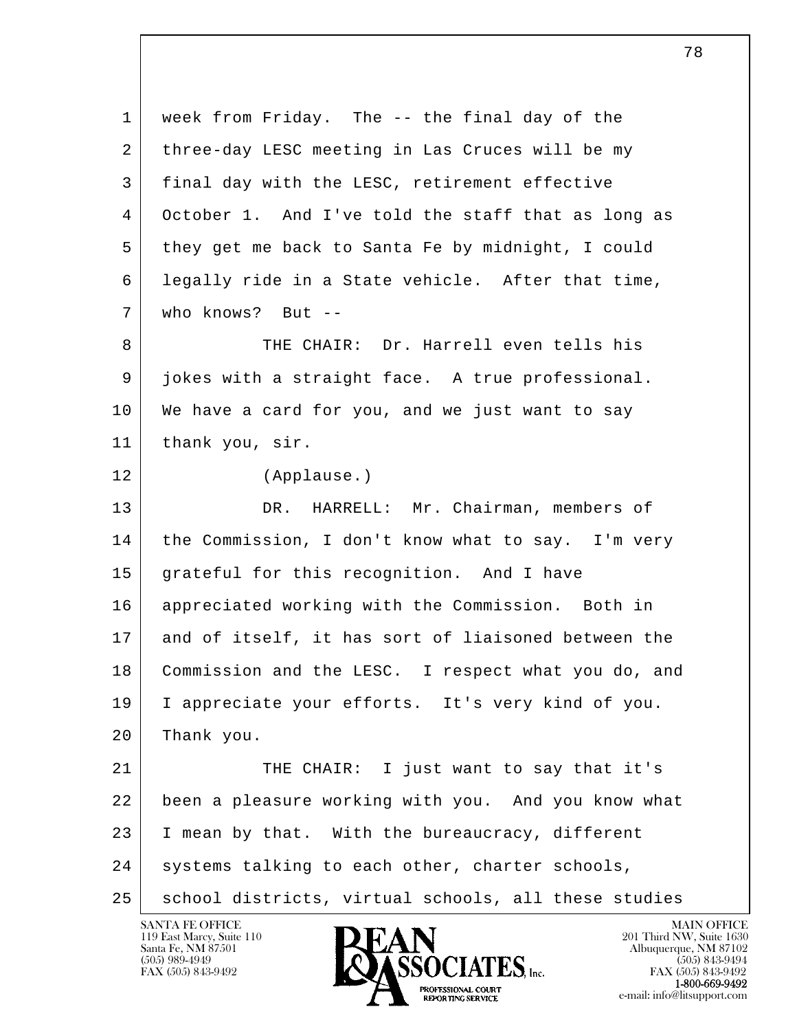1 week from Friday. The -- the final day of the
2 three-day LESC meeting in Las Cruces will be my
3 final day with the LESC, retirement effective
4 October 1. And I've told the staff that as long as
5 they get me back to Santa Fe by midnight, I could
6 legally ride in a State vehicle. After that time,
7 who knows? But --

8 THE CHAIR: Dr. Harrell even tells his
9 jokes with a straight face. A true professional.
10 We have a card for you, and we just want to say
11 thank you, sir.

12 (Applause.)

13 DR. HARRELL: Mr. Chairman, members of
14 the Commission, I don't know what to say. I'm very
15 grateful for this recognition. And I have
16 appreciated working with the Commission. Both in
17 and of itself, it has sort of liaisoned between the
18 Commission and the LESC. I respect what you do, and
19 I appreciate your efforts. It's very kind of you.
20 Thank you.

21 THE CHAIR: I just want to say that it's
22 been a pleasure working with you. And you know what
23 I mean by that. With the bureaucracy, different
24 systems talking to each other, charter schools,
25 school districts, virtual schools, all these studies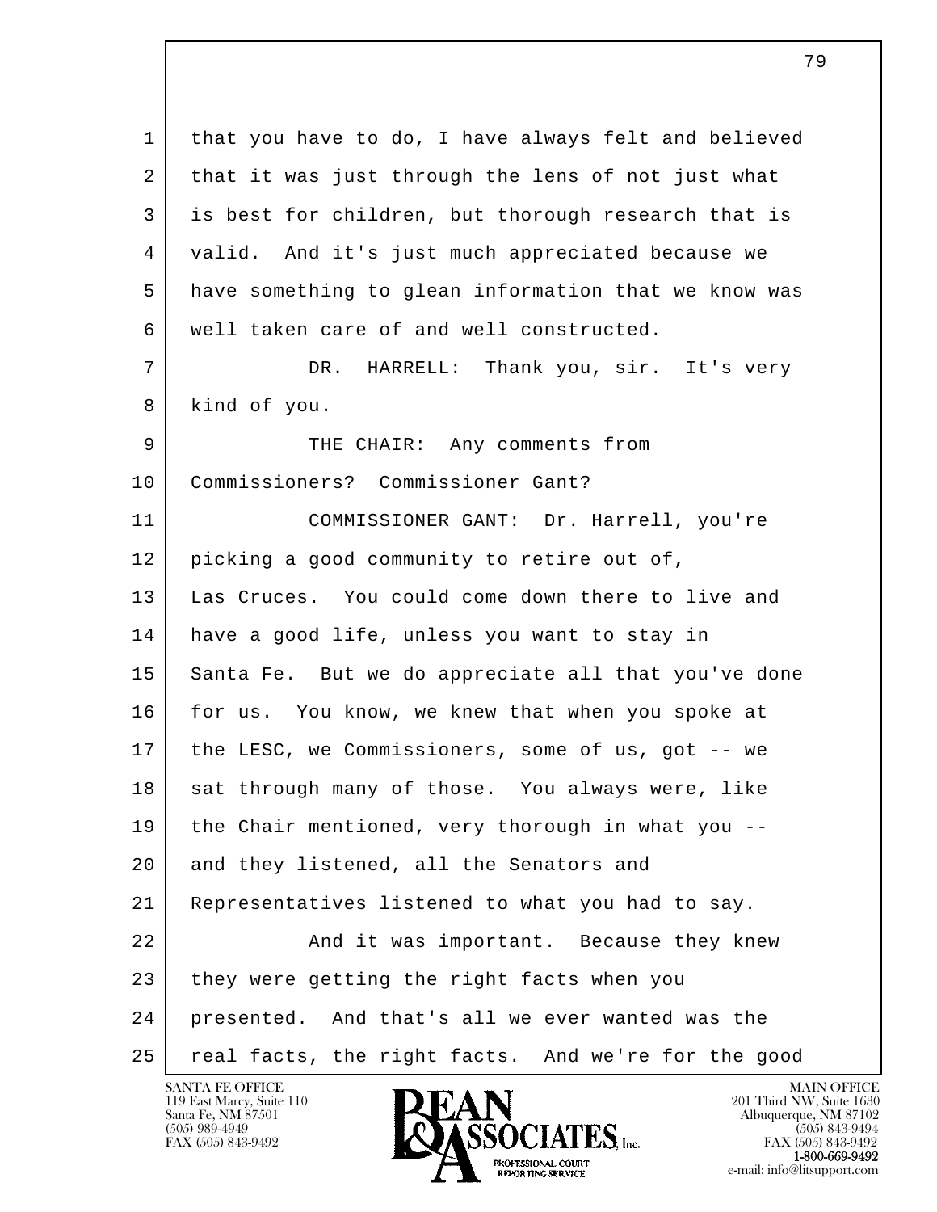1 that you have to do, I have always felt and believed
2 that it was just through the lens of not just what
3 is best for children, but thorough research that is
4 valid. And it's just much appreciated because we
5 have something to glean information that we know was
6 well taken care of and well constructed.

7 DR. HARRELL: Thank you, sir. It's very
8 kind of you.

9 THE CHAIR: Any comments from
10 Commissioners? Commissioner Gant?

11 COMMISSIONER GANT: Dr. Harrell, you're
12 picking a good community to retire out of,
13 Las Cruces. You could come down there to live and
14 have a good life, unless you want to stay in
15 Santa Fe. But we do appreciate all that you've done
16 for us. You know, we knew that when you spoke at
17 the LESC, we Commissioners, some of us, got -- we
18 sat through many of those. You always were, like
19 the Chair mentioned, very thorough in what you --
20 and they listened, all the Senators and
21 Representatives listened to what you had to say.

22 And it was important. Because they knew
23 they were getting the right facts when you
24 presented. And that's all we ever wanted was the
25 real facts, the right facts. And we're for the good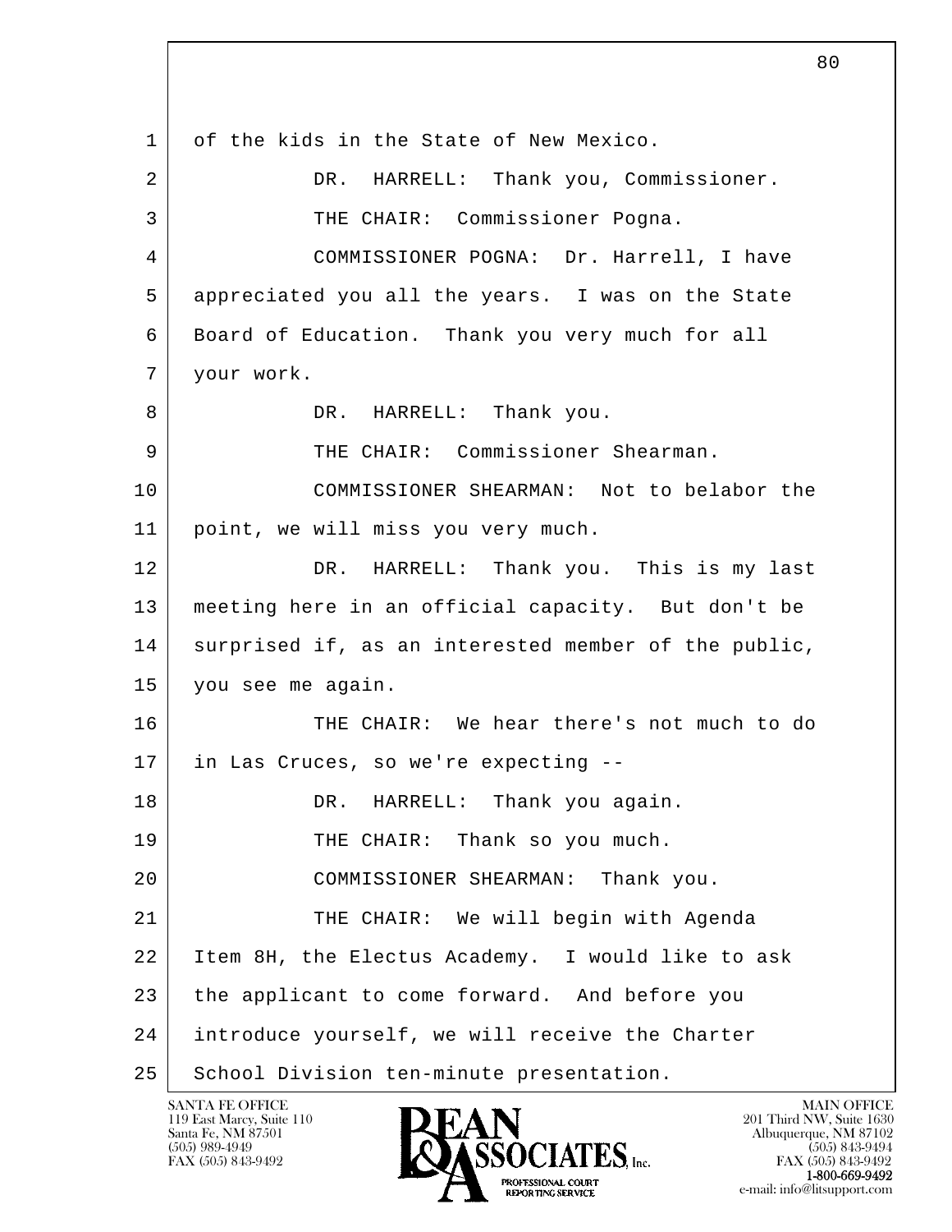1 of the kids in the State of New Mexico.

2 DR. HARRELL: Thank you, Commissioner.

3 THE CHAIR: Commissioner Pogna.

4 COMMISSIONER POGNA: Dr. Harrell, I have

5 appreciated you all the years. I was on the State

6 Board of Education. Thank you very much for all

7 your work.

8 DR. HARRELL: Thank you.

9 THE CHAIR: Commissioner Shearman.

10 COMMISSIONER SHEARMAN: Not to belabor the

11 point, we will miss you very much.

12 DR. HARRELL: Thank you. This is my last

13 meeting here in an official capacity. But don't be

14 surprised if, as an interested member of the public,

15 you see me again.

16 THE CHAIR: We hear there's not much to do

17 in Las Cruces, so we're expecting --

18 DR. HARRELL: Thank you again.

19 THE CHAIR: Thank so you much.

20 COMMISSIONER SHEARMAN: Thank you.

21 THE CHAIR: We will begin with Agenda

22 Item 8H, the Electus Academy. I would like to ask

23 the applicant to come forward. And before you

24 introduce yourself, we will receive the Charter

25 School Division ten-minute presentation.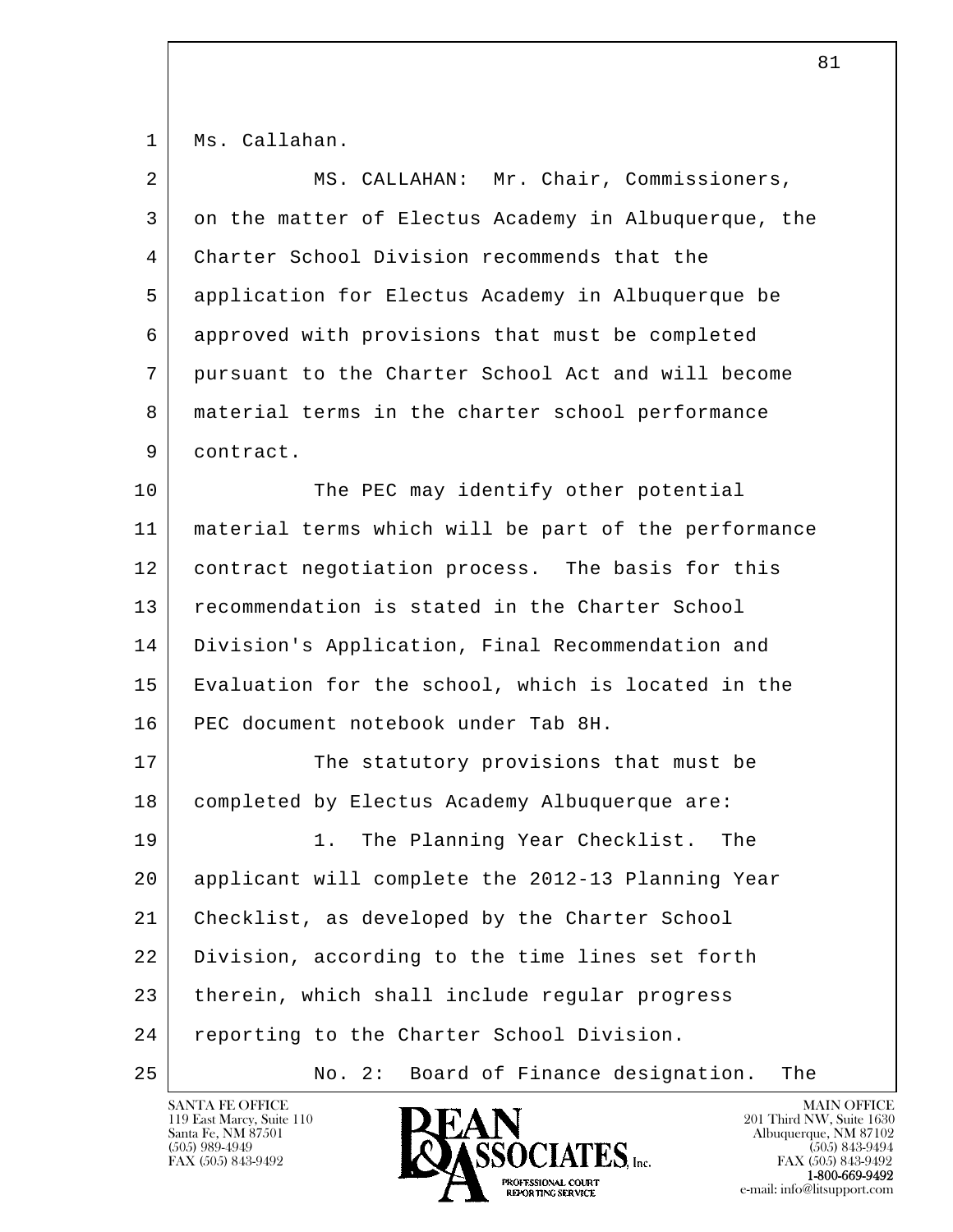Ms. Callahan.

MS. CALLAHAN: Mr. Chair, Commissioners, on the matter of Electus Academy in Albuquerque, the Charter School Division recommends that the application for Electus Academy in Albuquerque be approved with provisions that must be completed pursuant to the Charter School Act and will become material terms in the charter school performance contract.

The PEC may identify other potential material terms which will be part of the performance contract negotiation process. The basis for this recommendation is stated in the Charter School Division's Application, Final Recommendation and Evaluation for the school, which is located in the PEC document notebook under Tab 8H.

The statutory provisions that must be completed by Electus Academy Albuquerque are:

1. The Planning Year Checklist. The applicant will complete the 2012-13 Planning Year Checklist, as developed by the Charter School Division, according to the time lines set forth therein, which shall include regular progress reporting to the Charter School Division.

No. 2: Board of Finance designation. The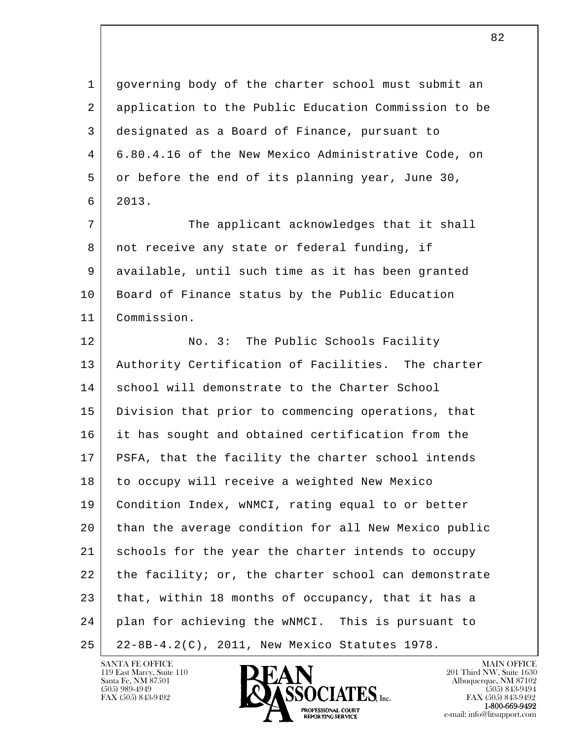governing body of the charter school must submit an application to the Public Education Commission to be designated as a Board of Finance, pursuant to 6.80.4.16 of the New Mexico Administrative Code, on or before the end of its planning year, June 30, 2013.

The applicant acknowledges that it shall not receive any state or federal funding, if available, until such time as it has been granted Board of Finance status by the Public Education Commission.

No. 3: The Public Schools Facility Authority Certification of Facilities. The charter school will demonstrate to the Charter School Division that prior to commencing operations, that it has sought and obtained certification from the PSFA, that the facility the charter school intends to occupy will receive a weighted New Mexico Condition Index, wNMCI, rating equal to or better than the average condition for all New Mexico public schools for the year the charter intends to occupy the facility; or, the charter school can demonstrate that, within 18 months of occupancy, that it has a plan for achieving the wNMCI. This is pursuant to 22-8B-4.2(C), 2011, New Mexico Statutes 1978.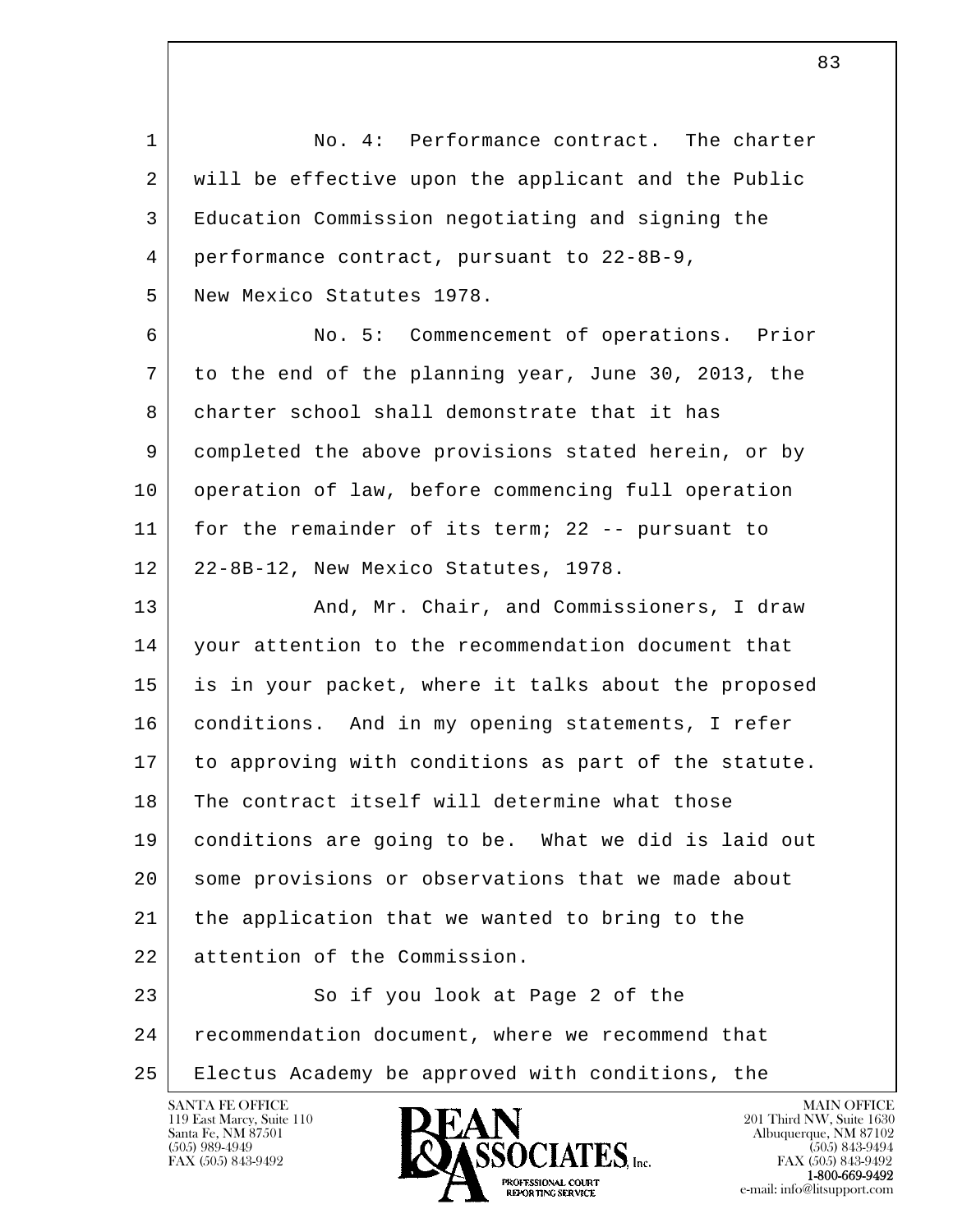No. 4: Performance contract. The charter will be effective upon the applicant and the Public Education Commission negotiating and signing the performance contract, pursuant to 22-8B-9, New Mexico Statutes 1978.

No. 5: Commencement of operations. Prior to the end of the planning year, June 30, 2013, the charter school shall demonstrate that it has completed the above provisions stated herein, or by operation of law, before commencing full operation for the remainder of its term; 22 -- pursuant to 22-8B-12, New Mexico Statutes, 1978.

And, Mr. Chair, and Commissioners, I draw your attention to the recommendation document that is in your packet, where it talks about the proposed conditions. And in my opening statements, I refer to approving with conditions as part of the statute. The contract itself will determine what those conditions are going to be. What we did is laid out some provisions or observations that we made about the application that we wanted to bring to the attention of the Commission.

So if you look at Page 2 of the recommendation document, where we recommend that Electus Academy be approved with conditions, the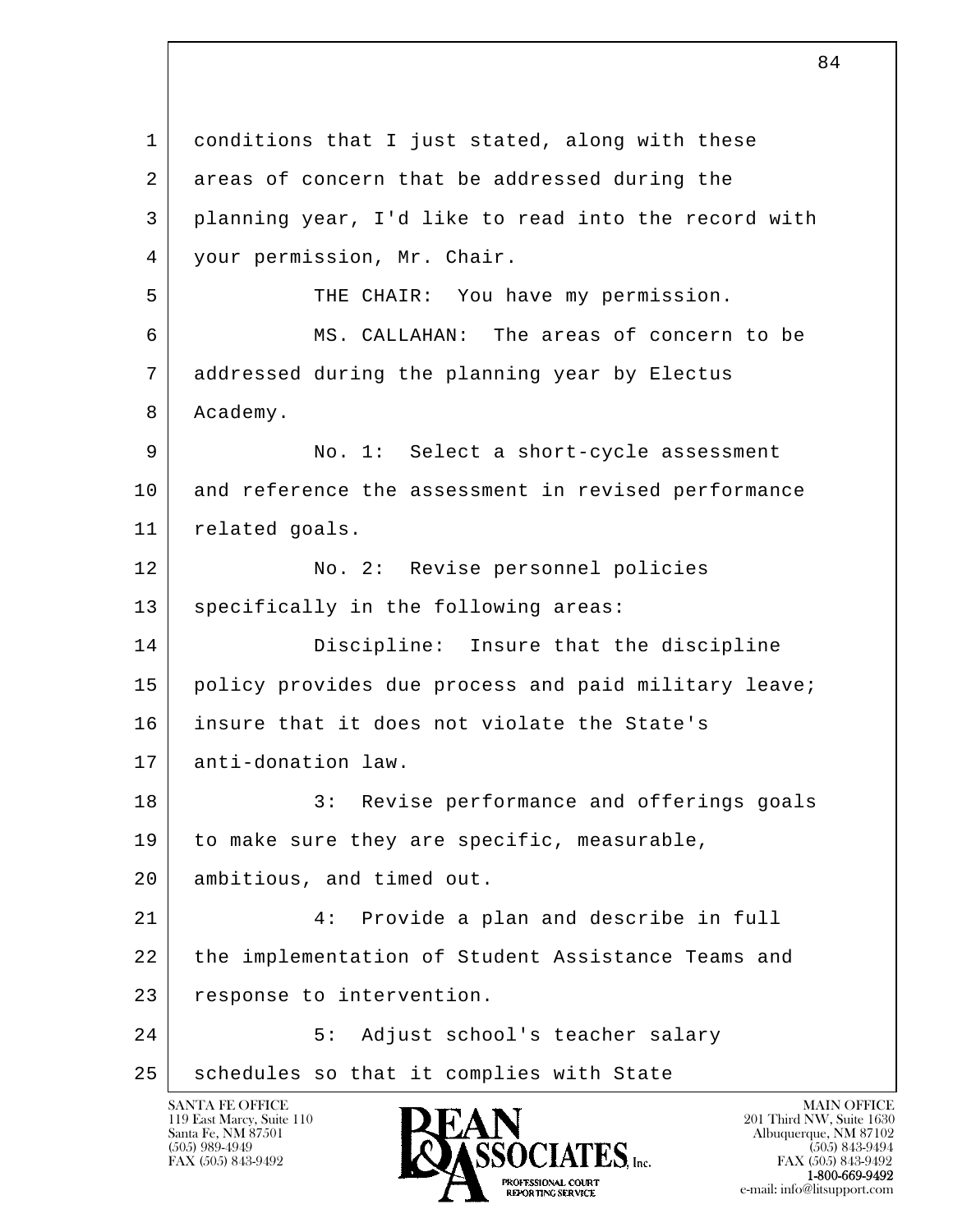conditions that I just stated, along with these areas of concern that be addressed during the planning year, I'd like to read into the record with your permission, Mr. Chair.

THE CHAIR: You have my permission.

MS. CALLAHAN: The areas of concern to be addressed during the planning year by Electus Academy.

No. 1: Select a short-cycle assessment and reference the assessment in revised performance related goals.

No. 2: Revise personnel policies specifically in the following areas:

Discipline: Insure that the discipline policy provides due process and paid military leave; insure that it does not violate the State's anti-donation law.

3: Revise performance and offerings goals to make sure they are specific, measurable, ambitious, and timed out.

4: Provide a plan and describe in full the implementation of Student Assistance Teams and response to intervention.

5: Adjust school's teacher salary schedules so that it complies with State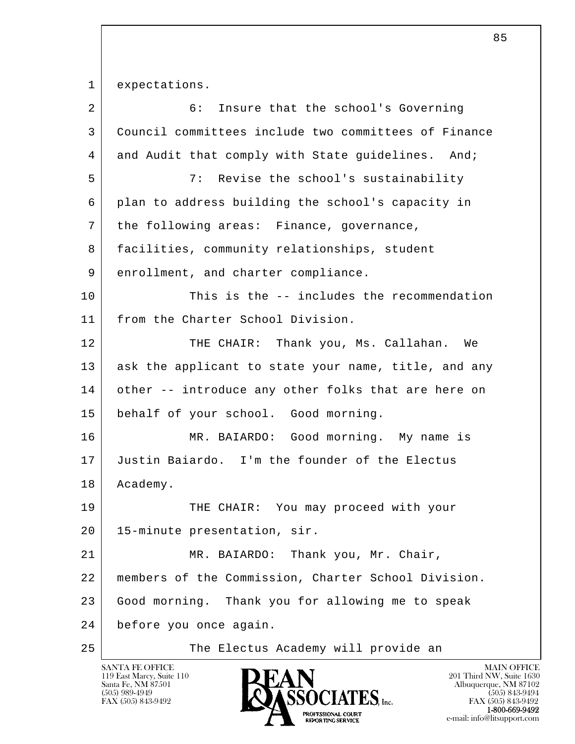expectations.

6: Insure that the school's Governing Council committees include two committees of Finance and Audit that comply with State guidelines. And;

7: Revise the school's sustainability plan to address building the school's capacity in the following areas: Finance, governance, facilities, community relationships, student enrollment, and charter compliance.

This is the -- includes the recommendation from the Charter School Division.

THE CHAIR: Thank you, Ms. Callahan. We ask the applicant to state your name, title, and any other -- introduce any other folks that are here on behalf of your school. Good morning.

MR. BAIARDO: Good morning. My name is Justin Baiardo. I'm the founder of the Electus Academy.

THE CHAIR: You may proceed with your 15-minute presentation, sir.

MR. BAIARDO: Thank you, Mr. Chair, members of the Commission, Charter School Division. Good morning. Thank you for allowing me to speak before you once again.

The Electus Academy will provide an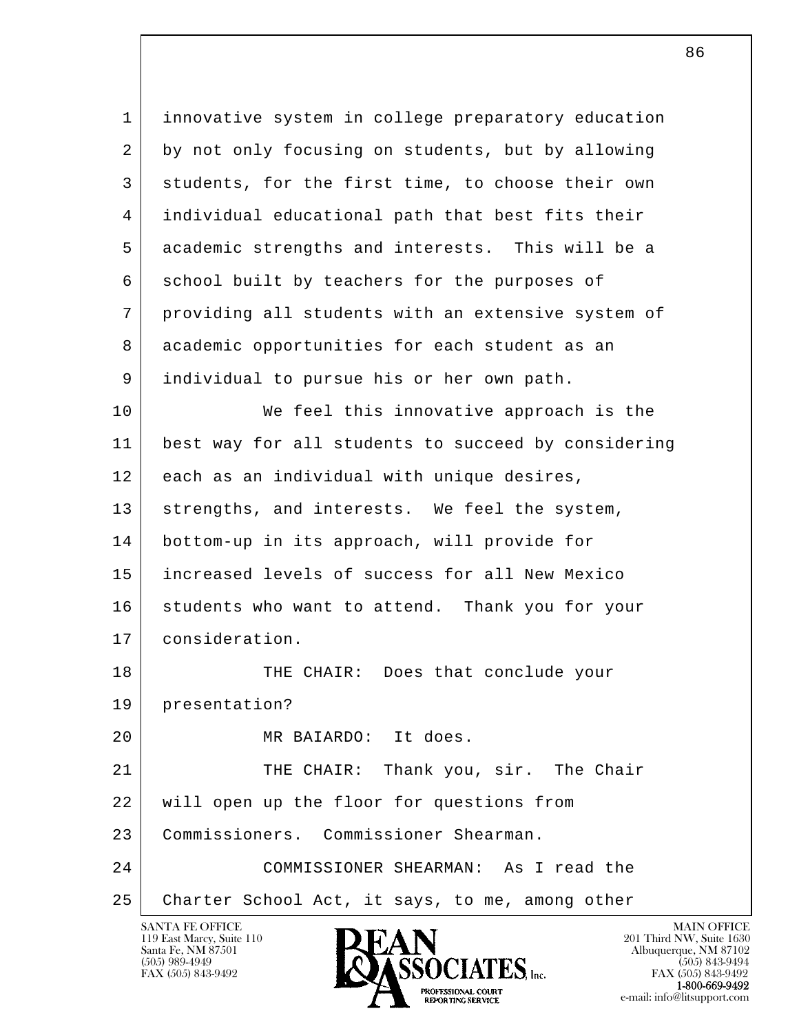innovative system in college preparatory education by not only focusing on students, but by allowing students, for the first time, to choose their own individual educational path that best fits their academic strengths and interests. This will be a school built by teachers for the purposes of providing all students with an extensive system of academic opportunities for each student as an individual to pursue his or her own path.

We feel this innovative approach is the best way for all students to succeed by considering each as an individual with unique desires, strengths, and interests. We feel the system, bottom-up in its approach, will provide for increased levels of success for all New Mexico students who want to attend. Thank you for your consideration.

THE CHAIR: Does that conclude your presentation?

MR BAIARDO: It does.

THE CHAIR: Thank you, sir. The Chair will open up the floor for questions from Commissioners. Commissioner Shearman.

COMMISSIONER SHEARMAN: As I read the Charter School Act, it says, to me, among other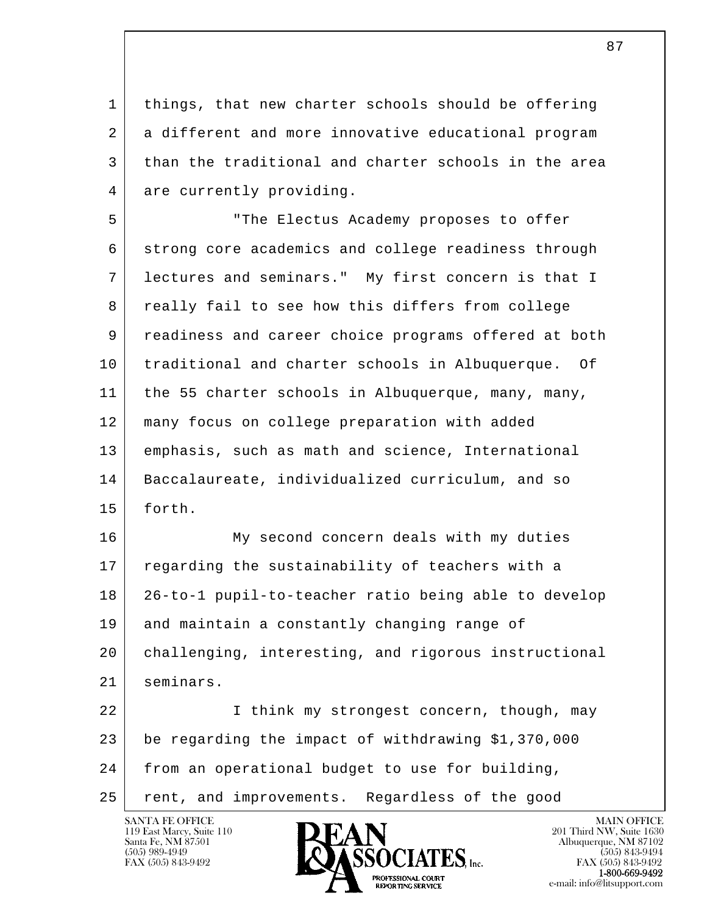things, that new charter schools should be offering a different and more innovative educational program than the traditional and charter schools in the area are currently providing.

"The Electus Academy proposes to offer strong core academics and college readiness through lectures and seminars." My first concern is that I really fail to see how this differs from college readiness and career choice programs offered at both traditional and charter schools in Albuquerque. Of the 55 charter schools in Albuquerque, many, many, many focus on college preparation with added emphasis, such as math and science, International Baccalaureate, individualized curriculum, and so forth.

My second concern deals with my duties regarding the sustainability of teachers with a 26-to-1 pupil-to-teacher ratio being able to develop and maintain a constantly changing range of challenging, interesting, and rigorous instructional seminars.

I think my strongest concern, though, may be regarding the impact of withdrawing $1,370,000 from an operational budget to use for building, rent, and improvements. Regardless of the good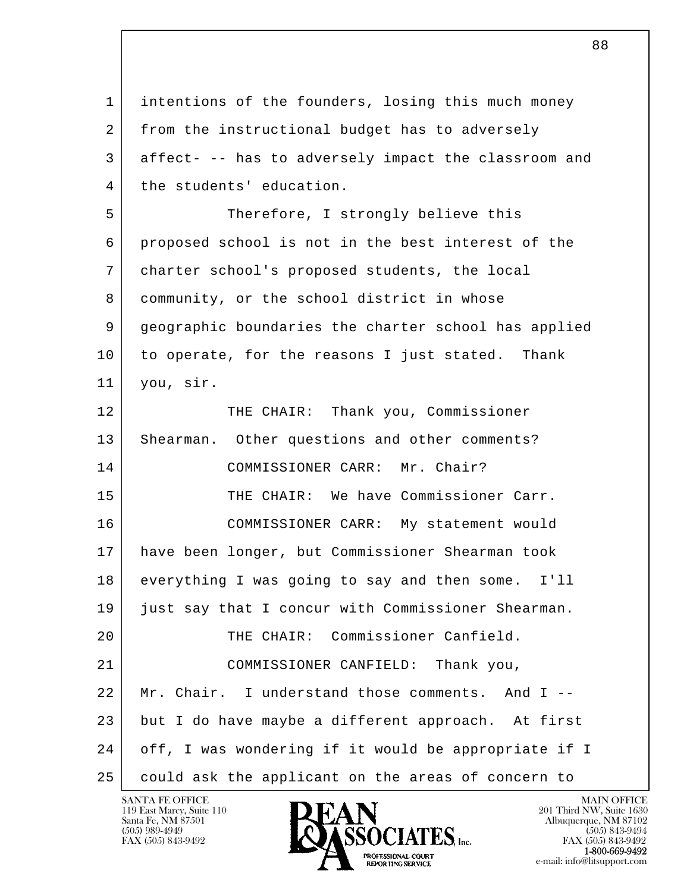intentions of the founders, losing this much money from the instructional budget has to adversely affect- -- has to adversely impact the classroom and the students' education.

Therefore, I strongly believe this proposed school is not in the best interest of the charter school's proposed students, the local community, or the school district in whose geographic boundaries the charter school has applied to operate, for the reasons I just stated. Thank you, sir.

THE CHAIR: Thank you, Commissioner Shearman. Other questions and other comments?

COMMISSIONER CARR: Mr. Chair?

THE CHAIR: We have Commissioner Carr.

COMMISSIONER CARR: My statement would have been longer, but Commissioner Shearman took everything I was going to say and then some. I'll just say that I concur with Commissioner Shearman.

THE CHAIR: Commissioner Canfield.

COMMISSIONER CANFIELD: Thank you, Mr. Chair. I understand those comments. And I -- but I do have maybe a different approach. At first off, I was wondering if it would be appropriate if I could ask the applicant on the areas of concern to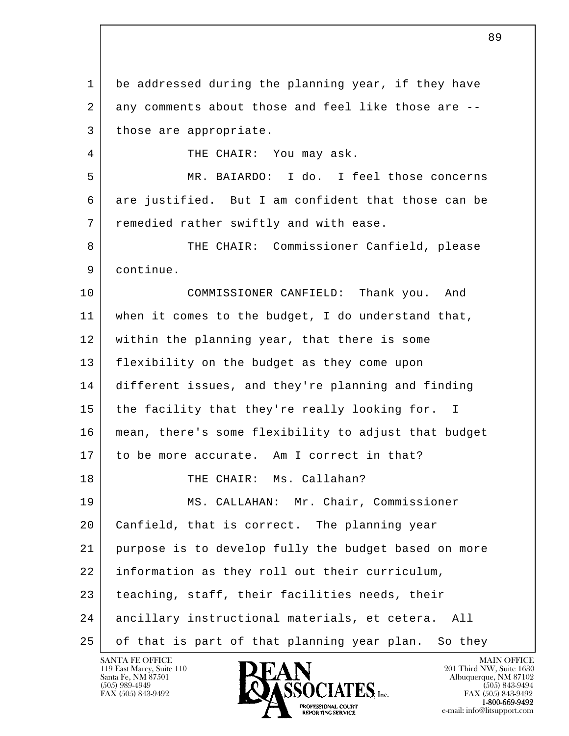be addressed during the planning year, if they have any comments about those and feel like those are -- those are appropriate.

THE CHAIR: You may ask.

MR. BAIARDO: I do. I feel those concerns are justified. But I am confident that those can be remedied rather swiftly and with ease.

THE CHAIR: Commissioner Canfield, please continue.

COMMISSIONER CANFIELD: Thank you. And when it comes to the budget, I do understand that, within the planning year, that there is some flexibility on the budget as they come upon different issues, and they're planning and finding the facility that they're really looking for. I mean, there's some flexibility to adjust that budget to be more accurate. Am I correct in that?

THE CHAIR: Ms. Callahan?

MS. CALLAHAN: Mr. Chair, Commissioner Canfield, that is correct. The planning year purpose is to develop fully the budget based on more information as they roll out their curriculum, teaching, staff, their facilities needs, their ancillary instructional materials, et cetera. All of that is part of that planning year plan. So they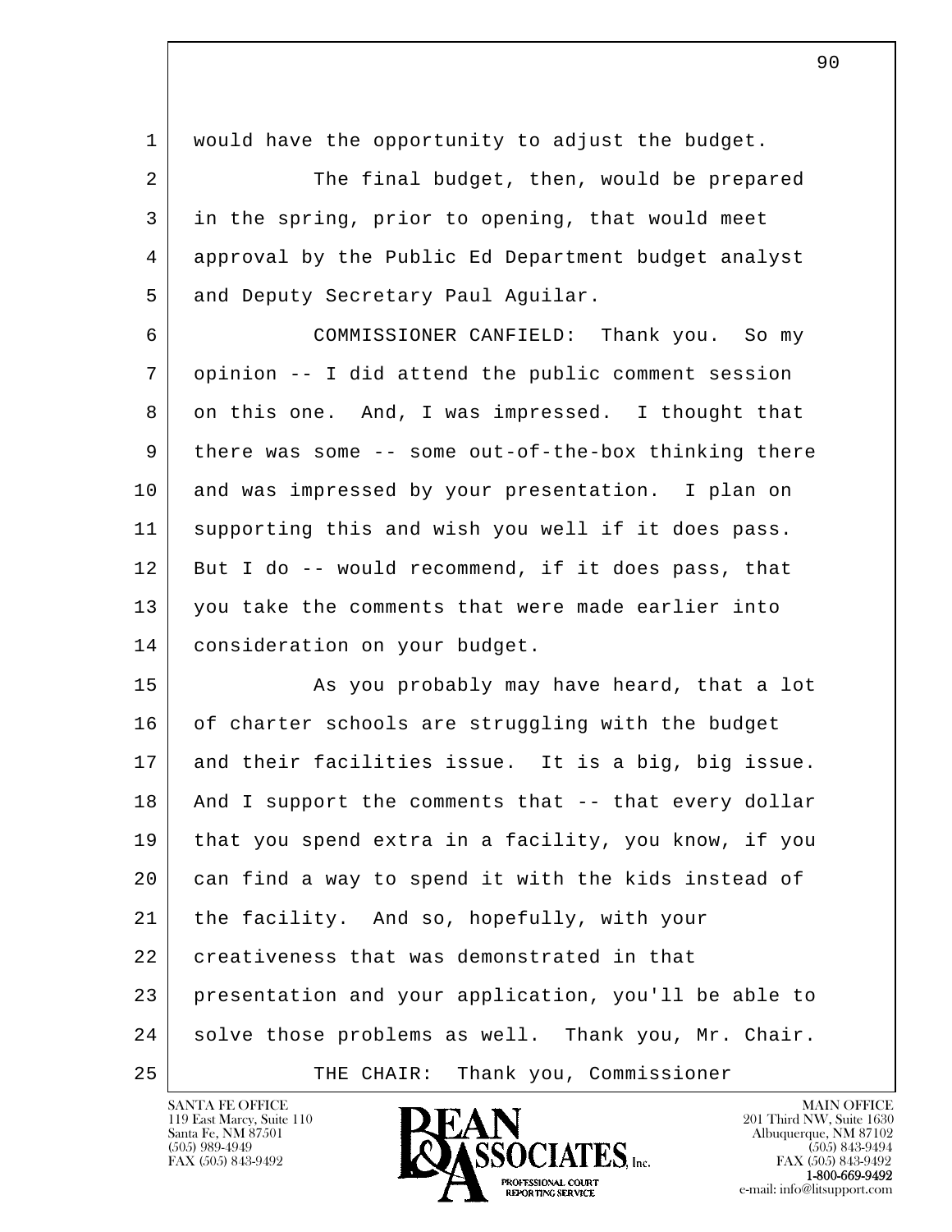would have the opportunity to adjust the budget.

The final budget, then, would be prepared in the spring, prior to opening, that would meet approval by the Public Ed Department budget analyst and Deputy Secretary Paul Aguilar.

COMMISSIONER CANFIELD: Thank you. So my opinion -- I did attend the public comment session on this one. And, I was impressed. I thought that there was some -- some out-of-the-box thinking there and was impressed by your presentation. I plan on supporting this and wish you well if it does pass. But I do -- would recommend, if it does pass, that you take the comments that were made earlier into consideration on your budget.

As you probably may have heard, that a lot of charter schools are struggling with the budget and their facilities issue. It is a big, big issue. And I support the comments that -- that every dollar that you spend extra in a facility, you know, if you can find a way to spend it with the kids instead of the facility. And so, hopefully, with your creativeness that was demonstrated in that presentation and your application, you'll be able to solve those problems as well. Thank you, Mr. Chair.

THE CHAIR: Thank you, Commissioner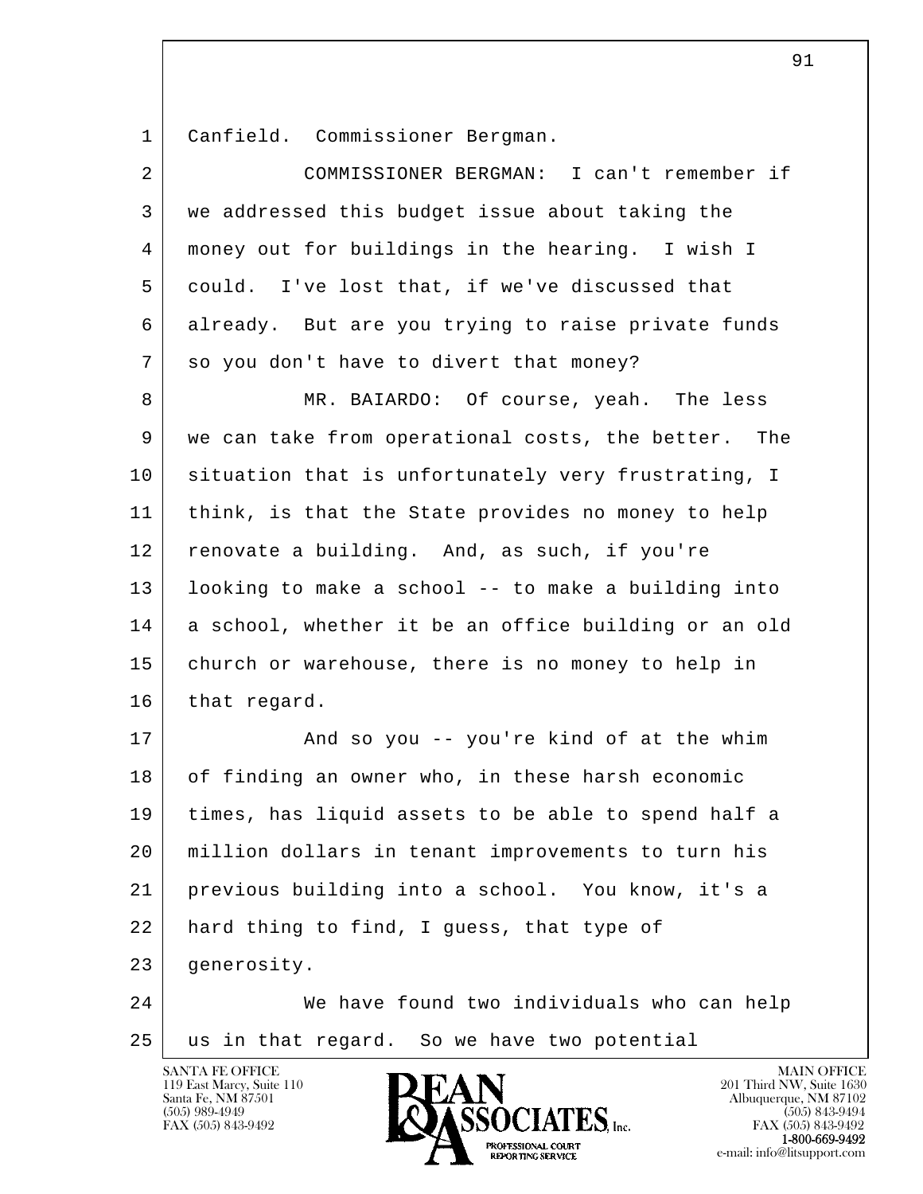Canfield. Commissioner Bergman.

COMMISSIONER BERGMAN: I can't remember if we addressed this budget issue about taking the money out for buildings in the hearing. I wish I could. I've lost that, if we've discussed that already. But are you trying to raise private funds so you don't have to divert that money?

MR. BAIARDO: Of course, yeah. The less we can take from operational costs, the better. The situation that is unfortunately very frustrating, I think, is that the State provides no money to help renovate a building. And, as such, if you're looking to make a school -- to make a building into a school, whether it be an office building or an old church or warehouse, there is no money to help in that regard.

And so you -- you're kind of at the whim of finding an owner who, in these harsh economic times, has liquid assets to be able to spend half a million dollars in tenant improvements to turn his previous building into a school. You know, it's a hard thing to find, I guess, that type of generosity.

We have found two individuals who can help us in that regard. So we have two potential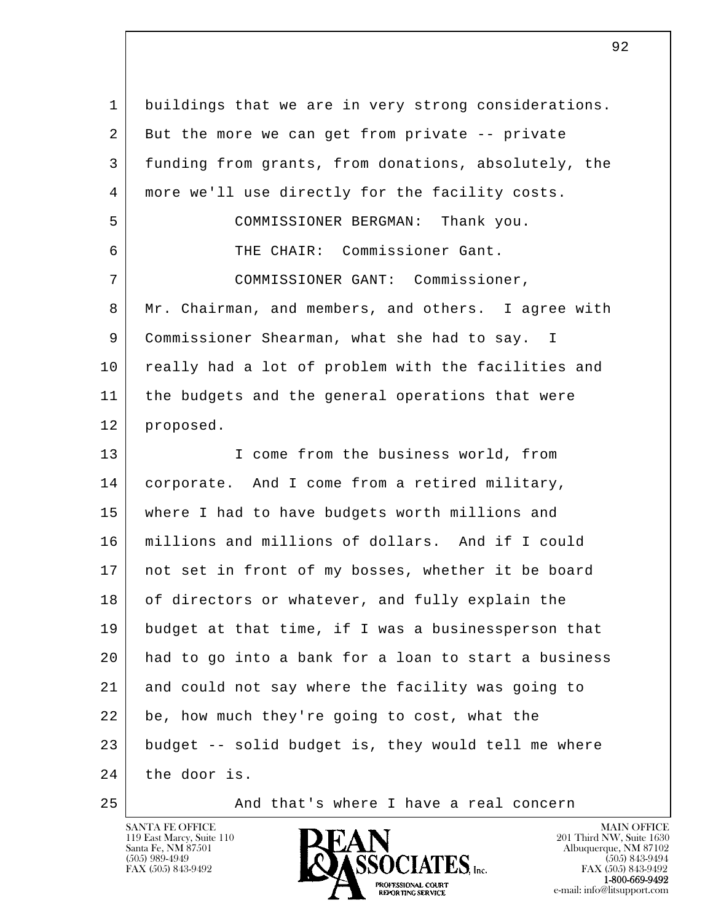buildings that we are in very strong considerations. But the more we can get from private -- private funding from grants, from donations, absolutely, the more we'll use directly for the facility costs.

COMMISSIONER BERGMAN: Thank you.

THE CHAIR: Commissioner Gant.

COMMISSIONER GANT: Commissioner, Mr. Chairman, and members, and others. I agree with Commissioner Shearman, what she had to say. I really had a lot of problem with the facilities and the budgets and the general operations that were proposed.

I come from the business world, from corporate. And I come from a retired military, where I had to have budgets worth millions and millions and millions of dollars. And if I could not set in front of my bosses, whether it be board of directors or whatever, and fully explain the budget at that time, if I was a businessperson that had to go into a bank for a loan to start a business and could not say where the facility was going to be, how much they're going to cost, what the budget -- solid budget is, they would tell me where the door is.

And that's where I have a real concern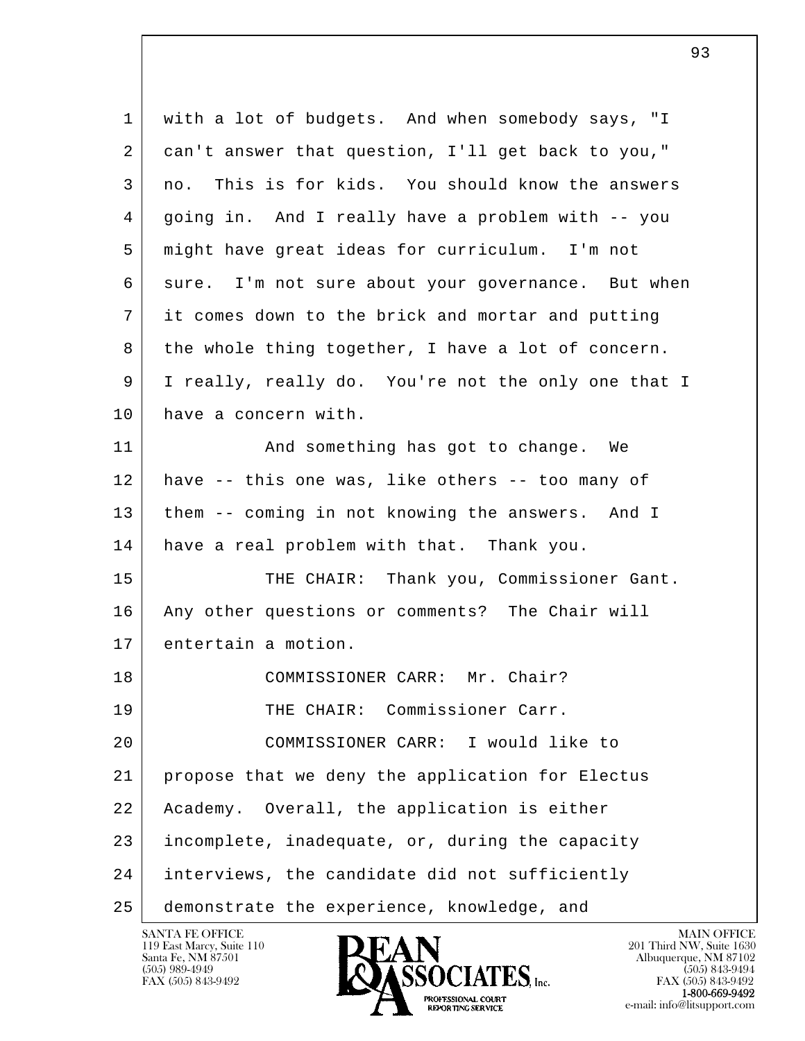1 with a lot of budgets. And when somebody says, "I
2 can't answer that question, I'll get back to you,"
3 no. This is for kids. You should know the answers
4 going in. And I really have a problem with -- you
5 might have great ideas for curriculum. I'm not
6 sure. I'm not sure about your governance. But when
7 it comes down to the brick and mortar and putting
8 the whole thing together, I have a lot of concern.
9 I really, really do. You're not the only one that I
10 have a concern with.

11 And something has got to change. We
12 have -- this one was, like others -- too many of
13 them -- coming in not knowing the answers. And I
14 have a real problem with that. Thank you.

15 THE CHAIR: Thank you, Commissioner Gant.
16 Any other questions or comments? The Chair will
17 entertain a motion.

18 COMMISSIONER CARR: Mr. Chair?

19 THE CHAIR: Commissioner Carr.

20 COMMISSIONER CARR: I would like to
21 propose that we deny the application for Electus
22 Academy. Overall, the application is either
23 incomplete, inadequate, or, during the capacity
24 interviews, the candidate did not sufficiently
25 demonstrate the experience, knowledge, and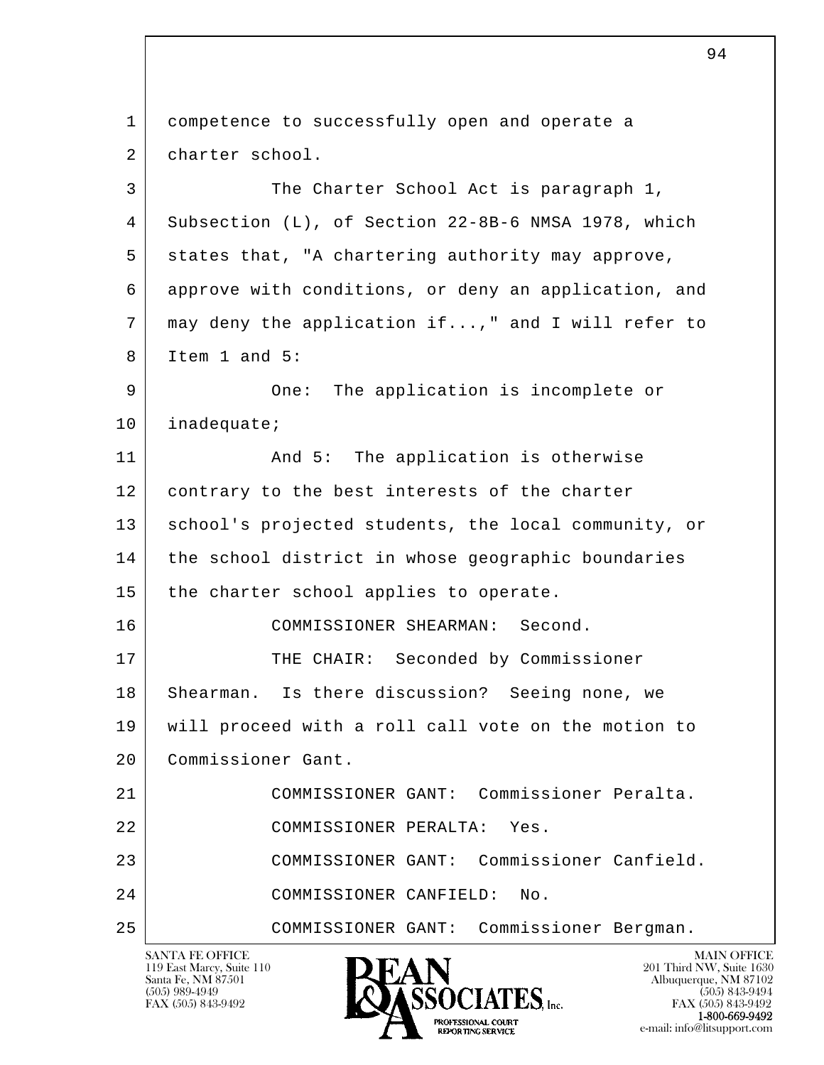competence to successfully open and operate a charter school.

The Charter School Act is paragraph 1, Subsection (L), of Section 22-8B-6 NMSA 1978, which states that, "A chartering authority may approve, approve with conditions, or deny an application, and may deny the application if...," and I will refer to Item 1 and 5:

One: The application is incomplete or inadequate;

And 5: The application is otherwise contrary to the best interests of the charter school's projected students, the local community, or the school district in whose geographic boundaries the charter school applies to operate.

COMMISSIONER SHEARMAN: Second.

THE CHAIR: Seconded by Commissioner Shearman. Is there discussion? Seeing none, we will proceed with a roll call vote on the motion to Commissioner Gant.

COMMISSIONER GANT: Commissioner Peralta.

COMMISSIONER PERALTA: Yes.

COMMISSIONER GANT: Commissioner Canfield.

COMMISSIONER CANFIELD: No.

COMMISSIONER GANT: Commissioner Bergman.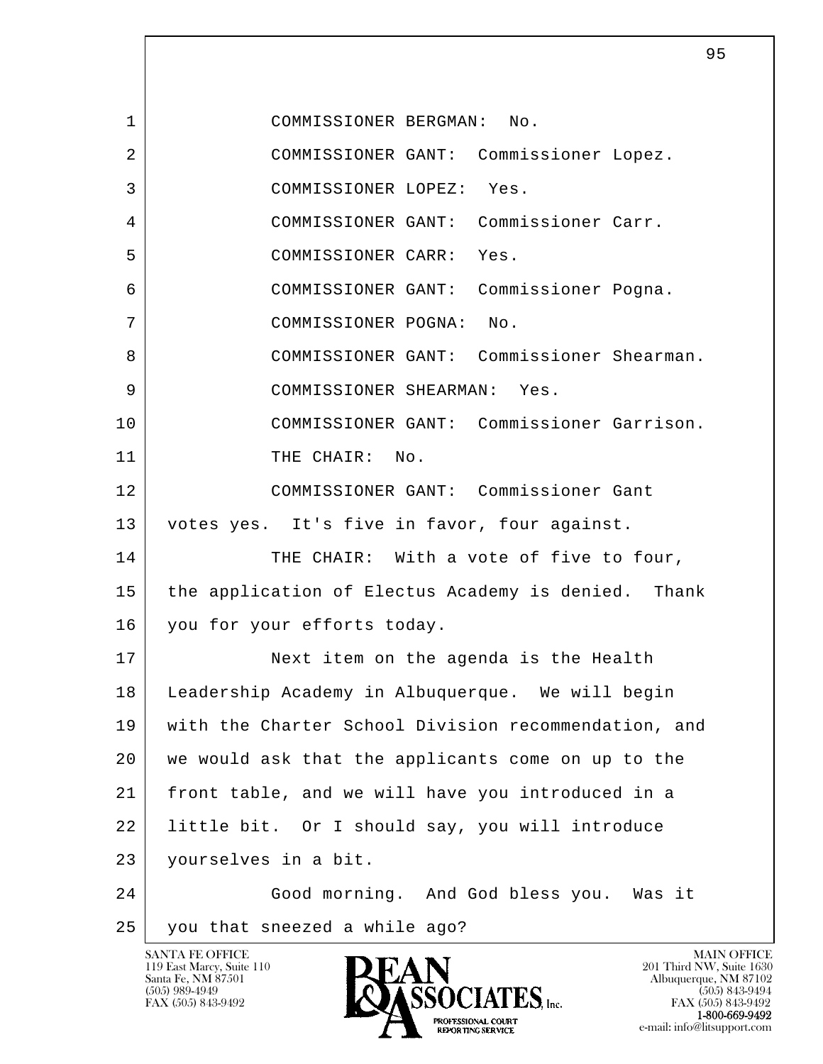1 COMMISSIONER BERGMAN: No.

2 COMMISSIONER GANT: Commissioner Lopez.

3 COMMISSIONER LOPEZ: Yes.

4 COMMISSIONER GANT: Commissioner Carr.

5 COMMISSIONER CARR: Yes.

6 COMMISSIONER GANT: Commissioner Pogna.

7 COMMISSIONER POGNA: No.

8 COMMISSIONER GANT: Commissioner Shearman.

9 COMMISSIONER SHEARMAN: Yes.

10 COMMISSIONER GANT: Commissioner Garrison.

11 THE CHAIR: No.

12 COMMISSIONER GANT: Commissioner Gant

13 votes yes. It's five in favor, four against.

14 THE CHAIR: With a vote of five to four,

15 the application of Electus Academy is denied. Thank

16 you for your efforts today.

17 Next item on the agenda is the Health

18 Leadership Academy in Albuquerque. We will begin

19 with the Charter School Division recommendation, and

20 we would ask that the applicants come on up to the

21 front table, and we will have you introduced in a

22 little bit. Or I should say, you will introduce

23 yourselves in a bit.

24 Good morning. And God bless you. Was it

25 you that sneezed a while ago?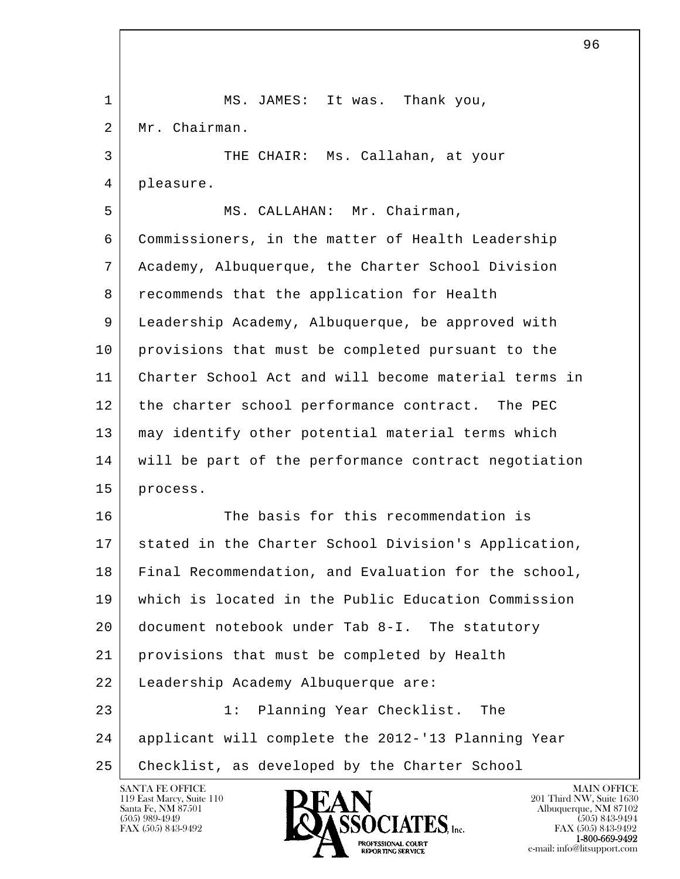MS. JAMES: It was. Thank you, Mr. Chairman.

THE CHAIR: Ms. Callahan, at your pleasure.

MS. CALLAHAN: Mr. Chairman, Commissioners, in the matter of Health Leadership Academy, Albuquerque, the Charter School Division recommends that the application for Health Leadership Academy, Albuquerque, be approved with provisions that must be completed pursuant to the Charter School Act and will become material terms in the charter school performance contract. The PEC may identify other potential material terms which will be part of the performance contract negotiation process.

The basis for this recommendation is stated in the Charter School Division's Application, Final Recommendation, and Evaluation for the school, which is located in the Public Education Commission document notebook under Tab 8-I. The statutory provisions that must be completed by Health Leadership Academy Albuquerque are:

1: Planning Year Checklist. The applicant will complete the 2012-'13 Planning Year Checklist, as developed by the Charter School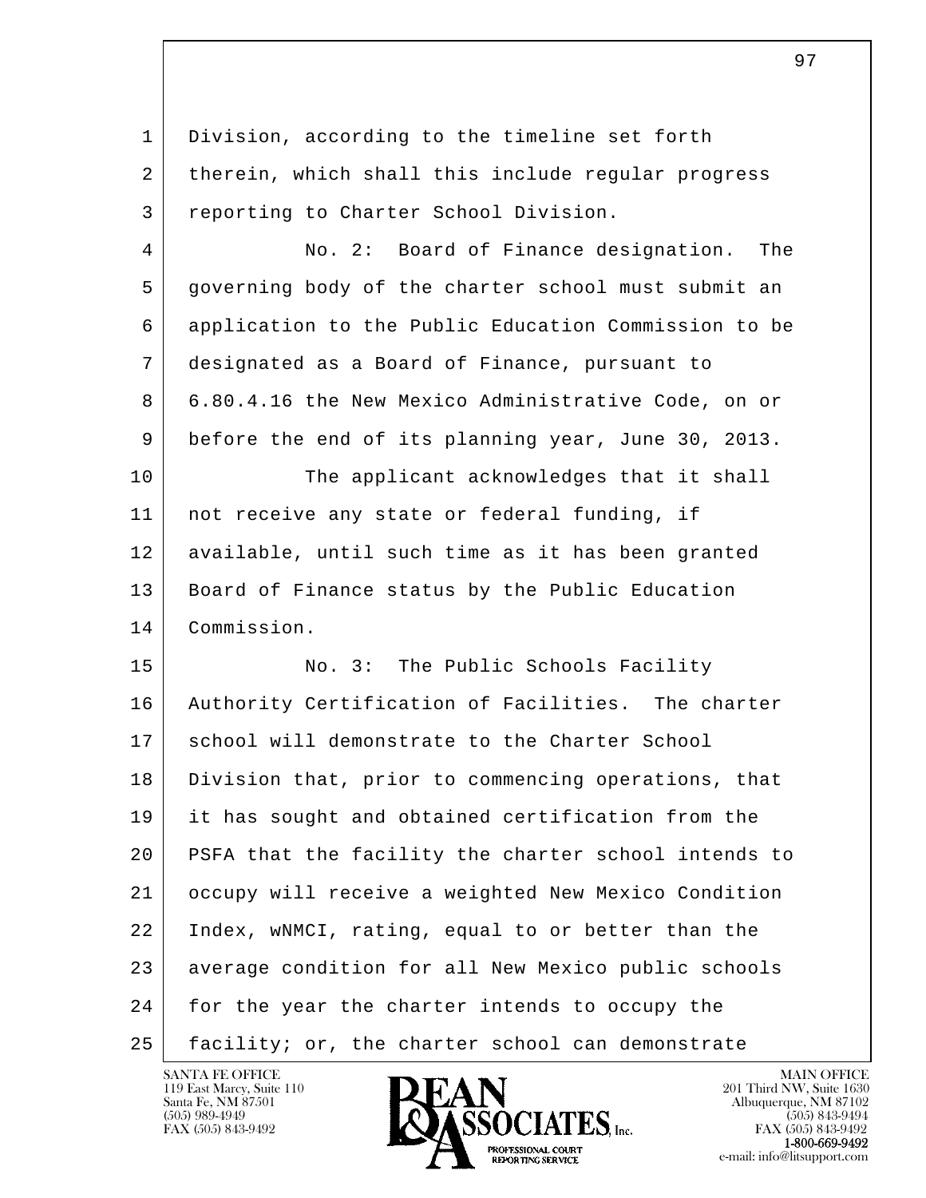Division, according to the timeline set forth therein, which shall this include regular progress reporting to Charter School Division.

No. 2: Board of Finance designation. The governing body of the charter school must submit an application to the Public Education Commission to be designated as a Board of Finance, pursuant to 6.80.4.16 the New Mexico Administrative Code, on or before the end of its planning year, June 30, 2013.

The applicant acknowledges that it shall not receive any state or federal funding, if available, until such time as it has been granted Board of Finance status by the Public Education Commission.

No. 3: The Public Schools Facility Authority Certification of Facilities. The charter school will demonstrate to the Charter School Division that, prior to commencing operations, that it has sought and obtained certification from the PSFA that the facility the charter school intends to occupy will receive a weighted New Mexico Condition Index, wNMCI, rating, equal to or better than the average condition for all New Mexico public schools for the year the charter intends to occupy the facility; or, the charter school can demonstrate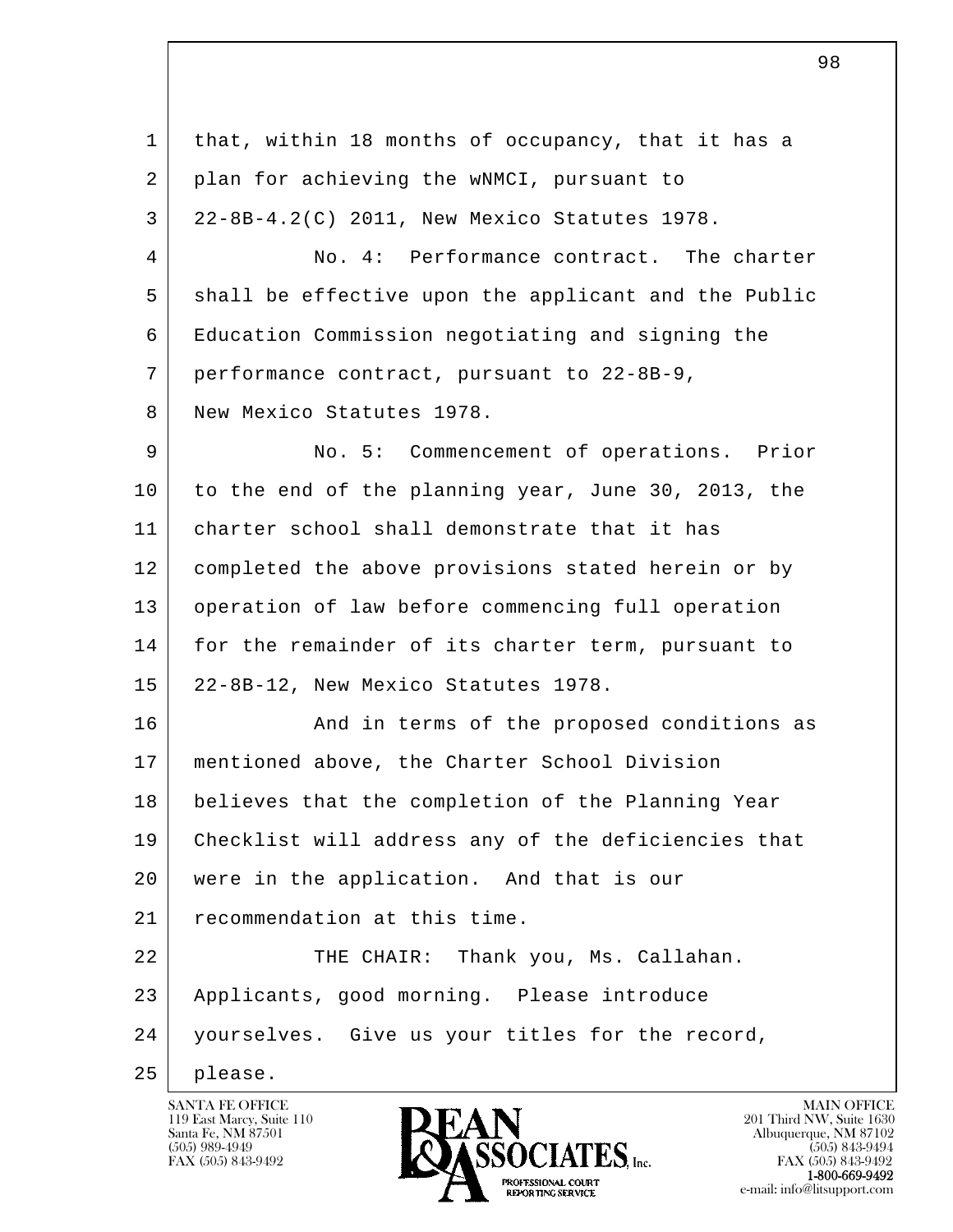1 that, within 18 months of occupancy, that it has a
2 plan for achieving the wNMCI, pursuant to
3 22-8B-4.2(C) 2011, New Mexico Statutes 1978.
4 No. 4: Performance contract. The charter
5 shall be effective upon the applicant and the Public
6 Education Commission negotiating and signing the
7 performance contract, pursuant to 22-8B-9,
8 New Mexico Statutes 1978.
9 No. 5: Commencement of operations. Prior
10 to the end of the planning year, June 30, 2013, the
11 charter school shall demonstrate that it has
12 completed the above provisions stated herein or by
13 operation of law before commencing full operation
14 for the remainder of its charter term, pursuant to
15 22-8B-12, New Mexico Statutes 1978.
16 And in terms of the proposed conditions as
17 mentioned above, the Charter School Division
18 believes that the completion of the Planning Year
19 Checklist will address any of the deficiencies that
20 were in the application. And that is our
21 recommendation at this time.
22 THE CHAIR: Thank you, Ms. Callahan.
23 Applicants, good morning. Please introduce
24 yourselves. Give us your titles for the record,
25 please.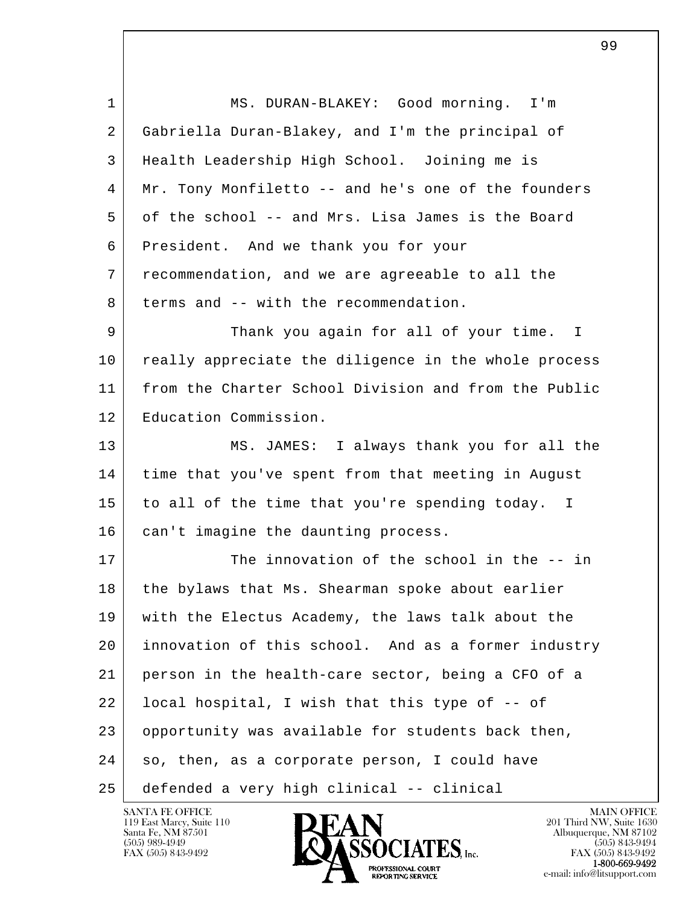MS. DURAN-BLAKEY: Good morning. I'm Gabriella Duran-Blakey, and I'm the principal of Health Leadership High School. Joining me is Mr. Tony Monfiletto -- and he's one of the founders of the school -- and Mrs. Lisa James is the Board President. And we thank you for your recommendation, and we are agreeable to all the terms and -- with the recommendation.

Thank you again for all of your time. I really appreciate the diligence in the whole process from the Charter School Division and from the Public Education Commission.

MS. JAMES: I always thank you for all the time that you've spent from that meeting in August to all of the time that you're spending today. I can't imagine the daunting process.

The innovation of the school in the -- in the bylaws that Ms. Shearman spoke about earlier with the Electus Academy, the laws talk about the innovation of this school. And as a former industry person in the health-care sector, being a CFO of a local hospital, I wish that this type of -- of opportunity was available for students back then, so, then, as a corporate person, I could have defended a very high clinical -- clinical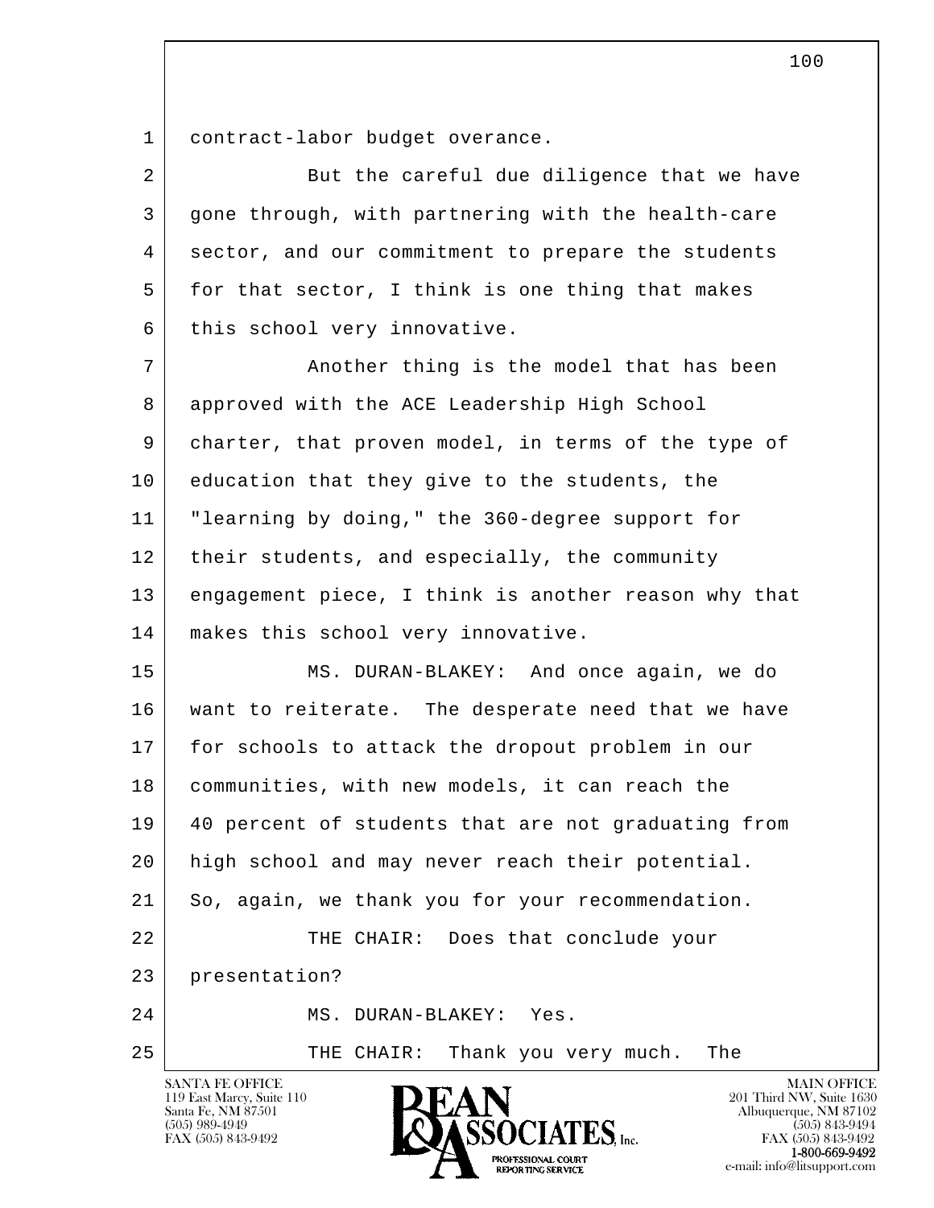contract-labor budget overance.

But the careful due diligence that we have gone through, with partnering with the health-care sector, and our commitment to prepare the students for that sector, I think is one thing that makes this school very innovative.

Another thing is the model that has been approved with the ACE Leadership High School charter, that proven model, in terms of the type of education that they give to the students, the "learning by doing," the 360-degree support for their students, and especially, the community engagement piece, I think is another reason why that makes this school very innovative.

MS. DURAN-BLAKEY: And once again, we do want to reiterate. The desperate need that we have for schools to attack the dropout problem in our communities, with new models, it can reach the 40 percent of students that are not graduating from high school and may never reach their potential. So, again, we thank you for your recommendation.

THE CHAIR: Does that conclude your presentation?

MS. DURAN-BLAKEY: Yes.

THE CHAIR: Thank you very much. The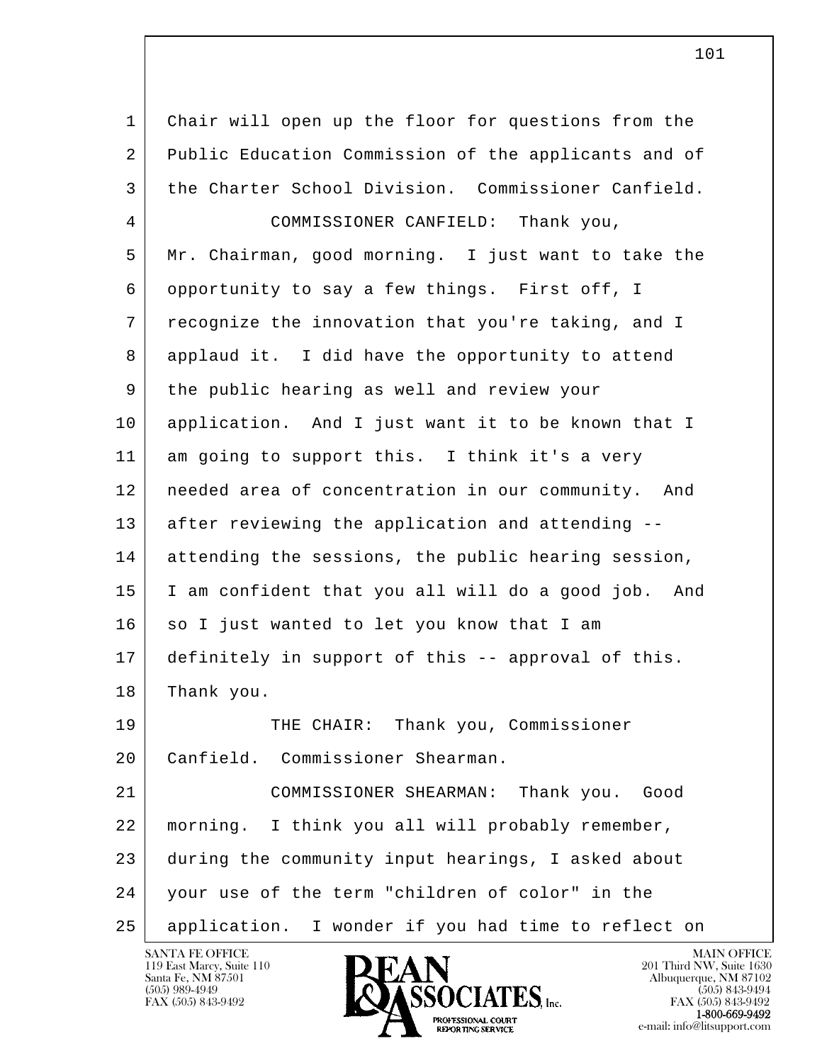Chair will open up the floor for questions from the Public Education Commission of the applicants and of the Charter School Division. Commissioner Canfield.

COMMISSIONER CANFIELD: Thank you, Mr. Chairman, good morning. I just want to take the opportunity to say a few things. First off, I recognize the innovation that you're taking, and I applaud it. I did have the opportunity to attend the public hearing as well and review your application. And I just want it to be known that I am going to support this. I think it's a very needed area of concentration in our community. And after reviewing the application and attending -- attending the sessions, the public hearing session, I am confident that you all will do a good job. And so I just wanted to let you know that I am definitely in support of this -- approval of this. Thank you.

THE CHAIR: Thank you, Commissioner Canfield. Commissioner Shearman.

COMMISSIONER SHEARMAN: Thank you. Good morning. I think you all will probably remember, during the community input hearings, I asked about your use of the term "children of color" in the application. I wonder if you had time to reflect on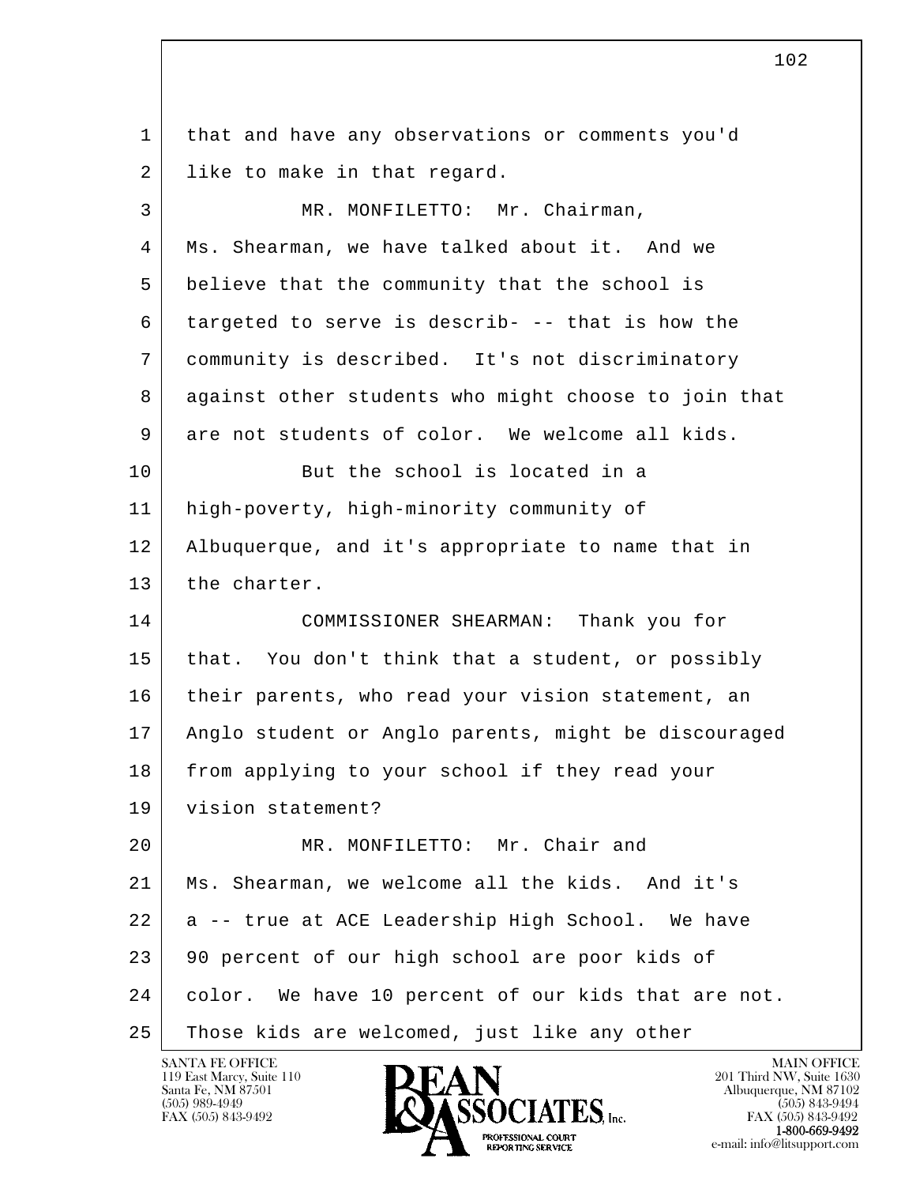1 that and have any observations or comments you'd
2 like to make in that regard.
3 MR. MONFILETTO: Mr. Chairman,
4 Ms. Shearman, we have talked about it. And we
5 believe that the community that the school is
6 targeted to serve is describ- -- that is how the
7 community is described. It's not discriminatory
8 against other students who might choose to join that
9 are not students of color. We welcome all kids.
10 But the school is located in a
11 high-poverty, high-minority community of
12 Albuquerque, and it's appropriate to name that in
13 the charter.
14 COMMISSIONER SHEARMAN: Thank you for
15 that. You don't think that a student, or possibly
16 their parents, who read your vision statement, an
17 Anglo student or Anglo parents, might be discouraged
18 from applying to your school if they read your
19 vision statement?
20 MR. MONFILETTO: Mr. Chair and
21 Ms. Shearman, we welcome all the kids. And it's
22 a -- true at ACE Leadership High School. We have
23 90 percent of our high school are poor kids of
24 color. We have 10 percent of our kids that are not.
25 Those kids are welcomed, just like any other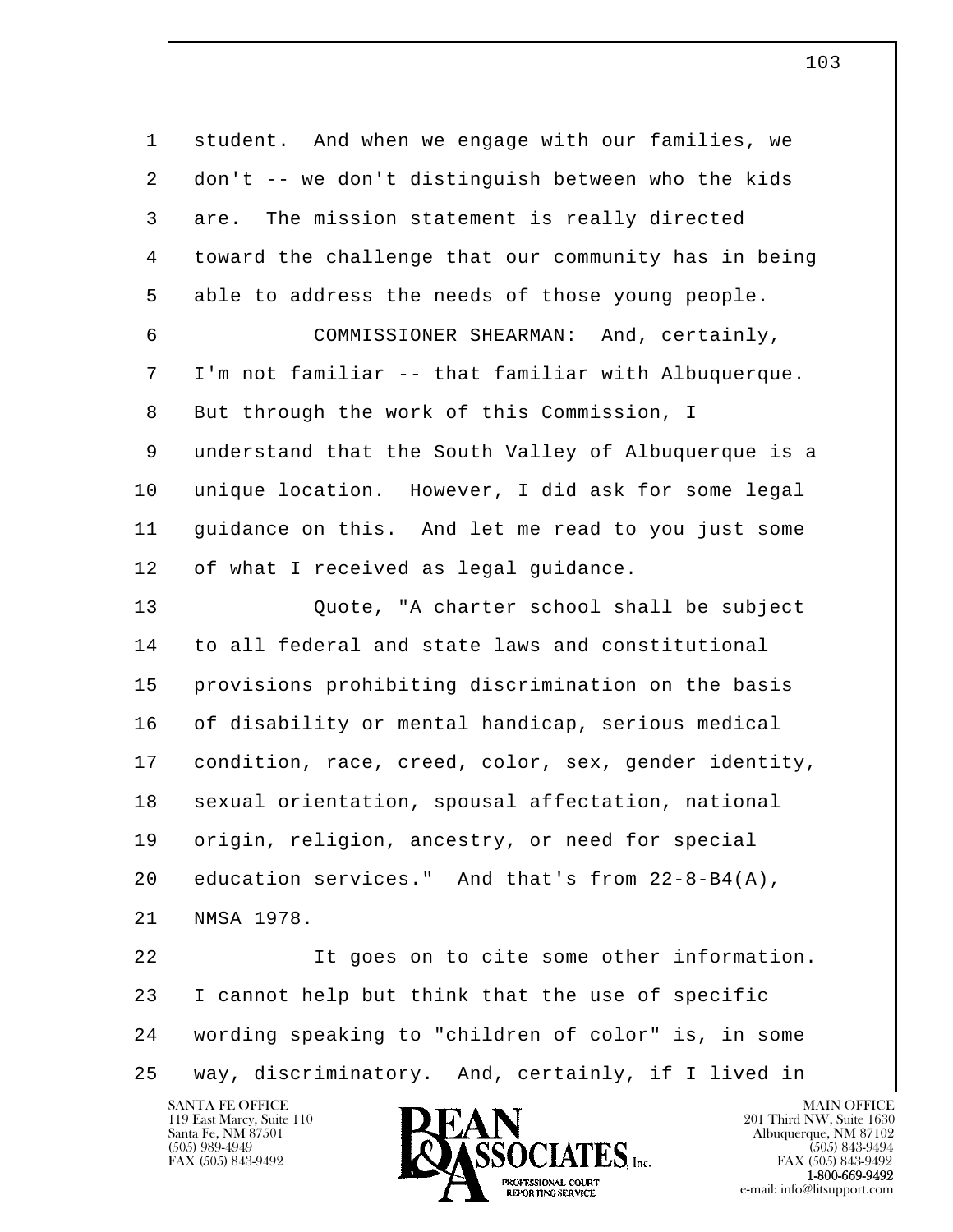student. And when we engage with our families, we don't -- we don't distinguish between who the kids are. The mission statement is really directed toward the challenge that our community has in being able to address the needs of those young people.

COMMISSIONER SHEARMAN: And, certainly, I'm not familiar -- that familiar with Albuquerque. But through the work of this Commission, I understand that the South Valley of Albuquerque is a unique location. However, I did ask for some legal guidance on this. And let me read to you just some of what I received as legal guidance.

Quote, "A charter school shall be subject to all federal and state laws and constitutional provisions prohibiting discrimination on the basis of disability or mental handicap, serious medical condition, race, creed, color, sex, gender identity, sexual orientation, spousal affectation, national origin, religion, ancestry, or need for special education services." And that's from 22-8-B4(A), NMSA 1978.

It goes on to cite some other information. I cannot help but think that the use of specific wording speaking to "children of color" is, in some way, discriminatory. And, certainly, if I lived in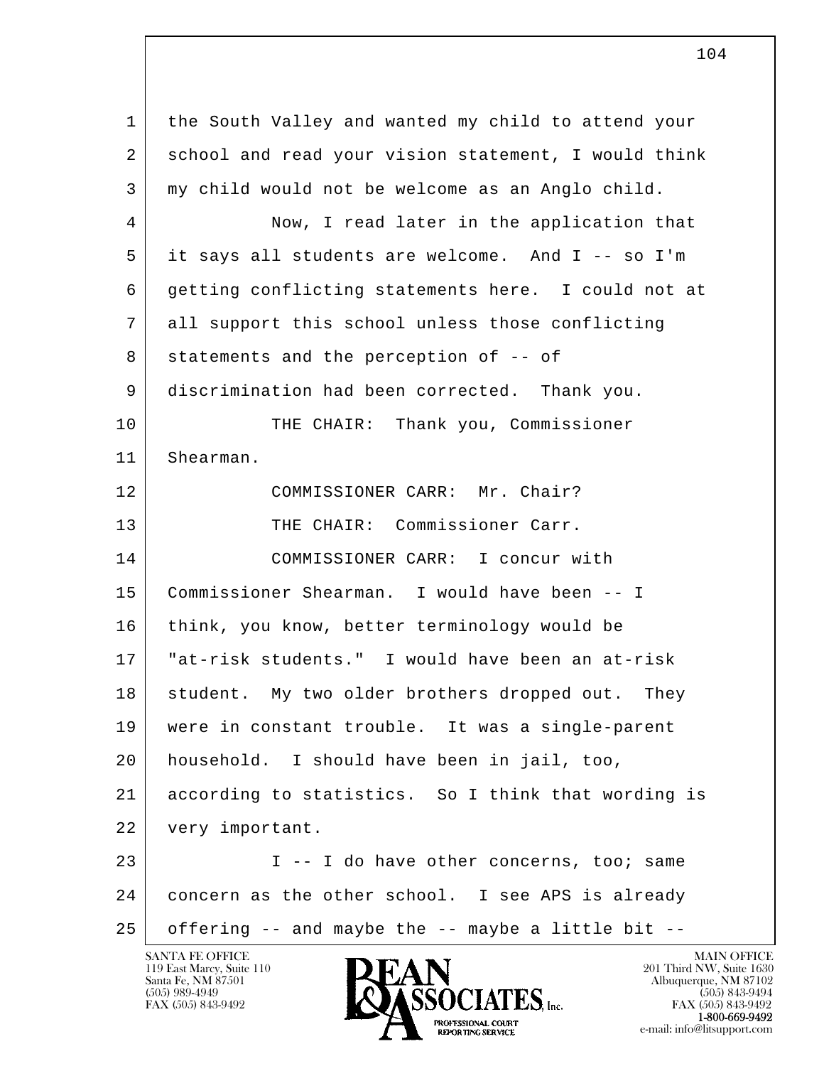1 the South Valley and wanted my child to attend your
2 school and read your vision statement, I would think
3 my child would not be welcome as an Anglo child.
4 Now, I read later in the application that
5 it says all students are welcome. And I -- so I'm
6 getting conflicting statements here. I could not at
7 all support this school unless those conflicting
8 statements and the perception of -- of
9 discrimination had been corrected. Thank you.
10 THE CHAIR: Thank you, Commissioner
11 Shearman.
12 COMMISSIONER CARR: Mr. Chair?
13 THE CHAIR: Commissioner Carr.
14 COMMISSIONER CARR: I concur with
15 Commissioner Shearman. I would have been -- I
16 think, you know, better terminology would be
17 "at-risk students." I would have been an at-risk
18 student. My two older brothers dropped out. They
19 were in constant trouble. It was a single-parent
20 household. I should have been in jail, too,
21 according to statistics. So I think that wording is
22 very important.
23 I -- I do have other concerns, too; same
24 concern as the other school. I see APS is already
25 offering -- and maybe the -- maybe a little bit --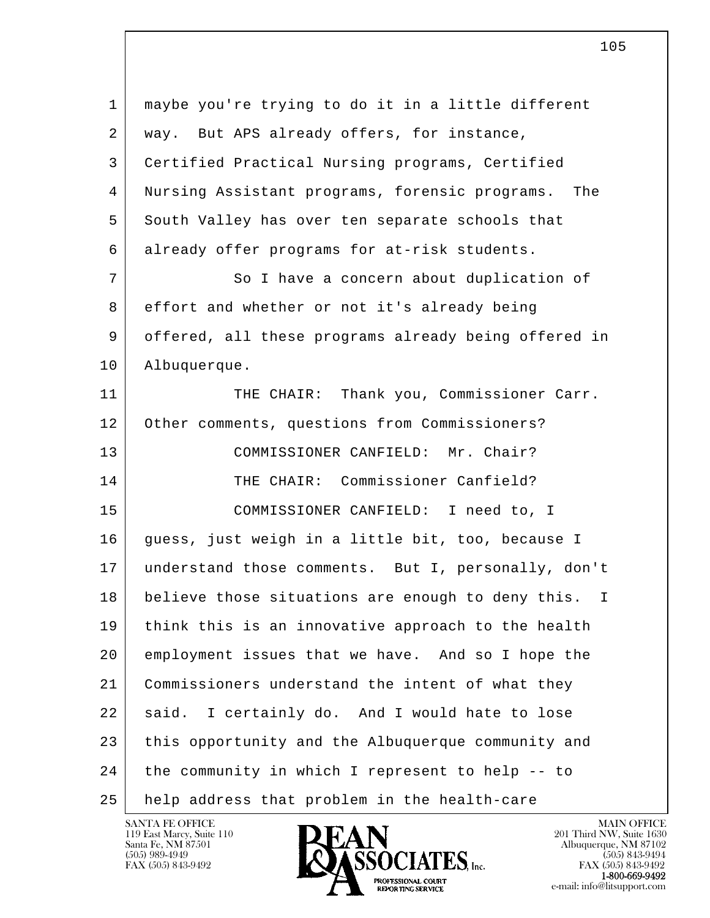maybe you're trying to do it in a little different way. But APS already offers, for instance, Certified Practical Nursing programs, Certified Nursing Assistant programs, forensic programs. The South Valley has over ten separate schools that already offer programs for at-risk students.

So I have a concern about duplication of effort and whether or not it's already being offered, all these programs already being offered in Albuquerque.

THE CHAIR: Thank you, Commissioner Carr. Other comments, questions from Commissioners?

COMMISSIONER CANFIELD: Mr. Chair?

THE CHAIR: Commissioner Canfield?

COMMISSIONER CANFIELD: I need to, I guess, just weigh in a little bit, too, because I understand those comments. But I, personally, don't believe those situations are enough to deny this. I think this is an innovative approach to the health employment issues that we have. And so I hope the Commissioners understand the intent of what they said. I certainly do. And I would hate to lose this opportunity and the Albuquerque community and the community in which I represent to help -- to help address that problem in the health-care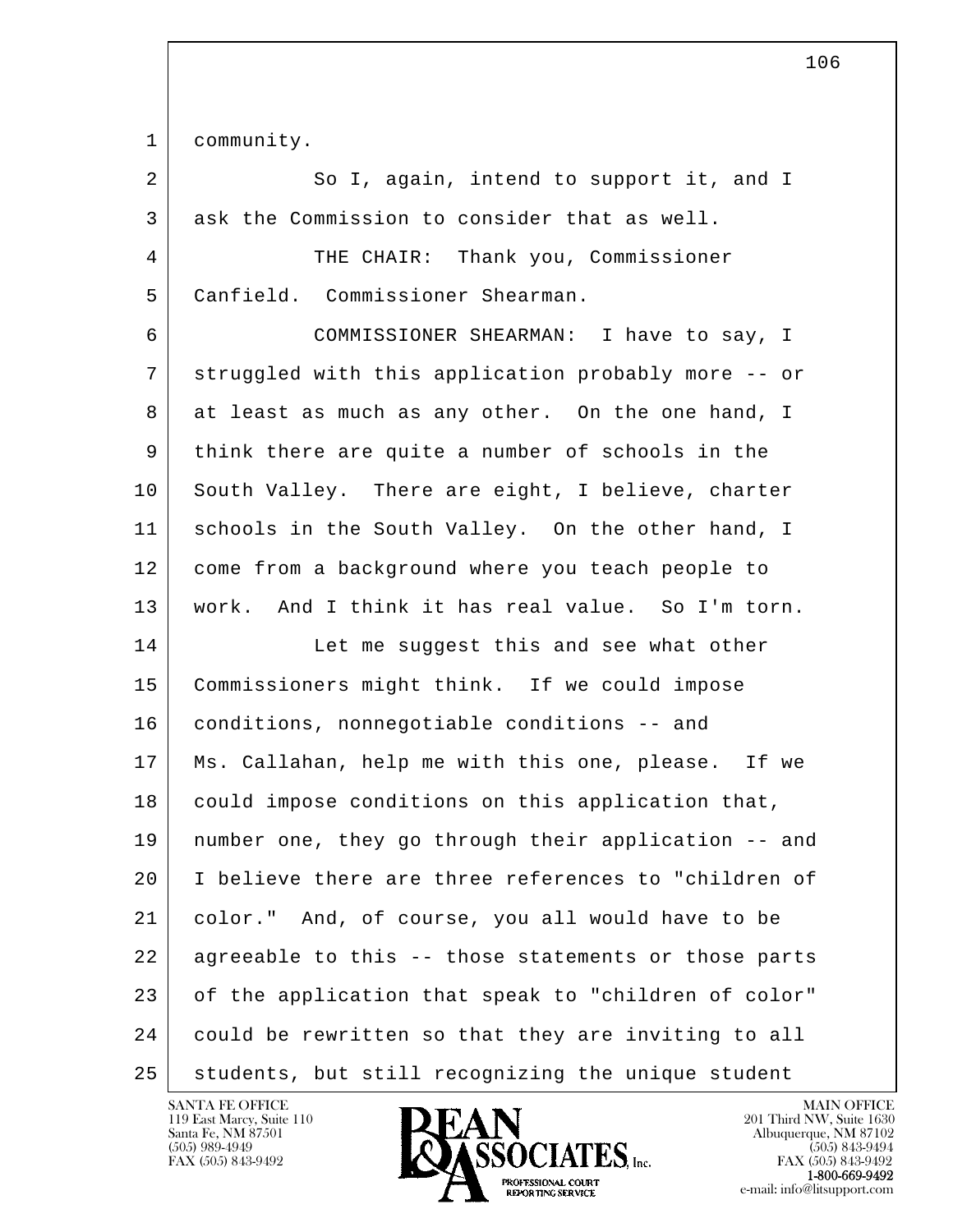community.

So I, again, intend to support it, and I ask the Commission to consider that as well.

THE CHAIR: Thank you, Commissioner Canfield. Commissioner Shearman.

COMMISSIONER SHEARMAN: I have to say, I struggled with this application probably more -- or at least as much as any other. On the one hand, I think there are quite a number of schools in the South Valley. There are eight, I believe, charter schools in the South Valley. On the other hand, I come from a background where you teach people to work. And I think it has real value. So I'm torn.

Let me suggest this and see what other Commissioners might think. If we could impose conditions, nonnegotiable conditions -- and Ms. Callahan, help me with this one, please. If we could impose conditions on this application that, number one, they go through their application -- and I believe there are three references to "children of color." And, of course, you all would have to be agreeable to this -- those statements or those parts of the application that speak to "children of color" could be rewritten so that they are inviting to all students, but still recognizing the unique student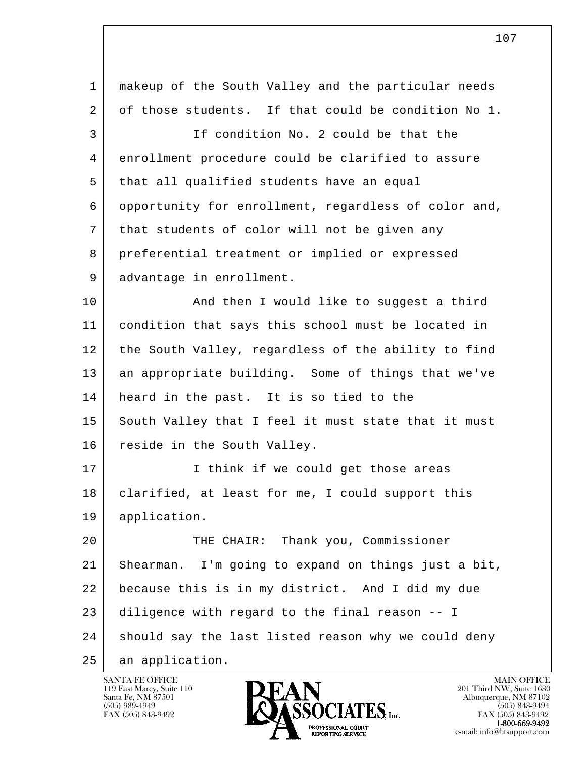makeup of the South Valley and the particular needs of those students. If that could be condition No 1.

If condition No. 2 could be that the enrollment procedure could be clarified to assure that all qualified students have an equal opportunity for enrollment, regardless of color and, that students of color will not be given any preferential treatment or implied or expressed advantage in enrollment.

And then I would like to suggest a third condition that says this school must be located in the South Valley, regardless of the ability to find an appropriate building. Some of things that we've heard in the past. It is so tied to the South Valley that I feel it must state that it must reside in the South Valley.

I think if we could get those areas clarified, at least for me, I could support this application.

THE CHAIR: Thank you, Commissioner Shearman. I'm going to expand on things just a bit, because this is in my district. And I did my due diligence with regard to the final reason -- I should say the last listed reason why we could deny an application.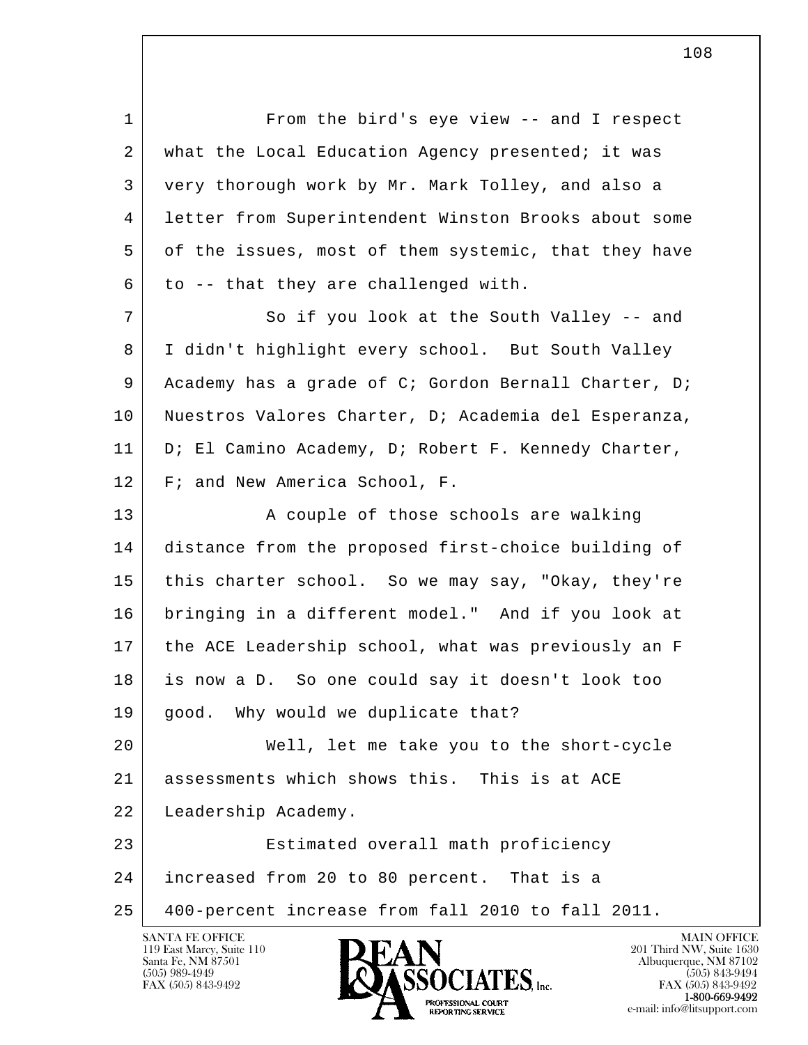From the bird's eye view -- and I respect what the Local Education Agency presented; it was very thorough work by Mr. Mark Tolley, and also a letter from Superintendent Winston Brooks about some of the issues, most of them systemic, that they have to -- that they are challenged with.

So if you look at the South Valley -- and I didn't highlight every school. But South Valley Academy has a grade of C; Gordon Bernall Charter, D; Nuestros Valores Charter, D; Academia del Esperanza, D; El Camino Academy, D; Robert F. Kennedy Charter, F; and New America School, F.

A couple of those schools are walking distance from the proposed first-choice building of this charter school. So we may say, "Okay, they're bringing in a different model." And if you look at the ACE Leadership school, what was previously an F is now a D. So one could say it doesn't look too good. Why would we duplicate that?

Well, let me take you to the short-cycle assessments which shows this. This is at ACE Leadership Academy.

Estimated overall math proficiency increased from 20 to 80 percent. That is a 400-percent increase from fall 2010 to fall 2011.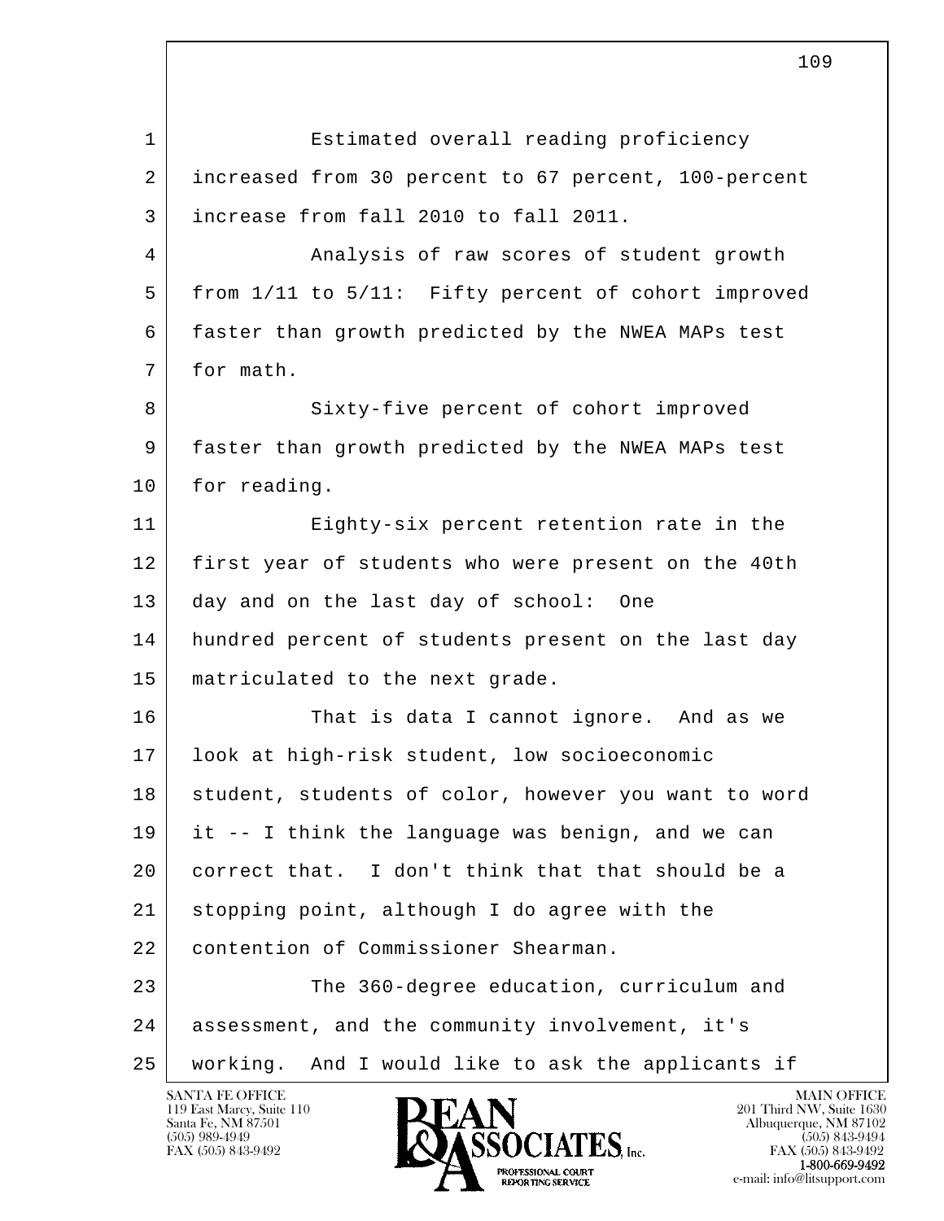Estimated overall reading proficiency increased from 30 percent to 67 percent, 100-percent increase from fall 2010 to fall 2011.

Analysis of raw scores of student growth from 1/11 to 5/11: Fifty percent of cohort improved faster than growth predicted by the NWEA MAPs test for math.

Sixty-five percent of cohort improved faster than growth predicted by the NWEA MAPs test for reading.

Eighty-six percent retention rate in the first year of students who were present on the 40th day and on the last day of school: One hundred percent of students present on the last day matriculated to the next grade.

That is data I cannot ignore. And as we look at high-risk student, low socioeconomic student, students of color, however you want to word it -- I think the language was benign, and we can correct that. I don't think that that should be a stopping point, although I do agree with the contention of Commissioner Shearman.

The 360-degree education, curriculum and assessment, and the community involvement, it's working. And I would like to ask the applicants if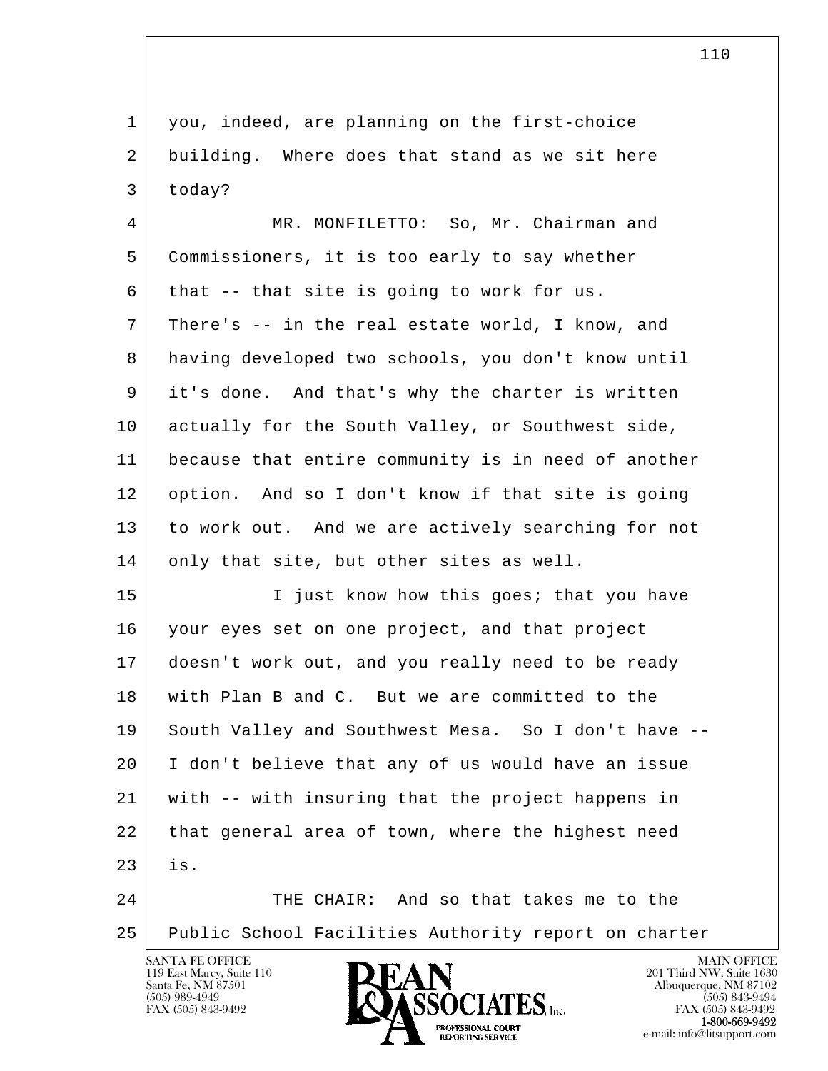1 you, indeed, are planning on the first-choice
2 building. Where does that stand as we sit here
3 today?

4 MR. MONFILETTO: So, Mr. Chairman and
5 Commissioners, it is too early to say whether
6 that -- that site is going to work for us.
7 There's -- in the real estate world, I know, and
8 having developed two schools, you don't know until
9 it's done. And that's why the charter is written
10 actually for the South Valley, or Southwest side,
11 because that entire community is in need of another
12 option. And so I don't know if that site is going
13 to work out. And we are actively searching for not
14 only that site, but other sites as well.

15 I just know how this goes; that you have
16 your eyes set on one project, and that project
17 doesn't work out, and you really need to be ready
18 with Plan B and C. But we are committed to the
19 South Valley and Southwest Mesa. So I don't have --
20 I don't believe that any of us would have an issue
21 with -- with insuring that the project happens in
22 that general area of town, where the highest need
23 is.

24 THE CHAIR: And so that takes me to the
25 Public School Facilities Authority report on charter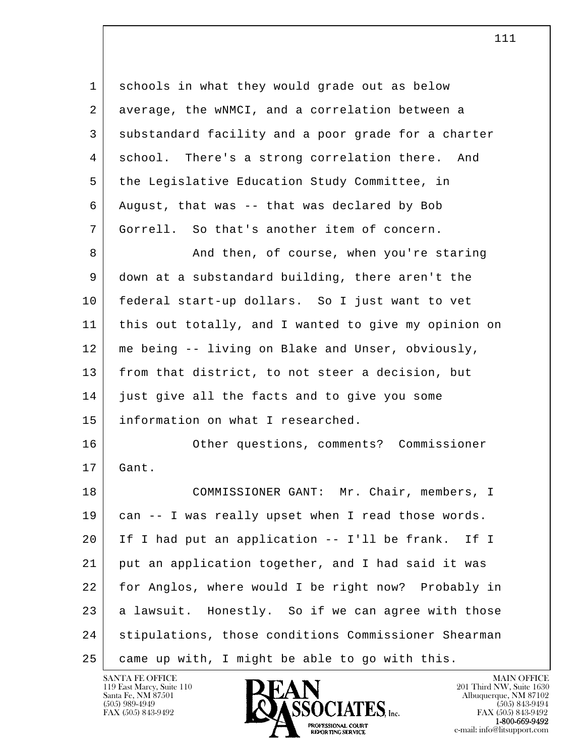schools in what they would grade out as below average, the wNMCI, and a correlation between a substandard facility and a poor grade for a charter school. There's a strong correlation there. And the Legislative Education Study Committee, in August, that was -- that was declared by Bob Gorrell. So that's another item of concern.

And then, of course, when you're staring down at a substandard building, there aren't the federal start-up dollars. So I just want to vet this out totally, and I wanted to give my opinion on me being -- living on Blake and Unser, obviously, from that district, to not steer a decision, but just give all the facts and to give you some information on what I researched.

Other questions, comments? Commissioner Gant.

COMMISSIONER GANT: Mr. Chair, members, I can -- I was really upset when I read those words. If I had put an application -- I'll be frank. If I put an application together, and I had said it was for Anglos, where would I be right now? Probably in a lawsuit. Honestly. So if we can agree with those stipulations, those conditions Commissioner Shearman came up with, I might be able to go with this.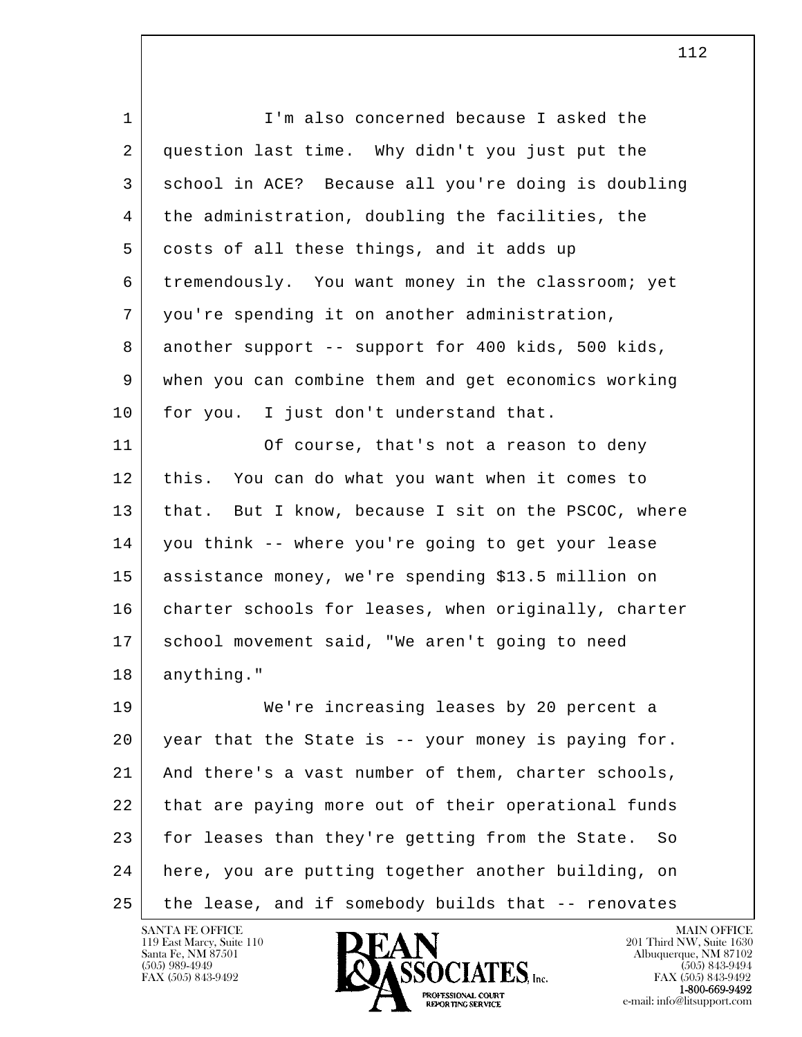I'm also concerned because I asked the question last time. Why didn't you just put the school in ACE? Because all you're doing is doubling the administration, doubling the facilities, the costs of all these things, and it adds up tremendously. You want money in the classroom; yet you're spending it on another administration, another support -- support for 400 kids, 500 kids, when you can combine them and get economics working for you. I just don't understand that.

Of course, that's not a reason to deny this. You can do what you want when it comes to that. But I know, because I sit on the PSCOC, where you think -- where you're going to get your lease assistance money, we're spending $13.5 million on charter schools for leases, when originally, charter school movement said, "We aren't going to need anything."

We're increasing leases by 20 percent a year that the State is -- your money is paying for. And there's a vast number of them, charter schools, that are paying more out of their operational funds for leases than they're getting from the State. So here, you are putting together another building, on the lease, and if somebody builds that -- renovates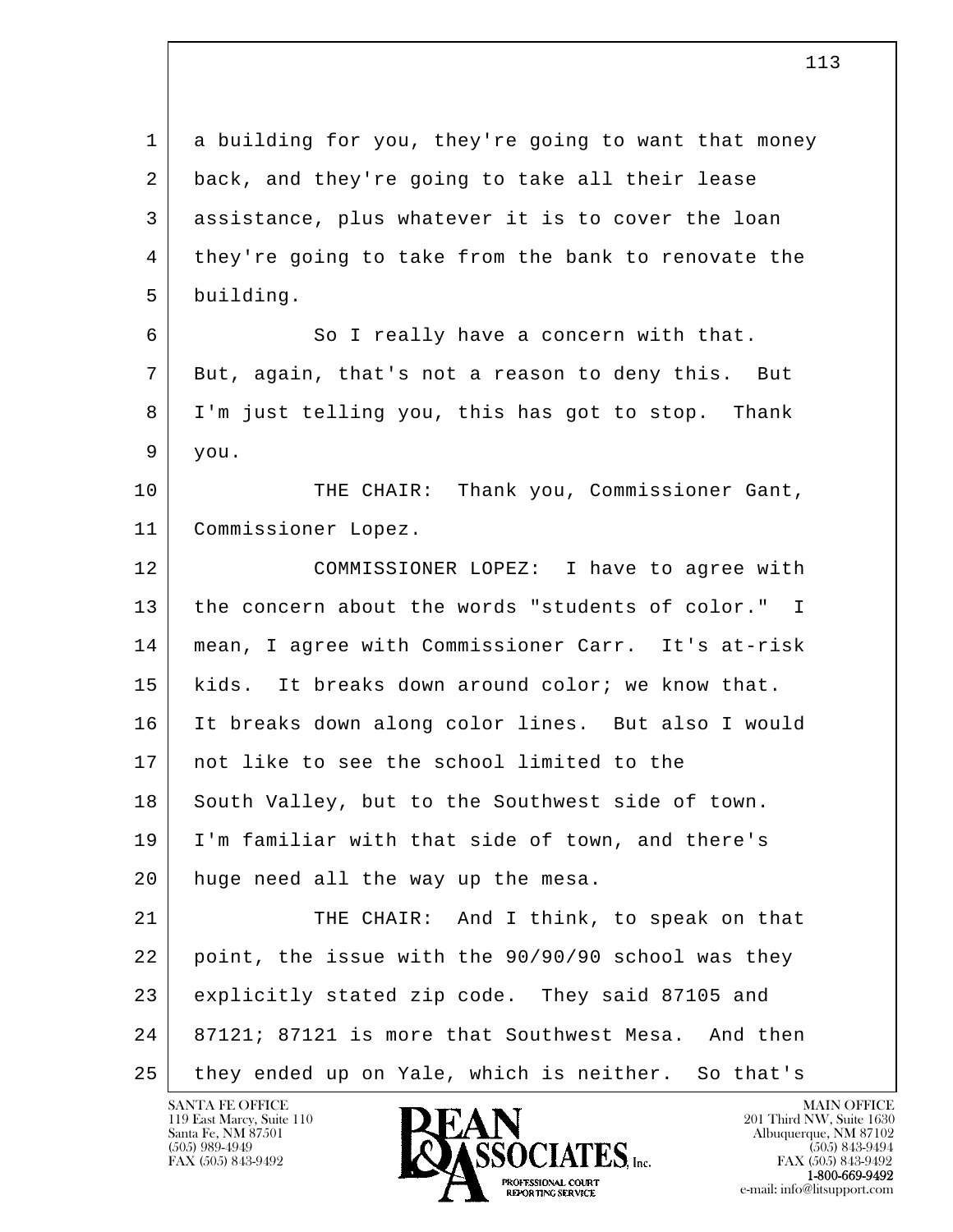a building for you, they're going to want that money back, and they're going to take all their lease assistance, plus whatever it is to cover the loan they're going to take from the bank to renovate the building.

So I really have a concern with that. But, again, that's not a reason to deny this. But I'm just telling you, this has got to stop. Thank you.

THE CHAIR: Thank you, Commissioner Gant, Commissioner Lopez.

COMMISSIONER LOPEZ: I have to agree with the concern about the words "students of color." I mean, I agree with Commissioner Carr. It's at-risk kids. It breaks down around color; we know that. It breaks down along color lines. But also I would not like to see the school limited to the South Valley, but to the Southwest side of town. I'm familiar with that side of town, and there's huge need all the way up the mesa.

THE CHAIR: And I think, to speak on that point, the issue with the 90/90/90 school was they explicitly stated zip code. They said 87105 and 87121; 87121 is more that Southwest Mesa. And then they ended up on Yale, which is neither. So that's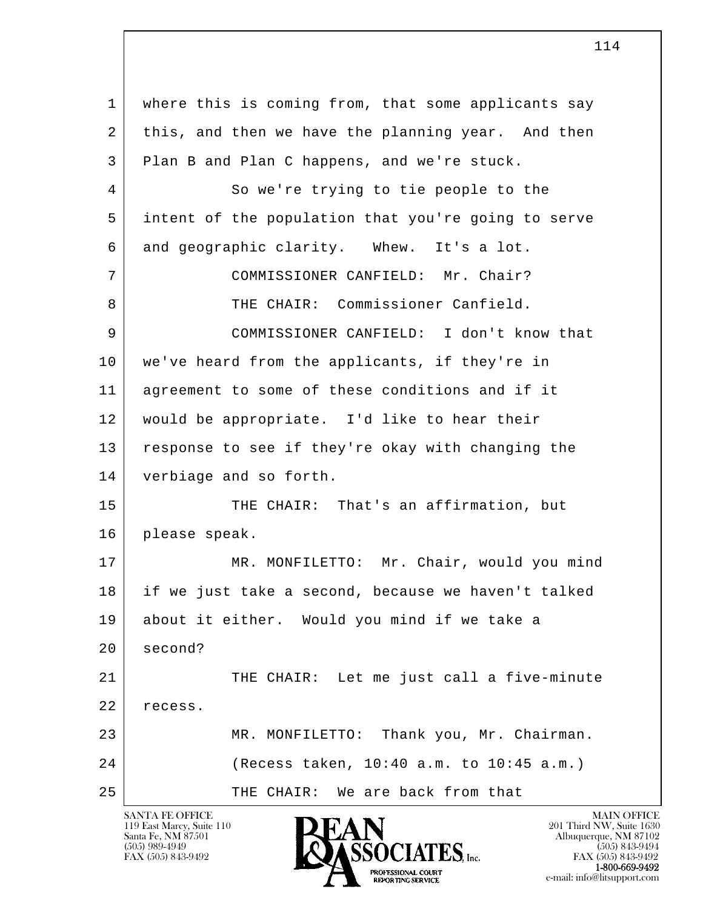1 where this is coming from, that some applicants say
2 this, and then we have the planning year. And then
3 Plan B and Plan C happens, and we're stuck.

4 So we're trying to tie people to the
5 intent of the population that you're going to serve
6 and geographic clarity. Whew. It's a lot.

7 COMMISSIONER CANFIELD: Mr. Chair?

8 THE CHAIR: Commissioner Canfield.

9 COMMISSIONER CANFIELD: I don't know that
10 we've heard from the applicants, if they're in
11 agreement to some of these conditions and if it
12 would be appropriate. I'd like to hear their
13 response to see if they're okay with changing the
14 verbiage and so forth.

15 THE CHAIR: That's an affirmation, but
16 please speak.

17 MR. MONFILETTO: Mr. Chair, would you mind
18 if we just take a second, because we haven't talked
19 about it either. Would you mind if we take a
20 second?

21 THE CHAIR: Let me just call a five-minute
22 recess.

23 MR. MONFILETTO: Thank you, Mr. Chairman.

24 (Recess taken, 10:40 a.m. to 10:45 a.m.)

25 THE CHAIR: We are back from that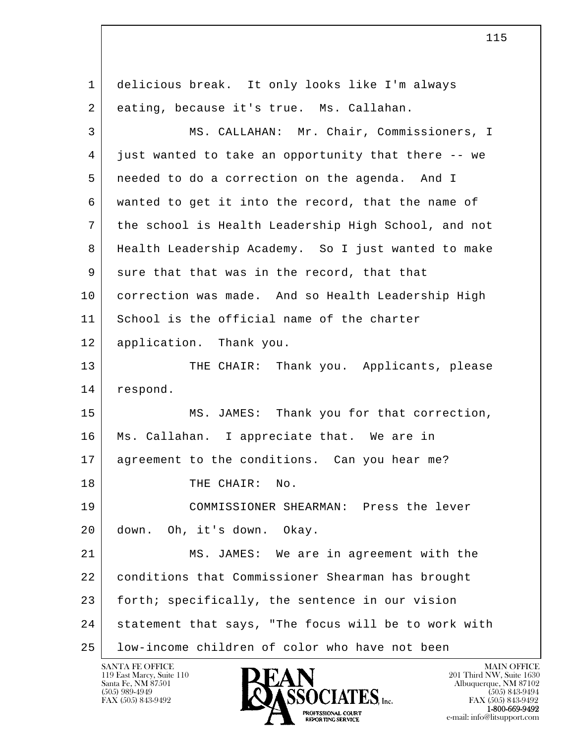delicious break. It only looks like I'm always eating, because it's true. Ms. Callahan.

MS. CALLAHAN: Mr. Chair, Commissioners, I just wanted to take an opportunity that there -- we needed to do a correction on the agenda. And I wanted to get it into the record, that the name of the school is Health Leadership High School, and not Health Leadership Academy. So I just wanted to make sure that that was in the record, that that correction was made. And so Health Leadership High School is the official name of the charter application. Thank you.

THE CHAIR: Thank you. Applicants, please respond.

MS. JAMES: Thank you for that correction, Ms. Callahan. I appreciate that. We are in agreement to the conditions. Can you hear me?

THE CHAIR: No.

COMMISSIONER SHEARMAN: Press the lever down. Oh, it's down. Okay.

MS. JAMES: We are in agreement with the conditions that Commissioner Shearman has brought forth; specifically, the sentence in our vision statement that says, "The focus will be to work with low-income children of color who have not been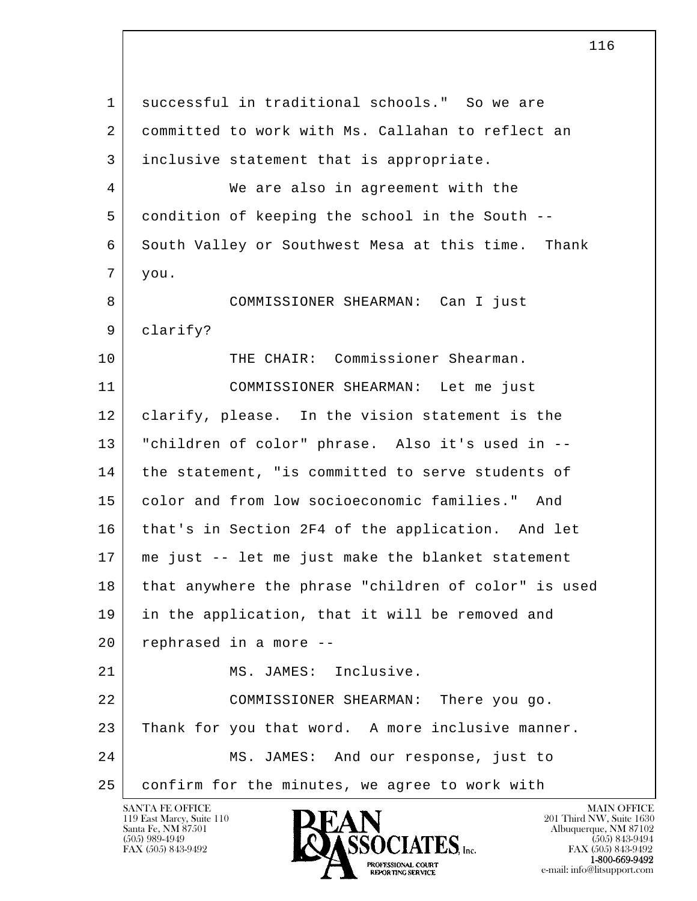1 successful in traditional schools." So we are
2 committed to work with Ms. Callahan to reflect an
3 inclusive statement that is appropriate.
4 We are also in agreement with the
5 condition of keeping the school in the South --
6 South Valley or Southwest Mesa at this time. Thank
7 you.
8 COMMISSIONER SHEARMAN: Can I just
9 clarify?
10 THE CHAIR: Commissioner Shearman.
11 COMMISSIONER SHEARMAN: Let me just
12 clarify, please. In the vision statement is the
13 "children of color" phrase. Also it's used in --
14 the statement, "is committed to serve students of
15 color and from low socioeconomic families." And
16 that's in Section 2F4 of the application. And let
17 me just -- let me just make the blanket statement
18 that anywhere the phrase "children of color" is used
19 in the application, that it will be removed and
20 rephrased in a more --
21 MS. JAMES: Inclusive.
22 COMMISSIONER SHEARMAN: There you go.
23 Thank for you that word. A more inclusive manner.
24 MS. JAMES: And our response, just to
25 confirm for the minutes, we agree to work with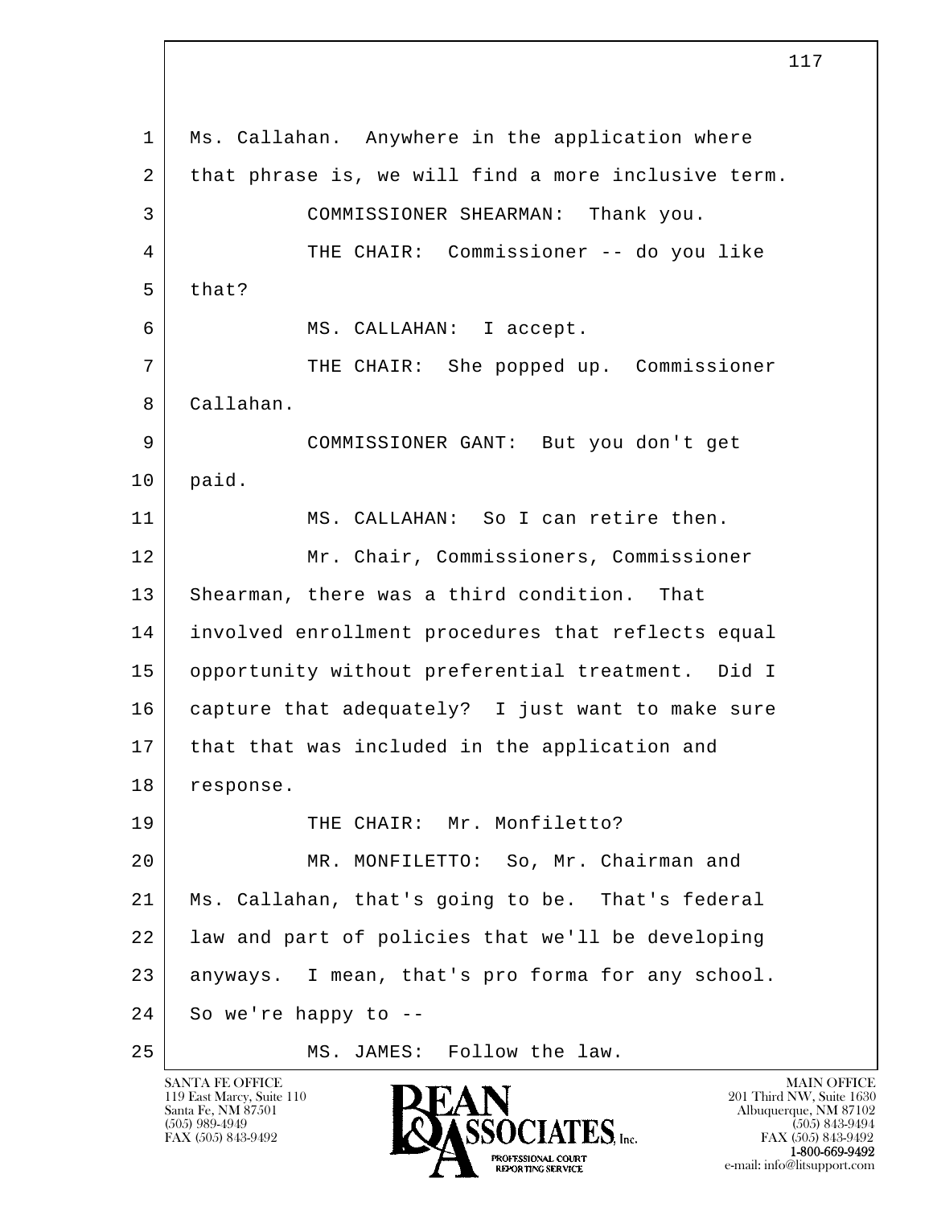1 Ms. Callahan. Anywhere in the application where
2 that phrase is, we will find a more inclusive term.
3 COMMISSIONER SHEARMAN: Thank you.
4 THE CHAIR: Commissioner -- do you like
5 that?
6 MS. CALLAHAN: I accept.
7 THE CHAIR: She popped up. Commissioner
8 Callahan.
9 COMMISSIONER GANT: But you don't get
10 paid.
11 MS. CALLAHAN: So I can retire then.
12 Mr. Chair, Commissioners, Commissioner
13 Shearman, there was a third condition. That
14 involved enrollment procedures that reflects equal
15 opportunity without preferential treatment. Did I
16 capture that adequately? I just want to make sure
17 that that was included in the application and
18 response.
19 THE CHAIR: Mr. Monfiletto?
20 MR. MONFILETTO: So, Mr. Chairman and
21 Ms. Callahan, that's going to be. That's federal
22 law and part of policies that we'll be developing
23 anyways. I mean, that's pro forma for any school.
24 So we're happy to --
25 MS. JAMES: Follow the law.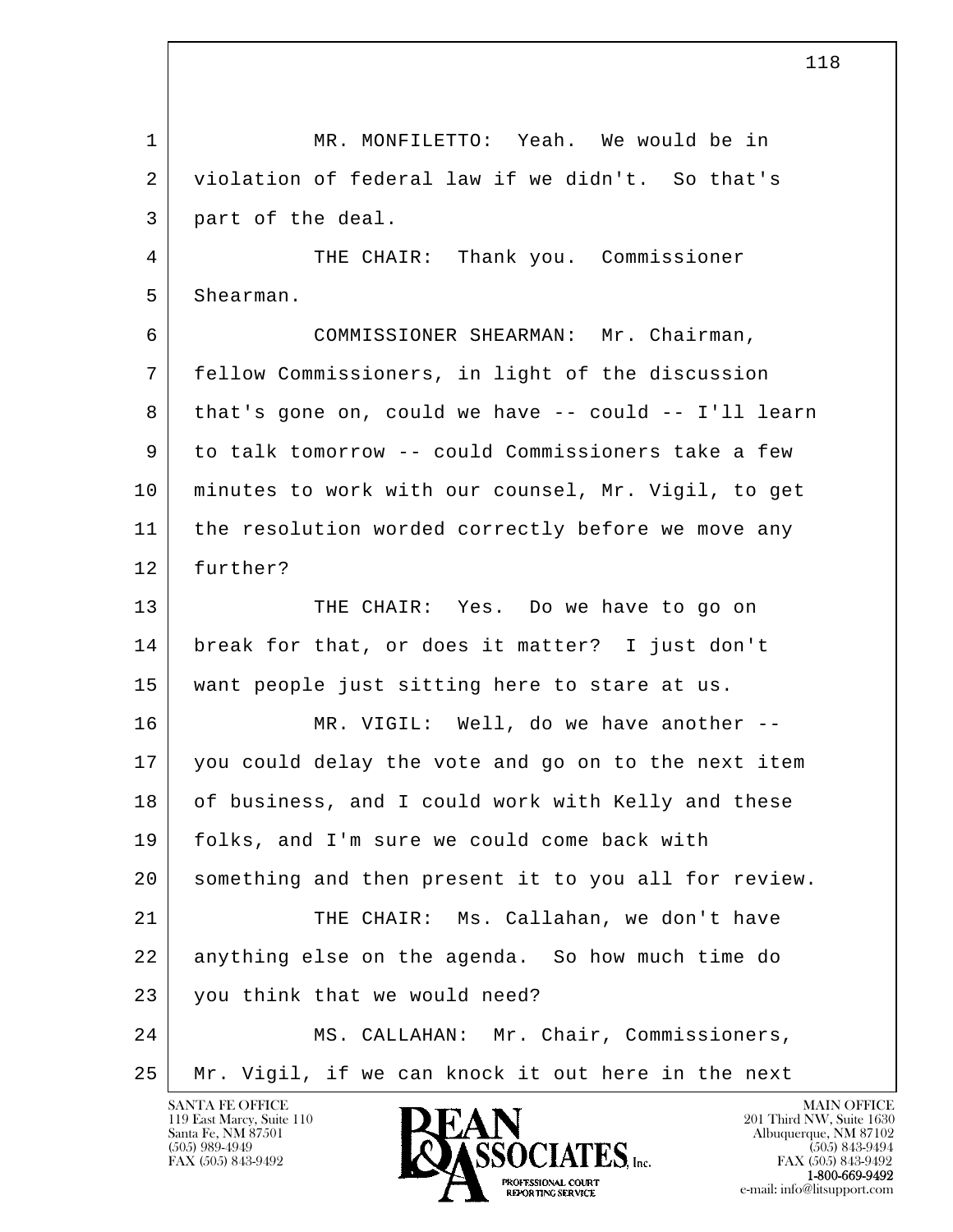MR. MONFILETTO: Yeah. We would be in violation of federal law if we didn't. So that's part of the deal.

THE CHAIR: Thank you. Commissioner Shearman.

COMMISSIONER SHEARMAN: Mr. Chairman, fellow Commissioners, in light of the discussion that's gone on, could we have -- could -- I'll learn to talk tomorrow -- could Commissioners take a few minutes to work with our counsel, Mr. Vigil, to get the resolution worded correctly before we move any further?

THE CHAIR: Yes. Do we have to go on break for that, or does it matter? I just don't want people just sitting here to stare at us.

MR. VIGIL: Well, do we have another -- you could delay the vote and go on to the next item of business, and I could work with Kelly and these folks, and I'm sure we could come back with something and then present it to you all for review.

THE CHAIR: Ms. Callahan, we don't have anything else on the agenda. So how much time do you think that we would need?

MS. CALLAHAN: Mr. Chair, Commissioners, Mr. Vigil, if we can knock it out here in the next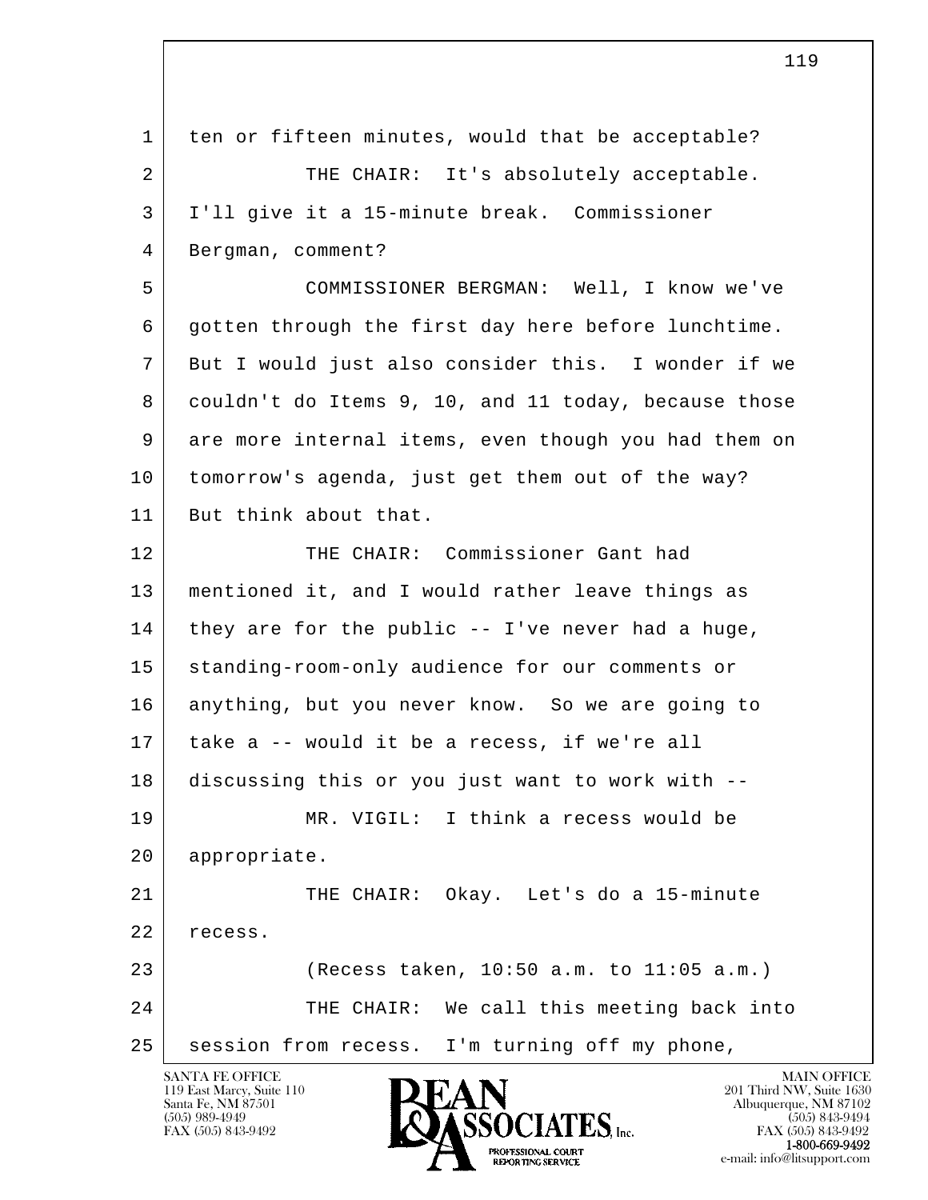1 ten or fifteen minutes, would that be acceptable?

2 THE CHAIR: It's absolutely acceptable.

3 I'll give it a 15-minute break. Commissioner

4 Bergman, comment?

5 COMMISSIONER BERGMAN: Well, I know we've

6 gotten through the first day here before lunchtime.

7 But I would just also consider this. I wonder if we

8 couldn't do Items 9, 10, and 11 today, because those

9 are more internal items, even though you had them on

10 tomorrow's agenda, just get them out of the way?

11 But think about that.

12 THE CHAIR: Commissioner Gant had

13 mentioned it, and I would rather leave things as

14 they are for the public -- I've never had a huge,

15 standing-room-only audience for our comments or

16 anything, but you never know. So we are going to

17 take a -- would it be a recess, if we're all

18 discussing this or you just want to work with --

19 MR. VIGIL: I think a recess would be

20 appropriate.

21 THE CHAIR: Okay. Let's do a 15-minute

22 recess.

23 (Recess taken, 10:50 a.m. to 11:05 a.m.)

24 THE CHAIR: We call this meeting back into

25 session from recess. I'm turning off my phone,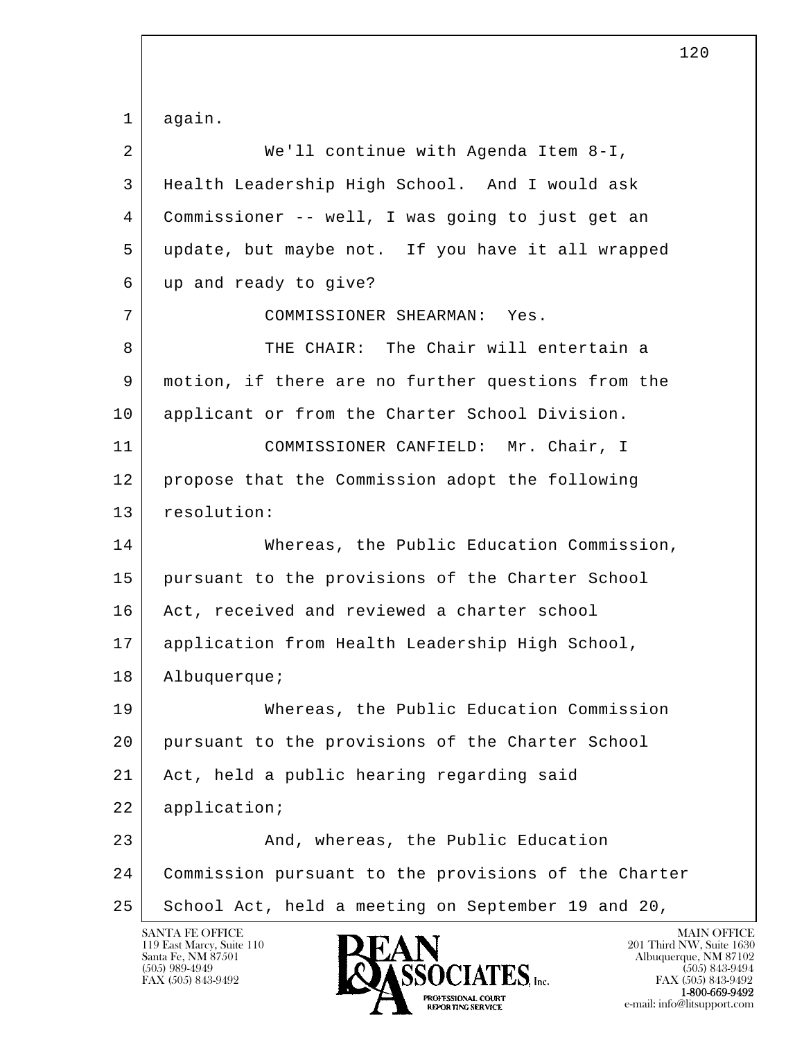again.

We'll continue with Agenda Item 8-I, Health Leadership High School. And I would ask Commissioner -- well, I was going to just get an update, but maybe not. If you have it all wrapped up and ready to give?

COMMISSIONER SHEARMAN: Yes.

THE CHAIR: The Chair will entertain a motion, if there are no further questions from the applicant or from the Charter School Division.

COMMISSIONER CANFIELD: Mr. Chair, I propose that the Commission adopt the following resolution:

Whereas, the Public Education Commission, pursuant to the provisions of the Charter School Act, received and reviewed a charter school application from Health Leadership High School, Albuquerque;

Whereas, the Public Education Commission pursuant to the provisions of the Charter School Act, held a public hearing regarding said application;

And, whereas, the Public Education Commission pursuant to the provisions of the Charter School Act, held a meeting on September 19 and 20,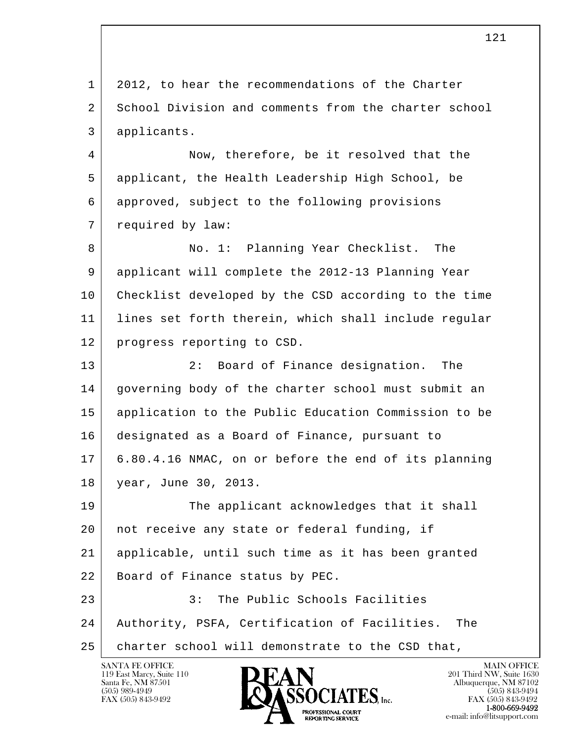2012, to hear the recommendations of the Charter School Division and comments from the charter school applicants.

Now, therefore, be it resolved that the applicant, the Health Leadership High School, be approved, subject to the following provisions required by law:

No. 1: Planning Year Checklist. The applicant will complete the 2012-13 Planning Year Checklist developed by the CSD according to the time lines set forth therein, which shall include regular progress reporting to CSD.

2: Board of Finance designation. The governing body of the charter school must submit an application to the Public Education Commission to be designated as a Board of Finance, pursuant to 6.80.4.16 NMAC, on or before the end of its planning year, June 30, 2013.

The applicant acknowledges that it shall not receive any state or federal funding, if applicable, until such time as it has been granted Board of Finance status by PEC.

3: The Public Schools Facilities Authority, PSFA, Certification of Facilities. The charter school will demonstrate to the CSD that,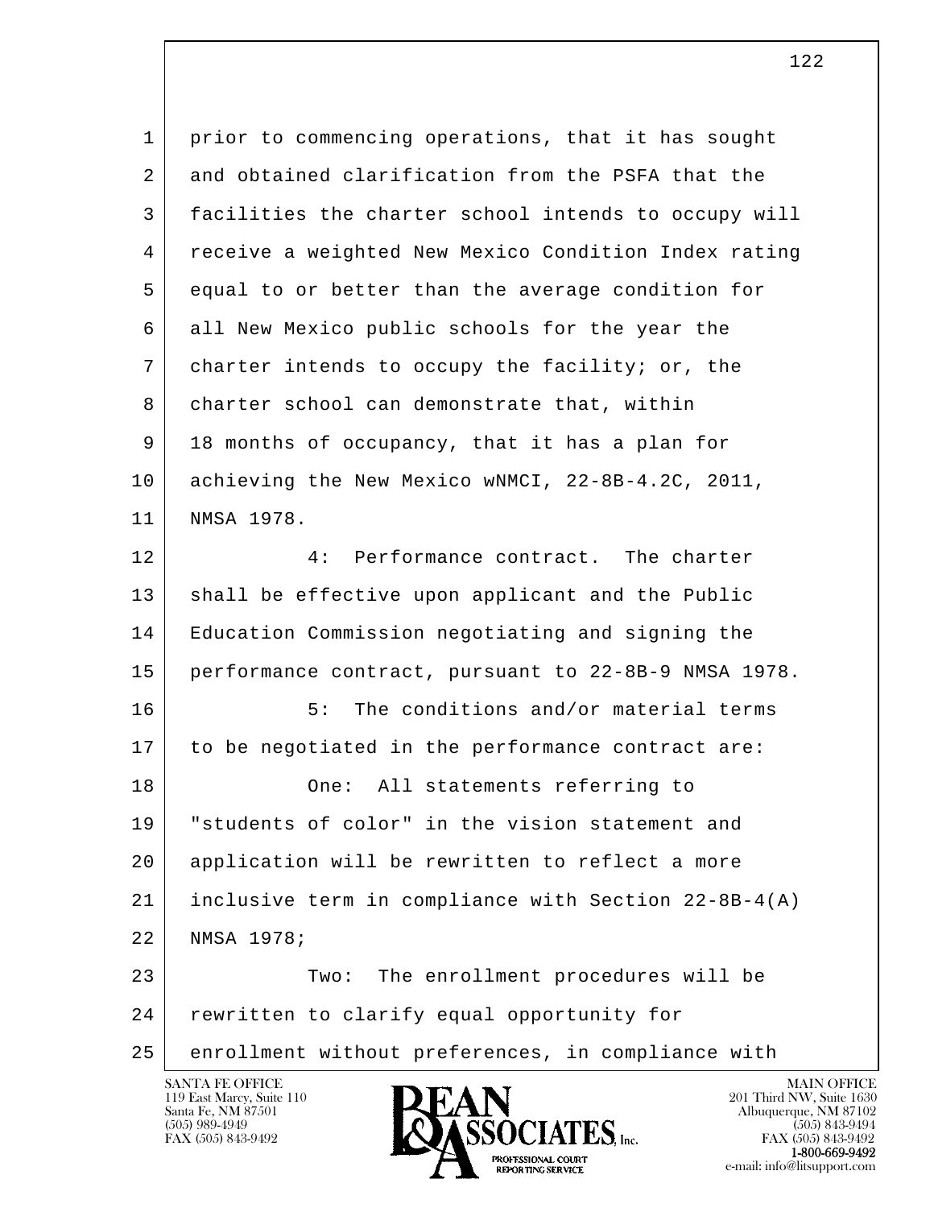prior to commencing operations, that it has sought and obtained clarification from the PSFA that the facilities the charter school intends to occupy will receive a weighted New Mexico Condition Index rating equal to or better than the average condition for all New Mexico public schools for the year the charter intends to occupy the facility; or, the charter school can demonstrate that, within 18 months of occupancy, that it has a plan for achieving the New Mexico wNMCI, 22-8B-4.2C, 2011, NMSA 1978.

4: Performance contract. The charter shall be effective upon applicant and the Public Education Commission negotiating and signing the performance contract, pursuant to 22-8B-9 NMSA 1978.

5: The conditions and/or material terms to be negotiated in the performance contract are:

One: All statements referring to "students of color" in the vision statement and application will be rewritten to reflect a more inclusive term in compliance with Section 22-8B-4(A) NMSA 1978;

Two: The enrollment procedures will be rewritten to clarify equal opportunity for enrollment without preferences, in compliance with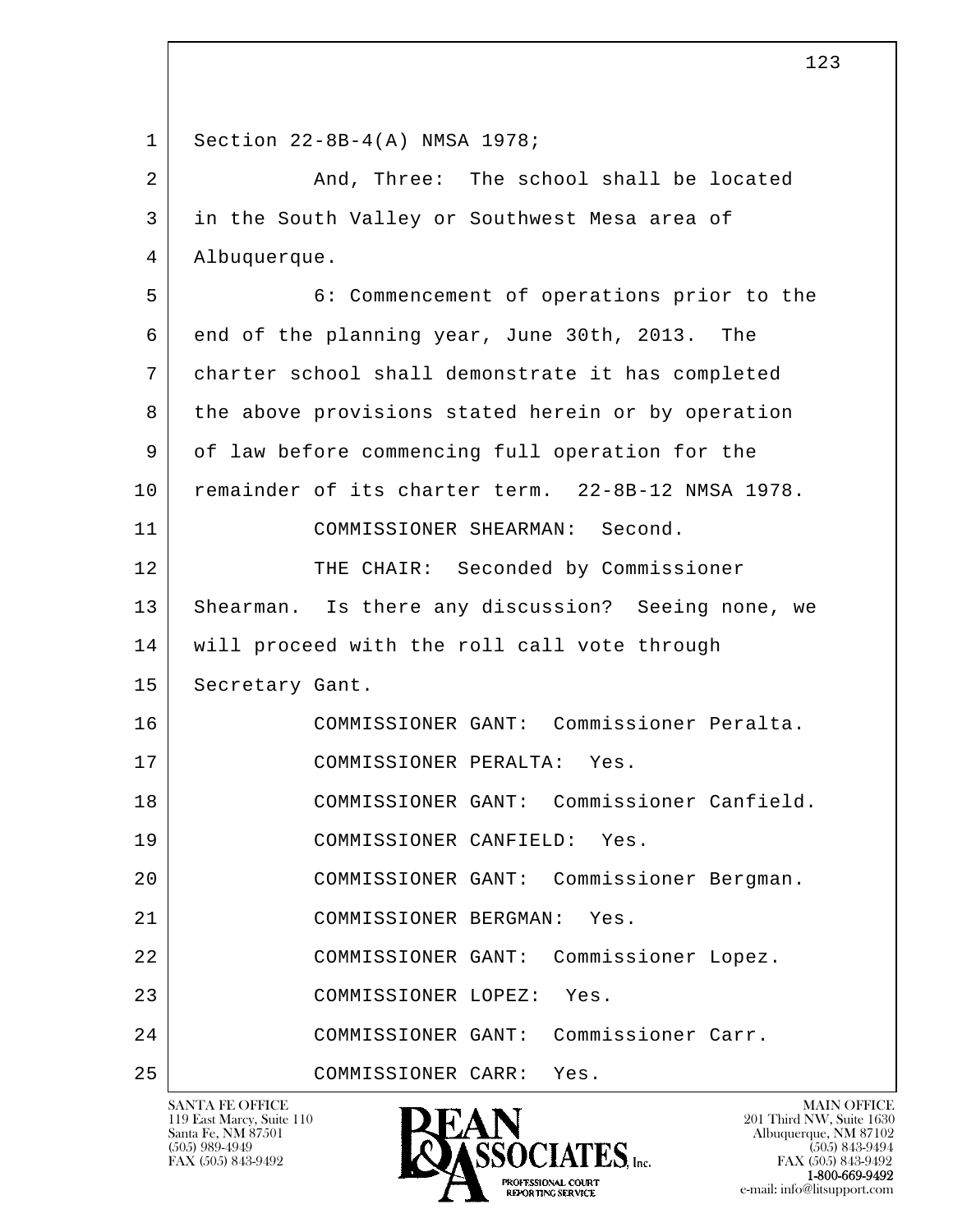Section 22-8B-4(A) NMSA 1978;

And, Three: The school shall be located in the South Valley or Southwest Mesa area of Albuquerque.

6: Commencement of operations prior to the end of the planning year, June 30th, 2013. The charter school shall demonstrate it has completed the above provisions stated herein or by operation of law before commencing full operation for the remainder of its charter term. 22-8B-12 NMSA 1978.

COMMISSIONER SHEARMAN: Second.

THE CHAIR: Seconded by Commissioner Shearman. Is there any discussion? Seeing none, we will proceed with the roll call vote through Secretary Gant.

COMMISSIONER GANT: Commissioner Peralta.

COMMISSIONER PERALTA: Yes.

COMMISSIONER GANT: Commissioner Canfield.

COMMISSIONER CANFIELD: Yes.

COMMISSIONER GANT: Commissioner Bergman.

COMMISSIONER BERGMAN: Yes.

COMMISSIONER GANT: Commissioner Lopez.

COMMISSIONER LOPEZ: Yes.

COMMISSIONER GANT: Commissioner Carr.

COMMISSIONER CARR: Yes.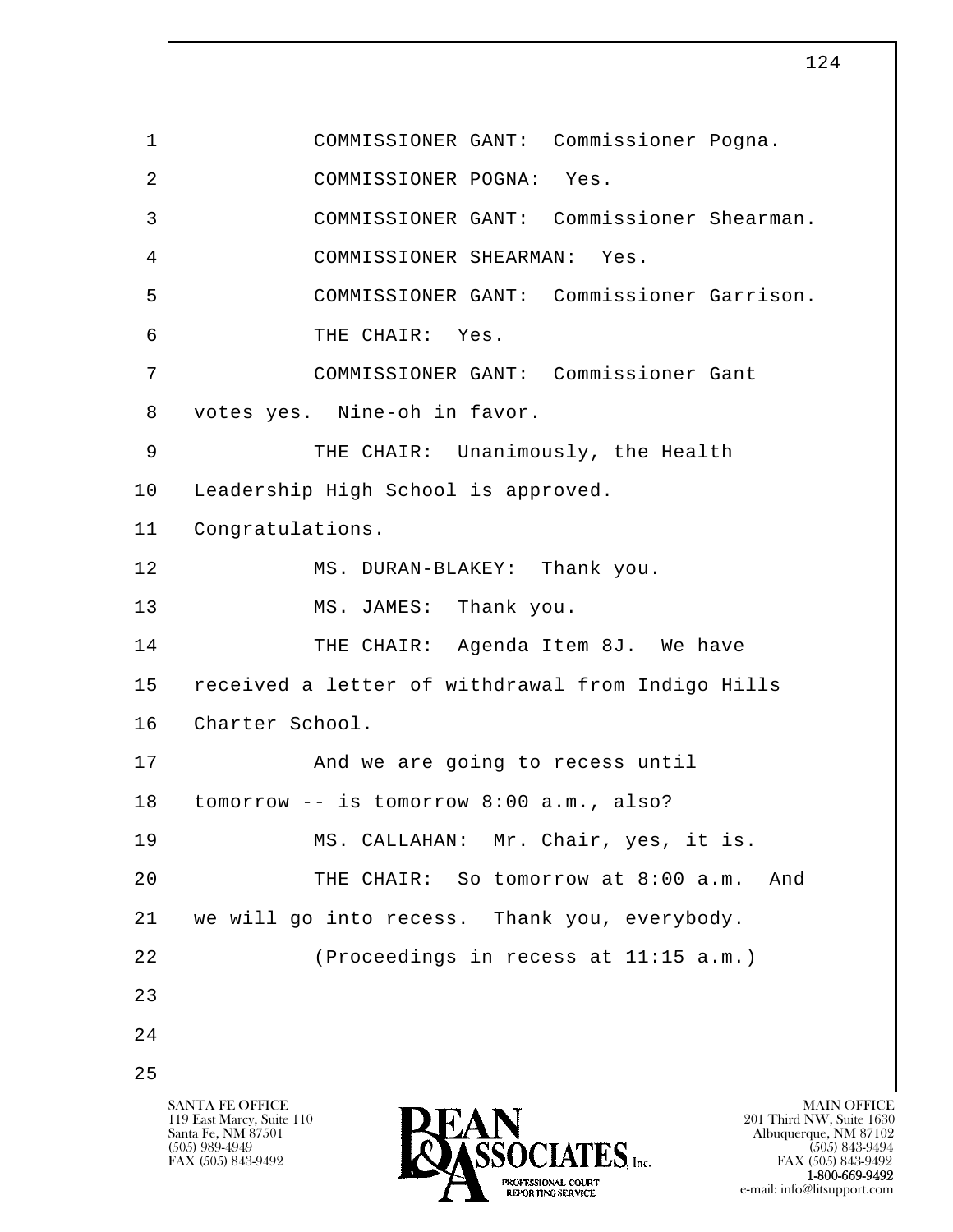COMMISSIONER GANT: Commissioner Pogna.

COMMISSIONER POGNA: Yes.

COMMISSIONER GANT: Commissioner Shearman.

COMMISSIONER SHEARMAN: Yes.

COMMISSIONER GANT: Commissioner Garrison.

THE CHAIR: Yes.

COMMISSIONER GANT: Commissioner Gant votes yes. Nine-oh in favor.

THE CHAIR: Unanimously, the Health Leadership High School is approved. Congratulations.

MS. DURAN-BLAKEY: Thank you.

MS. JAMES: Thank you.

THE CHAIR: Agenda Item 8J. We have received a letter of withdrawal from Indigo Hills Charter School.

And we are going to recess until tomorrow -- is tomorrow 8:00 a.m., also?

MS. CALLAHAN: Mr. Chair, yes, it is.

THE CHAIR: So tomorrow at 8:00 a.m. And we will go into recess. Thank you, everybody.

(Proceedings in recess at 11:15 a.m.)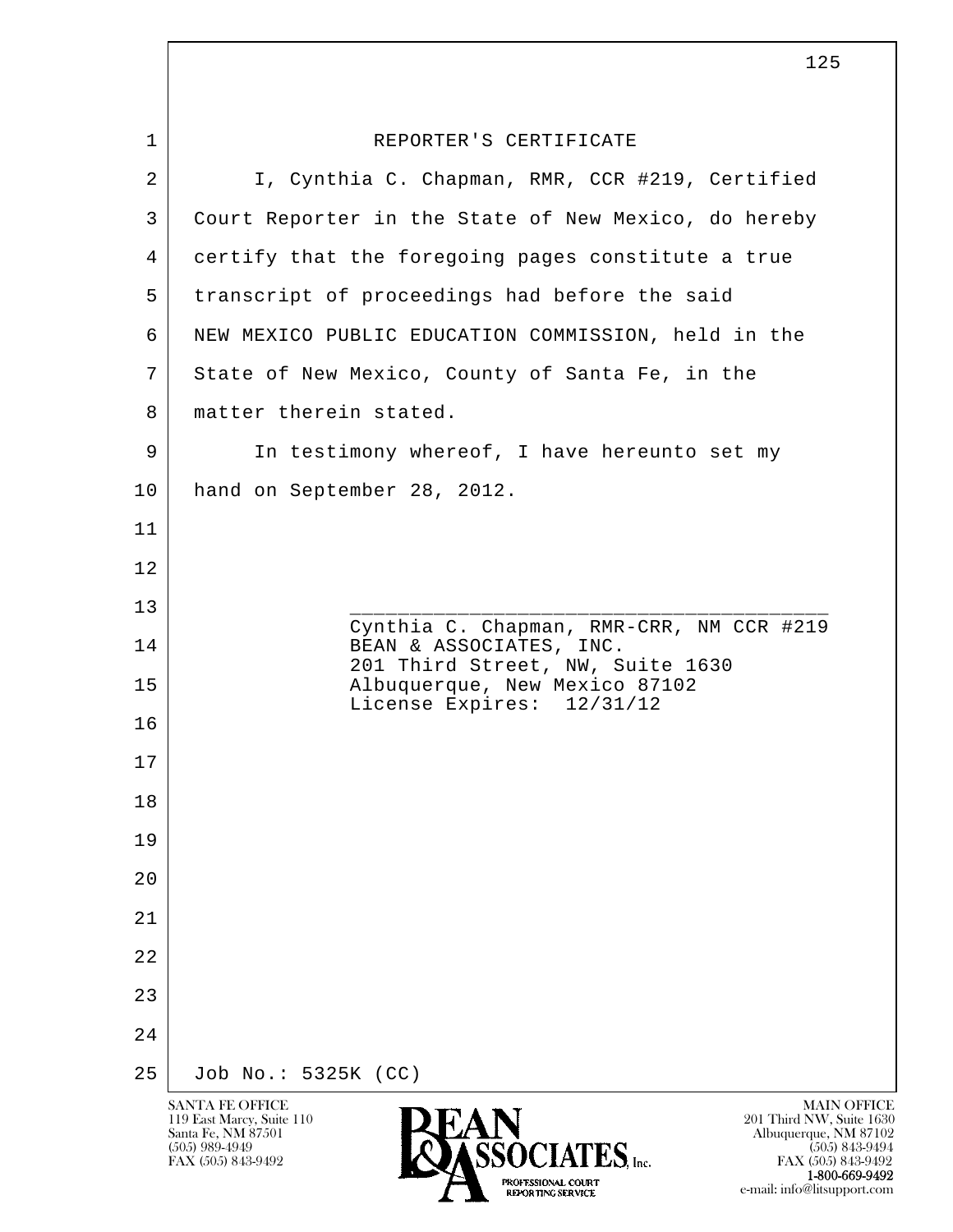# REPORTER'S CERTIFICATE

I, Cynthia C. Chapman, RMR, CCR #219, Certified Court Reporter in the State of New Mexico, do hereby certify that the foregoing pages constitute a true transcript of proceedings had before the said NEW MEXICO PUBLIC EDUCATION COMMISSION, held in the State of New Mexico, County of Santa Fe, in the matter therein stated.

In testimony whereof, I have hereunto set my hand on September 28, 2012.

\_\_\_\_\_\_\_\_\_\_\_\_\_\_\_\_\_\_\_\_\_\_\_\_\_\_\_\_\_\_\_\_\_\_\_\_\_\_\_\_

Cynthia C. Chapman, RMR-CRR, NM CCR #219
BEAN & ASSOCIATES, INC.
201 Third Street, NW, Suite 1630
Albuquerque, New Mexico 87102
License Expires: 12/31/12

Job No.: 5325K (CC)

SANTA FE OFFICE
119 East Marcy, Suite 110
Santa Fe, NM 87501
(505) 989-4949
FAX (505) 843-9492

BEAN & ASSOCIATES, Inc.
PROFESSIONAL COURT REPORTING SERVICE

MAIN OFFICE
201 Third NW, Suite 1630
Albuquerque, NM 87102
(505) 843-9494
FAX (505) 843-9492
1-800-669-9492
e-mail: info@litsupport.com